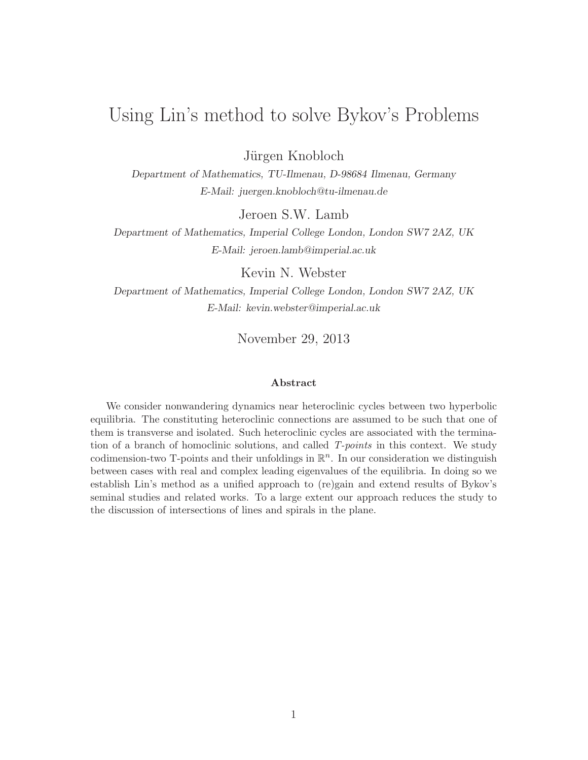# Using Lin's method to solve Bykov's Problems

Jürgen Knobloch

*Department of Mathematics, TU-Ilmenau, D-98684 Ilmenau, Germany*
*E-Mail: juergen.knobloch@tu-ilmenau.de*

Jeroen S.W. Lamb

*Department of Mathematics, Imperial College London, London SW7 2AZ, UK*
*E-Mail: jeroen.lamb@imperial.ac.uk*

Kevin N. Webster

*Department of Mathematics, Imperial College London, London SW7 2AZ, UK*
*E-Mail: kevin.webster@imperial.ac.uk*

November 29, 2013

### Abstract

We consider nonwandering dynamics near heteroclinic cycles between two hyperbolic equilibria. The constituting heteroclinic connections are assumed to be such that one of them is transverse and isolated. Such heteroclinic cycles are associated with the termination of a branch of homoclinic solutions, and called *T-points* in this context. We study codimension-two T-points and their unfoldings in $\mathbb{R}^n$. In our consideration we distinguish between cases with real and complex leading eigenvalues of the equilibria. In doing so we establish Lin's method as a unified approach to (re)gain and extend results of Bykov's seminal studies and related works. To a large extent our approach reduces the study to the discussion of intersections of lines and spirals in the plane.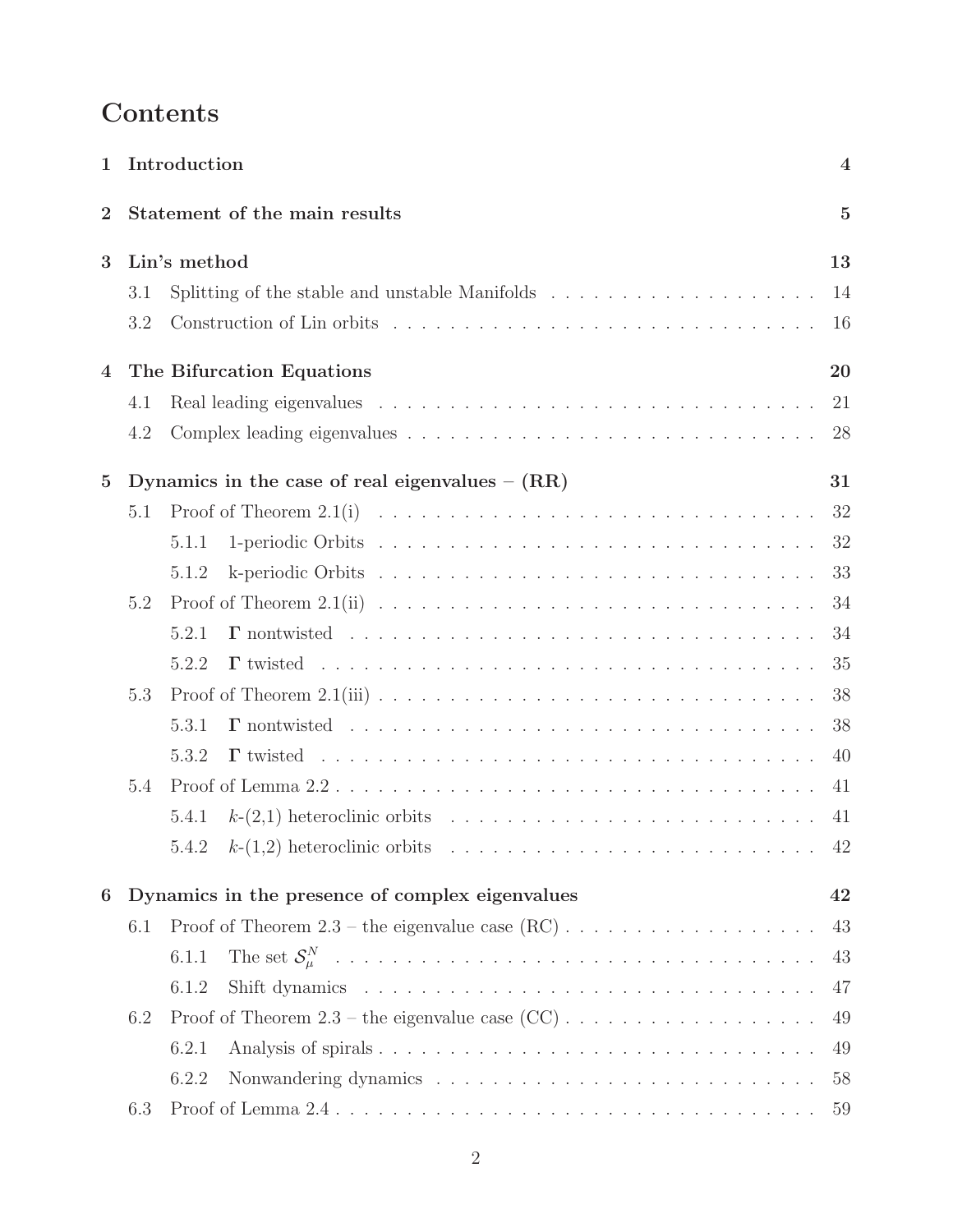# Contents

**1 Introduction** **4**

**2 Statement of the main results** **5**

**3 Lin's method** **13**

- 3.1 Splitting of the stable and unstable Manifolds . . . . . . . . . . 14
- 3.2 Construction of Lin orbits . . . . . . . . . . 16

**4 The Bifurcation Equations** **20**

- 4.1 Real leading eigenvalues . . . . . . . . . . 21
- 4.2 Complex leading eigenvalues . . . . . . . . . . 28

**5 Dynamics in the case of real eigenvalues – (RR)** **31**

- 5.1 Proof of Theorem 2.1(i) . . . . . . . . . . 32
  - 5.1.1 1-periodic Orbits . . . . . . . . . . 32
  - 5.1.2 k-periodic Orbits . . . . . . . . . . 33
- 5.2 Proof of Theorem 2.1(ii) . . . . . . . . . . 34
  - 5.2.1 $\mathbf{\Gamma}$ nontwisted . . . . . . . . . . 34
  - 5.2.2 $\mathbf{\Gamma}$ twisted . . . . . . . . . . 35
- 5.3 Proof of Theorem 2.1(iii) . . . . . . . . . . 38
  - 5.3.1 $\mathbf{\Gamma}$ nontwisted . . . . . . . . . . 38
  - 5.3.2 $\mathbf{\Gamma}$ twisted . . . . . . . . . . 40
- 5.4 Proof of Lemma 2.2 . . . . . . . . . . 41
  - 5.4.1 $k$-(2,1) heteroclinic orbits . . . . . . . . . . 41
  - 5.4.2 $k$-(1,2) heteroclinic orbits . . . . . . . . . . 42

**6 Dynamics in the presence of complex eigenvalues** **42**

- 6.1 Proof of Theorem 2.3 – the eigenvalue case (RC) . . . . . . . . . . 43
  - 6.1.1 The set $\mathcal{S}_\mu^N$ . . . . . . . . . . 43
  - 6.1.2 Shift dynamics . . . . . . . . . . 47
- 6.2 Proof of Theorem 2.3 – the eigenvalue case (CC) . . . . . . . . . . 49
  - 6.2.1 Analysis of spirals . . . . . . . . . . 49
  - 6.2.2 Nonwandering dynamics . . . . . . . . . . 58
- 6.3 Proof of Lemma 2.4 . . . . . . . . . . 59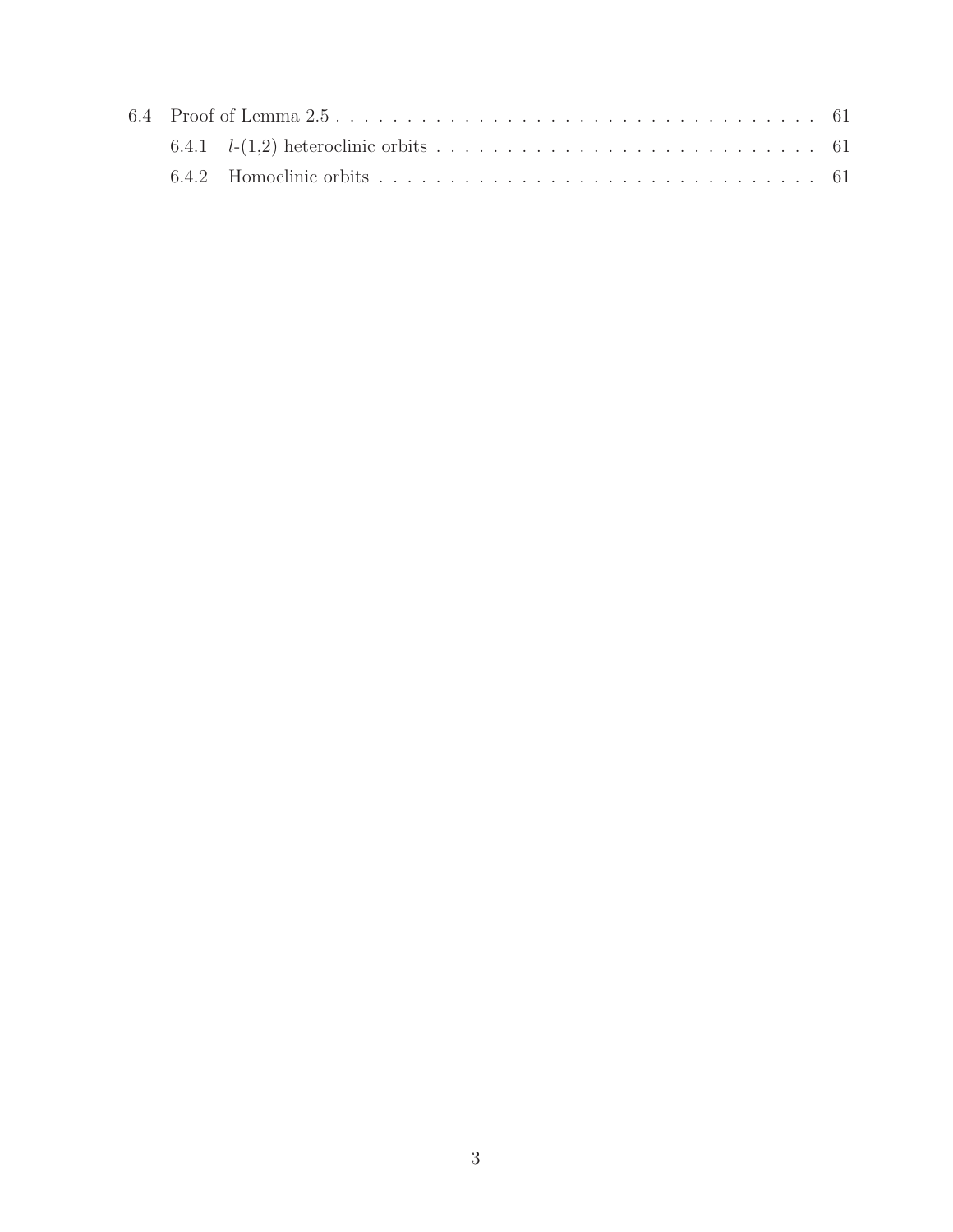6.4 Proof of Lemma 2.5 . . . . . . . . . . . . . . . . . . . . . . . . . . . . . . . . . 61

6.4.1 $l$-(1,2) heteroclinic orbits . . . . . . . . . . . . . . . . . . . . . . . . . . . 61

6.4.2 Homoclinic orbits . . . . . . . . . . . . . . . . . . . . . . . . . . . . . . . 61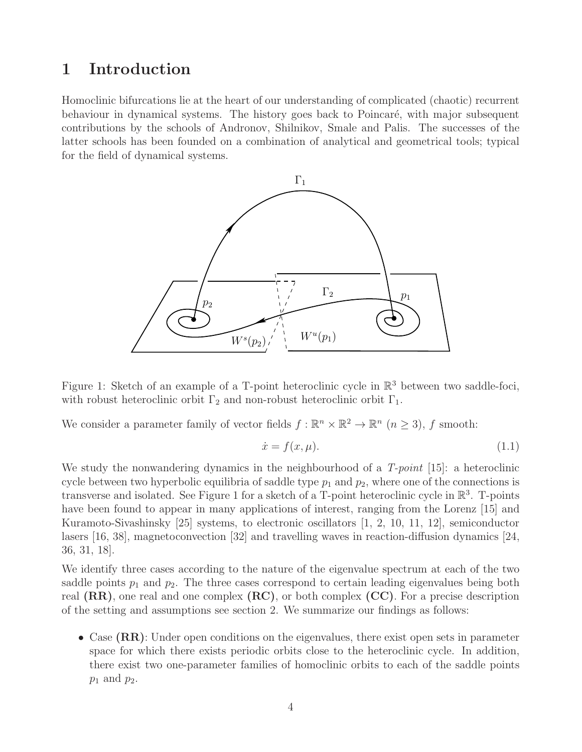# 1 Introduction

Homoclinic bifurcations lie at the heart of our understanding of complicated (chaotic) recurrent behaviour in dynamical systems. The history goes back to Poincaré, with major subsequent contributions by the schools of Andronov, Shilnikov, Smale and Palis. The successes of the latter schools has been founded on a combination of analytical and geometrical tools; typical for the field of dynamical systems.

Figure 1: Sketch of an example of a T-point heteroclinic cycle in $\mathbb{R}^3$ between two saddle-foci, with robust heteroclinic orbit $\Gamma_2$ and non-robust heteroclinic orbit $\Gamma_1$.

We consider a parameter family of vector fields $f : \mathbb{R}^n \times \mathbb{R}^2 \to \mathbb{R}^n$ ($n \geq 3$), $f$ smooth:

$$\dot{x} = f(x, \mu). \tag{1.1}$$

We study the nonwandering dynamics in the neighbourhood of a *T-point* [15]: a heteroclinic cycle between two hyperbolic equilibria of saddle type $p_1$ and $p_2$, where one of the connections is transverse and isolated. See Figure 1 for a sketch of a T-point heteroclinic cycle in $\mathbb{R}^3$. T-points have been found to appear in many applications of interest, ranging from the Lorenz [15] and Kuramoto-Sivashinsky [25] systems, to electronic oscillators [1, 2, 10, 11, 12], semiconductor lasers [16, 38], magnetoconvection [32] and travelling waves in reaction-diffusion dynamics [24, 36, 31, 18].

We identify three cases according to the nature of the eigenvalue spectrum at each of the two saddle points $p_1$ and $p_2$. The three cases correspond to certain leading eigenvalues being both real **(RR)**, one real and one complex **(RC)**, or both complex **(CC)**. For a precise description of the setting and assumptions see section 2. We summarize our findings as follows:

- Case **(RR)**: Under open conditions on the eigenvalues, there exist open sets in parameter space for which there exists periodic orbits close to the heteroclinic cycle. In addition, there exist two one-parameter families of homoclinic orbits to each of the saddle points $p_1$ and $p_2$.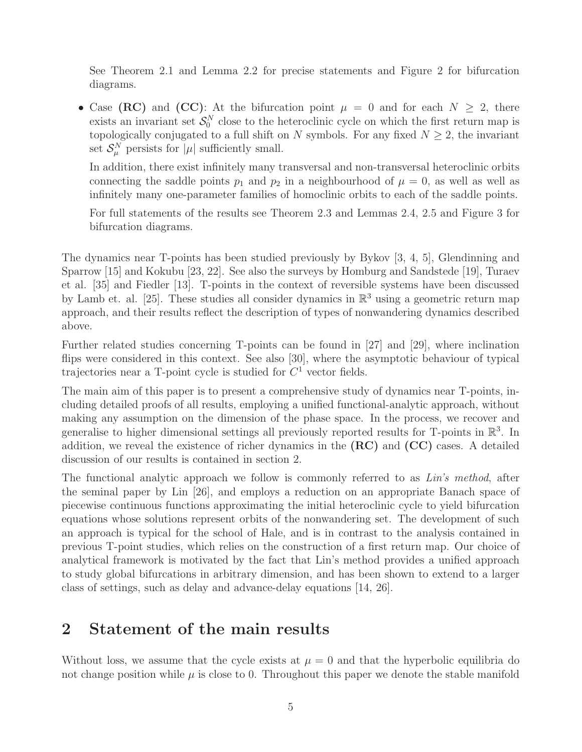See Theorem 2.1 and Lemma 2.2 for precise statements and Figure 2 for bifurcation diagrams.

- Case **(RC)** and **(CC)**: At the bifurcation point $\mu = 0$ and for each $N \geq 2$, there exists an invariant set $\mathcal{S}_0^N$ close to the heteroclinic cycle on which the first return map is topologically conjugated to a full shift on $N$ symbols. For any fixed $N \geq 2$, the invariant set $\mathcal{S}_\mu^N$ persists for $|\mu|$ sufficiently small.

  In addition, there exist infinitely many transversal and non-transversal heteroclinic orbits connecting the saddle points $p_1$ and $p_2$ in a neighbourhood of $\mu = 0$, as well as well as infinitely many one-parameter families of homoclinic orbits to each of the saddle points.

  For full statements of the results see Theorem 2.3 and Lemmas 2.4, 2.5 and Figure 3 for bifurcation diagrams.

The dynamics near T-points has been studied previously by Bykov [3, 4, 5], Glendinning and Sparrow [15] and Kokubu [23, 22]. See also the surveys by Homburg and Sandstede [19], Turaev et al. [35] and Fiedler [13]. T-points in the context of reversible systems have been discussed by Lamb et. al. [25]. These studies all consider dynamics in $\mathbb{R}^3$ using a geometric return map approach, and their results reflect the description of types of nonwandering dynamics described above.

Further related studies concerning T-points can be found in [27] and [29], where inclination flips were considered in this context. See also [30], where the asymptotic behaviour of typical trajectories near a T-point cycle is studied for $C^1$ vector fields.

The main aim of this paper is to present a comprehensive study of dynamics near T-points, including detailed proofs of all results, employing a unified functional-analytic approach, without making any assumption on the dimension of the phase space. In the process, we recover and generalise to higher dimensional settings all previously reported results for T-points in $\mathbb{R}^3$. In addition, we reveal the existence of richer dynamics in the **(RC)** and **(CC)** cases. A detailed discussion of our results is contained in section 2.

The functional analytic approach we follow is commonly referred to as *Lin's method*, after the seminal paper by Lin [26], and employs a reduction on an appropriate Banach space of piecewise continuous functions approximating the initial heteroclinic cycle to yield bifurcation equations whose solutions represent orbits of the nonwandering set. The development of such an approach is typical for the school of Hale, and is in contrast to the analysis contained in previous T-point studies, which relies on the construction of a first return map. Our choice of analytical framework is motivated by the fact that Lin's method provides a unified approach to study global bifurcations in arbitrary dimension, and has been shown to extend to a larger class of settings, such as delay and advance-delay equations [14, 26].

## 2 Statement of the main results

Without loss, we assume that the cycle exists at $\mu = 0$ and that the hyperbolic equilibria do not change position while $\mu$ is close to 0. Throughout this paper we denote the stable manifold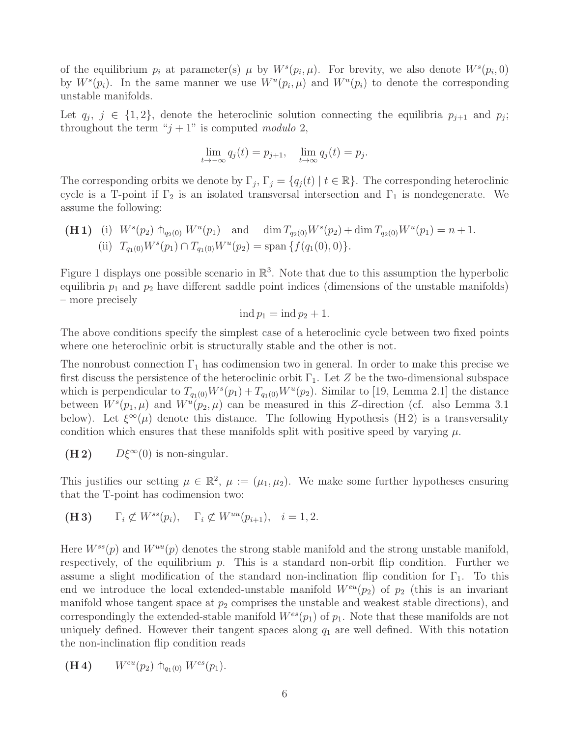of the equilibrium $p_i$ at parameter(s) $\mu$ by $W^s(p_i, \mu)$. For brevity, we also denote $W^s(p_i, 0)$ by $W^s(p_i)$. In the same manner we use $W^u(p_i, \mu)$ and $W^u(p_i)$ to denote the corresponding unstable manifolds.

Let $q_j$, $j \in \{1, 2\}$, denote the heteroclinic solution connecting the equilibria $p_{j+1}$ and $p_j$; throughout the term "$j + 1$" is computed *modulo* 2,

$$\lim_{t\to-\infty} q_j(t) = p_{j+1}, \quad \lim_{t\to\infty} q_j(t) = p_j.$$

The corresponding orbits we denote by $\Gamma_j$, $\Gamma_j = \{q_j(t) \mid t \in \mathbb{R}\}$. The corresponding heteroclinic cycle is a T-point if $\Gamma_2$ is an isolated transversal intersection and $\Gamma_1$ is nondegenerate. We assume the following:

**(H 1)** (i) $W^s(p_2) \pitchfork_{q_2(0)} W^u(p_1)$ and $\dim T_{q_2(0)}W^s(p_2) + \dim T_{q_2(0)}W^u(p_1) = n + 1$.
(ii) $T_{q_1(0)}W^s(p_1) \cap T_{q_1(0)}W^u(p_2) = \operatorname{span}\{f(q_1(0), 0)\}$.

Figure 1 displays one possible scenario in $\mathbb{R}^3$. Note that due to this assumption the hyperbolic equilibria $p_1$ and $p_2$ have different saddle point indices (dimensions of the unstable manifolds) – more precisely

$$\operatorname{ind} p_1 = \operatorname{ind} p_2 + 1.$$

The above conditions specify the simplest case of a heteroclinic cycle between two fixed points where one heteroclinic orbit is structurally stable and the other is not.

The nonrobust connection $\Gamma_1$ has codimension two in general. In order to make this precise we first discuss the persistence of the heteroclinic orbit $\Gamma_1$. Let $Z$ be the two-dimensional subspace which is perpendicular to $T_{q_1(0)}W^s(p_1) + T_{q_1(0)}W^u(p_2)$. Similar to [19, Lemma 2.1] the distance between $W^s(p_1, \mu)$ and $W^u(p_2, \mu)$ can be measured in this $Z$-direction (cf. also Lemma 3.1 below). Let $\xi^\infty(\mu)$ denote this distance. The following Hypothesis (H 2) is a transversality condition which ensures that these manifolds split with positive speed by varying $\mu$.

**(H 2)** $D\xi^\infty(0)$ is non-singular.

This justifies our setting $\mu \in \mathbb{R}^2$, $\mu := (\mu_1, \mu_2)$. We make some further hypotheses ensuring that the T-point has codimension two:

**(H 3)** $\Gamma_i \not\subset W^{ss}(p_i), \quad \Gamma_i \not\subset W^{uu}(p_{i+1}), \quad i = 1, 2.$

Here $W^{ss}(p)$ and $W^{uu}(p)$ denotes the strong stable manifold and the strong unstable manifold, respectively, of the equilibrium $p$. This is a standard non-orbit flip condition. Further we assume a slight modification of the standard non-inclination flip condition for $\Gamma_1$. To this end we introduce the local extended-unstable manifold $W^{eu}(p_2)$ of $p_2$ (this is an invariant manifold whose tangent space at $p_2$ comprises the unstable and weakest stable directions), and correspondingly the extended-stable manifold $W^{es}(p_1)$ of $p_1$. Note that these manifolds are not uniquely defined. However their tangent spaces along $q_1$ are well defined. With this notation the non-inclination flip condition reads

**(H 4)** $W^{eu}(p_2) \pitchfork_{q_1(0)} W^{es}(p_1)$.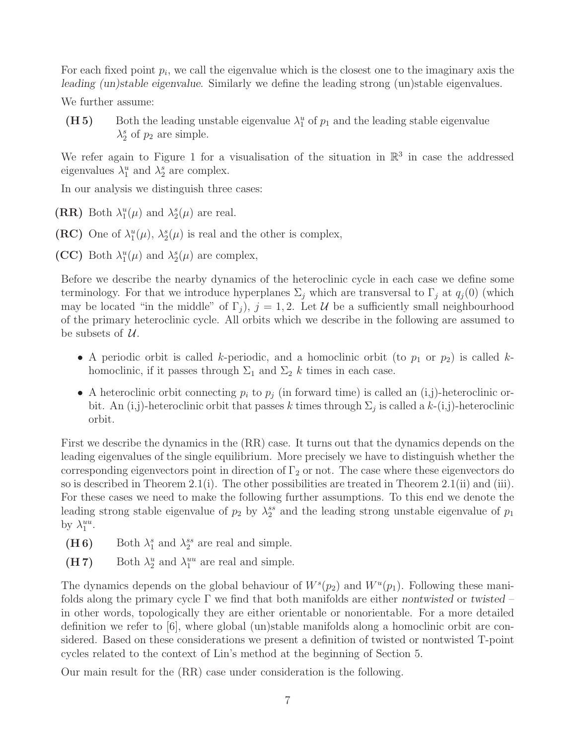For each fixed point $p_i$, we call the eigenvalue which is the closest one to the imaginary axis the *leading (un)stable eigenvalue*. Similarly we define the leading strong (un)stable eigenvalues.

We further assume:

**(H 5)** Both the leading unstable eigenvalue $\lambda_1^u$ of $p_1$ and the leading stable eigenvalue $\lambda_2^s$ of $p_2$ are simple.

We refer again to Figure 1 for a visualisation of the situation in $\mathbb{R}^3$ in case the addressed eigenvalues $\lambda_1^u$ and $\lambda_2^s$ are complex.

In our analysis we distinguish three cases:

**(RR)** Both $\lambda_1^u(\mu)$ and $\lambda_2^s(\mu)$ are real.

**(RC)** One of $\lambda_1^u(\mu)$, $\lambda_2^s(\mu)$ is real and the other is complex,

**(CC)** Both $\lambda_1^u(\mu)$ and $\lambda_2^s(\mu)$ are complex,

Before we describe the nearby dynamics of the heteroclinic cycle in each case we define some terminology. For that we introduce hyperplanes $\Sigma_j$ which are transversal to $\Gamma_j$ at $q_j(0)$ (which may be located "in the middle" of $\Gamma_j$), $j = 1, 2$. Let $\mathcal{U}$ be a sufficiently small neighbourhood of the primary heteroclinic cycle. All orbits which we describe in the following are assumed to be subsets of $\mathcal{U}$.

- A periodic orbit is called $k$-periodic, and a homoclinic orbit (to $p_1$ or $p_2$) is called $k$-homoclinic, if it passes through $\Sigma_1$ and $\Sigma_2$ $k$ times in each case.
- A heteroclinic orbit connecting $p_i$ to $p_j$ (in forward time) is called an (i,j)-heteroclinic orbit. An (i,j)-heteroclinic orbit that passes $k$ times through $\Sigma_j$ is called a $k$-(i,j)-heteroclinic orbit.

First we describe the dynamics in the (RR) case. It turns out that the dynamics depends on the leading eigenvalues of the single equilibrium. More precisely we have to distinguish whether the corresponding eigenvectors point in direction of $\Gamma_2$ or not. The case where these eigenvectors do so is described in Theorem 2.1(i). The other possibilities are treated in Theorem 2.1(ii) and (iii). For these cases we need to make the following further assumptions. To this end we denote the leading strong stable eigenvalue of $p_2$ by $\lambda_2^{ss}$ and the leading strong unstable eigenvalue of $p_1$ by $\lambda_1^{uu}$.

**(H 6)** Both $\lambda_1^s$ and $\lambda_2^{ss}$ are real and simple.

**(H 7)** Both $\lambda_2^u$ and $\lambda_1^{uu}$ are real and simple.

The dynamics depends on the global behaviour of $W^s(p_2)$ and $W^u(p_1)$. Following these manifolds along the primary cycle $\Gamma$ we find that both manifolds are either *nontwisted* or *twisted* – in other words, topologically they are either orientable or nonorientable. For a more detailed definition we refer to [6], where global (un)stable manifolds along a homoclinic orbit are considered. Based on these considerations we present a definition of twisted or nontwisted T-point cycles related to the context of Lin's method at the beginning of Section 5.

Our main result for the (RR) case under consideration is the following.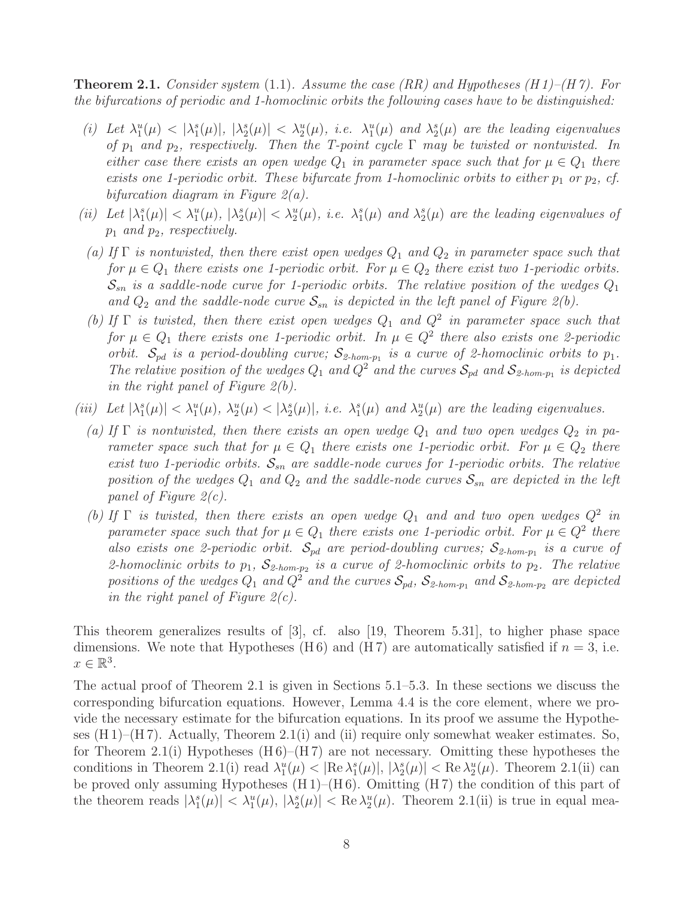**Theorem 2.1.** *Consider system* (1.1). *Assume the case (RR) and Hypotheses (H 1)–(H 7). For the bifurcations of periodic and 1-homoclinic orbits the following cases have to be distinguished:*

*(i) Let $\lambda_1^u(\mu) < |\lambda_1^s(\mu)|$, $|\lambda_2^s(\mu)| < \lambda_2^u(\mu)$, i.e. $\lambda_1^u(\mu)$ and $\lambda_2^s(\mu)$ are the leading eigenvalues of $p_1$ and $p_2$, respectively. Then the T-point cycle $\Gamma$ may be twisted or nontwisted. In either case there exists an open wedge $Q_1$ in parameter space such that for $\mu \in Q_1$ there exists one 1-periodic orbit. These bifurcate from 1-homoclinic orbits to either $p_1$ or $p_2$, cf. bifurcation diagram in Figure 2(a).*

*(ii) Let $|\lambda_1^s(\mu)| < \lambda_1^u(\mu)$, $|\lambda_2^s(\mu)| < \lambda_2^u(\mu)$, i.e. $\lambda_1^s(\mu)$ and $\lambda_2^s(\mu)$ are the leading eigenvalues of $p_1$ and $p_2$, respectively.*

*(a) If $\Gamma$ is nontwisted, then there exist open wedges $Q_1$ and $Q_2$ in parameter space such that for $\mu \in Q_1$ there exists one 1-periodic orbit. For $\mu \in Q_2$ there exist two 1-periodic orbits. $\mathcal{S}_{sn}$ is a saddle-node curve for 1-periodic orbits. The relative position of the wedges $Q_1$ and $Q_2$ and the saddle-node curve $\mathcal{S}_{sn}$ is depicted in the left panel of Figure 2(b).*

*(b) If $\Gamma$ is twisted, then there exist open wedges $Q_1$ and $Q^2$ in parameter space such that for $\mu \in Q_1$ there exists one 1-periodic orbit. In $\mu \in Q^2$ there also exists one 2-periodic orbit. $\mathcal{S}_{pd}$ is a period-doubling curve; $\mathcal{S}_{2\text{-}hom\text{-}p_1}$ is a curve of 2-homoclinic orbits to $p_1$. The relative position of the wedges $Q_1$ and $Q^2$ and the curves $\mathcal{S}_{pd}$ and $\mathcal{S}_{2\text{-}hom\text{-}p_1}$ is depicted in the right panel of Figure 2(b).*

*(iii) Let $|\lambda_1^s(\mu)| < \lambda_1^u(\mu)$, $\lambda_2^u(\mu) < |\lambda_2^s(\mu)|$, i.e. $\lambda_1^s(\mu)$ and $\lambda_2^u(\mu)$ are the leading eigenvalues.*

*(a) If $\Gamma$ is nontwisted, then there exists an open wedge $Q_1$ and two open wedges $Q_2$ in parameter space such that for $\mu \in Q_1$ there exists one 1-periodic orbit. For $\mu \in Q_2$ there exist two 1-periodic orbits. $\mathcal{S}_{sn}$ are saddle-node curves for 1-periodic orbits. The relative position of the wedges $Q_1$ and $Q_2$ and the saddle-node curves $\mathcal{S}_{sn}$ are depicted in the left panel of Figure 2(c).*

*(b) If $\Gamma$ is twisted, then there exists an open wedge $Q_1$ and and two open wedges $Q^2$ in parameter space such that for $\mu \in Q_1$ there exists one 1-periodic orbit. For $\mu \in Q^2$ there also exists one 2-periodic orbit. $\mathcal{S}_{pd}$ are period-doubling curves; $\mathcal{S}_{2\text{-}hom\text{-}p_1}$ is a curve of 2-homoclinic orbits to $p_1$, $\mathcal{S}_{2\text{-}hom\text{-}p_2}$ is a curve of 2-homoclinic orbits to $p_2$. The relative positions of the wedges $Q_1$ and $Q^2$ and the curves $\mathcal{S}_{pd}$, $\mathcal{S}_{2\text{-}hom\text{-}p_1}$ and $\mathcal{S}_{2\text{-}hom\text{-}p_2}$ are depicted in the right panel of Figure 2(c).*

This theorem generalizes results of [3], cf. also [19, Theorem 5.31], to higher phase space dimensions. We note that Hypotheses (H 6) and (H 7) are automatically satisfied if $n = 3$, i.e. $x \in \mathbb{R}^3$.

The actual proof of Theorem 2.1 is given in Sections 5.1–5.3. In these sections we discuss the corresponding bifurcation equations. However, Lemma 4.4 is the core element, where we provide the necessary estimate for the bifurcation equations. In its proof we assume the Hypotheses (H 1)–(H 7). Actually, Theorem 2.1(i) and (ii) require only somewhat weaker estimates. So, for Theorem 2.1(i) Hypotheses (H 6)–(H 7) are not necessary. Omitting these hypotheses the conditions in Theorem 2.1(i) read $\lambda_1^u(\mu) < |\mathrm{Re}\,\lambda_1^s(\mu)|$, $|\lambda_2^s(\mu)| < \mathrm{Re}\,\lambda_2^u(\mu)$. Theorem 2.1(ii) can be proved only assuming Hypotheses (H 1)–(H 6). Omitting (H 7) the condition of this part of the theorem reads $|\lambda_1^s(\mu)| < \lambda_1^u(\mu)$, $|\lambda_2^s(\mu)| < \mathrm{Re}\,\lambda_2^u(\mu)$. Theorem 2.1(ii) is true in equal mea-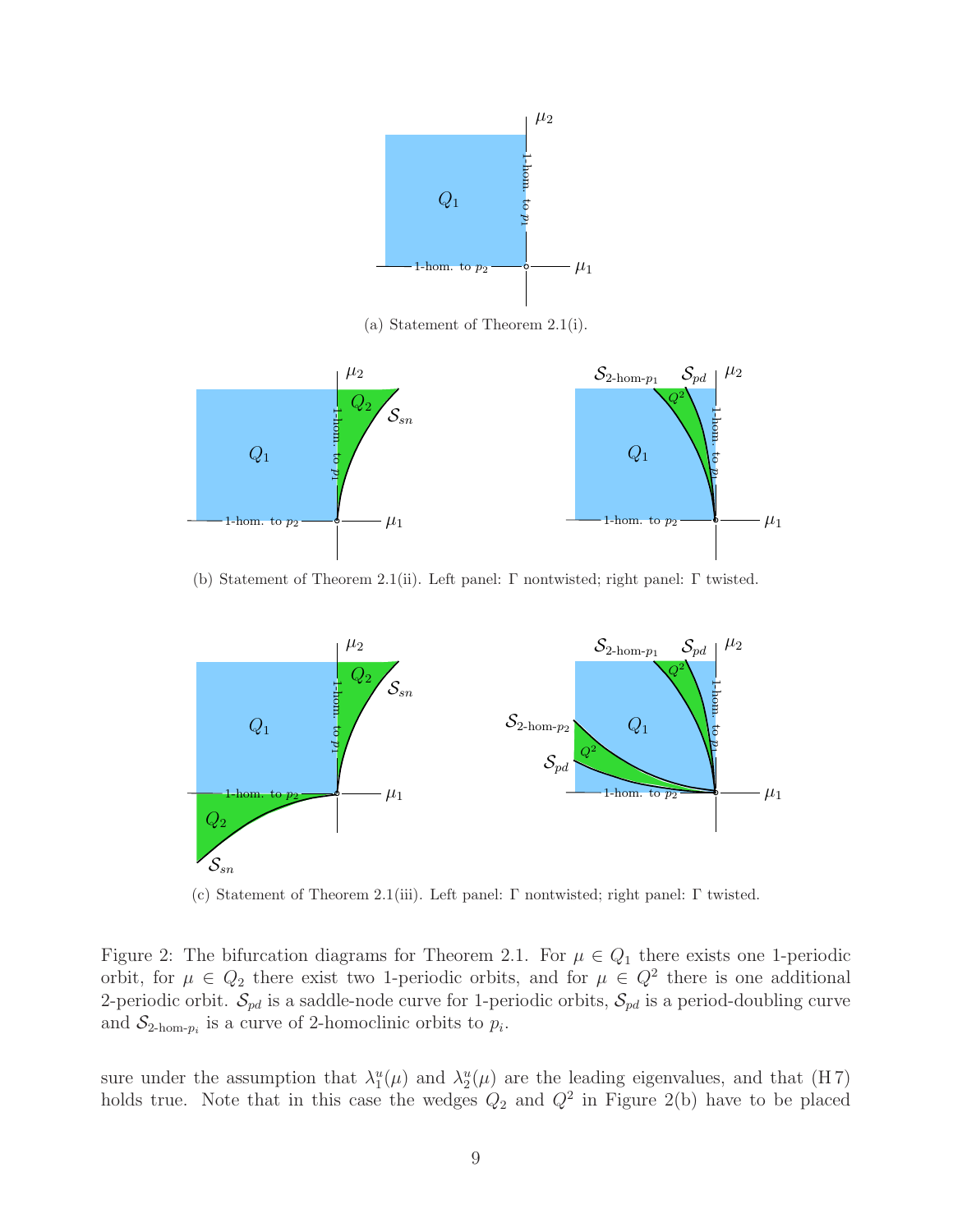(a) Statement of Theorem 2.1(i).

(b) Statement of Theorem 2.1(ii). Left panel: Γ nontwisted; right panel: Γ twisted.

(c) Statement of Theorem 2.1(iii). Left panel: Γ nontwisted; right panel: Γ twisted.

Figure 2: The bifurcation diagrams for Theorem 2.1. For $\mu \in Q_1$ there exists one 1-periodic orbit, for $\mu \in Q_2$ there exist two 1-periodic orbits, and for $\mu \in Q^2$ there is one additional 2-periodic orbit. $\mathcal{S}_{pd}$ is a saddle-node curve for 1-periodic orbits, $\mathcal{S}_{pd}$ is a period-doubling curve and $\mathcal{S}_{2\text{-hom-}p_i}$ is a curve of 2-homoclinic orbits to $p_i$.

sure under the assumption that $\lambda_1^u(\mu)$ and $\lambda_2^u(\mu)$ are the leading eigenvalues, and that (H 7) holds true. Note that in this case the wedges $Q_2$ and $Q^2$ in Figure 2(b) have to be placed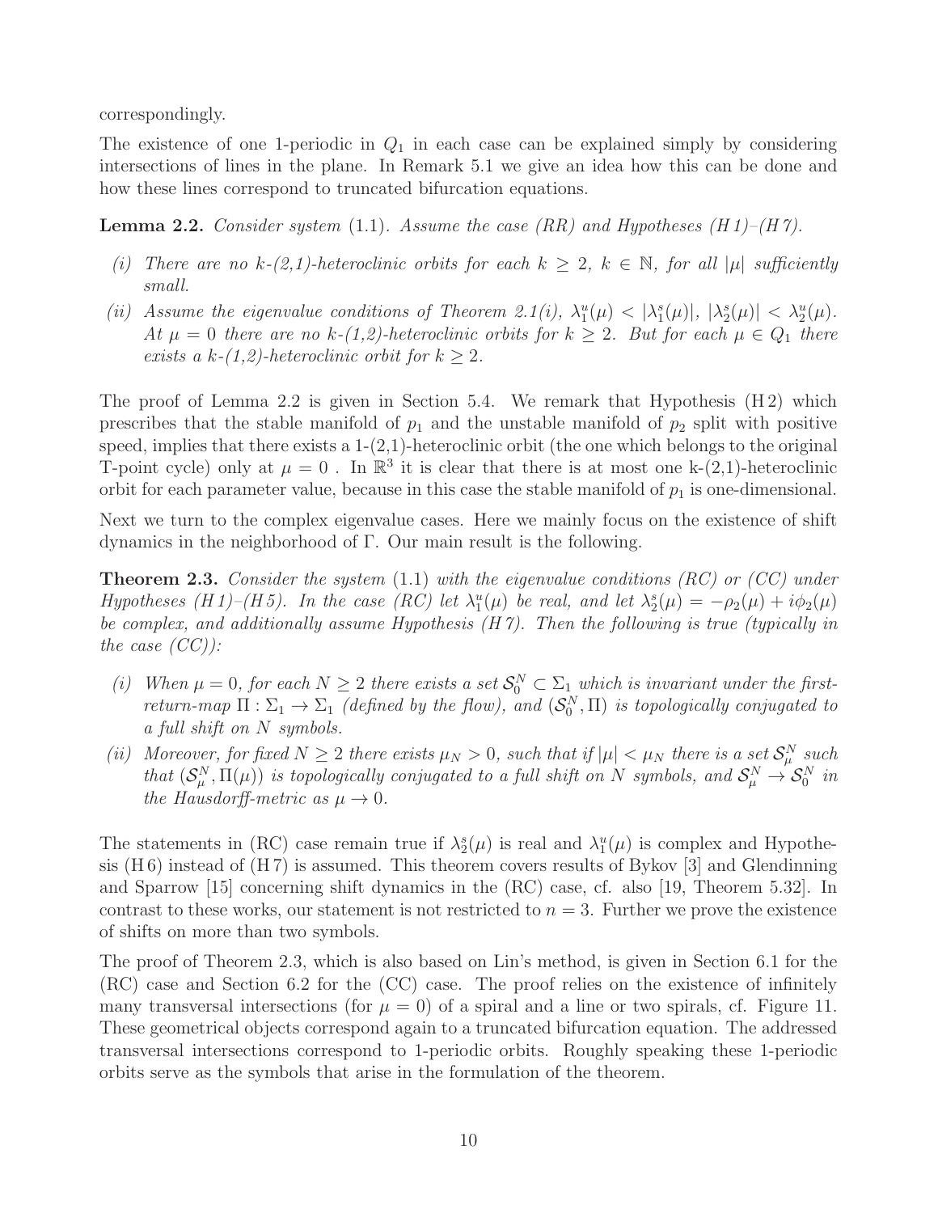correspondingly.

The existence of one 1-periodic in $Q_1$ in each case can be explained simply by considering intersections of lines in the plane. In Remark 5.1 we give an idea how this can be done and how these lines correspond to truncated bifurcation equations.

**Lemma 2.2.** *Consider system* (1.1)*. Assume the case (RR) and Hypotheses (H 1)–(H 7).*

- *(i) There are no k-(2,1)-heteroclinic orbits for each $k \geq 2$, $k \in \mathbb{N}$, for all $|\mu|$ sufficiently small.*
- *(ii) Assume the eigenvalue conditions of Theorem 2.1(i), $\lambda_1^u(\mu) < |\lambda_1^s(\mu)|$, $|\lambda_2^s(\mu)| < \lambda_2^u(\mu)$. At $\mu = 0$ there are no k-(1,2)-heteroclinic orbits for $k \geq 2$. But for each $\mu \in Q_1$ there exists a k-(1,2)-heteroclinic orbit for $k \geq 2$.*

The proof of Lemma 2.2 is given in Section 5.4. We remark that Hypothesis (H 2) which prescribes that the stable manifold of $p_1$ and the unstable manifold of $p_2$ split with positive speed, implies that there exists a 1-(2,1)-heteroclinic orbit (the one which belongs to the original T-point cycle) only at $\mu = 0$ . In $\mathbb{R}^3$ it is clear that there is at most one k-(2,1)-heteroclinic orbit for each parameter value, because in this case the stable manifold of $p_1$ is one-dimensional.

Next we turn to the complex eigenvalue cases. Here we mainly focus on the existence of shift dynamics in the neighborhood of $\Gamma$. Our main result is the following.

**Theorem 2.3.** *Consider the system* (1.1) *with the eigenvalue conditions (RC) or (CC) under Hypotheses (H 1)–(H 5). In the case (RC) let $\lambda_1^u(\mu)$ be real, and let $\lambda_2^s(\mu) = -\rho_2(\mu) + i\phi_2(\mu)$ be complex, and additionally assume Hypothesis (H 7). Then the following is true (typically in the case (CC)):*

- *(i) When $\mu = 0$, for each $N \geq 2$ there exists a set $\mathcal{S}_0^N \subset \Sigma_1$ which is invariant under the first-return-map $\Pi : \Sigma_1 \to \Sigma_1$ (defined by the flow), and $(\mathcal{S}_0^N, \Pi)$ is topologically conjugated to a full shift on $N$ symbols.*
- *(ii) Moreover, for fixed $N \geq 2$ there exists $\mu_N > 0$, such that if $|\mu| < \mu_N$ there is a set $\mathcal{S}_\mu^N$ such that $(\mathcal{S}_\mu^N, \Pi(\mu))$ is topologically conjugated to a full shift on $N$ symbols, and $\mathcal{S}_\mu^N \to \mathcal{S}_0^N$ in the Hausdorff-metric as $\mu \to 0$.*

The statements in (RC) case remain true if $\lambda_2^s(\mu)$ is real and $\lambda_1^u(\mu)$ is complex and Hypothesis (H 6) instead of (H 7) is assumed. This theorem covers results of Bykov [3] and Glendinning and Sparrow [15] concerning shift dynamics in the (RC) case, cf. also [19, Theorem 5.32]. In contrast to these works, our statement is not restricted to $n = 3$. Further we prove the existence of shifts on more than two symbols.

The proof of Theorem 2.3, which is also based on Lin's method, is given in Section 6.1 for the (RC) case and Section 6.2 for the (CC) case. The proof relies on the existence of infinitely many transversal intersections (for $\mu = 0$) of a spiral and a line or two spirals, cf. Figure 11. These geometrical objects correspond again to a truncated bifurcation equation. The addressed transversal intersections correspond to 1-periodic orbits. Roughly speaking these 1-periodic orbits serve as the symbols that arise in the formulation of the theorem.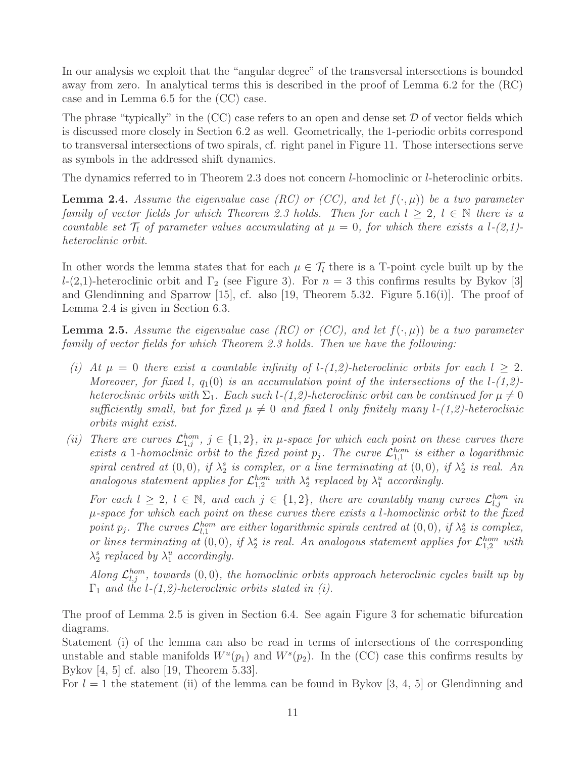In our analysis we exploit that the "angular degree" of the transversal intersections is bounded away from zero. In analytical terms this is described in the proof of Lemma 6.2 for the (RC) case and in Lemma 6.5 for the (CC) case.

The phrase "typically" in the (CC) case refers to an open and dense set $\mathcal{D}$ of vector fields which is discussed more closely in Section 6.2 as well. Geometrically, the 1-periodic orbits correspond to transversal intersections of two spirals, cf. right panel in Figure 11. Those intersections serve as symbols in the addressed shift dynamics.

The dynamics referred to in Theorem 2.3 does not concern $l$-homoclinic or $l$-heteroclinic orbits.

**Lemma 2.4.** *Assume the eigenvalue case (RC) or (CC), and let $f(\cdot,\mu))$ be a two parameter family of vector fields for which Theorem 2.3 holds. Then for each $l \geq 2$, $l \in \mathbb{N}$ there is a countable set $\mathcal{T}_l$ of parameter values accumulating at $\mu = 0$, for which there exists a $l$-(2,1)-heteroclinic orbit.*

In other words the lemma states that for each $\mu \in \mathcal{T}_l$ there is a T-point cycle built up by the $l$-(2,1)-heteroclinic orbit and $\Gamma_2$ (see Figure 3). For $n = 3$ this confirms results by Bykov [3] and Glendinning and Sparrow [15], cf. also [19, Theorem 5.32. Figure 5.16(i)]. The proof of Lemma 2.4 is given in Section 6.3.

**Lemma 2.5.** *Assume the eigenvalue case (RC) or (CC), and let $f(\cdot,\mu))$ be a two parameter family of vector fields for which Theorem 2.3 holds. Then we have the following:*

*(i) At $\mu = 0$ there exist a countable infinity of $l$-(1,2)-heteroclinic orbits for each $l \geq 2$. Moreover, for fixed $l$, $q_1(0)$ is an accumulation point of the intersections of the $l$-(1,2)-heteroclinic orbits with $\Sigma_1$. Each such $l$-(1,2)-heteroclinic orbit can be continued for $\mu \neq 0$ sufficiently small, but for fixed $\mu \neq 0$ and fixed $l$ only finitely many $l$-(1,2)-heteroclinic orbits might exist.*

*(ii) There are curves $\mathcal{L}^{hom}_{1,j}$, $j \in \{1, 2\}$, in $\mu$-space for which each point on these curves there exists a 1-homoclinic orbit to the fixed point $p_j$. The curve $\mathcal{L}^{hom}_{1,1}$ is either a logarithmic spiral centred at $(0, 0)$, if $\lambda^s_2$ is complex, or a line terminating at $(0, 0)$, if $\lambda^s_2$ is real. An analogous statement applies for $\mathcal{L}^{hom}_{1,2}$ with $\lambda^s_2$ replaced by $\lambda^u_1$ accordingly.*

*For each $l \geq 2$, $l \in \mathbb{N}$, and each $j \in \{1, 2\}$, there are countably many curves $\mathcal{L}^{hom}_{l,j}$ in $\mu$-space for which each point on these curves there exists a $l$-homoclinic orbit to the fixed point $p_j$. The curves $\mathcal{L}^{hom}_{l,1}$ are either logarithmic spirals centred at $(0, 0)$, if $\lambda^s_2$ is complex, or lines terminating at $(0, 0)$, if $\lambda^s_2$ is real. An analogous statement applies for $\mathcal{L}^{hom}_{1,2}$ with $\lambda^s_2$ replaced by $\lambda^u_1$ accordingly.*

*Along $\mathcal{L}^{hom}_{l,j}$, towards $(0, 0)$, the homoclinic orbits approach heteroclinic cycles built up by $\Gamma_1$ and the $l$-(1,2)-heteroclinic orbits stated in (i).*

The proof of Lemma 2.5 is given in Section 6.4. See again Figure 3 for schematic bifurcation diagrams.

Statement (i) of the lemma can also be read in terms of intersections of the corresponding unstable and stable manifolds $W^u(p_1)$ and $W^s(p_2)$. In the (CC) case this confirms results by Bykov [4, 5] cf. also [19, Theorem 5.33].

For $l = 1$ the statement (ii) of the lemma can be found in Bykov [3, 4, 5] or Glendinning and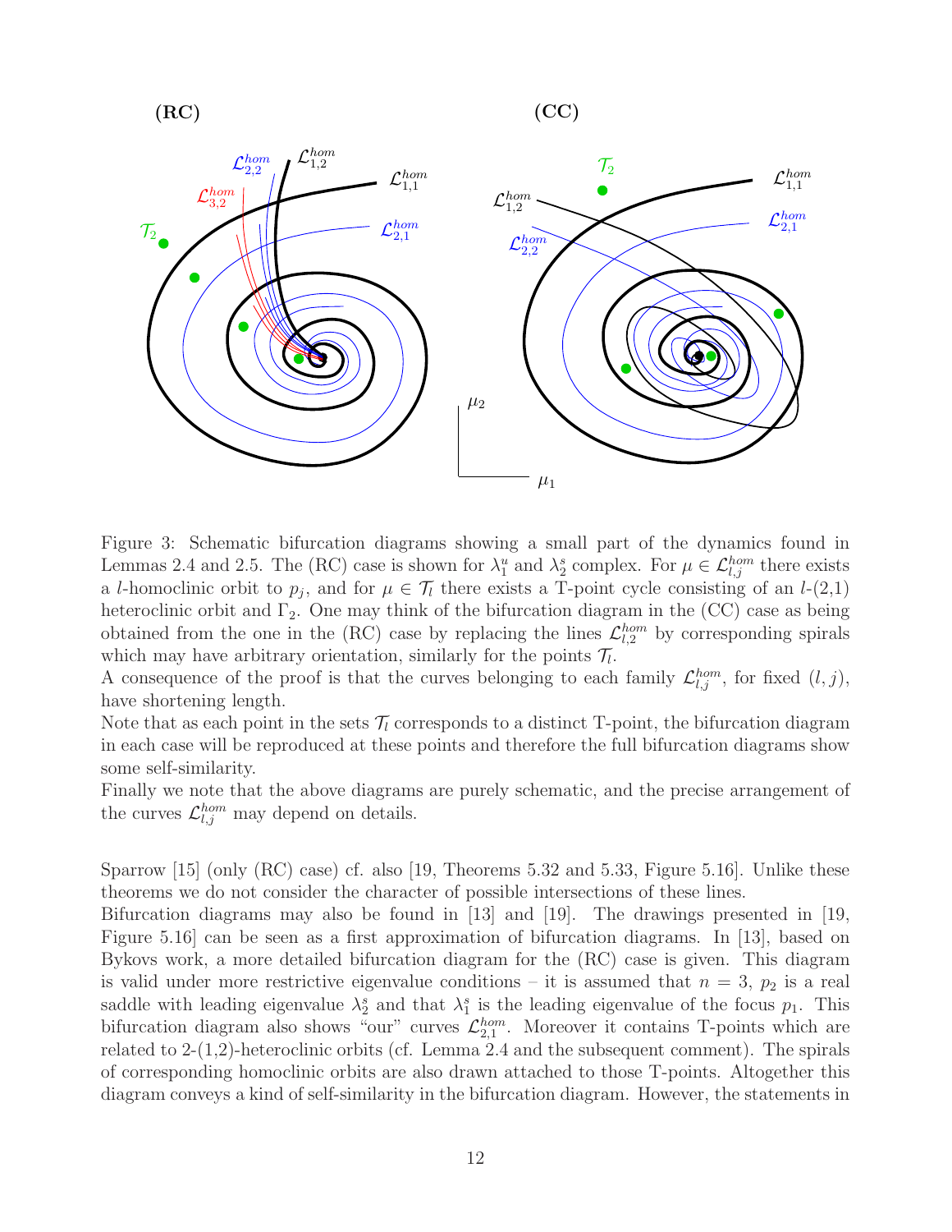Figure 3: Schematic bifurcation diagrams showing a small part of the dynamics found in Lemmas 2.4 and 2.5. The (RC) case is shown for $\lambda_1^u$ and $\lambda_2^s$ complex. For $\mu \in \mathcal{L}_{l,j}^{hom}$ there exists a $l$-homoclinic orbit to $p_j$, and for $\mu \in \mathcal{T}_l$ there exists a T-point cycle consisting of an $l$-(2,1) heteroclinic orbit and $\Gamma_2$. One may think of the bifurcation diagram in the (CC) case as being obtained from the one in the (RC) case by replacing the lines $\mathcal{L}_{l,2}^{hom}$ by corresponding spirals which may have arbitrary orientation, similarly for the points $\mathcal{T}_l$.
A consequence of the proof is that the curves belonging to each family $\mathcal{L}_{l,j}^{hom}$, for fixed $(l, j)$, have shortening length.
Note that as each point in the sets $\mathcal{T}_l$ corresponds to a distinct T-point, the bifurcation diagram in each case will be reproduced at these points and therefore the full bifurcation diagrams show some self-similarity.
Finally we note that the above diagrams are purely schematic, and the precise arrangement of the curves $\mathcal{L}_{l,j}^{hom}$ may depend on details.

Sparrow [15] (only (RC) case) cf. also [19, Theorems 5.32 and 5.33, Figure 5.16]. Unlike these theorems we do not consider the character of possible intersections of these lines.
Bifurcation diagrams may also be found in [13] and [19]. The drawings presented in [19, Figure 5.16] can be seen as a first approximation of bifurcation diagrams. In [13], based on Bykovs work, a more detailed bifurcation diagram for the (RC) case is given. This diagram is valid under more restrictive eigenvalue conditions – it is assumed that $n = 3$, $p_2$ is a real saddle with leading eigenvalue $\lambda_2^s$ and that $\lambda_1^s$ is the leading eigenvalue of the focus $p_1$. This bifurcation diagram also shows "our" curves $\mathcal{L}_{2,1}^{hom}$. Moreover it contains T-points which are related to 2-(1,2)-heteroclinic orbits (cf. Lemma 2.4 and the subsequent comment). The spirals of corresponding homoclinic orbits are also drawn attached to those T-points. Altogether this diagram conveys a kind of self-similarity in the bifurcation diagram. However, the statements in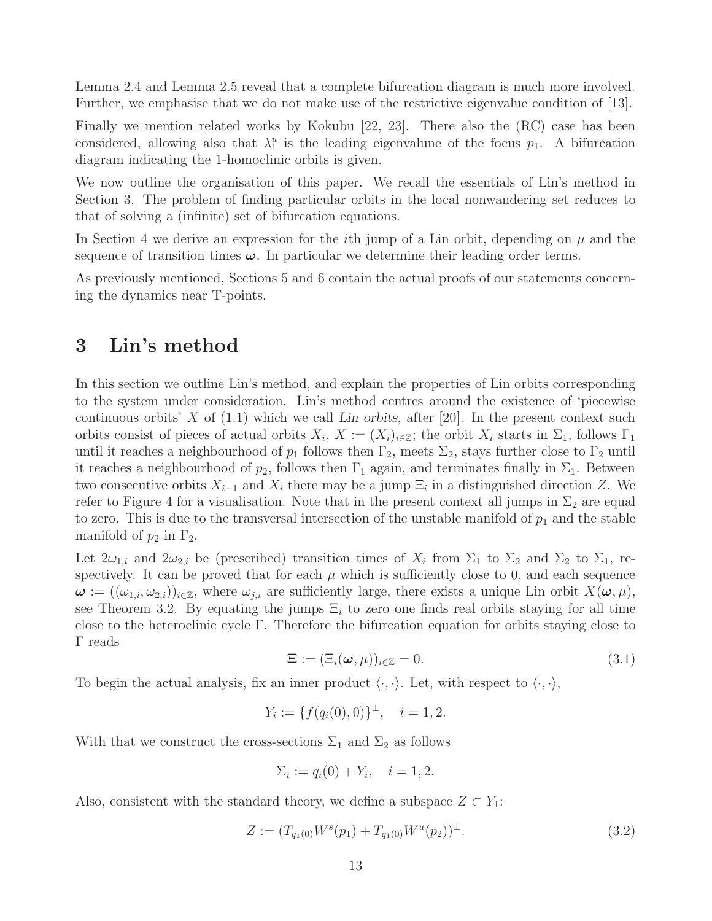Lemma 2.4 and Lemma 2.5 reveal that a complete bifurcation diagram is much more involved. Further, we emphasise that we do not make use of the restrictive eigenvalue condition of [13].

Finally we mention related works by Kokubu [22, 23]. There also the (RC) case has been considered, allowing also that $\lambda_1^u$ is the leading eigenvalune of the focus $p_1$. A bifurcation diagram indicating the 1-homoclinic orbits is given.

We now outline the organisation of this paper. We recall the essentials of Lin's method in Section 3. The problem of finding particular orbits in the local nonwandering set reduces to that of solving a (infinite) set of bifurcation equations.

In Section 4 we derive an expression for the $i$th jump of a Lin orbit, depending on $\mu$ and the sequence of transition times $\boldsymbol{\omega}$. In particular we determine their leading order terms.

As previously mentioned, Sections 5 and 6 contain the actual proofs of our statements concerning the dynamics near T-points.

# 3 Lin's method

In this section we outline Lin's method, and explain the properties of Lin orbits corresponding to the system under consideration. Lin's method centres around the existence of 'piecewise continuous orbits' $X$ of (1.1) which we call *Lin orbits*, after [20]. In the present context such orbits consist of pieces of actual orbits $X_i$, $X := (X_i)_{i\in\mathbb{Z}}$; the orbit $X_i$ starts in $\Sigma_1$, follows $\Gamma_1$ until it reaches a neighbourhood of $p_1$ follows then $\Gamma_2$, meets $\Sigma_2$, stays further close to $\Gamma_2$ until it reaches a neighbourhood of $p_2$, follows then $\Gamma_1$ again, and terminates finally in $\Sigma_1$. Between two consecutive orbits $X_{i-1}$ and $X_i$ there may be a jump $\Xi_i$ in a distinguished direction $Z$. We refer to Figure 4 for a visualisation. Note that in the present context all jumps in $\Sigma_2$ are equal to zero. This is due to the transversal intersection of the unstable manifold of $p_1$ and the stable manifold of $p_2$ in $\Gamma_2$.

Let $2\omega_{1,i}$ and $2\omega_{2,i}$ be (prescribed) transition times of $X_i$ from $\Sigma_1$ to $\Sigma_2$ and $\Sigma_2$ to $\Sigma_1$, respectively. It can be proved that for each $\mu$ which is sufficiently close to 0, and each sequence $\boldsymbol{\omega} := ((\omega_{1,i}, \omega_{2,i}))_{i\in\mathbb{Z}}$, where $\omega_{j,i}$ are sufficiently large, there exists a unique Lin orbit $X(\boldsymbol{\omega}, \mu)$, see Theorem 3.2. By equating the jumps $\Xi_i$ to zero one finds real orbits staying for all time close to the heteroclinic cycle $\Gamma$. Therefore the bifurcation equation for orbits staying close to $\Gamma$ reads

$$\Xi := (\Xi_i(\boldsymbol{\omega}, \mu))_{i\in\mathbb{Z}} = 0. \tag{3.1}$$

To begin the actual analysis, fix an inner product $\langle\cdot,\cdot\rangle$. Let, with respect to $\langle\cdot,\cdot\rangle$,

$$Y_i := \{f(q_i(0), 0)\}^{\perp}, \quad i = 1, 2.$$

With that we construct the cross-sections $\Sigma_1$ and $\Sigma_2$ as follows

$$\Sigma_i := q_i(0) + Y_i, \quad i = 1, 2.$$

Also, consistent with the standard theory, we define a subspace $Z \subset Y_1$:

$$Z := (T_{q_1(0)}W^s(p_1) + T_{q_1(0)}W^u(p_2))^{\perp}. \tag{3.2}$$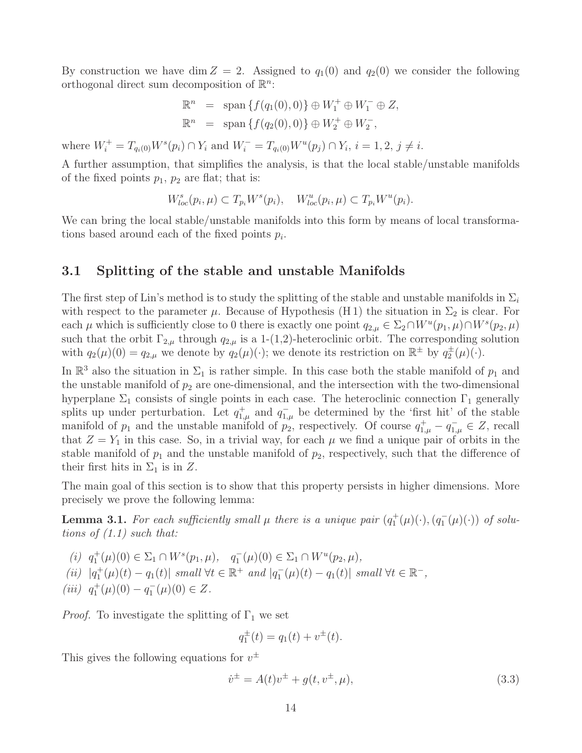By construction we have $\dim Z = 2$. Assigned to $q_1(0)$ and $q_2(0)$ we consider the following orthogonal direct sum decomposition of $\mathbb{R}^n$:

$$
\begin{aligned}
\mathbb{R}^n &= \operatorname{span}\{f(q_1(0),0)\} \oplus W_1^+ \oplus W_1^- \oplus Z, \\
\mathbb{R}^n &= \operatorname{span}\{f(q_2(0),0)\} \oplus W_2^+ \oplus W_2^-,
\end{aligned}
$$

where $W_i^+ = T_{q_i(0)}W^s(p_i) \cap Y_i$ and $W_i^- = T_{q_i(0)}W^u(p_j) \cap Y_i$, $i = 1, 2$, $j \neq i$.

A further assumption, that simplifies the analysis, is that the local stable/unstable manifolds of the fixed points $p_1$, $p_2$ are flat; that is:

$$
W^s_{loc}(p_i, \mu) \subset T_{p_i}W^s(p_i), \quad W^u_{loc}(p_i, \mu) \subset T_{p_i}W^u(p_i).
$$

We can bring the local stable/unstable manifolds into this form by means of local transformations based around each of the fixed points $p_i$.

## 3.1 Splitting of the stable and unstable Manifolds

The first step of Lin's method is to study the splitting of the stable and unstable manifolds in $\Sigma_i$ with respect to the parameter $\mu$. Because of Hypothesis (H 1) the situation in $\Sigma_2$ is clear. For each $\mu$ which is sufficiently close to 0 there is exactly one point $q_{2,\mu} \in \Sigma_2 \cap W^u(p_1, \mu) \cap W^s(p_2, \mu)$ such that the orbit $\Gamma_{2,\mu}$ through $q_{2,\mu}$ is a 1-(1,2)-heteroclinic orbit. The corresponding solution with $q_2(\mu)(0) = q_{2,\mu}$ we denote by $q_2(\mu)(\cdot)$; we denote its restriction on $\mathbb{R}^\pm$ by $q_2^\pm(\mu)(\cdot)$.

In $\mathbb{R}^3$ also the situation in $\Sigma_1$ is rather simple. In this case both the stable manifold of $p_1$ and the unstable manifold of $p_2$ are one-dimensional, and the intersection with the two-dimensional hyperplane $\Sigma_1$ consists of single points in each case. The heteroclinic connection $\Gamma_1$ generally splits up under perturbation. Let $q^+_{1,\mu}$ and $q^-_{1,\mu}$ be determined by the 'first hit' of the stable manifold of $p_1$ and the unstable manifold of $p_2$, respectively. Of course $q^+_{1,\mu} - q^-_{1,\mu} \in Z$, recall that $Z = Y_1$ in this case. So, in a trivial way, for each $\mu$ we find a unique pair of orbits in the stable manifold of $p_1$ and the unstable manifold of $p_2$, respectively, such that the difference of their first hits in $\Sigma_1$ is in $Z$.

The main goal of this section is to show that this property persists in higher dimensions. More precisely we prove the following lemma:

**Lemma 3.1.** *For each sufficiently small $\mu$ there is a unique pair $(q_1^+(\mu)(\cdot), (q_1^-(\mu)(\cdot))$ of solutions of (1.1) such that:*

*(i)* $q_1^+(\mu)(0) \in \Sigma_1 \cap W^s(p_1, \mu), \quad q_1^-(\mu)(0) \in \Sigma_1 \cap W^u(p_2, \mu),$

*(ii)* $|q_1^+(\mu)(t) - q_1(t)|$ *small* $\forall t \in \mathbb{R}^+$ *and* $|q_1^-(\mu)(t) - q_1(t)|$ *small* $\forall t \in \mathbb{R}^-$,

*(iii)* $q_1^+(\mu)(0) - q_1^-(\mu)(0) \in Z.$

*Proof.* To investigate the splitting of $\Gamma_1$ we set

$$
q_1^\pm(t) = q_1(t) + v^\pm(t).
$$

This gives the following equations for $v^\pm$

$$
\dot{v}^\pm = A(t)v^\pm + g(t, v^\pm, \mu), \tag{3.3}
$$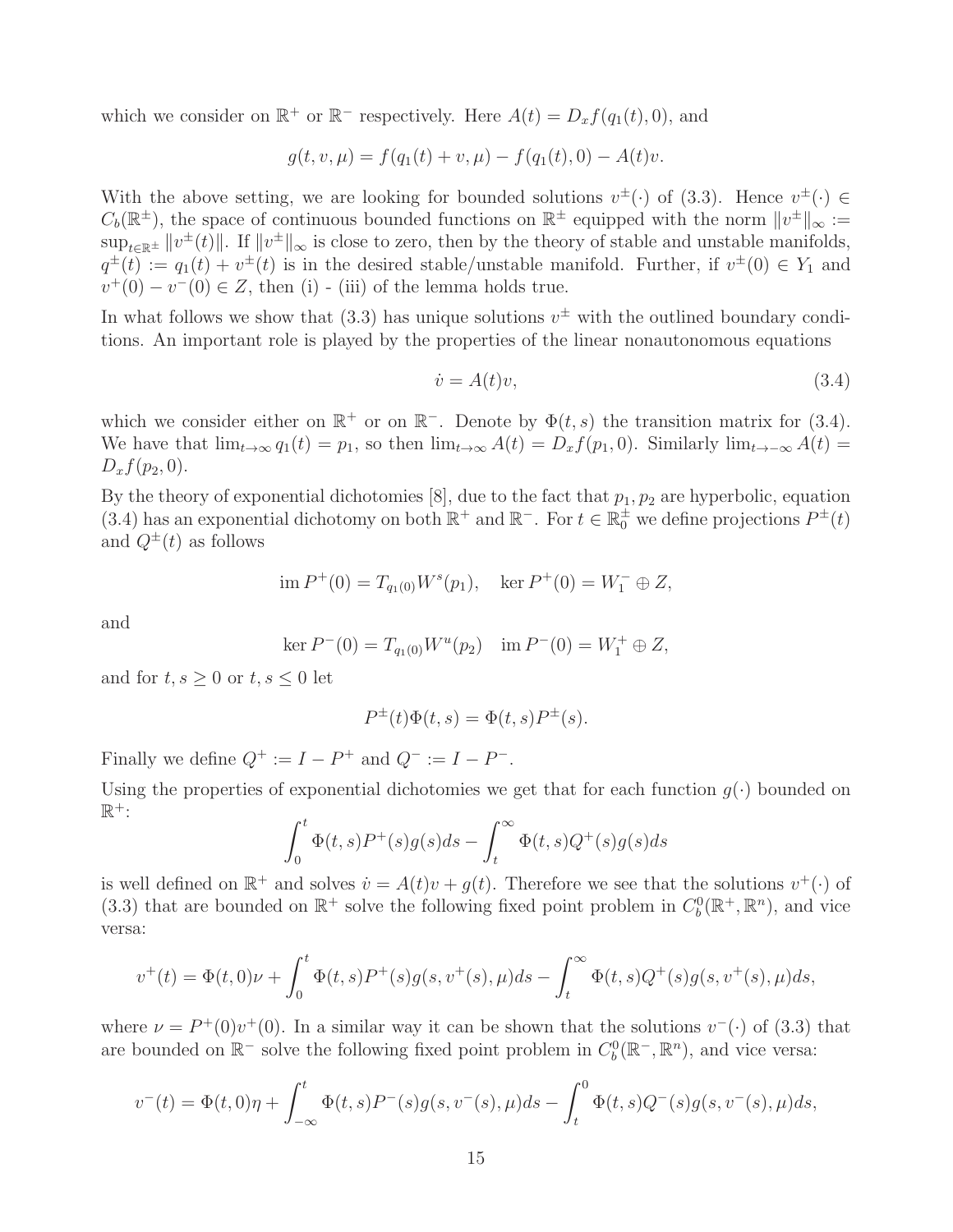which we consider on $\mathbb{R}^+$ or $\mathbb{R}^-$ respectively. Here $A(t) = D_x f(q_1(t), 0)$, and

$$g(t, v, \mu) = f(q_1(t) + v, \mu) - f(q_1(t), 0) - A(t)v.$$

With the above setting, we are looking for bounded solutions $v^\pm(\cdot)$ of (3.3). Hence $v^\pm(\cdot) \in C_b(\mathbb{R}^\pm)$, the space of continuous bounded functions on $\mathbb{R}^\pm$ equipped with the norm $\|v^\pm\|_\infty := \sup_{t \in \mathbb{R}^\pm} \|v^\pm(t)\|$. If $\|v^\pm\|_\infty$ is close to zero, then by the theory of stable and unstable manifolds, $q^\pm(t) := q_1(t) + v^\pm(t)$ is in the desired stable/unstable manifold. Further, if $v^\pm(0) \in Y_1$ and $v^+(0) - v^-(0) \in Z$, then (i) - (iii) of the lemma holds true.

In what follows we show that (3.3) has unique solutions $v^\pm$ with the outlined boundary conditions. An important role is played by the properties of the linear nonautonomous equations

$$\dot{v} = A(t)v, \tag{3.4}$$

which we consider either on $\mathbb{R}^+$ or on $\mathbb{R}^-$. Denote by $\Phi(t, s)$ the transition matrix for (3.4). We have that $\lim_{t \to \infty} q_1(t) = p_1$, so then $\lim_{t \to \infty} A(t) = D_x f(p_1, 0)$. Similarly $\lim_{t \to -\infty} A(t) = D_x f(p_2, 0)$.

By the theory of exponential dichotomies [8], due to the fact that $p_1, p_2$ are hyperbolic, equation (3.4) has an exponential dichotomy on both $\mathbb{R}^+$ and $\mathbb{R}^-$. For $t \in \mathbb{R}_0^\pm$ we define projections $P^\pm(t)$ and $Q^\pm(t)$ as follows

$$\operatorname{im} P^+(0) = T_{q_1(0)} W^s(p_1), \quad \ker P^+(0) = W_1^- \oplus Z,$$

and

$$\ker P^-(0) = T_{q_1(0)} W^u(p_2) \quad \operatorname{im} P^-(0) = W_1^+ \oplus Z,$$

and for $t, s \geq 0$ or $t, s \leq 0$ let

$$P^\pm(t)\Phi(t, s) = \Phi(t, s)P^\pm(s).$$

Finally we define $Q^+ := I - P^+$ and $Q^- := I - P^-$.

Using the properties of exponential dichotomies we get that for each function $g(\cdot)$ bounded on $\mathbb{R}^+$:

$$\int_0^t \Phi(t, s)P^+(s)g(s)ds - \int_t^\infty \Phi(t, s)Q^+(s)g(s)ds$$

is well defined on $\mathbb{R}^+$ and solves $\dot{v} = A(t)v + g(t)$. Therefore we see that the solutions $v^+(\cdot)$ of (3.3) that are bounded on $\mathbb{R}^+$ solve the following fixed point problem in $C_b^0(\mathbb{R}^+, \mathbb{R}^n)$, and vice versa:

$$v^+(t) = \Phi(t, 0)\nu + \int_0^t \Phi(t, s)P^+(s)g(s, v^+(s), \mu)ds - \int_t^\infty \Phi(t, s)Q^+(s)g(s, v^+(s), \mu)ds,$$

where $\nu = P^+(0)v^+(0)$. In a similar way it can be shown that the solutions $v^-(\cdot)$ of (3.3) that are bounded on $\mathbb{R}^-$ solve the following fixed point problem in $C_b^0(\mathbb{R}^-, \mathbb{R}^n)$, and vice versa:

$$v^-(t) = \Phi(t, 0)\eta + \int_{-\infty}^t \Phi(t, s)P^-(s)g(s, v^-(s), \mu)ds - \int_t^0 \Phi(t, s)Q^-(s)g(s, v^-(s), \mu)ds,$$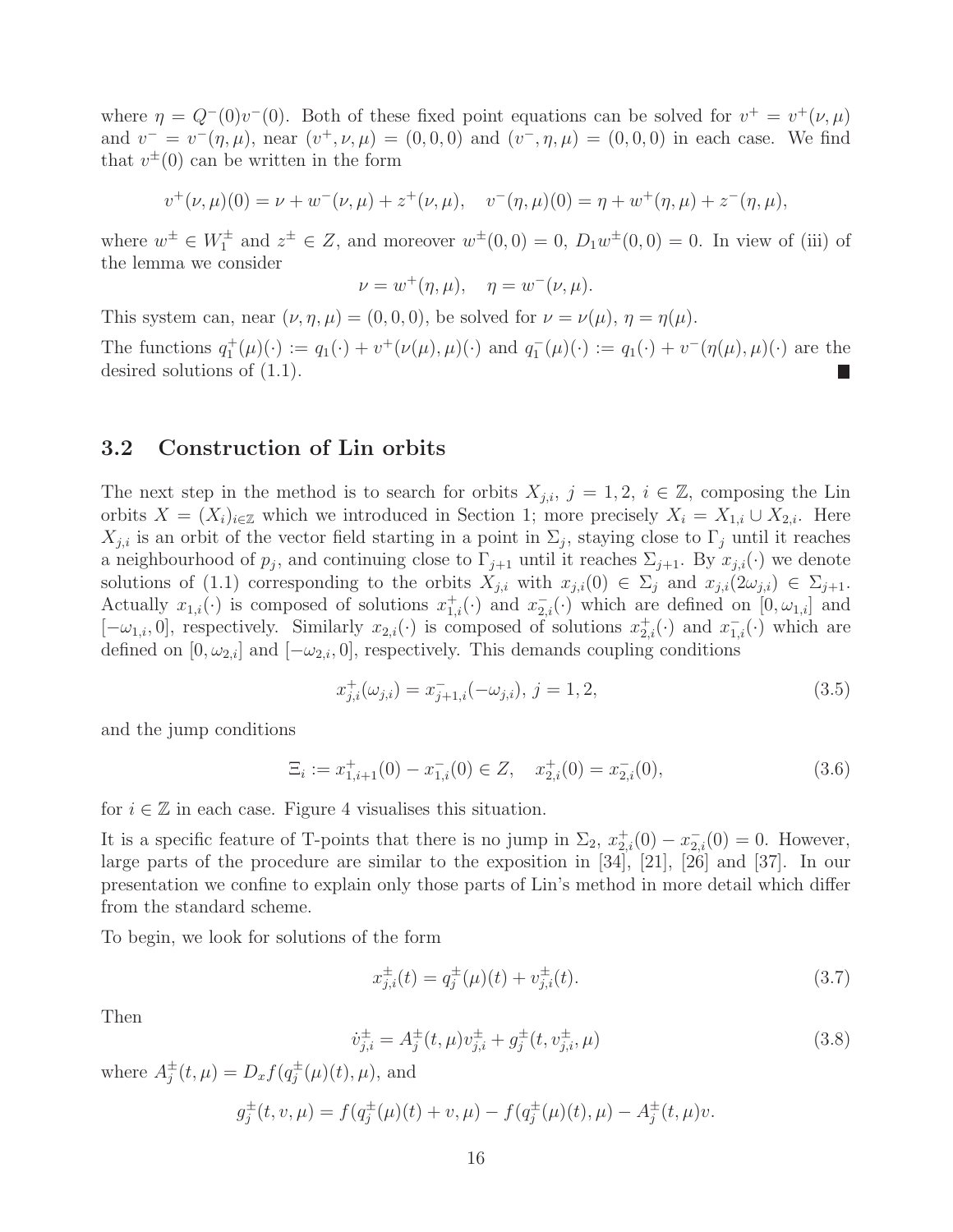where $\eta = Q^{-}(0)v^{-}(0)$. Both of these fixed point equations can be solved for $v^{+} = v^{+}(\nu, \mu)$ and $v^{-} = v^{-}(\eta, \mu)$, near $(v^{+}, \nu, \mu) = (0, 0, 0)$ and $(v^{-}, \eta, \mu) = (0, 0, 0)$ in each case. We find that $v^{\pm}(0)$ can be written in the form

$$v^{+}(\nu, \mu)(0) = \nu + w^{-}(\nu, \mu) + z^{+}(\nu, \mu), \quad v^{-}(\eta, \mu)(0) = \eta + w^{+}(\eta, \mu) + z^{-}(\eta, \mu),$$

where $w^{\pm} \in W_1^{\pm}$ and $z^{\pm} \in Z$, and moreover $w^{\pm}(0, 0) = 0$, $D_1 w^{\pm}(0, 0) = 0$. In view of (iii) of the lemma we consider

$$\nu = w^{+}(\eta, \mu), \quad \eta = w^{-}(\nu, \mu).$$

This system can, near $(\nu, \eta, \mu) = (0, 0, 0)$, be solved for $\nu = \nu(\mu)$, $\eta = \eta(\mu)$.

The functions $q_1^{+}(\mu)(\cdot) := q_1(\cdot) + v^{+}(\nu(\mu), \mu)(\cdot)$ and $q_1^{-}(\mu)(\cdot) := q_1(\cdot) + v^{-}(\eta(\mu), \mu)(\cdot)$ are the desired solutions of (1.1). ∎

### 3.2 Construction of Lin orbits

The next step in the method is to search for orbits $X_{j,i}$, $j = 1, 2$, $i \in \mathbb{Z}$, composing the Lin orbits $X = (X_i)_{i \in \mathbb{Z}}$ which we introduced in Section 1; more precisely $X_i = X_{1,i} \cup X_{2,i}$. Here $X_{j,i}$ is an orbit of the vector field starting in a point in $\Sigma_j$, staying close to $\Gamma_j$ until it reaches a neighbourhood of $p_j$, and continuing close to $\Gamma_{j+1}$ until it reaches $\Sigma_{j+1}$. By $x_{j,i}(\cdot)$ we denote solutions of (1.1) corresponding to the orbits $X_{j,i}$ with $x_{j,i}(0) \in \Sigma_j$ and $x_{j,i}(2\omega_{j,i}) \in \Sigma_{j+1}$. Actually $x_{1,i}(\cdot)$ is composed of solutions $x_{1,i}^{+}(\cdot)$ and $x_{2,i}^{-}(\cdot)$ which are defined on $[0, \omega_{1,i}]$ and $[-\omega_{1,i}, 0]$, respectively. Similarly $x_{2,i}(\cdot)$ is composed of solutions $x_{2,i}^{+}(\cdot)$ and $x_{1,i}^{-}(\cdot)$ which are defined on $[0, \omega_{2,i}]$ and $[-\omega_{2,i}, 0]$, respectively. This demands coupling conditions

$$x_{j,i}^{+}(\omega_{j,i}) = x_{j+1,i}^{-}(-\omega_{j,i}), \; j = 1, 2, \tag{3.5}$$

and the jump conditions

$$\Xi_i := x_{1,i+1}^{+}(0) - x_{1,i}^{-}(0) \in Z, \quad x_{2,i}^{+}(0) = x_{2,i}^{-}(0), \tag{3.6}$$

for $i \in \mathbb{Z}$ in each case. Figure 4 visualises this situation.

It is a specific feature of T-points that there is no jump in $\Sigma_2$, $x_{2,i}^{+}(0) - x_{2,i}^{-}(0) = 0$. However, large parts of the procedure are similar to the exposition in [34], [21], [26] and [37]. In our presentation we confine to explain only those parts of Lin's method in more detail which differ from the standard scheme.

To begin, we look for solutions of the form

$$x_{j,i}^{\pm}(t) = q_j^{\pm}(\mu)(t) + v_{j,i}^{\pm}(t). \tag{3.7}$$

Then

$$\dot{v}_{j,i}^{\pm} = A_j^{\pm}(t, \mu) v_{j,i}^{\pm} + g_j^{\pm}(t, v_{j,i}^{\pm}, \mu) \tag{3.8}$$

where $A_j^{\pm}(t, \mu) = D_x f(q_j^{\pm}(\mu)(t), \mu)$, and

$$g_j^{\pm}(t, v, \mu) = f(q_j^{\pm}(\mu)(t) + v, \mu) - f(q_j^{\pm}(\mu)(t), \mu) - A_j^{\pm}(t, \mu)v.$$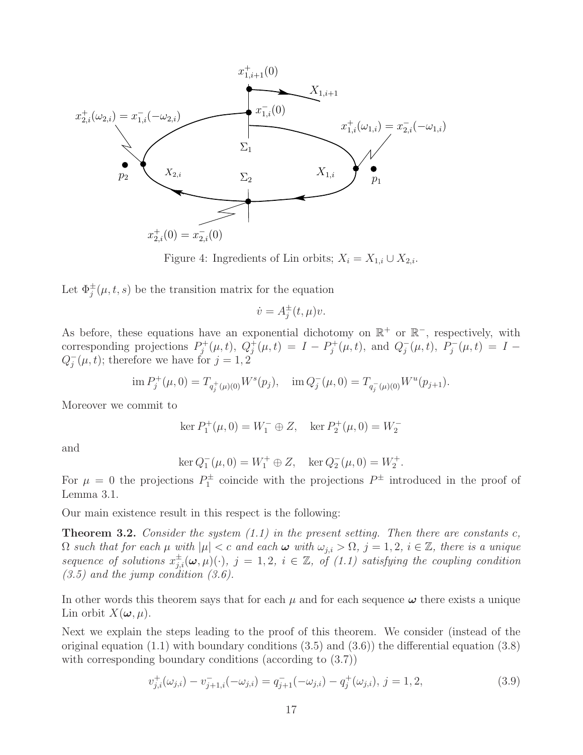Figure 4: Ingredients of Lin orbits; $X_i = X_{1,i} \cup X_{2,i}$.

Let $\Phi_j^{\pm}(\mu, t, s)$ be the transition matrix for the equation

$$\dot{v} = A_j^{\pm}(t, \mu)v.$$

As before, these equations have an exponential dichotomy on $\mathbb{R}^+$ or $\mathbb{R}^-$, respectively, with corresponding projections $P_j^+(\mu, t)$, $Q_j^+(\mu, t) = I - P_j^+(\mu, t)$, and $Q_j^-(\mu, t)$, $P_j^-(\mu, t) = I - Q_j^-(\mu, t)$; therefore we have for $j = 1, 2$

$$\operatorname{im} P_j^+(\mu, 0) = T_{q_j^+(\mu)(0)} W^s(p_j), \quad \operatorname{im} Q_j^-(\mu, 0) = T_{q_j^-(\mu)(0)} W^u(p_{j+1}).$$

Moreover we commit to

$$\ker P_1^+(\mu, 0) = W_1^- \oplus Z, \quad \ker P_2^+(\mu, 0) = W_2^-$$

and

$$\ker Q_1^-(\mu, 0) = W_1^+ \oplus Z, \quad \ker Q_2^-(\mu, 0) = W_2^+.$$

For $\mu = 0$ the projections $P_1^{\pm}$ coincide with the projections $P^{\pm}$ introduced in the proof of Lemma 3.1.

Our main existence result in this respect is the following:

**Theorem 3.2.** *Consider the system (1.1) in the present setting. Then there are constants $c$, $\Omega$ such that for each $\mu$ with $|\mu| < c$ and each $\boldsymbol{\omega}$ with $\omega_{j,i} > \Omega$, $j = 1, 2$, $i \in \mathbb{Z}$, there is a unique sequence of solutions $x_{j,i}^{\pm}(\boldsymbol{\omega}, \mu)(\cdot)$, $j = 1, 2$, $i \in \mathbb{Z}$, of (1.1) satisfying the coupling condition (3.5) and the jump condition (3.6).*

In other words this theorem says that for each $\mu$ and for each sequence $\boldsymbol{\omega}$ there exists a unique Lin orbit $X(\boldsymbol{\omega}, \mu)$.

Next we explain the steps leading to the proof of this theorem. We consider (instead of the original equation (1.1) with boundary conditions (3.5) and (3.6)) the differential equation (3.8) with corresponding boundary conditions (according to (3.7))

$$v_{j,i}^+(\omega_{j,i}) - v_{j+1,i}^-(-\omega_{j,i}) = q_{j+1}^-(-\omega_{j,i}) - q_j^+(\omega_{j,i}),\ j = 1, 2, \tag{3.9}$$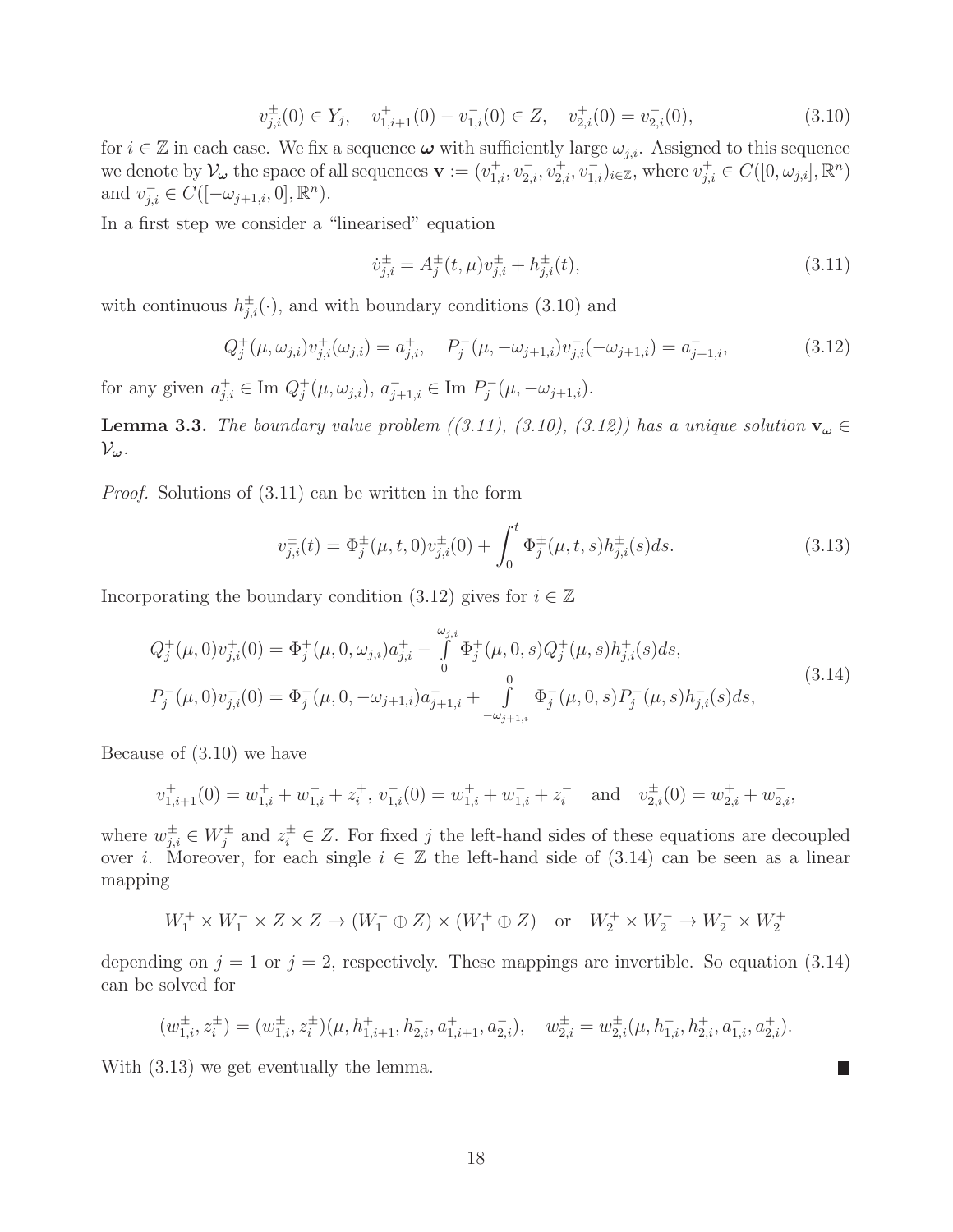$$v_{j,i}^{\pm}(0) \in Y_j, \quad v_{1,i+1}^{+}(0) - v_{1,i}^{-}(0) \in Z, \quad v_{2,i}^{+}(0) = v_{2,i}^{-}(0), \tag{3.10}$$

for $i \in \mathbb{Z}$ in each case. We fix a sequence $\boldsymbol{\omega}$ with sufficiently large $\omega_{j,i}$. Assigned to this sequence we denote by $\mathcal{V}_{\boldsymbol{\omega}}$ the space of all sequences $\mathbf{v} := (v_{1,i}^{+}, v_{2,i}^{-}, v_{2,i}^{+}, v_{1,i}^{-})_{i\in\mathbb{Z}}$, where $v_{j,i}^{+} \in C([0, \omega_{j,i}], \mathbb{R}^n)$ and $v_{j,i}^{-} \in C([-\omega_{j+1,i}, 0], \mathbb{R}^n)$.

In a first step we consider a "linearised" equation

$$\dot{v}_{j,i}^{\pm} = A_j^{\pm}(t, \mu) v_{j,i}^{\pm} + h_{j,i}^{\pm}(t), \tag{3.11}$$

with continuous $h_{j,i}^{\pm}(\cdot)$, and with boundary conditions (3.10) and

$$Q_j^{+}(\mu, \omega_{j,i}) v_{j,i}^{+}(\omega_{j,i}) = a_{j,i}^{+}, \quad P_j^{-}(\mu, -\omega_{j+1,i}) v_{j,i}^{-}(-\omega_{j+1,i}) = a_{j+1,i}^{-}, \tag{3.12}$$

for any given $a_{j,i}^{+} \in \operatorname{Im} Q_j^{+}(\mu, \omega_{j,i})$, $a_{j+1,i}^{-} \in \operatorname{Im} P_j^{-}(\mu, -\omega_{j+1,i})$.

**Lemma 3.3.** *The boundary value problem ((3.11), (3.10), (3.12)) has a unique solution $\mathbf{v}_{\boldsymbol{\omega}} \in \mathcal{V}_{\boldsymbol{\omega}}$.*

*Proof.* Solutions of (3.11) can be written in the form

$$v_{j,i}^{\pm}(t) = \Phi_j^{\pm}(\mu, t, 0) v_{j,i}^{\pm}(0) + \int_0^t \Phi_j^{\pm}(\mu, t, s) h_{j,i}^{\pm}(s) ds. \tag{3.13}$$

Incorporating the boundary condition (3.12) gives for $i \in \mathbb{Z}$

$$\begin{aligned}
Q_j^{+}(\mu, 0) v_{j,i}^{+}(0) &= \Phi_j^{+}(\mu, 0, \omega_{j,i}) a_{j,i}^{+} - \int_0^{\omega_{j,i}} \Phi_j^{+}(\mu, 0, s) Q_j^{+}(\mu, s) h_{j,i}^{+}(s) ds, \\
P_j^{-}(\mu, 0) v_{j,i}^{-}(0) &= \Phi_j^{-}(\mu, 0, -\omega_{j+1,i}) a_{j+1,i}^{-} + \int_{-\omega_{j+1,i}}^{0} \Phi_j^{-}(\mu, 0, s) P_j^{-}(\mu, s) h_{j,i}^{-}(s) ds,
\end{aligned} \tag{3.14}$$

Because of (3.10) we have

$$v_{1,i+1}^{+}(0) = w_{1,i}^{+} + w_{1,i}^{-} + z_i^{+}, \; v_{1,i}^{-}(0) = w_{1,i}^{+} + w_{1,i}^{-} + z_i^{-} \quad \text{and} \quad v_{2,i}^{\pm}(0) = w_{2,i}^{+} + w_{2,i}^{-},$$

where $w_{j,i}^{\pm} \in W_j^{\pm}$ and $z_i^{\pm} \in Z$. For fixed $j$ the left-hand sides of these equations are decoupled over $i$. Moreover, for each single $i \in \mathbb{Z}$ the left-hand side of (3.14) can be seen as a linear mapping

$$W_1^{+} \times W_1^{-} \times Z \times Z \to (W_1^{-} \oplus Z) \times (W_1^{+} \oplus Z) \quad \text{or} \quad W_2^{+} \times W_2^{-} \to W_2^{-} \times W_2^{+}$$

depending on $j = 1$ or $j = 2$, respectively. These mappings are invertible. So equation (3.14) can be solved for

$$(w_{1,i}^{\pm}, z_i^{\pm}) = (w_{1,i}^{\pm}, z_i^{\pm})(\mu, h_{1,i+1}^{+}, h_{2,i}^{-}, a_{1,i+1}^{+}, a_{2,i}^{-}), \quad w_{2,i}^{\pm} = w_{2,i}^{\pm}(\mu, h_{1,i}^{-}, h_{2,i}^{+}, a_{1,i}^{-}, a_{2,i}^{+}).$$

With (3.13) we get eventually the lemma. ∎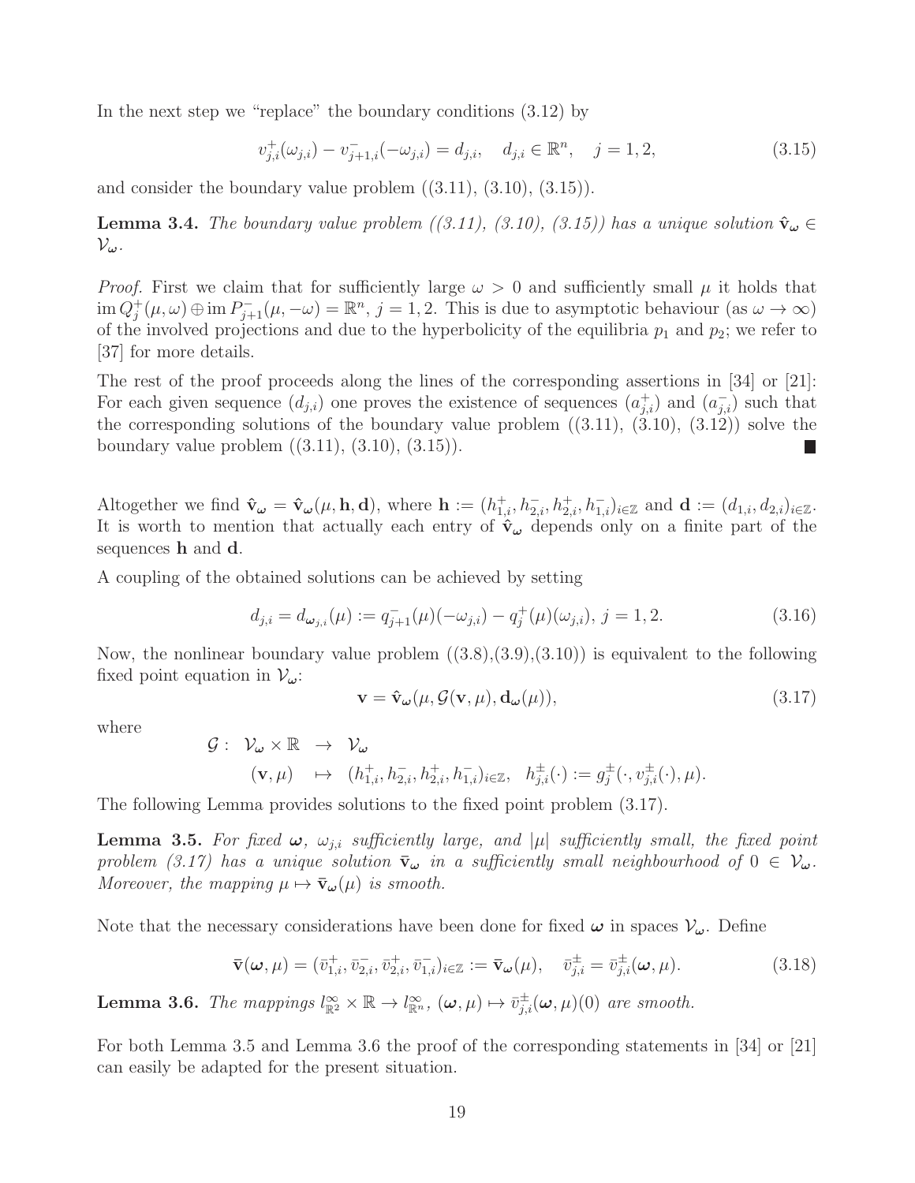In the next step we "replace" the boundary conditions (3.12) by

$$v_{j,i}^{+}(\omega_{j,i}) - v_{j+1,i}^{-}(-\omega_{j,i}) = d_{j,i}, \quad d_{j,i} \in \mathbb{R}^n, \quad j = 1, 2, \tag{3.15}$$

and consider the boundary value problem ((3.11), (3.10), (3.15)).

**Lemma 3.4.** *The boundary value problem ((3.11), (3.10), (3.15)) has a unique solution $\hat{\mathbf{v}}_{\boldsymbol{\omega}} \in \mathcal{V}_{\boldsymbol{\omega}}$.*

*Proof.* First we claim that for sufficiently large $\omega > 0$ and sufficiently small $\mu$ it holds that $\operatorname{im} Q_j^+(\mu, \omega) \oplus \operatorname{im} P_{j+1}^-(\mu, -\omega) = \mathbb{R}^n$, $j = 1, 2$. This is due to asymptotic behaviour (as $\omega \to \infty$) of the involved projections and due to the hyperbolicity of the equilibria $p_1$ and $p_2$; we refer to [37] for more details.

The rest of the proof proceeds along the lines of the corresponding assertions in [34] or [21]: For each given sequence $(d_{j,i})$ one proves the existence of sequences $(a_{j,i}^+)$ and $(a_{j,i}^-)$ such that the corresponding solutions of the boundary value problem ((3.11), (3.10), (3.12)) solve the boundary value problem ((3.11), (3.10), (3.15)). ∎

Altogether we find $\hat{\mathbf{v}}_{\boldsymbol{\omega}} = \hat{\mathbf{v}}_{\boldsymbol{\omega}}(\mu, \mathbf{h}, \mathbf{d})$, where $\mathbf{h} := (h_{1,i}^+, h_{2,i}^-, h_{2,i}^+, h_{1,i}^-)_{i\in\mathbb{Z}}$ and $\mathbf{d} := (d_{1,i}, d_{2,i})_{i\in\mathbb{Z}}$. It is worth to mention that actually each entry of $\hat{\mathbf{v}}_{\boldsymbol{\omega}}$ depends only on a finite part of the sequences $\mathbf{h}$ and $\mathbf{d}$.

A coupling of the obtained solutions can be achieved by setting

$$d_{j,i} = d_{\boldsymbol{\omega}_{j,i}}(\mu) := q_{j+1}^-(\mu)(-\omega_{j,i}) - q_j^+(\mu)(\omega_{j,i}), \; j = 1, 2. \tag{3.16}$$

Now, the nonlinear boundary value problem ((3.8),(3.9),(3.10)) is equivalent to the following fixed point equation in $\mathcal{V}_{\boldsymbol{\omega}}$:

$$\mathbf{v} = \hat{\mathbf{v}}_{\boldsymbol{\omega}}(\mu, \mathcal{G}(\mathbf{v}, \mu), \mathbf{d}_{\boldsymbol{\omega}}(\mu)), \tag{3.17}$$

where

$$\begin{array}{rcl} \mathcal{G} : \; \mathcal{V}_{\boldsymbol{\omega}} \times \mathbb{R} & \to & \mathcal{V}_{\boldsymbol{\omega}} \\ (\mathbf{v}, \mu) & \mapsto & (h_{1,i}^+, h_{2,i}^-, h_{2,i}^+, h_{1,i}^-)_{i\in\mathbb{Z}}, \quad h_{j,i}^{\pm}(\cdot) := g_j^{\pm}(\cdot, v_{j,i}^{\pm}(\cdot), \mu). \end{array}$$

The following Lemma provides solutions to the fixed point problem (3.17).

**Lemma 3.5.** *For fixed $\boldsymbol{\omega}$, $\omega_{j,i}$ sufficiently large, and $|\mu|$ sufficiently small, the fixed point problem (3.17) has a unique solution $\bar{\mathbf{v}}_{\boldsymbol{\omega}}$ in a sufficiently small neighbourhood of $0 \in \mathcal{V}_{\boldsymbol{\omega}}$. Moreover, the mapping $\mu \mapsto \bar{\mathbf{v}}_{\boldsymbol{\omega}}(\mu)$ is smooth.*

Note that the necessary considerations have been done for fixed $\boldsymbol{\omega}$ in spaces $\mathcal{V}_{\boldsymbol{\omega}}$. Define

$$\bar{\mathbf{v}}(\boldsymbol{\omega}, \mu) = (\bar{v}_{1,i}^+, \bar{v}_{2,i}^-, \bar{v}_{2,i}^+, \bar{v}_{1,i}^-)_{i\in\mathbb{Z}} := \bar{\mathbf{v}}_{\boldsymbol{\omega}}(\mu), \quad \bar{v}_{j,i}^{\pm} = \bar{v}_{j,i}^{\pm}(\boldsymbol{\omega}, \mu). \tag{3.18}$$

**Lemma 3.6.** *The mappings $l_{\mathbb{R}^2}^{\infty} \times \mathbb{R} \to l_{\mathbb{R}^n}^{\infty}$, $(\boldsymbol{\omega}, \mu) \mapsto \bar{v}_{j,i}^{\pm}(\boldsymbol{\omega}, \mu)(0)$ are smooth.*

For both Lemma 3.5 and Lemma 3.6 the proof of the corresponding statements in [34] or [21] can easily be adapted for the present situation.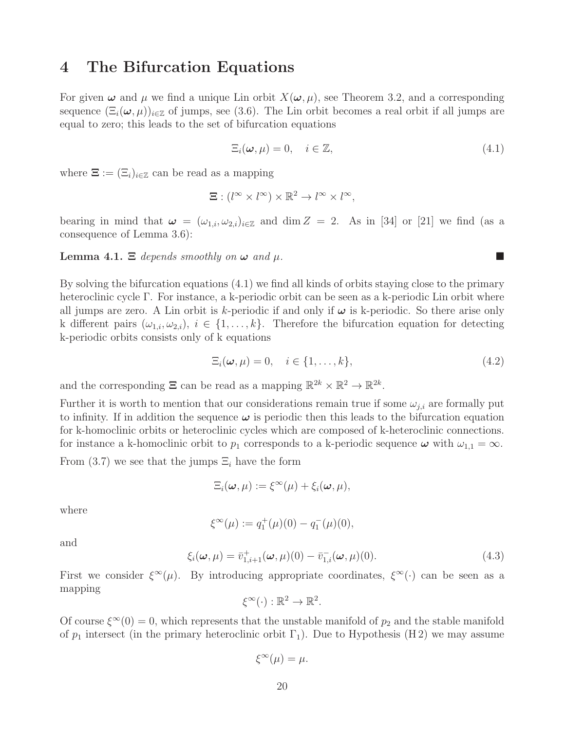# 4 The Bifurcation Equations

For given $\boldsymbol{\omega}$ and $\mu$ we find a unique Lin orbit $X(\boldsymbol{\omega}, \mu)$, see Theorem 3.2, and a corresponding sequence $(\Xi_i(\boldsymbol{\omega}, \mu))_{i\in\mathbb{Z}}$ of jumps, see (3.6). The Lin orbit becomes a real orbit if all jumps are equal to zero; this leads to the set of bifurcation equations

$$\Xi_i(\boldsymbol{\omega}, \mu) = 0, \quad i \in \mathbb{Z}, \tag{4.1}$$

where $\boldsymbol{\Xi} := (\Xi_i)_{i\in\mathbb{Z}}$ can be read as a mapping

$$\boldsymbol{\Xi} : (l^\infty \times l^\infty) \times \mathbb{R}^2 \to l^\infty \times l^\infty,$$

bearing in mind that $\boldsymbol{\omega} = (\omega_{1,i}, \omega_{2,i})_{i\in\mathbb{Z}}$ and $\dim Z = 2$. As in [34] or [21] we find (as a consequence of Lemma 3.6):

**Lemma 4.1.** *$\Xi$ depends smoothly on $\boldsymbol{\omega}$ and $\mu$.* ■

By solving the bifurcation equations (4.1) we find all kinds of orbits staying close to the primary heteroclinic cycle $\Gamma$. For instance, a k-periodic orbit can be seen as a k-periodic Lin orbit where all jumps are zero. A Lin orbit is $k$-periodic if and only if $\boldsymbol{\omega}$ is k-periodic. So there arise only k different pairs $(\omega_{1,i}, \omega_{2,i})$, $i \in \{1, \dots, k\}$. Therefore the bifurcation equation for detecting k-periodic orbits consists only of k equations

$$\Xi_i(\boldsymbol{\omega}, \mu) = 0, \quad i \in \{1, \dots, k\}, \tag{4.2}$$

and the corresponding $\boldsymbol{\Xi}$ can be read as a mapping $\mathbb{R}^{2k} \times \mathbb{R}^2 \to \mathbb{R}^{2k}$.

Further it is worth to mention that our considerations remain true if some $\omega_{j,i}$ are formally put to infinity. If in addition the sequence $\boldsymbol{\omega}$ is periodic then this leads to the bifurcation equation for k-homoclinic orbits or heteroclinic cycles which are composed of k-heteroclinic connections. for instance a k-homoclinic orbit to $p_1$ corresponds to a k-periodic sequence $\boldsymbol{\omega}$ with $\omega_{1,1} = \infty$.

From (3.7) we see that the jumps $\Xi_i$ have the form

$$\Xi_i(\boldsymbol{\omega}, \mu) := \xi^\infty(\mu) + \xi_i(\boldsymbol{\omega}, \mu),$$

where

$$\xi^\infty(\mu) := q_1^+(\mu)(0) - q_1^-(\mu)(0),$$

and

$$\xi_i(\boldsymbol{\omega}, \mu) = \bar{v}_{1,i+1}^+(\boldsymbol{\omega}, \mu)(0) - \bar{v}_{1,i}^-(\boldsymbol{\omega}, \mu)(0). \tag{4.3}$$

First we consider $\xi^\infty(\mu)$. By introducing appropriate coordinates, $\xi^\infty(\cdot)$ can be seen as a mapping

$$\xi^\infty(\cdot) : \mathbb{R}^2 \to \mathbb{R}^2.$$

Of course $\xi^\infty(0) = 0$, which represents that the unstable manifold of $p_2$ and the stable manifold of $p_1$ intersect (in the primary heteroclinic orbit $\Gamma_1$). Due to Hypothesis (H 2) we may assume

$$\xi^\infty(\mu) = \mu.$$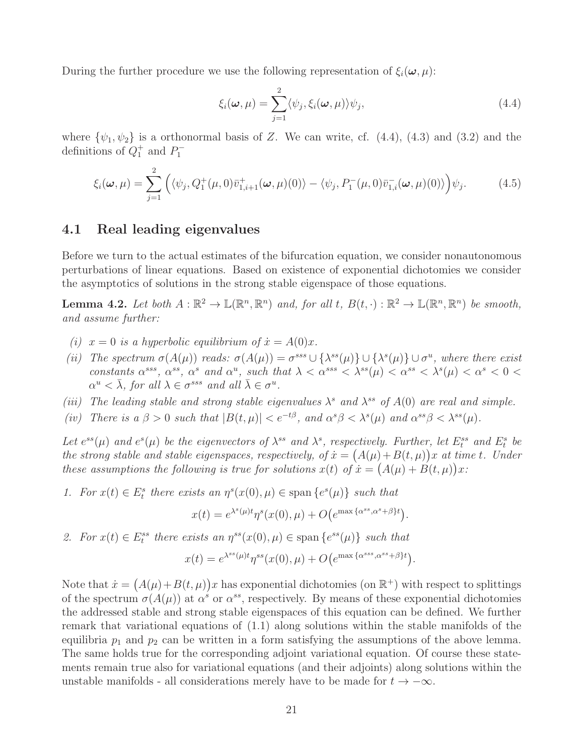During the further procedure we use the following representation of $\xi_i(\boldsymbol{\omega}, \mu)$:

$$\xi_i(\boldsymbol{\omega}, \mu) = \sum_{j=1}^{2} \langle \psi_j, \xi_i(\boldsymbol{\omega}, \mu) \rangle \psi_j, \tag{4.4}$$

where $\{\psi_1, \psi_2\}$ is a orthonormal basis of $Z$. We can write, cf. (4.4), (4.3) and (3.2) and the definitions of $Q_1^+$ and $P_1^-$

$$\xi_i(\boldsymbol{\omega}, \mu) = \sum_{j=1}^{2} \Big( \langle \psi_j, Q_1^+(\mu, 0) \bar{v}_{1,i+1}^+(\boldsymbol{\omega}, \mu)(0) \rangle - \langle \psi_j, P_1^-(\mu, 0) \bar{v}_{1,i}^-(\boldsymbol{\omega}, \mu)(0) \rangle \Big) \psi_j. \tag{4.5}$$

## 4.1 Real leading eigenvalues

Before we turn to the actual estimates of the bifurcation equation, we consider nonautonomous perturbations of linear equations. Based on existence of exponential dichotomies we consider the asymptotics of solutions in the strong stable eigenspace of those equations.

**Lemma 4.2.** *Let both $A : \mathbb{R}^2 \to \mathbb{L}(\mathbb{R}^n, \mathbb{R}^n)$ and, for all $t$, $B(t, \cdot) : \mathbb{R}^2 \to \mathbb{L}(\mathbb{R}^n, \mathbb{R}^n)$ be smooth, and assume further:*

*(i) $x = 0$ is a hyperbolic equilibrium of $\dot{x} = A(0)x$.*

*(ii) The spectrum $\sigma(A(\mu))$ reads: $\sigma(A(\mu)) = \sigma^{sss} \cup \{\lambda^{ss}(\mu)\} \cup \{\lambda^s(\mu)\} \cup \sigma^u$, where there exist constants $\alpha^{sss}$, $\alpha^{ss}$, $\alpha^s$ and $\alpha^u$, such that $\lambda < \alpha^{sss} < \lambda^{ss}(\mu) < \alpha^{ss} < \lambda^s(\mu) < \alpha^s < 0 < \alpha^u < \bar{\lambda}$, for all $\lambda \in \sigma^{sss}$ and all $\bar{\lambda} \in \sigma^u$.*

*(iii) The leading stable and strong stable eigenvalues $\lambda^s$ and $\lambda^{ss}$ of $A(0)$ are real and simple.*

*(iv) There is a $\beta > 0$ such that $|B(t, \mu)| < e^{-t\beta}$, and $\alpha^s \beta < \lambda^s(\mu)$ and $\alpha^{ss} \beta < \lambda^{ss}(\mu)$.*

*Let $e^{ss}(\mu)$ and $e^s(\mu)$ be the eigenvectors of $\lambda^{ss}$ and $\lambda^s$, respectively. Further, let $E_t^{ss}$ and $E_t^s$ be the strong stable and stable eigenspaces, respectively, of $\dot{x} = \big(A(\mu) + B(t, \mu)\big)x$ at time $t$. Under these assumptions the following is true for solutions $x(t)$ of $\dot{x} = \big(A(\mu) + B(t, \mu)\big)x$:*

1. *For $x(t) \in E_t^s$ there exists an $\eta^s(x(0), \mu) \in \operatorname{span}\{e^s(\mu)\}$ such that*

$$x(t) = e^{\lambda^s(\mu)t} \eta^s(x(0), \mu) + O\big(e^{\max\{\alpha^{ss}, \alpha^s + \beta\}t}\big).$$

2. *For $x(t) \in E_t^{ss}$ there exists an $\eta^{ss}(x(0), \mu) \in \operatorname{span}\{e^{ss}(\mu)\}$ such that*

$$x(t) = e^{\lambda^{ss}(\mu)t} \eta^{ss}(x(0), \mu) + O\big(e^{\max\{\alpha^{sss}, \alpha^{ss} + \beta\}t}\big).$$

Note that $\dot{x} = \big(A(\mu) + B(t, \mu)\big)x$ has exponential dichotomies (on $\mathbb{R}^+$) with respect to splittings of the spectrum $\sigma(A(\mu))$ at $\alpha^s$ or $\alpha^{ss}$, respectively. By means of these exponential dichotomies the addressed stable and strong stable eigenspaces of this equation can be defined. We further remark that variational equations of (1.1) along solutions within the stable manifolds of the equilibria $p_1$ and $p_2$ can be written in a form satisfying the assumptions of the above lemma. The same holds true for the corresponding adjoint variational equation. Of course these statements remain true also for variational equations (and their adjoints) along solutions within the unstable manifolds - all considerations merely have to be made for $t \to -\infty$.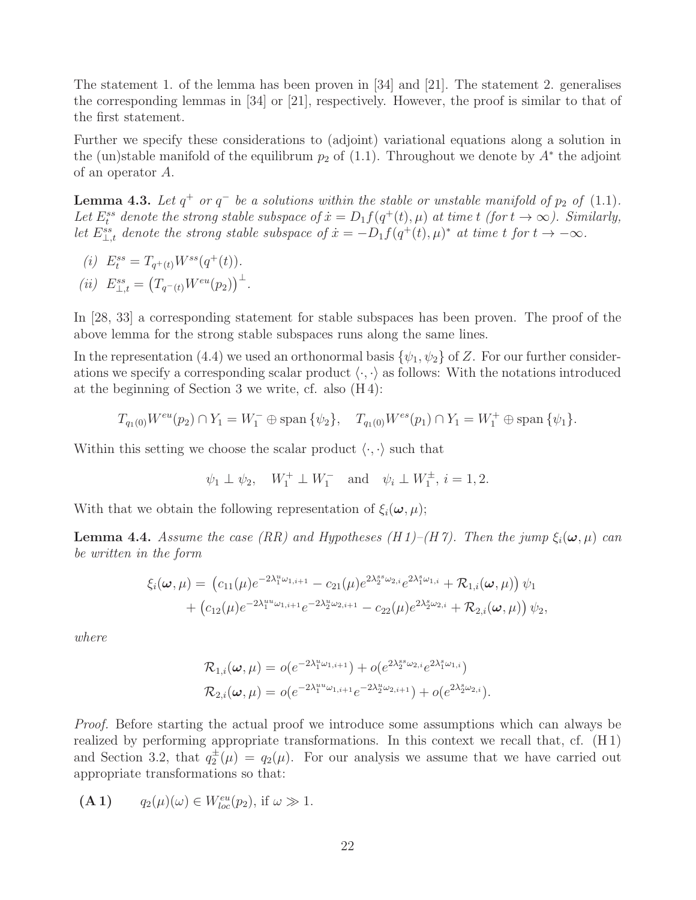The statement 1. of the lemma has been proven in [34] and [21]. The statement 2. generalises the corresponding lemmas in [34] or [21], respectively. However, the proof is similar to that of the first statement.

Further we specify these considerations to (adjoint) variational equations along a solution in the (un)stable manifold of the equilibrum $p_2$ of (1.1). Throughout we denote by $A^*$ the adjoint of an operator $A$.

**Lemma 4.3.** *Let $q^+$ or $q^-$ be a solutions within the stable or unstable manifold of $p_2$ of (1.1). Let $E^{ss}_t$ denote the strong stable subspace of $\dot{x} = D_1 f(q^+(t), \mu)$ at time $t$ (for $t \to \infty$). Similarly, let $E^{ss}_{\perp,t}$ denote the strong stable subspace of $\dot{x} = -D_1 f(q^+(t), \mu)^*$ at time $t$ for $t \to -\infty$.*

*(i)* $E^{ss}_t = T_{q^+(t)} W^{ss}(q^+(t))$.

*(ii)* $E^{ss}_{\perp,t} = \left(T_{q^-(t)} W^{eu}(p_2)\right)^{\perp}$.

In [28, 33] a corresponding statement for stable subspaces has been proven. The proof of the above lemma for the strong stable subspaces runs along the same lines.

In the representation (4.4) we used an orthonormal basis $\{\psi_1, \psi_2\}$ of $Z$. For our further considerations we specify a corresponding scalar product $\langle \cdot, \cdot \rangle$ as follows: With the notations introduced at the beginning of Section 3 we write, cf. also (H 4):

$$T_{q_1(0)} W^{eu}(p_2) \cap Y_1 = W_1^- \oplus \operatorname{span}\{\psi_2\}, \quad T_{q_1(0)} W^{es}(p_1) \cap Y_1 = W_1^+ \oplus \operatorname{span}\{\psi_1\}.$$

Within this setting we choose the scalar product $\langle \cdot, \cdot \rangle$ such that

$$\psi_1 \perp \psi_2, \quad W_1^+ \perp W_1^- \quad \text{and} \quad \psi_i \perp W_1^\pm,\ i = 1, 2.$$

With that we obtain the following representation of $\xi_i(\boldsymbol{\omega}, \mu)$;

**Lemma 4.4.** *Assume the case (RR) and Hypotheses (H 1)–(H 7). Then the jump $\xi_i(\boldsymbol{\omega}, \mu)$ can be written in the form*

$$\begin{aligned}
\xi_i(\boldsymbol{\omega}, \mu) = &\left(c_{11}(\mu) e^{-2\lambda_1^u \omega_{1,i+1}} - c_{21}(\mu) e^{2\lambda_2^{ss}\omega_{2,i}} e^{2\lambda_1^s \omega_{1,i}} + \mathcal{R}_{1,i}(\boldsymbol{\omega}, \mu)\right) \psi_1 \\
&+ \left(c_{12}(\mu) e^{-2\lambda_1^{uu}\omega_{1,i+1}} e^{-2\lambda_2^u \omega_{2,i+1}} - c_{22}(\mu) e^{2\lambda_2^s \omega_{2,i}} + \mathcal{R}_{2,i}(\boldsymbol{\omega}, \mu)\right) \psi_2,
\end{aligned}$$

*where*

$$\begin{aligned}
\mathcal{R}_{1,i}(\boldsymbol{\omega}, \mu) &= o(e^{-2\lambda_1^u \omega_{1,i+1}}) + o(e^{2\lambda_2^{ss}\omega_{2,i}} e^{2\lambda_1^s \omega_{1,i}}) \\
\mathcal{R}_{2,i}(\boldsymbol{\omega}, \mu) &= o(e^{-2\lambda_1^{uu}\omega_{1,i+1}} e^{-2\lambda_2^u \omega_{2,i+1}}) + o(e^{2\lambda_2^s \omega_{2,i}}).
\end{aligned}$$

*Proof.* Before starting the actual proof we introduce some assumptions which can always be realized by performing appropriate transformations. In this context we recall that, cf. (H 1) and Section 3.2, that $q_2^\pm(\mu) = q_2(\mu)$. For our analysis we assume that we have carried out appropriate transformations so that:

**(A 1)** $\quad q_2(\mu)(\omega) \in W^{eu}_{loc}(p_2)$, if $\omega \gg 1$.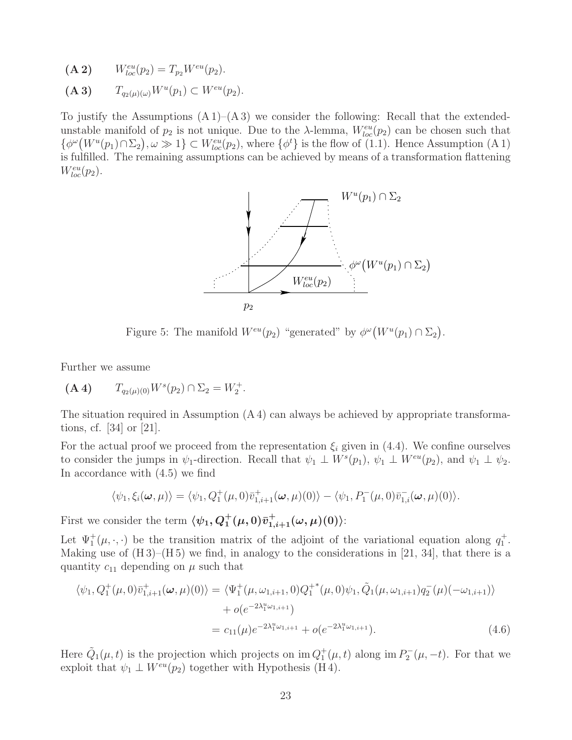**(A 2)** $\quad W^{eu}_{loc}(p_2) = T_{p_2}W^{eu}(p_2)$.

**(A 3)** $\quad T_{q_2(\mu)(\omega)}W^u(p_1) \subset W^{eu}(p_2)$.

To justify the Assumptions (A 1)–(A 3) we consider the following: Recall that the extended-unstable manifold of $p_2$ is not unique. Due to the $\lambda$-lemma, $W^{eu}_{loc}(p_2)$ can be chosen such that $\{\phi^\omega\big(W^u(p_1)\cap\Sigma_2\big), \omega \gg 1\} \subset W^{eu}_{loc}(p_2)$, where $\{\phi^t\}$ is the flow of (1.1). Hence Assumption (A 1) is fulfilled. The remaining assumptions can be achieved by means of a transformation flattening $W^{eu}_{loc}(p_2)$.

Figure 5: The manifold $W^{eu}(p_2)$ "generated" by $\phi^\omega\big(W^u(p_1)\cap\Sigma_2\big)$.

Further we assume

**(A 4)** $\quad T_{q_2(\mu)(0)}W^s(p_2)\cap\Sigma_2 = W^+_2$.

The situation required in Assumption (A 4) can always be achieved by appropriate transformations, cf. [34] or [21].

For the actual proof we proceed from the representation $\xi_i$ given in (4.4). We confine ourselves to consider the jumps in $\psi_1$-direction. Recall that $\psi_1 \perp W^s(p_1)$, $\psi_1 \perp W^{eu}(p_2)$, and $\psi_1 \perp \psi_2$. In accordance with (4.5) we find

$$\langle \psi_1, \xi_i(\boldsymbol{\omega},\mu)\rangle = \langle \psi_1, Q^+_1(\mu,0)\bar v^+_{1,i+1}(\boldsymbol{\omega},\mu)(0)\rangle - \langle \psi_1, P^-_1(\mu,0)\bar v^-_{1,i}(\boldsymbol{\omega},\mu)(0)\rangle.$$

First we consider the term $\boldsymbol{\langle \psi_1, Q^+_1(\mu,0)\bar v^+_{1,i+1}(\omega,\mu)(0)\rangle}$:

Let $\Psi^+_1(\mu,\cdot,\cdot)$ be the transition matrix of the adjoint of the variational equation along $q^+_1$. Making use of (H 3)–(H 5) we find, in analogy to the considerations in [21, 34], that there is a quantity $c_{11}$ depending on $\mu$ such that

$$\begin{aligned}
\langle \psi_1, Q^+_1(\mu,0)\bar v^+_{1,i+1}(\boldsymbol{\omega},\mu)(0)\rangle &= \langle \Psi^+_1(\mu,\omega_{1,i+1},0)Q^{+^*}_1(\mu,0)\psi_1, \tilde Q_1(\mu,\omega_{1,i+1})q^-_2(\mu)(-\omega_{1,i+1})\rangle \\
&\quad + o(e^{-2\lambda^u_1\omega_{1,i+1}}) \\
&= c_{11}(\mu)e^{-2\lambda^u_1\omega_{1,i+1}} + o(e^{-2\lambda^u_1\omega_{1,i+1}}).
\end{aligned} \tag{4.6}$$

Here $\tilde Q_1(\mu,t)$ is the projection which projects on $\operatorname{im} Q^+_1(\mu,t)$ along $\operatorname{im} P^-_2(\mu,-t)$. For that we exploit that $\psi_1 \perp W^{eu}(p_2)$ together with Hypothesis (H 4).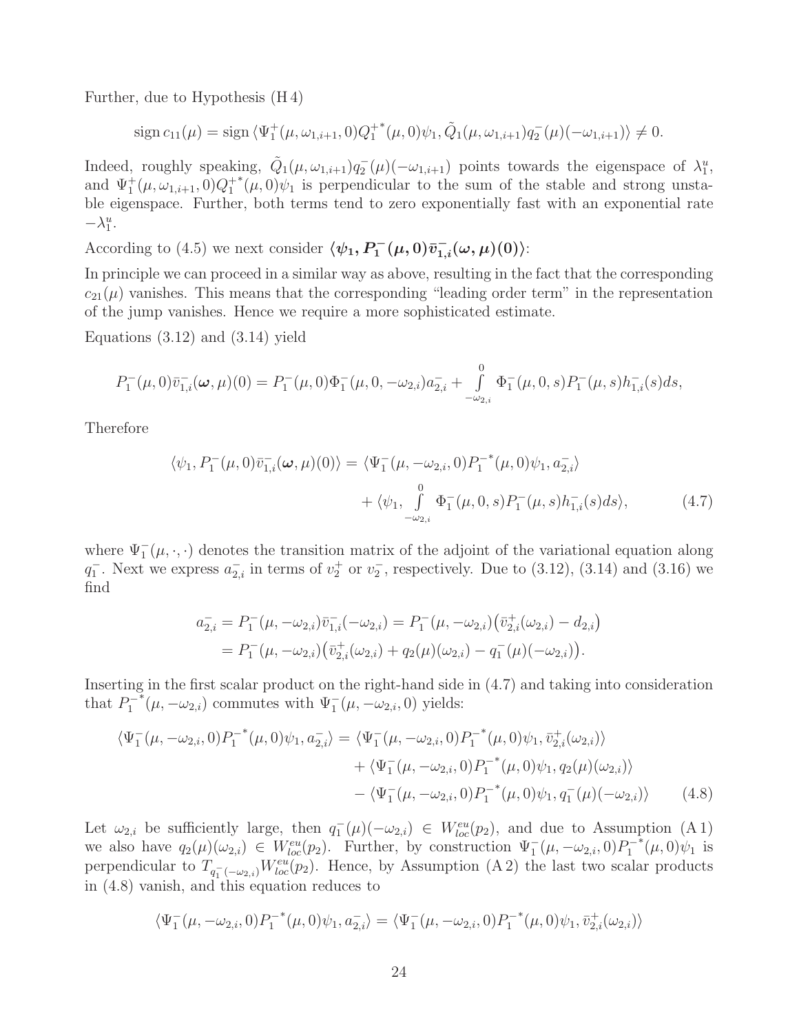Further, due to Hypothesis (H 4)

$$\operatorname{sign} c_{11}(\mu) = \operatorname{sign} \langle \Psi_1^+(\mu, \omega_{1,i+1}, 0) Q_1^{+*}(\mu, 0)\psi_1, \tilde{Q}_1(\mu, \omega_{1,i+1}) q_2^-(\mu)(-\omega_{1,i+1})\rangle \neq 0.$$

Indeed, roughly speaking, $\tilde{Q}_1(\mu, \omega_{1,i+1}) q_2^-(\mu)(-\omega_{1,i+1})$ points towards the eigenspace of $\lambda_1^u$, and $\Psi_1^+(\mu, \omega_{1,i+1}, 0) Q_1^{+*}(\mu, 0)\psi_1$ is perpendicular to the sum of the stable and strong unstable eigenspace. Further, both terms tend to zero exponentially fast with an exponential rate $-\lambda_1^u$.

According to (4.5) we next consider $\boldsymbol{\langle \psi_1, P_1^-(\mu, 0)\bar{v}_{1,i}^-(\omega, \mu)(0)\rangle}$:

In principle we can proceed in a similar way as above, resulting in the fact that the corresponding $c_{21}(\mu)$ vanishes. This means that the corresponding "leading order term" in the representation of the jump vanishes. Hence we require a more sophisticated estimate.

Equations (3.12) and (3.14) yield

$$P_1^-(\mu, 0)\bar{v}_{1,i}^-(\boldsymbol{\omega}, \mu)(0) = P_1^-(\mu, 0)\Phi_1^-(\mu, 0, -\omega_{2,i}) a_{2,i}^- + \int_{-\omega_{2,i}}^{0} \Phi_1^-(\mu, 0, s) P_1^-(\mu, s) h_{1,i}^-(s) ds,$$

Therefore

$$\begin{aligned} \langle \psi_1, P_1^-(\mu, 0)\bar{v}_{1,i}^-(\boldsymbol{\omega}, \mu)(0)\rangle = {} & \langle \Psi_1^-(\mu, -\omega_{2,i}, 0) P_1^{-*}(\mu, 0)\psi_1, a_{2,i}^-\rangle \\ & + \langle \psi_1, \int_{-\omega_{2,i}}^{0} \Phi_1^-(\mu, 0, s) P_1^-(\mu, s) h_{1,i}^-(s) ds\rangle, \end{aligned} \tag{4.7}$$

where $\Psi_1^-(\mu, \cdot, \cdot)$ denotes the transition matrix of the adjoint of the variational equation along $q_1^-$. Next we express $a_{2,i}^-$ in terms of $v_2^+$ or $v_2^-$, respectively. Due to (3.12), (3.14) and (3.16) we find

$$\begin{aligned} a_{2,i}^- &= P_1^-(\mu, -\omega_{2,i})\bar{v}_{1,i}^-(-\omega_{2,i}) = P_1^-(\mu, -\omega_{2,i})\big(\bar{v}_{2,i}^+(\omega_{2,i}) - d_{2,i}\big) \\ &= P_1^-(\mu, -\omega_{2,i})\big(\bar{v}_{2,i}^+(\omega_{2,i}) + q_2(\mu)(\omega_{2,i}) - q_1^-(\mu)(-\omega_{2,i})\big). \end{aligned}$$

Inserting in the first scalar product on the right-hand side in (4.7) and taking into consideration that $P_1^{-*}(\mu, -\omega_{2,i})$ commutes with $\Psi_1^-(\mu, -\omega_{2,i}, 0)$ yields:

$$\begin{aligned} \langle \Psi_1^-(\mu, -\omega_{2,i}, 0) P_1^{-*}(\mu, 0)\psi_1, a_{2,i}^-\rangle = {} & \langle \Psi_1^-(\mu, -\omega_{2,i}, 0) P_1^{-*}(\mu, 0)\psi_1, \bar{v}_{2,i}^+(\omega_{2,i})\rangle \\ & + \langle \Psi_1^-(\mu, -\omega_{2,i}, 0) P_1^{-*}(\mu, 0)\psi_1, q_2(\mu)(\omega_{2,i})\rangle \\ & - \langle \Psi_1^-(\mu, -\omega_{2,i}, 0) P_1^{-*}(\mu, 0)\psi_1, q_1^-(\mu)(-\omega_{2,i})\rangle \end{aligned} \tag{4.8}$$

Let $\omega_{2,i}$ be sufficiently large, then $q_1^-(\mu)(-\omega_{2,i}) \in W_{loc}^{eu}(p_2)$, and due to Assumption (A 1) we also have $q_2(\mu)(\omega_{2,i}) \in W_{loc}^{eu}(p_2)$. Further, by construction $\Psi_1^-(\mu, -\omega_{2,i}, 0) P_1^{-*}(\mu, 0)\psi_1$ is perpendicular to $T_{q_1^-(-\omega_{2,i})} W_{loc}^{eu}(p_2)$. Hence, by Assumption (A 2) the last two scalar products in (4.8) vanish, and this equation reduces to

$$\langle \Psi_1^-(\mu, -\omega_{2,i}, 0) P_1^{-*}(\mu, 0)\psi_1, a_{2,i}^-\rangle = \langle \Psi_1^-(\mu, -\omega_{2,i}, 0) P_1^{-*}(\mu, 0)\psi_1, \bar{v}_{2,i}^+(\omega_{2,i})\rangle$$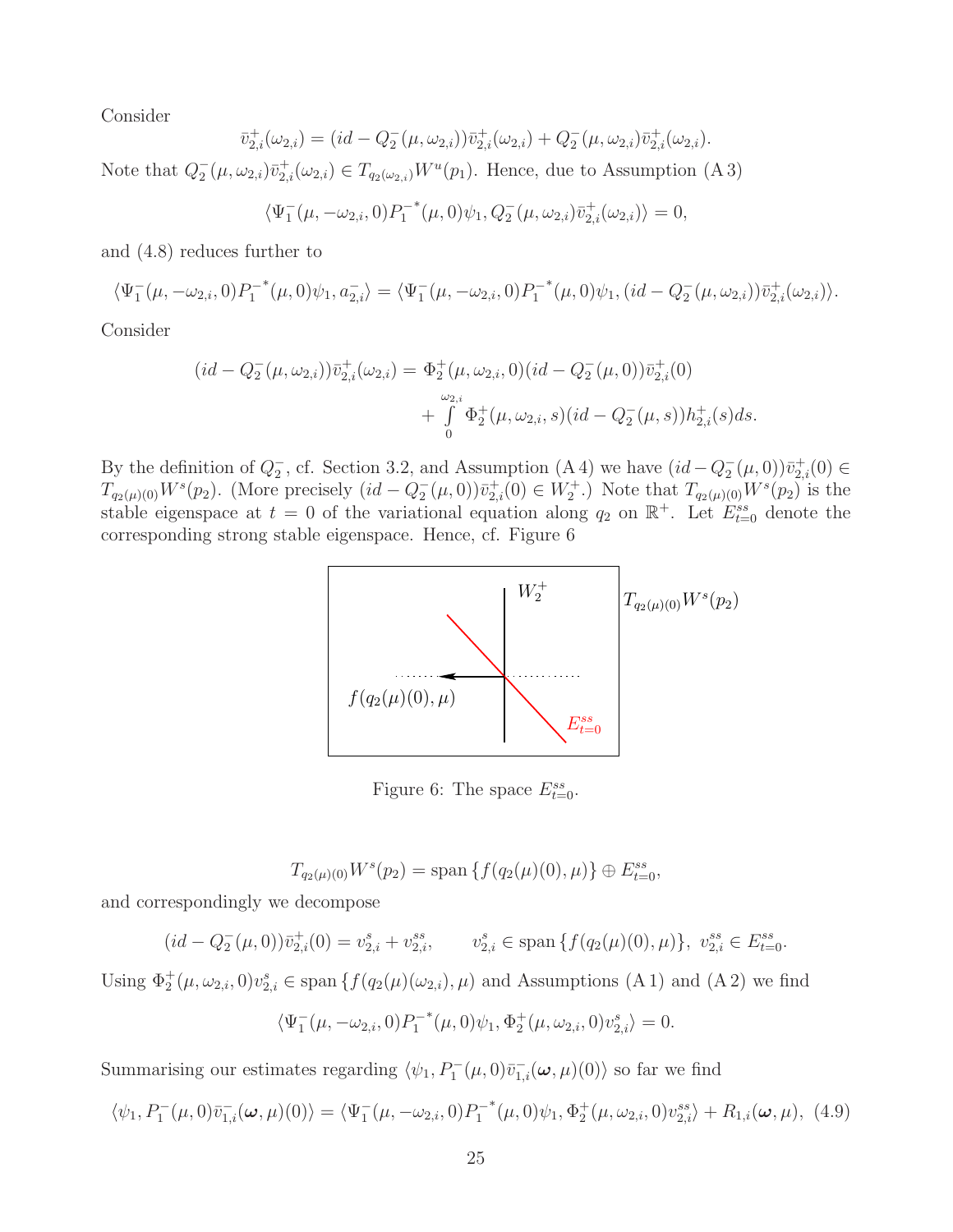Consider

$$\bar{v}^+_{2,i}(\omega_{2,i}) = (id - Q^-_2(\mu, \omega_{2,i}))\bar{v}^+_{2,i}(\omega_{2,i}) + Q^-_2(\mu, \omega_{2,i})\bar{v}^+_{2,i}(\omega_{2,i}).$$

Note that $Q^-_2(\mu, \omega_{2,i})\bar{v}^+_{2,i}(\omega_{2,i}) \in T_{q_2(\omega_{2,i})}W^u(p_1)$. Hence, due to Assumption (A 3)

$$\langle \Psi^-_1(\mu, -\omega_{2,i}, 0)P^{-*}_1(\mu, 0)\psi_1, Q^-_2(\mu, \omega_{2,i})\bar{v}^+_{2,i}(\omega_{2,i})\rangle = 0,$$

and (4.8) reduces further to

$$\langle \Psi^-_1(\mu, -\omega_{2,i}, 0)P^{-*}_1(\mu, 0)\psi_1, a^-_{2,i}\rangle = \langle \Psi^-_1(\mu, -\omega_{2,i}, 0)P^{-*}_1(\mu, 0)\psi_1, (id - Q^-_2(\mu, \omega_{2,i}))\bar{v}^+_{2,i}(\omega_{2,i})\rangle.$$

Consider

$$(id - Q^-_2(\mu, \omega_{2,i}))\bar{v}^+_{2,i}(\omega_{2,i}) = \Phi^+_2(\mu, \omega_{2,i}, 0)(id - Q^-_2(\mu, 0))\bar{v}^+_{2,i}(0) + \int_0^{\omega_{2,i}} \Phi^+_2(\mu, \omega_{2,i}, s)(id - Q^-_2(\mu, s))h^+_{2,i}(s)ds.$$

By the definition of $Q^-_2$, cf. Section 3.2, and Assumption (A 4) we have $(id - Q^-_2(\mu, 0))\bar{v}^+_{2,i}(0) \in T_{q_2(\mu)(0)}W^s(p_2)$. (More precisely $(id - Q^-_2(\mu, 0))\bar{v}^+_{2,i}(0) \in W^+_2$.) Note that $T_{q_2(\mu)(0)}W^s(p_2)$ is the stable eigenspace at $t = 0$ of the variational equation along $q_2$ on $\mathbb{R}^+$. Let $E^{ss}_{t=0}$ denote the corresponding strong stable eigenspace. Hence, cf. Figure 6

Figure 6: The space $E^{ss}_{t=0}$.

$$T_{q_2(\mu)(0)}W^s(p_2) = \text{span}\,\{f(q_2(\mu)(0), \mu)\} \oplus E^{ss}_{t=0},$$

and correspondingly we decompose

$$(id - Q^-_2(\mu, 0))\bar{v}^+_{2,i}(0) = v^s_{2,i} + v^{ss}_{2,i}, \qquad v^s_{2,i} \in \text{span}\,\{f(q_2(\mu)(0), \mu)\},\ v^{ss}_{2,i} \in E^{ss}_{t=0}.$$

Using $\Phi^+_2(\mu, \omega_{2,i}, 0)v^s_{2,i} \in \text{span}\,\{f(q_2(\mu)(\omega_{2,i}), \mu)\}$ and Assumptions (A 1) and (A 2) we find

$$\langle \Psi^-_1(\mu, -\omega_{2,i}, 0)P^{-*}_1(\mu, 0)\psi_1, \Phi^+_2(\mu, \omega_{2,i}, 0)v^s_{2,i}\rangle = 0.$$

Summarising our estimates regarding $\langle \psi_1, P^-_1(\mu, 0)\bar{v}^-_{1,i}(\boldsymbol{\omega}, \mu)(0)\rangle$ so far we find

$$\langle \psi_1, P^-_1(\mu, 0)\bar{v}^-_{1,i}(\boldsymbol{\omega}, \mu)(0)\rangle = \langle \Psi^-_1(\mu, -\omega_{2,i}, 0)P^{-*}_1(\mu, 0)\psi_1, \Phi^+_2(\mu, \omega_{2,i}, 0)v^{ss}_{2,i}\rangle + R_{1,i}(\boldsymbol{\omega}, \mu), \quad (4.9)$$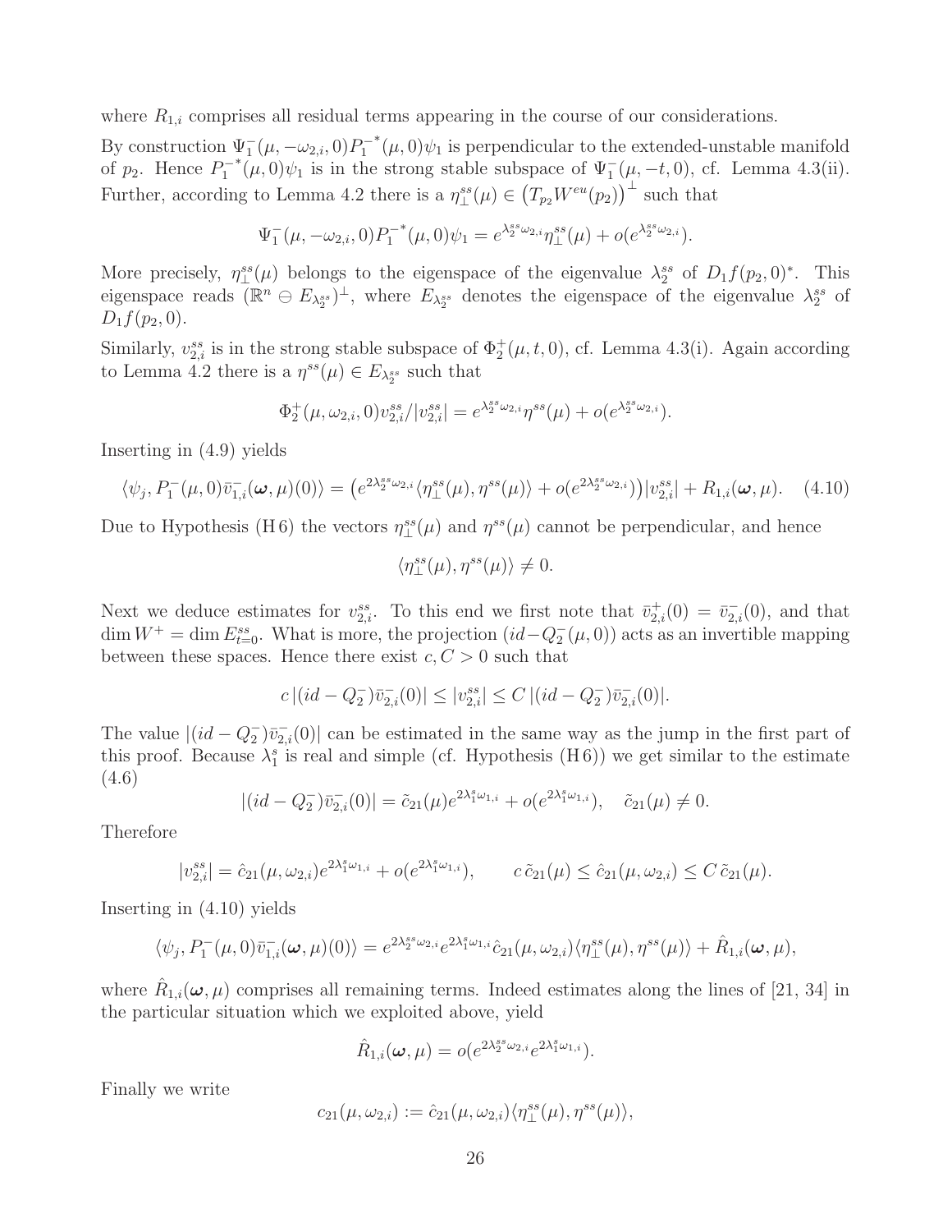where $R_{1,i}$ comprises all residual terms appearing in the course of our considerations.

By construction $\Psi_1^-(\mu, -\omega_{2,i}, 0){P_1^-}^*(\mu, 0)\psi_1$ is perpendicular to the extended-unstable manifold of $p_2$. Hence ${P_1^-}^*(\mu, 0)\psi_1$ is in the strong stable subspace of $\Psi_1^-(\mu, -t, 0)$, cf. Lemma 4.3(ii). Further, according to Lemma 4.2 there is a $\eta_\perp^{ss}(\mu) \in \big(T_{p_2}W^{eu}(p_2)\big)^\perp$ such that

$$\Psi_1^-(\mu, -\omega_{2,i}, 0){P_1^-}^*(\mu, 0)\psi_1 = e^{\lambda_2^{ss}\omega_{2,i}}\eta_\perp^{ss}(\mu) + o(e^{\lambda_2^{ss}\omega_{2,i}}).$$

More precisely, $\eta_\perp^{ss}(\mu)$ belongs to the eigenspace of the eigenvalue $\lambda_2^{ss}$ of $D_1f(p_2, 0)^*$. This eigenspace reads $(\mathbb{R}^n \ominus E_{\lambda_2^{ss}})^\perp$, where $E_{\lambda_2^{ss}}$ denotes the eigenspace of the eigenvalue $\lambda_2^{ss}$ of $D_1f(p_2, 0)$.

Similarly, $v_{2,i}^{ss}$ is in the strong stable subspace of $\Phi_2^+(\mu, t, 0)$, cf. Lemma 4.3(i). Again according to Lemma 4.2 there is a $\eta^{ss}(\mu) \in E_{\lambda_2^{ss}}$ such that

$$\Phi_2^+(\mu, \omega_{2,i}, 0)v_{2,i}^{ss}/|v_{2,i}^{ss}| = e^{\lambda_2^{ss}\omega_{2,i}}\eta^{ss}(\mu) + o(e^{\lambda_2^{ss}\omega_{2,i}}).$$

Inserting in (4.9) yields

$$\langle \psi_j, P_1^-(\mu, 0)\bar{v}_{1,i}^-(\boldsymbol{\omega}, \mu)(0)\rangle = \big(e^{2\lambda_2^{ss}\omega_{2,i}}\langle \eta_\perp^{ss}(\mu), \eta^{ss}(\mu)\rangle + o(e^{2\lambda_2^{ss}\omega_{2,i}})\big)|v_{2,i}^{ss}| + R_{1,i}(\boldsymbol{\omega}, \mu). \quad (4.10)$$

Due to Hypothesis (H 6) the vectors $\eta_\perp^{ss}(\mu)$ and $\eta^{ss}(\mu)$ cannot be perpendicular, and hence

$$\langle \eta_\perp^{ss}(\mu), \eta^{ss}(\mu)\rangle \neq 0.$$

Next we deduce estimates for $v_{2,i}^{ss}$. To this end we first note that $\bar{v}_{2,i}^+(0) = \bar{v}_{2,i}^-(0)$, and that $\dim W^+ = \dim E_{t=0}^{ss}$. What is more, the projection $(id - Q_2^-(\mu, 0))$ acts as an invertible mapping between these spaces. Hence there exist $c, C > 0$ such that

$$c\,|(id - Q_2^-)\bar{v}_{2,i}^-(0)| \le |v_{2,i}^{ss}| \le C\,|(id - Q_2^-)\bar{v}_{2,i}^-(0)|.$$

The value $|(id - Q_2^-)\bar{v}_{2,i}^-(0)|$ can be estimated in the same way as the jump in the first part of this proof. Because $\lambda_1^s$ is real and simple (cf. Hypothesis (H 6)) we get similar to the estimate (4.6)

$$|(id - Q_2^-)\bar{v}_{2,i}^-(0)| = \tilde{c}_{21}(\mu)e^{2\lambda_1^s\omega_{1,i}} + o(e^{2\lambda_1^s\omega_{1,i}}), \quad \tilde{c}_{21}(\mu) \neq 0.$$

Therefore

$$|v_{2,i}^{ss}| = \hat{c}_{21}(\mu, \omega_{2,i})e^{2\lambda_1^s\omega_{1,i}} + o(e^{2\lambda_1^s\omega_{1,i}}), \qquad c\,\tilde{c}_{21}(\mu) \le \hat{c}_{21}(\mu, \omega_{2,i}) \le C\,\tilde{c}_{21}(\mu).$$

Inserting in (4.10) yields

$$\langle \psi_j, P_1^-(\mu, 0)\bar{v}_{1,i}^-(\boldsymbol{\omega}, \mu)(0)\rangle = e^{2\lambda_2^{ss}\omega_{2,i}}e^{2\lambda_1^s\omega_{1,i}}\hat{c}_{21}(\mu, \omega_{2,i})\langle \eta_\perp^{ss}(\mu), \eta^{ss}(\mu)\rangle + \hat{R}_{1,i}(\boldsymbol{\omega}, \mu),$$

where $\hat{R}_{1,i}(\boldsymbol{\omega}, \mu)$ comprises all remaining terms. Indeed estimates along the lines of [21, 34] in the particular situation which we exploited above, yield

$$\hat{R}_{1,i}(\boldsymbol{\omega}, \mu) = o(e^{2\lambda_2^{ss}\omega_{2,i}}e^{2\lambda_1^s\omega_{1,i}}).$$

Finally we write

$$c_{21}(\mu, \omega_{2,i}) := \hat{c}_{21}(\mu, \omega_{2,i})\langle \eta_\perp^{ss}(\mu), \eta^{ss}(\mu)\rangle,$$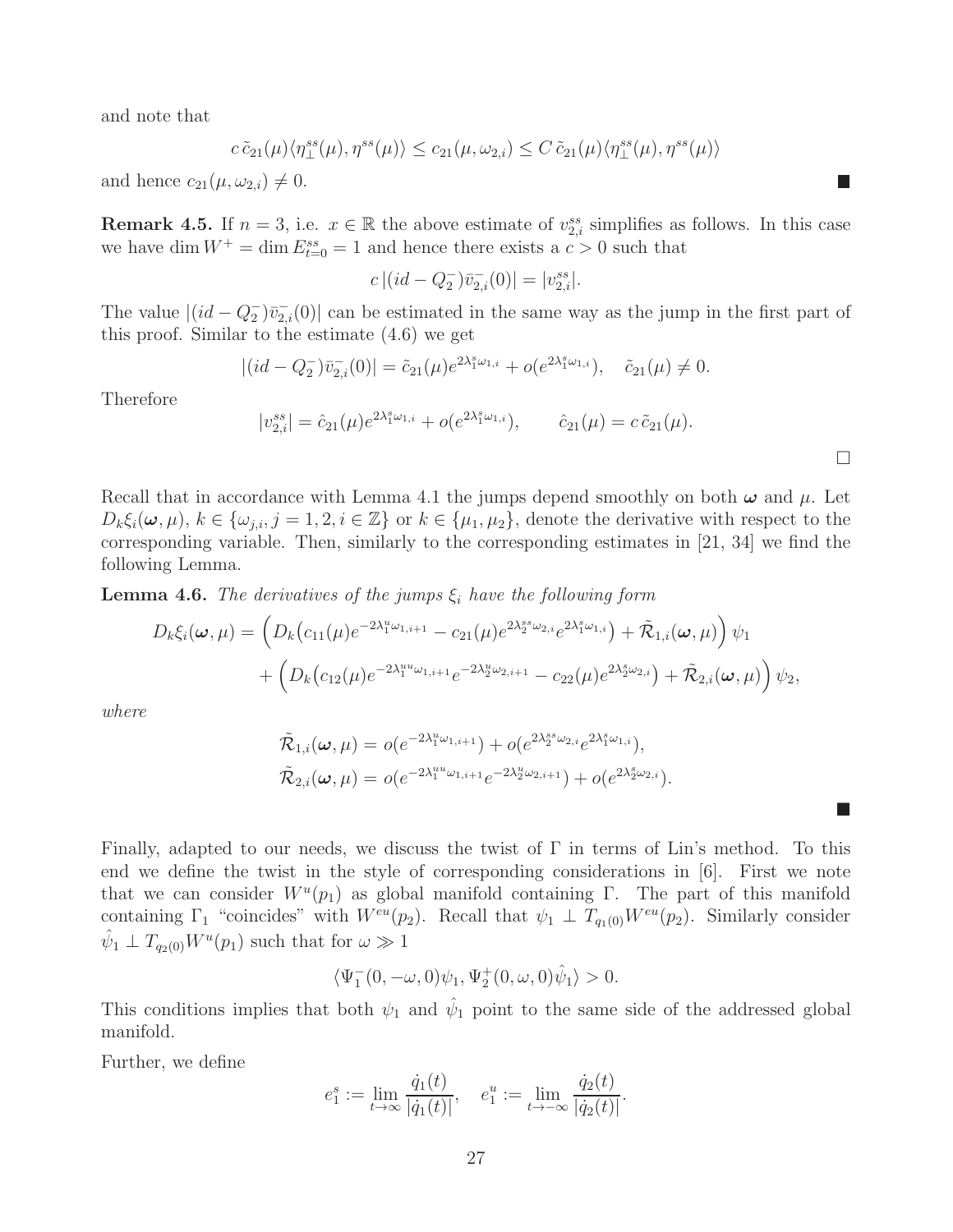and note that

$$c\,\tilde{c}_{21}(\mu)\langle\eta^{ss}_{\perp}(\mu),\eta^{ss}(\mu)\rangle \le c_{21}(\mu,\omega_{2,i}) \le C\,\tilde{c}_{21}(\mu)\langle\eta^{ss}_{\perp}(\mu),\eta^{ss}(\mu)\rangle$$

and hence $c_{21}(\mu,\omega_{2,i})\neq 0$. ■

**Remark 4.5.** If $n=3$, i.e. $x\in\mathbb{R}$ the above estimate of $v^{ss}_{2,i}$ simplifies as follows. In this case we have $\dim W^+ = \dim E^{ss}_{t=0} = 1$ and hence there exists a $c>0$ such that

$$c\,|(id-Q^-_2)\bar{v}^-_{2,i}(0)| = |v^{ss}_{2,i}|.$$

The value $|(id-Q^-_2)\bar{v}^-_{2,i}(0)|$ can be estimated in the same way as the jump in the first part of this proof. Similar to the estimate (4.6) we get

$$|(id-Q^-_2)\bar{v}^-_{2,i}(0)| = \tilde{c}_{21}(\mu)e^{2\lambda^s_1\omega_{1,i}} + o(e^{2\lambda^s_1\omega_{1,i}}),\quad \tilde{c}_{21}(\mu)\neq 0.$$

Therefore

$$|v^{ss}_{2,i}| = \hat{c}_{21}(\mu)e^{2\lambda^s_1\omega_{1,i}} + o(e^{2\lambda^s_1\omega_{1,i}}),\qquad \hat{c}_{21}(\mu) = c\,\tilde{c}_{21}(\mu).$$

□

Recall that in accordance with Lemma 4.1 the jumps depend smoothly on both $\boldsymbol{\omega}$ and $\mu$. Let $D_k\xi_i(\boldsymbol{\omega},\mu)$, $k\in\{\omega_{j,i}, j=1,2, i\in\mathbb{Z}\}$ or $k\in\{\mu_1,\mu_2\}$, denote the derivative with respect to the corresponding variable. Then, similarly to the corresponding estimates in [21, 34] we find the following Lemma.

**Lemma 4.6.** *The derivatives of the jumps $\xi_i$ have the following form*

$$\begin{aligned}
D_k\xi_i(\boldsymbol{\omega},\mu) = &\Big(D_k\big(c_{11}(\mu)e^{-2\lambda^u_1\omega_{1,i+1}} - c_{21}(\mu)e^{2\lambda^{ss}_2\omega_{2,i}}e^{2\lambda^s_1\omega_{1,i}}\big) + \tilde{\mathcal{R}}_{1,i}(\boldsymbol{\omega},\mu)\Big)\,\psi_1\\
&+\Big(D_k\big(c_{12}(\mu)e^{-2\lambda^{uu}_1\omega_{1,i+1}}e^{-2\lambda^u_2\omega_{2,i+1}} - c_{22}(\mu)e^{2\lambda^s_2\omega_{2,i}}\big) + \tilde{\mathcal{R}}_{2,i}(\boldsymbol{\omega},\mu)\Big)\,\psi_2,
\end{aligned}$$

*where*

$$\begin{aligned}
\tilde{\mathcal{R}}_{1,i}(\boldsymbol{\omega},\mu) &= o(e^{-2\lambda^u_1\omega_{1,i+1}}) + o(e^{2\lambda^{ss}_2\omega_{2,i}}e^{2\lambda^s_1\omega_{1,i}}),\\
\tilde{\mathcal{R}}_{2,i}(\boldsymbol{\omega},\mu) &= o(e^{-2\lambda^{uu}_1\omega_{1,i+1}}e^{-2\lambda^u_2\omega_{2,i+1}}) + o(e^{2\lambda^s_2\omega_{2,i}}).
\end{aligned}$$

■

Finally, adapted to our needs, we discuss the twist of $\Gamma$ in terms of Lin's method. To this end we define the twist in the style of corresponding considerations in [6]. First we note that we can consider $W^u(p_1)$ as global manifold containing $\Gamma$. The part of this manifold containing $\Gamma_1$ "coincides" with $W^{eu}(p_2)$. Recall that $\psi_1\perp T_{q_1(0)}W^{eu}(p_2)$. Similarly consider $\hat{\psi}_1\perp T_{q_2(0)}W^u(p_1)$ such that for $\omega\gg 1$

$$\langle\Psi^-_1(0,-\omega,0)\psi_1,\Psi^+_2(0,\omega,0)\hat{\psi}_1\rangle > 0.$$

This conditions implies that both $\psi_1$ and $\hat{\psi}_1$ point to the same side of the addressed global manifold.

Further, we define

$$e^s_1 := \lim_{t\to\infty}\frac{\dot{q}_1(t)}{|\dot{q}_1(t)|},\quad e^u_1 := \lim_{t\to-\infty}\frac{\dot{q}_2(t)}{|\dot{q}_2(t)|}.$$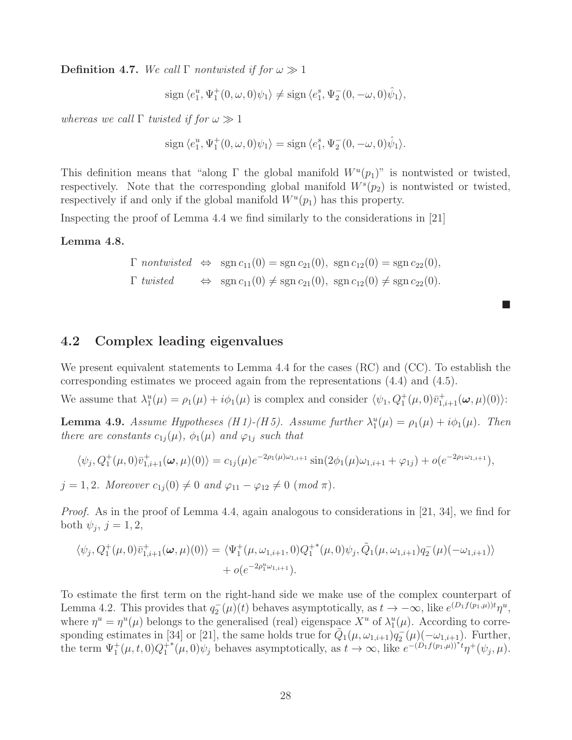**Definition 4.7.** *We call* $\Gamma$ *nontwisted if for* $\omega \gg 1$

$$\operatorname{sign} \langle e_1^u, \Psi_1^+(0,\omega,0)\psi_1\rangle \neq \operatorname{sign} \langle e_1^s, \Psi_2^-(0,-\omega,0)\hat{\psi}_1\rangle,$$

*whereas we call* $\Gamma$ *twisted if for* $\omega \gg 1$

$$\operatorname{sign} \langle e_1^u, \Psi_1^+(0,\omega,0)\psi_1\rangle = \operatorname{sign} \langle e_1^s, \Psi_2^-(0,-\omega,0)\hat{\psi}_1\rangle.$$

This definition means that "along $\Gamma$ the global manifold $W^u(p_1)$" is nontwisted or twisted, respectively. Note that the corresponding global manifold $W^s(p_2)$ is nontwisted or twisted, respectively if and only if the global manifold $W^u(p_1)$ has this property.

Inspecting the proof of Lemma 4.4 we find similarly to the considerations in [21]

**Lemma 4.8.**

$$\begin{aligned}
&\Gamma \text{ nontwisted} \;\Leftrightarrow\; \operatorname{sgn} c_{11}(0) = \operatorname{sgn} c_{21}(0),\ \operatorname{sgn} c_{12}(0) = \operatorname{sgn} c_{22}(0),\\
&\Gamma \text{ twisted} \quad\;\;\, \Leftrightarrow\; \operatorname{sgn} c_{11}(0) \neq \operatorname{sgn} c_{21}(0),\ \operatorname{sgn} c_{12}(0) \neq \operatorname{sgn} c_{22}(0).
\end{aligned}$$

■

## 4.2 Complex leading eigenvalues

We present equivalent statements to Lemma 4.4 for the cases (RC) and (CC). To establish the corresponding estimates we proceed again from the representations (4.4) and (4.5).

We assume that $\lambda_1^u(\mu) = \rho_1(\mu) + i\phi_1(\mu)$ is complex and consider $\langle \psi_1, Q_1^+(\mu,0)\bar{v}_{1,i+1}^+(\boldsymbol{\omega},\mu)(0)\rangle$:

**Lemma 4.9.** *Assume Hypotheses (H1)-(H5). Assume further* $\lambda_1^u(\mu) = \rho_1(\mu) + i\phi_1(\mu)$*. Then there are constants* $c_{1j}(\mu)$*,* $\phi_1(\mu)$ *and* $\varphi_{1j}$ *such that*

$$\langle \psi_j, Q_1^+(\mu,0)\bar{v}_{1,i+1}^+(\boldsymbol{\omega},\mu)(0)\rangle = c_{1j}(\mu)e^{-2\rho_1(\mu)\omega_{1,i+1}}\sin(2\phi_1(\mu)\omega_{1,i+1} + \varphi_{1j}) + o(e^{-2\rho_1\omega_{1,i+1}}),$$

$j = 1,2$*. Moreover* $c_{1j}(0) \neq 0$ *and* $\varphi_{11} - \varphi_{12} \neq 0 \ (mod\ \pi)$*.*

*Proof.* As in the proof of Lemma 4.4, again analogous to considerations in [21, 34], we find for both $\psi_j$, $j = 1,2$,

$$\begin{aligned}
\langle \psi_j, Q_1^+(\mu,0)\bar{v}_{1,i+1}^+(\boldsymbol{\omega},\mu)(0)\rangle = {} & \langle \Psi_1^+(\mu,\omega_{1,i+1},0){Q_1^+}^*(\mu,0)\psi_j, \tilde{Q}_1(\mu,\omega_{1,i+1})q_2^-(\mu)(-\omega_{1,i+1})\rangle \\
& + o(e^{-2\rho_1^u\omega_{1,i+1}}).
\end{aligned}$$

To estimate the first term on the right-hand side we make use of the complex counterpart of Lemma 4.2. This provides that $q_2^-(\mu)(t)$ behaves asymptotically, as $t \to -\infty$, like $e^{(D_1 f(p_1,\mu))t}\eta^u$, where $\eta^u = \eta^u(\mu)$ belongs to the generalised (real) eigenspace $X^u$ of $\lambda_1^u(\mu)$. According to corresponding estimates in [34] or [21], the same holds true for $\tilde{Q}_1(\mu,\omega_{1,i+1})q_2^-(\mu)(-\omega_{1,i+1})$. Further, the term $\Psi_1^+(\mu,t,0){Q_1^+}^*(\mu,0)\psi_j$ behaves asymptotically, as $t \to \infty$, like $e^{-(D_1 f(p_1,\mu))^* t}\eta^+(\psi_j,\mu)$.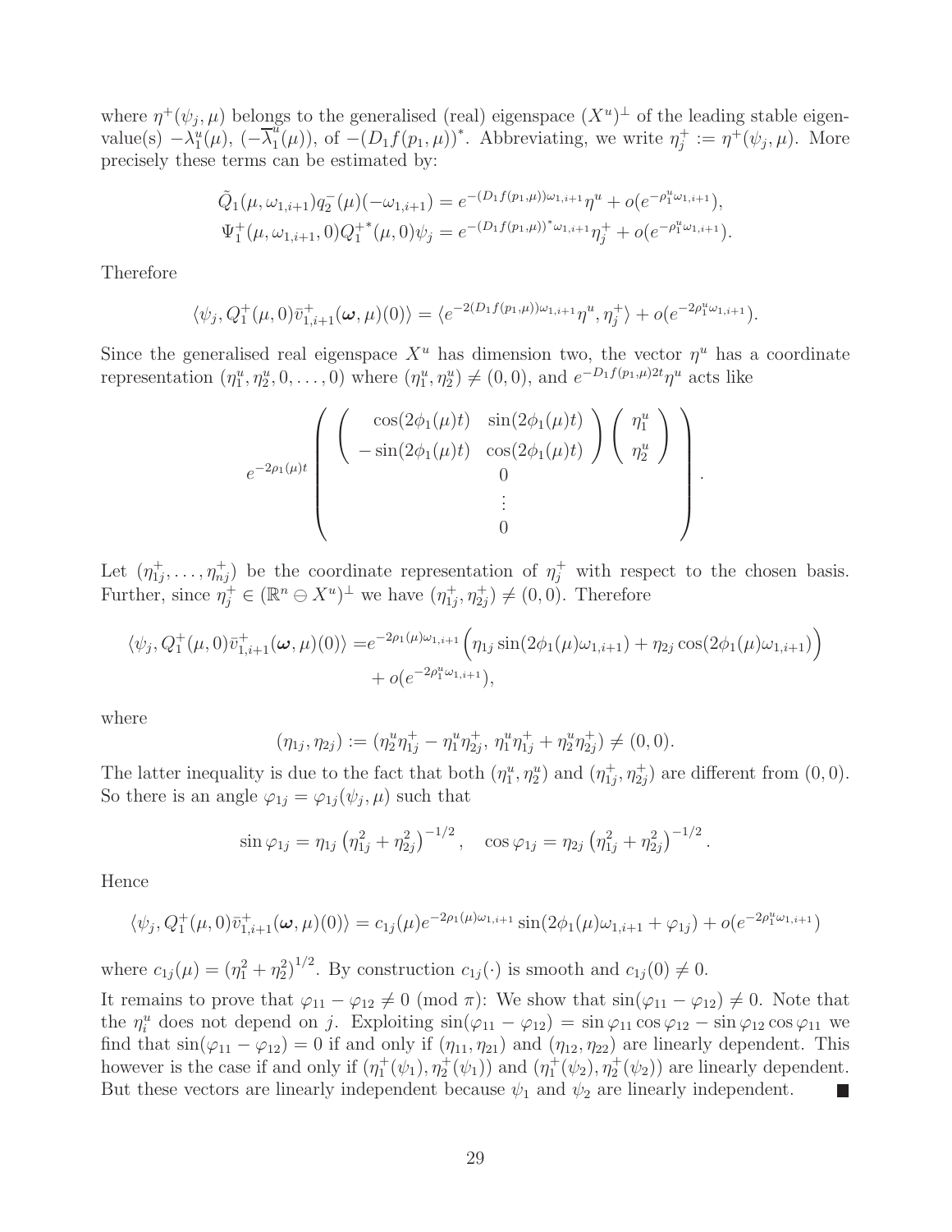where $\eta^+(\psi_j, \mu)$ belongs to the generalised (real) eigenspace $(X^u)^\perp$ of the leading stable eigenvalue(s) $-\lambda_1^u(\mu)$, $(-\overline{\lambda}_1^u(\mu))$, of $-(D_1 f(p_1, \mu))^*$. Abbreviating, we write $\eta_j^+ := \eta^+(\psi_j, \mu)$. More precisely these terms can be estimated by:

$$
\begin{aligned}
\tilde{Q}_1(\mu, \omega_{1,i+1}) q_2^-(\mu)(-\omega_{1,i+1}) &= e^{-(D_1 f(p_1,\mu))\omega_{1,i+1}} \eta^u + o(e^{-\rho_1^u \omega_{1,i+1}}), \\
\Psi_1^+(\mu, \omega_{1,i+1}, 0) Q_1^{+*}(\mu, 0)\psi_j &= e^{-(D_1 f(p_1,\mu))^* \omega_{1,i+1}} \eta_j^+ + o(e^{-\rho_1^u \omega_{1,i+1}}).
\end{aligned}
$$

Therefore

$$
\langle \psi_j, Q_1^+(\mu, 0) \bar{v}_{1,i+1}^+(\boldsymbol{\omega}, \mu)(0) \rangle = \langle e^{-2(D_1 f(p_1,\mu))\omega_{1,i+1}} \eta^u, \eta_j^+ \rangle + o(e^{-2\rho_1^u \omega_{1,i+1}}).
$$

Since the generalised real eigenspace $X^u$ has dimension two, the vector $\eta^u$ has a coordinate representation $(\eta_1^u, \eta_2^u, 0, \ldots, 0)$ where $(\eta_1^u, \eta_2^u) \neq (0, 0)$, and $e^{-D_1 f(p_1,\mu)2t} \eta^u$ acts like

$$
e^{-2\rho_1(\mu)t} \left( \begin{array}{c} \begin{pmatrix} \cos(2\phi_1(\mu)t) & \sin(2\phi_1(\mu)t) \\ -\sin(2\phi_1(\mu)t) & \cos(2\phi_1(\mu)t) \end{pmatrix} \begin{pmatrix} \eta_1^u \\ \eta_2^u \end{pmatrix} \\ 0 \\ \vdots \\ 0 \end{array} \right).
$$

Let $(\eta_{1j}^+, \ldots, \eta_{nj}^+)$ be the coordinate representation of $\eta_j^+$ with respect to the chosen basis. Further, since $\eta_j^+ \in (\mathbb{R}^n \ominus X^u)^\perp$ we have $(\eta_{1j}^+, \eta_{2j}^+) \neq (0, 0)$. Therefore

$$
\begin{aligned}
\langle \psi_j, Q_1^+(\mu, 0) \bar{v}_{1,i+1}^+(\boldsymbol{\omega}, \mu)(0) \rangle =& e^{-2\rho_1(\mu)\omega_{1,i+1}} \Big( \eta_{1j} \sin(2\phi_1(\mu)\omega_{1,i+1}) + \eta_{2j} \cos(2\phi_1(\mu)\omega_{1,i+1}) \Big) \\
&+ o(e^{-2\rho_1^u \omega_{1,i+1}}),
\end{aligned}
$$

where

$$
(\eta_{1j}, \eta_{2j}) := (\eta_2^u \eta_{1j}^+ - \eta_1^u \eta_{2j}^+,\ \eta_1^u \eta_{1j}^+ + \eta_2^u \eta_{2j}^+) \neq (0, 0).
$$

The latter inequality is due to the fact that both $(\eta_1^u, \eta_2^u)$ and $(\eta_{1j}^+, \eta_{2j}^+)$ are different from $(0, 0)$. So there is an angle $\varphi_{1j} = \varphi_{1j}(\psi_j, \mu)$ such that

$$
\sin \varphi_{1j} = \eta_{1j} \left( \eta_{1j}^2 + \eta_{2j}^2 \right)^{-1/2}, \quad \cos \varphi_{1j} = \eta_{2j} \left( \eta_{1j}^2 + \eta_{2j}^2 \right)^{-1/2}.
$$

Hence

$$
\langle \psi_j, Q_1^+(\mu, 0) \bar{v}_{1,i+1}^+(\boldsymbol{\omega}, \mu)(0) \rangle = c_{1j}(\mu) e^{-2\rho_1(\mu)\omega_{1,i+1}} \sin(2\phi_1(\mu)\omega_{1,i+1} + \varphi_{1j}) + o(e^{-2\rho_1^u \omega_{1,i+1}})
$$

where $c_{1j}(\mu) = \left(\eta_1^2 + \eta_2^2\right)^{1/2}$. By construction $c_{1j}(\cdot)$ is smooth and $c_{1j}(0) \neq 0$.

It remains to prove that $\varphi_{11} - \varphi_{12} \neq 0 \pmod{\pi}$: We show that $\sin(\varphi_{11} - \varphi_{12}) \neq 0$. Note that the $\eta_i^u$ does not depend on $j$. Exploiting $\sin(\varphi_{11} - \varphi_{12}) = \sin \varphi_{11} \cos \varphi_{12} - \sin \varphi_{12} \cos \varphi_{11}$ we find that $\sin(\varphi_{11} - \varphi_{12}) = 0$ if and only if $(\eta_{11}, \eta_{21})$ and $(\eta_{12}, \eta_{22})$ are linearly dependent. This however is the case if and only if $(\eta_1^+(\psi_1), \eta_2^+(\psi_1))$ and $(\eta_1^+(\psi_2), \eta_2^+(\psi_2))$ are linearly dependent. But these vectors are linearly independent because $\psi_1$ and $\psi_2$ are linearly independent. ∎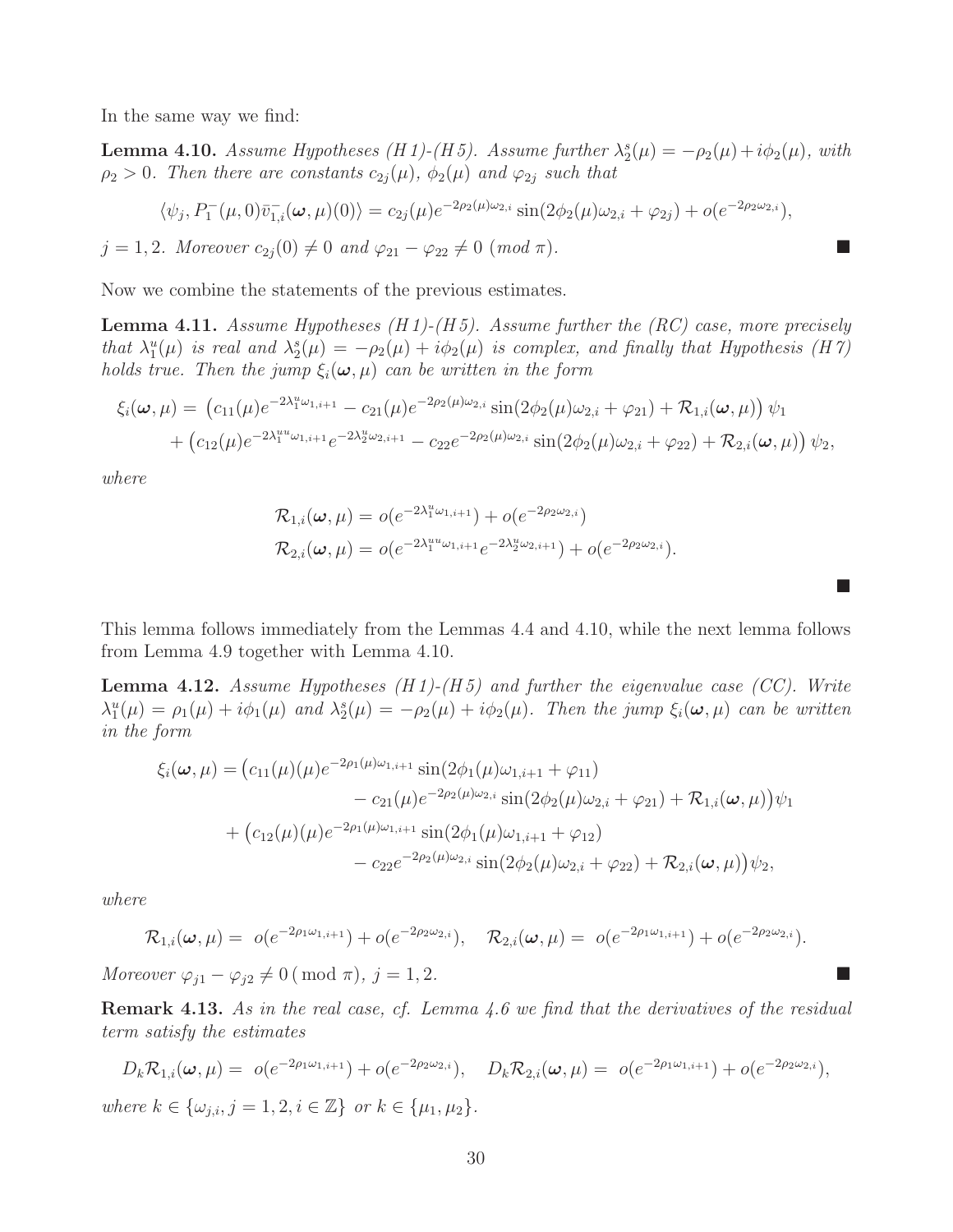In the same way we find:

**Lemma 4.10.** *Assume Hypotheses (H1)-(H5). Assume further $\lambda_2^s(\mu) = -\rho_2(\mu) + i\phi_2(\mu)$, with $\rho_2 > 0$. Then there are constants $c_{2j}(\mu)$, $\phi_2(\mu)$ and $\varphi_{2j}$ such that*

$$\langle \psi_j, P_1^-(\mu,0)\bar{v}_{1,i}^-(\boldsymbol{\omega},\mu)(0)\rangle = c_{2j}(\mu)e^{-2\rho_2(\mu)\omega_{2,i}}\sin(2\phi_2(\mu)\omega_{2,i}+\varphi_{2j}) + o(e^{-2\rho_2\omega_{2,i}}),$$

*$j = 1, 2$. Moreover $c_{2j}(0) \neq 0$ and $\varphi_{21} - \varphi_{22} \neq 0$ (mod $\pi$).* ■

Now we combine the statements of the previous estimates.

**Lemma 4.11.** *Assume Hypotheses (H1)-(H5). Assume further the (RC) case, more precisely that $\lambda_1^u(\mu)$ is real and $\lambda_2^s(\mu) = -\rho_2(\mu) + i\phi_2(\mu)$ is complex, and finally that Hypothesis (H7) holds true. Then the jump $\xi_i(\boldsymbol{\omega},\mu)$ can be written in the form*

$$\begin{aligned}
\xi_i(\boldsymbol{\omega},\mu) = &\left(c_{11}(\mu)e^{-2\lambda_1^u\omega_{1,i+1}} - c_{21}(\mu)e^{-2\rho_2(\mu)\omega_{2,i}}\sin(2\phi_2(\mu)\omega_{2,i}+\varphi_{21}) + \mathcal{R}_{1,i}(\boldsymbol{\omega},\mu)\right)\psi_1\\
&+ \left(c_{12}(\mu)e^{-2\lambda_1^{uu}\omega_{1,i+1}}e^{-2\lambda_2^u\omega_{2,i+1}} - c_{22}e^{-2\rho_2(\mu)\omega_{2,i}}\sin(2\phi_2(\mu)\omega_{2,i}+\varphi_{22}) + \mathcal{R}_{2,i}(\boldsymbol{\omega},\mu)\right)\psi_2,
\end{aligned}$$

*where*

$$\begin{aligned}
\mathcal{R}_{1,i}(\boldsymbol{\omega},\mu) &= o(e^{-2\lambda_1^u\omega_{1,i+1}}) + o(e^{-2\rho_2\omega_{2,i}})\\
\mathcal{R}_{2,i}(\boldsymbol{\omega},\mu) &= o(e^{-2\lambda_1^{uu}\omega_{1,i+1}}e^{-2\lambda_2^u\omega_{2,i+1}}) + o(e^{-2\rho_2\omega_{2,i}}).
\end{aligned}$$

■

This lemma follows immediately from the Lemmas 4.4 and 4.10, while the next lemma follows from Lemma 4.9 together with Lemma 4.10.

**Lemma 4.12.** *Assume Hypotheses (H1)-(H5) and further the eigenvalue case (CC). Write $\lambda_1^u(\mu) = \rho_1(\mu) + i\phi_1(\mu)$ and $\lambda_2^s(\mu) = -\rho_2(\mu) + i\phi_2(\mu)$. Then the jump $\xi_i(\boldsymbol{\omega},\mu)$ can be written in the form*

$$\begin{aligned}
\xi_i(\boldsymbol{\omega},\mu) = &\big(c_{11}(\mu)(\mu)e^{-2\rho_1(\mu)\omega_{1,i+1}}\sin(2\phi_1(\mu)\omega_{1,i+1}+\varphi_{11})\\
&\qquad - c_{21}(\mu)e^{-2\rho_2(\mu)\omega_{2,i}}\sin(2\phi_2(\mu)\omega_{2,i}+\varphi_{21}) + \mathcal{R}_{1,i}(\boldsymbol{\omega},\mu)\big)\psi_1\\
&+ \big(c_{12}(\mu)(\mu)e^{-2\rho_1(\mu)\omega_{1,i+1}}\sin(2\phi_1(\mu)\omega_{1,i+1}+\varphi_{12})\\
&\qquad - c_{22}e^{-2\rho_2(\mu)\omega_{2,i}}\sin(2\phi_2(\mu)\omega_{2,i}+\varphi_{22}) + \mathcal{R}_{2,i}(\boldsymbol{\omega},\mu)\big)\psi_2,
\end{aligned}$$

*where*

$$\mathcal{R}_{1,i}(\boldsymbol{\omega},\mu) = o(e^{-2\rho_1\omega_{1,i+1}}) + o(e^{-2\rho_2\omega_{2,i}}), \quad \mathcal{R}_{2,i}(\boldsymbol{\omega},\mu) = o(e^{-2\rho_1\omega_{1,i+1}}) + o(e^{-2\rho_2\omega_{2,i}}).$$

*Moreover $\varphi_{j1} - \varphi_{j2} \neq 0\,(\bmod\ \pi)$, $j = 1, 2$.* ■

**Remark 4.13.** *As in the real case, cf. Lemma 4.6 we find that the derivatives of the residual term satisfy the estimates*

$$D_k\mathcal{R}_{1,i}(\boldsymbol{\omega},\mu) = o(e^{-2\rho_1\omega_{1,i+1}}) + o(e^{-2\rho_2\omega_{2,i}}), \quad D_k\mathcal{R}_{2,i}(\boldsymbol{\omega},\mu) = o(e^{-2\rho_1\omega_{1,i+1}}) + o(e^{-2\rho_2\omega_{2,i}}),$$

*where $k \in \{\omega_{j,i}, j = 1, 2, i \in \mathbb{Z}\}$ or $k \in \{\mu_1, \mu_2\}$.*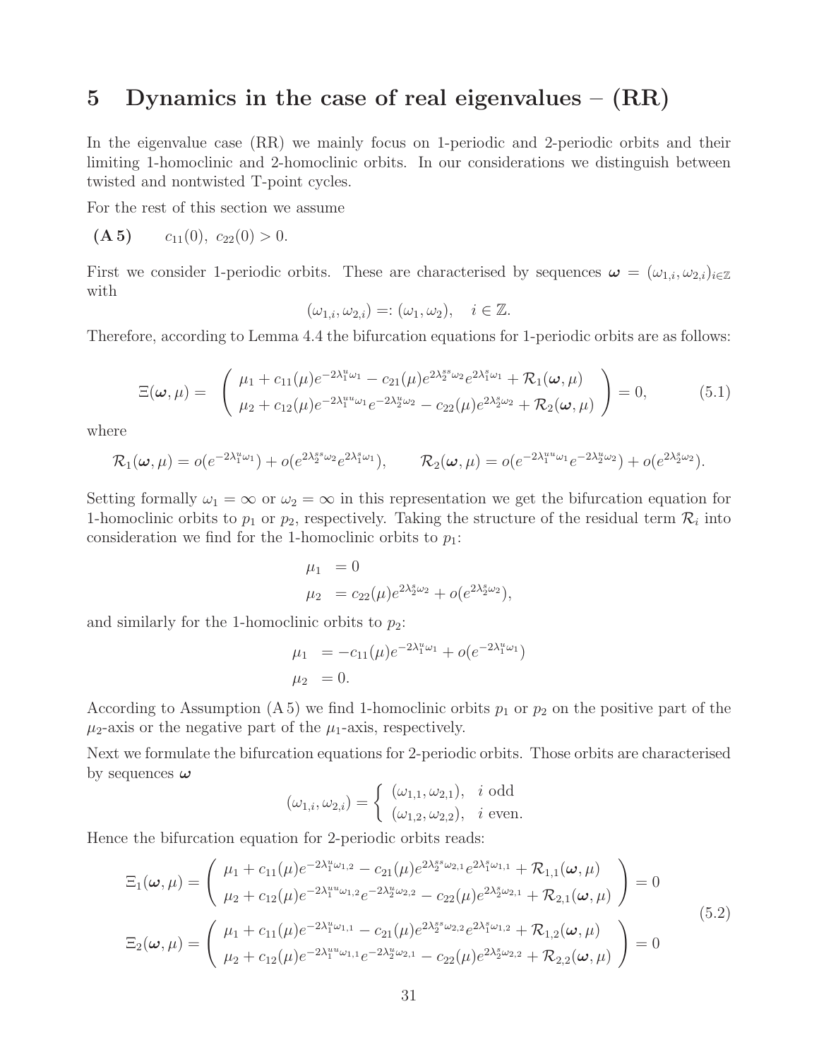## 5 Dynamics in the case of real eigenvalues – (RR)

In the eigenvalue case (RR) we mainly focus on 1-periodic and 2-periodic orbits and their limiting 1-homoclinic and 2-homoclinic orbits. In our considerations we distinguish between twisted and nontwisted T-point cycles.

For the rest of this section we assume

**(A 5)** $\quad c_{11}(0),\ c_{22}(0) > 0.$

First we consider 1-periodic orbits. These are characterised by sequences $\boldsymbol{\omega} = (\omega_{1,i}, \omega_{2,i})_{i\in\mathbb{Z}}$ with

$$(\omega_{1,i}, \omega_{2,i}) =: (\omega_1, \omega_2), \quad i \in \mathbb{Z}.$$

Therefore, according to Lemma 4.4 the bifurcation equations for 1-periodic orbits are as follows:

$$\Xi(\boldsymbol{\omega}, \mu) = \begin{pmatrix} \mu_1 + c_{11}(\mu)e^{-2\lambda_1^u\omega_1} - c_{21}(\mu)e^{2\lambda_2^{ss}\omega_2}e^{2\lambda_1^s\omega_1} + \mathcal{R}_1(\boldsymbol{\omega}, \mu) \\ \mu_2 + c_{12}(\mu)e^{-2\lambda_1^{uu}\omega_1}e^{-2\lambda_2^u\omega_2} - c_{22}(\mu)e^{2\lambda_2^s\omega_2} + \mathcal{R}_2(\boldsymbol{\omega}, \mu) \end{pmatrix} = 0, \tag{5.1}$$

where

$$\mathcal{R}_1(\boldsymbol{\omega}, \mu) = o(e^{-2\lambda_1^u\omega_1}) + o(e^{2\lambda_2^{ss}\omega_2}e^{2\lambda_1^s\omega_1}), \qquad \mathcal{R}_2(\boldsymbol{\omega}, \mu) = o(e^{-2\lambda_1^{uu}\omega_1}e^{-2\lambda_2^u\omega_2}) + o(e^{2\lambda_2^s\omega_2}).$$

Setting formally $\omega_1 = \infty$ or $\omega_2 = \infty$ in this representation we get the bifurcation equation for 1-homoclinic orbits to $p_1$ or $p_2$, respectively. Taking the structure of the residual term $\mathcal{R}_i$ into consideration we find for the 1-homoclinic orbits to $p_1$:

$$\begin{aligned} \mu_1 &= 0 \\ \mu_2 &= c_{22}(\mu)e^{2\lambda_2^s\omega_2} + o(e^{2\lambda_2^s\omega_2}), \end{aligned}$$

and similarly for the 1-homoclinic orbits to $p_2$:

$$\begin{aligned} \mu_1 &= -c_{11}(\mu)e^{-2\lambda_1^u\omega_1} + o(e^{-2\lambda_1^u\omega_1}) \\ \mu_2 &= 0. \end{aligned}$$

According to Assumption (A 5) we find 1-homoclinic orbits $p_1$ or $p_2$ on the positive part of the $\mu_2$-axis or the negative part of the $\mu_1$-axis, respectively.

Next we formulate the bifurcation equations for 2-periodic orbits. Those orbits are characterised by sequences $\boldsymbol{\omega}$

$$(\omega_{1,i}, \omega_{2,i}) = \begin{cases} (\omega_{1,1}, \omega_{2,1}), & i \text{ odd} \\ (\omega_{1,2}, \omega_{2,2}), & i \text{ even.} \end{cases}$$

Hence the bifurcation equation for 2-periodic orbits reads:

$$\begin{aligned} \Xi_1(\boldsymbol{\omega}, \mu) &= \begin{pmatrix} \mu_1 + c_{11}(\mu)e^{-2\lambda_1^u\omega_{1,2}} - c_{21}(\mu)e^{2\lambda_2^{ss}\omega_{2,1}}e^{2\lambda_1^s\omega_{1,1}} + \mathcal{R}_{1,1}(\boldsymbol{\omega}, \mu) \\ \mu_2 + c_{12}(\mu)e^{-2\lambda_1^{uu}\omega_{1,2}}e^{-2\lambda_2^u\omega_{2,2}} - c_{22}(\mu)e^{2\lambda_2^s\omega_{2,1}} + \mathcal{R}_{2,1}(\boldsymbol{\omega}, \mu) \end{pmatrix} = 0 \\ \Xi_2(\boldsymbol{\omega}, \mu) &= \begin{pmatrix} \mu_1 + c_{11}(\mu)e^{-2\lambda_1^u\omega_{1,1}} - c_{21}(\mu)e^{2\lambda_2^{ss}\omega_{2,2}}e^{2\lambda_1^s\omega_{1,2}} + \mathcal{R}_{1,2}(\boldsymbol{\omega}, \mu) \\ \mu_2 + c_{12}(\mu)e^{-2\lambda_1^{uu}\omega_{1,1}}e^{-2\lambda_2^u\omega_{2,1}} - c_{22}(\mu)e^{2\lambda_2^s\omega_{2,2}} + \mathcal{R}_{2,2}(\boldsymbol{\omega}, \mu) \end{pmatrix} = 0 \end{aligned} \tag{5.2}$$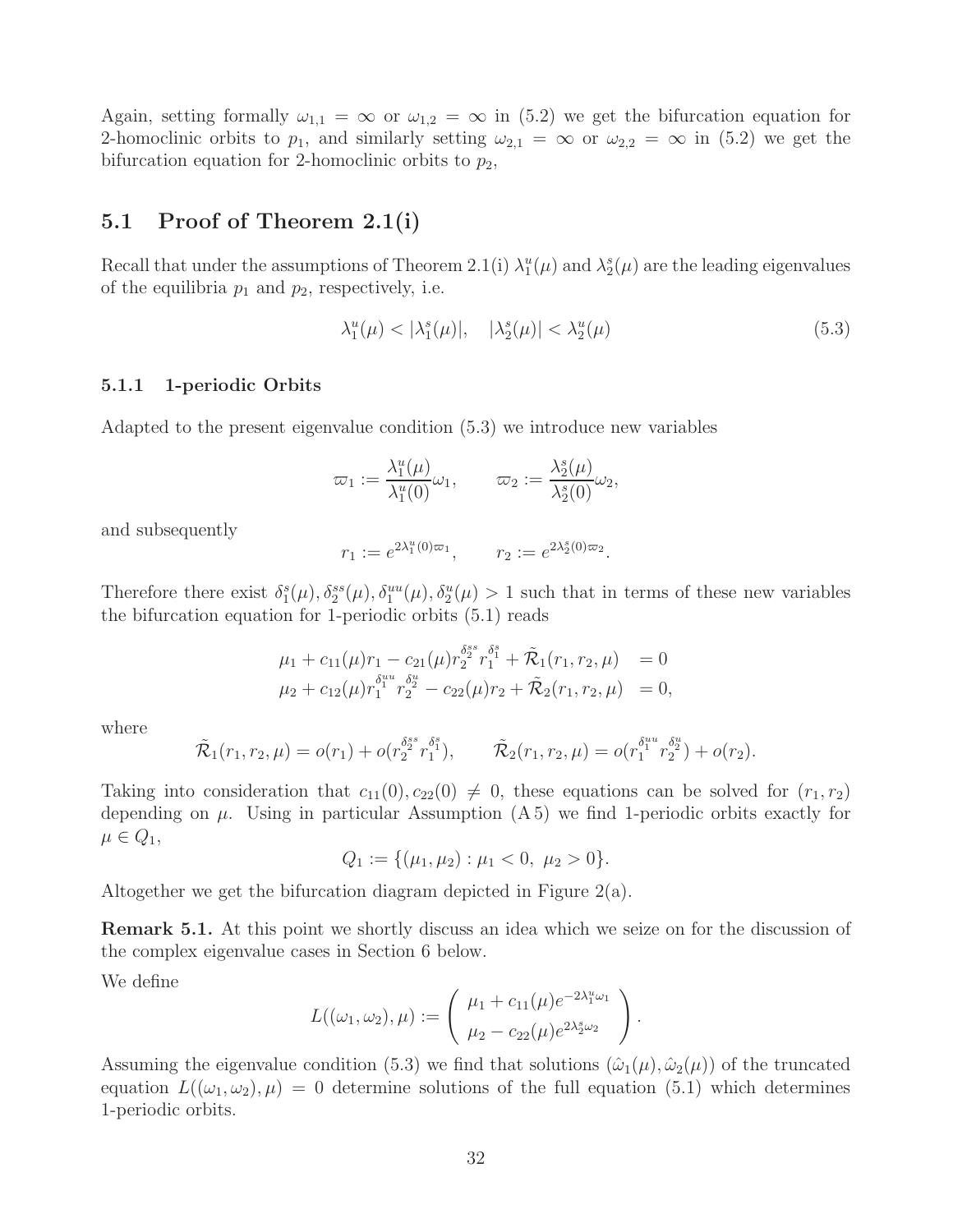Again, setting formally $\omega_{1,1} = \infty$ or $\omega_{1,2} = \infty$ in (5.2) we get the bifurcation equation for 2-homoclinic orbits to $p_1$, and similarly setting $\omega_{2,1} = \infty$ or $\omega_{2,2} = \infty$ in (5.2) we get the bifurcation equation for 2-homoclinic orbits to $p_2$,

## 5.1 Proof of Theorem 2.1(i)

Recall that under the assumptions of Theorem 2.1(i) $\lambda_1^u(\mu)$ and $\lambda_2^s(\mu)$ are the leading eigenvalues of the equilibria $p_1$ and $p_2$, respectively, i.e.

$$\lambda_1^u(\mu) < |\lambda_1^s(\mu)|, \quad |\lambda_2^s(\mu)| < \lambda_2^u(\mu) \tag{5.3}$$

### 5.1.1 1-periodic Orbits

Adapted to the present eigenvalue condition (5.3) we introduce new variables

$$\varpi_1 := \frac{\lambda_1^u(\mu)}{\lambda_1^u(0)}\omega_1, \qquad \varpi_2 := \frac{\lambda_2^s(\mu)}{\lambda_2^s(0)}\omega_2,$$

and subsequently

$$r_1 := e^{2\lambda_1^u(0)\varpi_1}, \qquad r_2 := e^{2\lambda_2^s(0)\varpi_2}.$$

Therefore there exist $\delta_1^s(\mu), \delta_2^{ss}(\mu), \delta_1^{uu}(\mu), \delta_2^u(\mu) > 1$ such that in terms of these new variables the bifurcation equation for 1-periodic orbits (5.1) reads

$$\begin{aligned}
\mu_1 + c_{11}(\mu)r_1 - c_{21}(\mu)r_2^{\delta_2^{ss}}r_1^{\delta_1^s} + \tilde{\mathcal{R}}_1(r_1, r_2, \mu) &= 0 \\
\mu_2 + c_{12}(\mu)r_1^{\delta_1^{uu}}r_2^{\delta_2^u} - c_{22}(\mu)r_2 + \tilde{\mathcal{R}}_2(r_1, r_2, \mu) &= 0,
\end{aligned}$$

where

$$\tilde{\mathcal{R}}_1(r_1, r_2, \mu) = o(r_1) + o(r_2^{\delta_2^{ss}}r_1^{\delta_1^s}), \qquad \tilde{\mathcal{R}}_2(r_1, r_2, \mu) = o(r_1^{\delta_1^{uu}}r_2^{\delta_2^u}) + o(r_2).$$

Taking into consideration that $c_{11}(0), c_{22}(0) \neq 0$, these equations can be solved for $(r_1, r_2)$ depending on $\mu$. Using in particular Assumption (A 5) we find 1-periodic orbits exactly for $\mu \in Q_1$,

$$Q_1 := \{(\mu_1, \mu_2) : \mu_1 < 0,\ \mu_2 > 0\}.$$

Altogether we get the bifurcation diagram depicted in Figure 2(a).

**Remark 5.1.** At this point we shortly discuss an idea which we seize on for the discussion of the complex eigenvalue cases in Section 6 below.

We define

$$L((\omega_1, \omega_2), \mu) := \begin{pmatrix} \mu_1 + c_{11}(\mu)e^{-2\lambda_1^u\omega_1} \\ \mu_2 - c_{22}(\mu)e^{2\lambda_2^s\omega_2} \end{pmatrix}.$$

Assuming the eigenvalue condition (5.3) we find that solutions $(\hat{\omega}_1(\mu), \hat{\omega}_2(\mu))$ of the truncated equation $L((\omega_1, \omega_2), \mu) = 0$ determine solutions of the full equation (5.1) which determines 1-periodic orbits.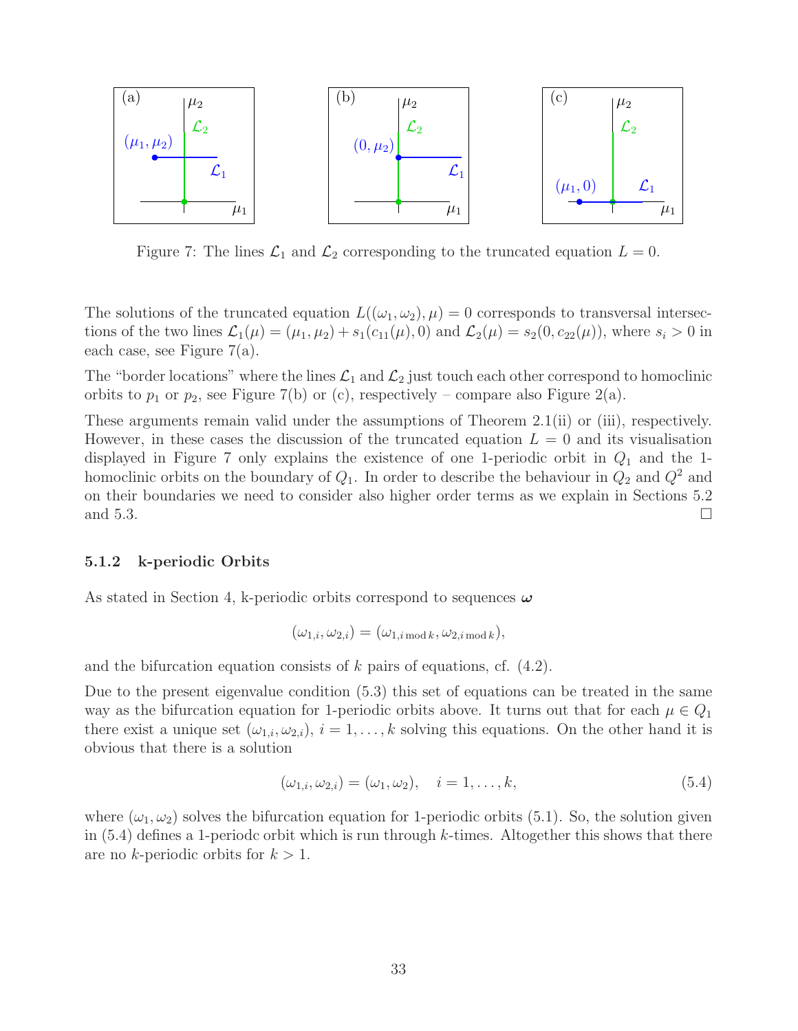Figure 7: The lines $\mathcal{L}_1$ and $\mathcal{L}_2$ corresponding to the truncated equation $L = 0$.

The solutions of the truncated equation $L((\omega_1, \omega_2), \mu) = 0$ corresponds to transversal intersections of the two lines $\mathcal{L}_1(\mu) = (\mu_1, \mu_2) + s_1(c_{11}(\mu), 0)$ and $\mathcal{L}_2(\mu) = s_2(0, c_{22}(\mu))$, where $s_i > 0$ in each case, see Figure 7(a).

The "border locations" where the lines $\mathcal{L}_1$ and $\mathcal{L}_2$ just touch each other correspond to homoclinic orbits to $p_1$ or $p_2$, see Figure 7(b) or (c), respectively – compare also Figure 2(a).

These arguments remain valid under the assumptions of Theorem 2.1(ii) or (iii), respectively. However, in these cases the discussion of the truncated equation $L = 0$ and its visualisation displayed in Figure 7 only explains the existence of one 1-periodic orbit in $Q_1$ and the 1-homoclinic orbits on the boundary of $Q_1$. In order to describe the behaviour in $Q_2$ and $Q^2$ and on their boundaries we need to consider also higher order terms as we explain in Sections 5.2 and 5.3. □

#### 5.1.2 k-periodic Orbits

As stated in Section 4, k-periodic orbits correspond to sequences $\boldsymbol{\omega}$

$$(\omega_{1,i}, \omega_{2,i}) = (\omega_{1,i \bmod k}, \omega_{2,i \bmod k}),$$

and the bifurcation equation consists of $k$ pairs of equations, cf. (4.2).

Due to the present eigenvalue condition (5.3) this set of equations can be treated in the same way as the bifurcation equation for 1-periodic orbits above. It turns out that for each $\mu \in Q_1$ there exist a unique set $(\omega_{1,i}, \omega_{2,i})$, $i = 1, \ldots, k$ solving this equations. On the other hand it is obvious that there is a solution

$$(\omega_{1,i}, \omega_{2,i}) = (\omega_1, \omega_2), \quad i = 1, \ldots, k, \tag{5.4}$$

where $(\omega_1, \omega_2)$ solves the bifurcation equation for 1-periodic orbits (5.1). So, the solution given in (5.4) defines a 1-periodc orbit which is run through $k$-times. Altogether this shows that there are no $k$-periodic orbits for $k > 1$.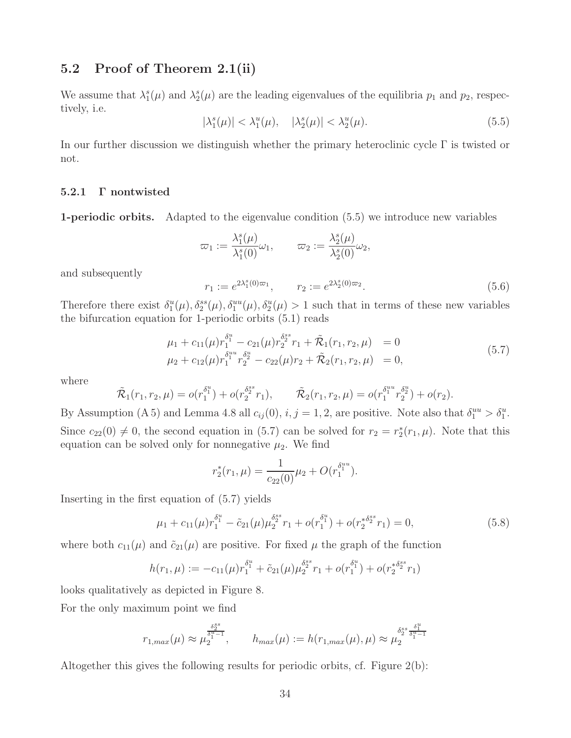## 5.2 Proof of Theorem 2.1(ii)

We assume that $\lambda_1^s(\mu)$ and $\lambda_2^s(\mu)$ are the leading eigenvalues of the equilibria $p_1$ and $p_2$, respectively, i.e.

$$|\lambda_1^s(\mu)| < \lambda_1^u(\mu), \quad |\lambda_2^s(\mu)| < \lambda_2^u(\mu). \tag{5.5}$$

In our further discussion we distinguish whether the primary heteroclinic cycle $\Gamma$ is twisted or not.

### 5.2.1 Γ nontwisted

**1-periodic orbits.** Adapted to the eigenvalue condition (5.5) we introduce new variables

$$\varpi_1 := \frac{\lambda_1^s(\mu)}{\lambda_1^s(0)}\omega_1, \qquad \varpi_2 := \frac{\lambda_2^s(\mu)}{\lambda_2^s(0)}\omega_2,$$

and subsequently

$$r_1 := e^{2\lambda_1^s(0)\varpi_1}, \qquad r_2 := e^{2\lambda_2^s(0)\varpi_2}. \tag{5.6}$$

Therefore there exist $\delta_1^u(\mu), \delta_2^{ss}(\mu), \delta_1^{uu}(\mu), \delta_2^u(\mu) > 1$ such that in terms of these new variables the bifurcation equation for 1-periodic orbits (5.1) reads

$$\begin{aligned} \mu_1 + c_{11}(\mu)r_1^{\delta_1^u} - c_{21}(\mu)r_2^{\delta_2^{ss}}r_1 + \tilde{\mathcal{R}}_1(r_1, r_2, \mu) &= 0 \\ \mu_2 + c_{12}(\mu)r_1^{\delta_1^{uu}}r_2^{\delta_2^u} - c_{22}(\mu)r_2 + \tilde{\mathcal{R}}_2(r_1, r_2, \mu) &= 0, \end{aligned} \tag{5.7}$$

where

$$\tilde{\mathcal{R}}_1(r_1, r_2, \mu) = o(r_1^{\delta_1^u}) + o(r_2^{\delta_2^{ss}}r_1), \qquad \tilde{\mathcal{R}}_2(r_1, r_2, \mu) = o(r_1^{\delta_1^{uu}}r_2^{\delta_2^u}) + o(r_2).$$

By Assumption (A 5) and Lemma 4.8 all $c_{ij}(0)$, $i, j = 1, 2$, are positive. Note also that $\delta_1^{uu} > \delta_1^u$. Since $c_{22}(0) \neq 0$, the second equation in (5.7) can be solved for $r_2 = r_2^*(r_1, \mu)$. Note that this equation can be solved only for nonnegative $\mu_2$. We find

$$r_2^*(r_1, \mu) = \frac{1}{c_{22}(0)}\mu_2 + O(r_1^{\delta_1^{uu}}).$$

Inserting in the first equation of (5.7) yields

$$\mu_1 + c_{11}(\mu)r_1^{\delta_1^u} - \tilde{c}_{21}(\mu)\mu_2^{\delta_2^{ss}}r_1 + o(r_1^{\delta_1^u}) + o(r_2^{*\delta_2^{ss}}r_1) = 0, \tag{5.8}$$

where both $c_{11}(\mu)$ and $\tilde{c}_{21}(\mu)$ are positive. For fixed $\mu$ the graph of the function

$$h(r_1, \mu) := -c_{11}(\mu)r_1^{\delta_1^u} + \tilde{c}_{21}(\mu)\mu_2^{\delta_2^{ss}}r_1 + o(r_1^{\delta_1^u}) + o(r_2^{*\delta_2^{ss}}r_1)$$

looks qualitatively as depicted in Figure 8.

For the only maximum point we find

$$r_{1,max}(\mu) \approx \mu_2^{\frac{\delta_2^{ss}}{\delta_1^u - 1}}, \qquad h_{max}(\mu) := h(r_{1,max}(\mu), \mu) \approx \mu_2^{\delta_2^{ss}\frac{\delta_1^u}{\delta_1^u - 1}}$$

Altogether this gives the following results for periodic orbits, cf. Figure 2(b):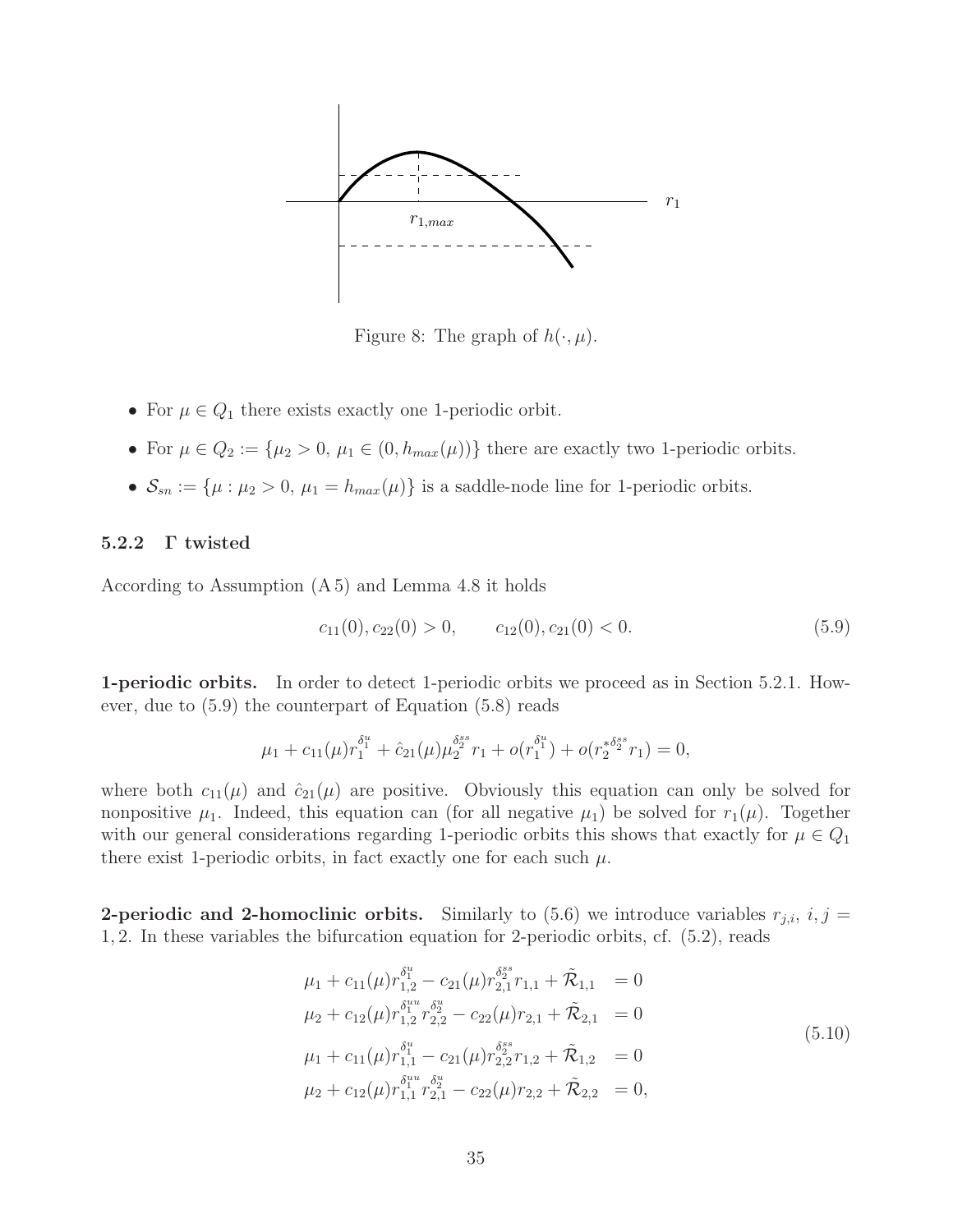Figure 8: The graph of $h(\cdot, \mu)$.

- For $\mu \in Q_1$ there exists exactly one 1-periodic orbit.
- For $\mu \in Q_2 := \{\mu_2 > 0,\ \mu_1 \in (0, h_{max}(\mu))\}$ there are exactly two 1-periodic orbits.
- $\mathcal{S}_{sn} := \{\mu : \mu_2 > 0,\ \mu_1 = h_{max}(\mu)\}$ is a saddle-node line for 1-periodic orbits.

### 5.2.2 Γ twisted

According to Assumption (A 5) and Lemma 4.8 it holds

$$c_{11}(0), c_{22}(0) > 0, \qquad c_{12}(0), c_{21}(0) < 0. \tag{5.9}$$

**1-periodic orbits.** In order to detect 1-periodic orbits we proceed as in Section 5.2.1. However, due to (5.9) the counterpart of Equation (5.8) reads

$$\mu_1 + c_{11}(\mu) r_1^{\delta_1^u} + \hat{c}_{21}(\mu) \mu_2^{\delta_2^{ss}} r_1 + o(r_1^{\delta_1^u}) + o(r_2^{*\delta_2^{ss}} r_1) = 0,$$

where both $c_{11}(\mu)$ and $\hat{c}_{21}(\mu)$ are positive. Obviously this equation can only be solved for nonpositive $\mu_1$. Indeed, this equation can (for all negative $\mu_1$) be solved for $r_1(\mu)$. Together with our general considerations regarding 1-periodic orbits this shows that exactly for $\mu \in Q_1$ there exist 1-periodic orbits, in fact exactly one for each such $\mu$.

**2-periodic and 2-homoclinic orbits.** Similarly to (5.6) we introduce variables $r_{j,i}$, $i, j = 1, 2$. In these variables the bifurcation equation for 2-periodic orbits, cf. (5.2), reads

$$\begin{aligned}
\mu_1 + c_{11}(\mu) r_{1,2}^{\delta_1^u} - c_{21}(\mu) r_{2,1}^{\delta_2^{ss}} r_{1,1} + \tilde{\mathcal{R}}_{1,1} &= 0 \\
\mu_2 + c_{12}(\mu) r_{1,2}^{\delta_1^{uu}} r_{2,2}^{\delta_2^u} - c_{22}(\mu) r_{2,1} + \tilde{\mathcal{R}}_{2,1} &= 0 \\
\mu_1 + c_{11}(\mu) r_{1,1}^{\delta_1^u} - c_{21}(\mu) r_{2,2}^{\delta_2^{ss}} r_{1,2} + \tilde{\mathcal{R}}_{1,2} &= 0 \\
\mu_2 + c_{12}(\mu) r_{1,1}^{\delta_1^{uu}} r_{2,1}^{\delta_2^u} - c_{22}(\mu) r_{2,2} + \tilde{\mathcal{R}}_{2,2} &= 0,
\end{aligned} \tag{5.10}$$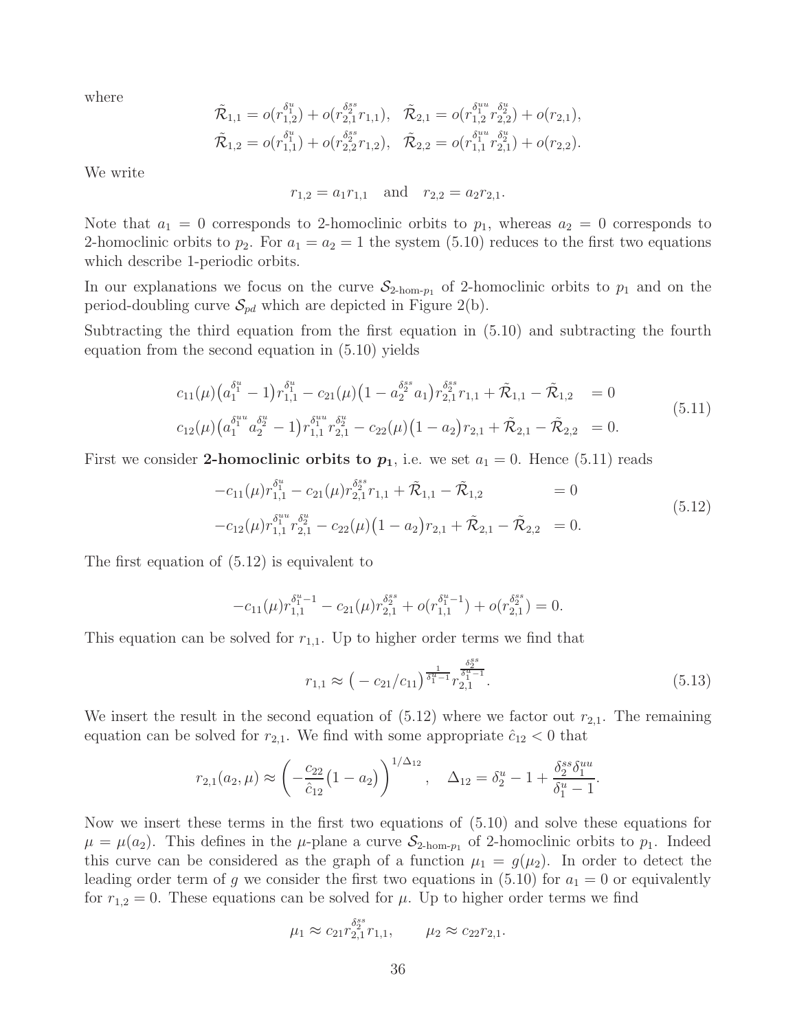where

$$
\tilde{\mathcal{R}}_{1,1} = o(r_{1,2}^{\delta_1^u}) + o(r_{2,1}^{\delta_2^{ss}} r_{1,1}), \quad \tilde{\mathcal{R}}_{2,1} = o(r_{1,2}^{\delta_1^{uu}} r_{2,2}^{\delta_2^u}) + o(r_{2,1}),
$$
$$
\tilde{\mathcal{R}}_{1,2} = o(r_{1,1}^{\delta_1^u}) + o(r_{2,2}^{\delta_2^{ss}} r_{1,2}), \quad \tilde{\mathcal{R}}_{2,2} = o(r_{1,1}^{\delta_1^{uu}} r_{2,1}^{\delta_2^u}) + o(r_{2,2}).
$$

We write

$$
r_{1,2} = a_1 r_{1,1} \quad \text{and} \quad r_{2,2} = a_2 r_{2,1}.
$$

Note that $a_1 = 0$ corresponds to 2-homoclinic orbits to $p_1$, whereas $a_2 = 0$ corresponds to 2-homoclinic orbits to $p_2$. For $a_1 = a_2 = 1$ the system (5.10) reduces to the first two equations which describe 1-periodic orbits.

In our explanations we focus on the curve $\mathcal{S}_{2\text{-hom-}p_1}$ of 2-homoclinic orbits to $p_1$ and on the period-doubling curve $\mathcal{S}_{pd}$ which are depicted in Figure 2(b).

Subtracting the third equation from the first equation in (5.10) and subtracting the fourth equation from the second equation in (5.10) yields

$$
\begin{aligned}
c_{11}(\mu)\big(a_1^{\delta_1^u} - 1\big) r_{1,1}^{\delta_1^u} - c_{21}(\mu)\big(1 - a_2^{\delta_2^{ss}} a_1\big) r_{2,1}^{\delta_2^{ss}} r_{1,1} + \tilde{\mathcal{R}}_{1,1} - \tilde{\mathcal{R}}_{1,2} &= 0 \\
c_{12}(\mu)\big(a_1^{\delta_1^{uu}} a_2^{\delta_2^u} - 1\big) r_{1,1}^{\delta_1^{uu}} r_{2,1}^{\delta_2^u} - c_{22}(\mu)\big(1 - a_2\big) r_{2,1} + \tilde{\mathcal{R}}_{2,1} - \tilde{\mathcal{R}}_{2,2} &= 0.
\end{aligned} \tag{5.11}
$$

First we consider **2-homoclinic orbits to $p_1$**, i.e. we set $a_1 = 0$. Hence (5.11) reads

$$
\begin{aligned}
-c_{11}(\mu) r_{1,1}^{\delta_1^u} - c_{21}(\mu) r_{2,1}^{\delta_2^{ss}} r_{1,1} + \tilde{\mathcal{R}}_{1,1} - \tilde{\mathcal{R}}_{1,2} &= 0 \\
-c_{12}(\mu) r_{1,1}^{\delta_1^{uu}} r_{2,1}^{\delta_2^u} - c_{22}(\mu)\big(1 - a_2\big) r_{2,1} + \tilde{\mathcal{R}}_{2,1} - \tilde{\mathcal{R}}_{2,2} &= 0.
\end{aligned} \tag{5.12}
$$

The first equation of (5.12) is equivalent to

$$
-c_{11}(\mu) r_{1,1}^{\delta_1^u - 1} - c_{21}(\mu) r_{2,1}^{\delta_2^{ss}} + o(r_{1,1}^{\delta_1^u - 1}) + o(r_{2,1}^{\delta_2^{ss}}) = 0.
$$

This equation can be solved for $r_{1,1}$. Up to higher order terms we find that

$$
r_{1,1} \approx \big(-c_{21}/c_{11}\big)^{\frac{1}{\delta_1^u - 1}} r_{2,1}^{\frac{\delta_2^{ss}}{\delta_1^u - 1}}. \tag{5.13}
$$

We insert the result in the second equation of (5.12) where we factor out $r_{2,1}$. The remaining equation can be solved for $r_{2,1}$. We find with some appropriate $\hat{c}_{12} < 0$ that

$$
r_{2,1}(a_2, \mu) \approx \left(-\frac{c_{22}}{\hat{c}_{12}}\big(1 - a_2\big)\right)^{1/\Delta_{12}}, \quad \Delta_{12} = \delta_2^u - 1 + \frac{\delta_2^{ss} \delta_1^{uu}}{\delta_1^u - 1}.
$$

Now we insert these terms in the first two equations of (5.10) and solve these equations for $\mu = \mu(a_2)$. This defines in the $\mu$-plane a curve $\mathcal{S}_{2\text{-hom-}p_1}$ of 2-homoclinic orbits to $p_1$. Indeed this curve can be considered as the graph of a function $\mu_1 = g(\mu_2)$. In order to detect the leading order term of $g$ we consider the first two equations in (5.10) for $a_1 = 0$ or equivalently for $r_{1,2} = 0$. These equations can be solved for $\mu$. Up to higher order terms we find

$$
\mu_1 \approx c_{21} r_{2,1}^{\delta_2^{ss}} r_{1,1}, \qquad \mu_2 \approx c_{22} r_{2,1}.
$$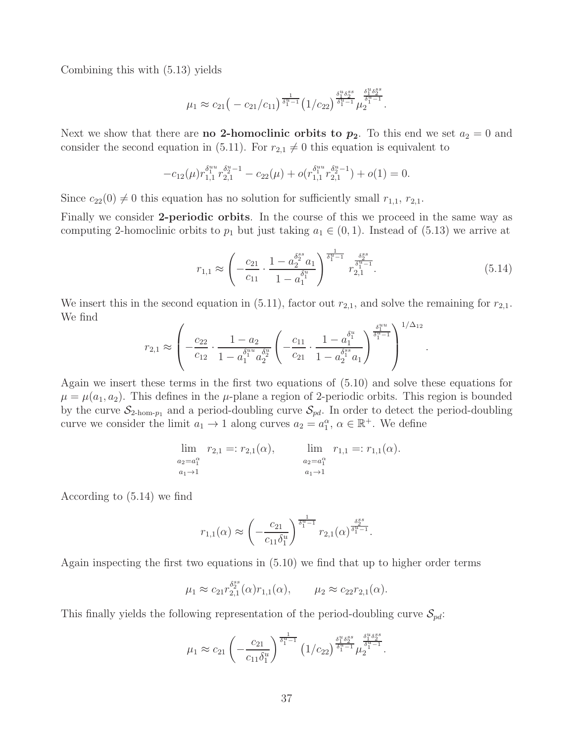Combining this with (5.13) yields

$$\mu_1 \approx c_{21}\big(-c_{21}/c_{11}\big)^{\frac{1}{\delta_1^u-1}}\big(1/c_{22}\big)^{\frac{\delta_1^u\delta_2^{ss}}{\delta_1^u-1}}\mu_2^{\frac{\delta_1^u\delta_2^{ss}}{\delta_1^u-1}}.$$

Next we show that there are **no 2-homoclinic orbits to $p_2$**. To this end we set $a_2 = 0$ and consider the second equation in (5.11). For $r_{2,1} \neq 0$ this equation is equivalent to

$$-c_{12}(\mu)r_{1,1}^{\delta_1^{uu}}r_{2,1}^{\delta_2^u-1} - c_{22}(\mu) + o(r_{1,1}^{\delta_1^{uu}}r_{2,1}^{\delta_2^u-1}) + o(1) = 0.$$

Since $c_{22}(0) \neq 0$ this equation has no solution for sufficiently small $r_{1,1}$, $r_{2,1}$.

Finally we consider **2-periodic orbits**. In the course of this we proceed in the same way as computing 2-homoclinic orbits to $p_1$ but just taking $a_1 \in (0,1)$. Instead of (5.13) we arrive at

$$r_{1,1} \approx \left(-\frac{c_{21}}{c_{11}}\cdot\frac{1-a_2^{\delta_2^{ss}}a_1}{1-a_1^{\delta_1^u}}\right)^{\frac{1}{\delta_1^u-1}} r_{2,1}^{\frac{\delta_2^{ss}}{\delta_1^u-1}}. \tag{5.14}$$

We insert this in the second equation in (5.11), factor out $r_{2,1}$, and solve the remaining for $r_{2,1}$. We find

$$r_{2,1} \approx \left(-\frac{c_{22}}{c_{12}}\cdot\frac{1-a_2}{1-a_1^{\delta_1^{uu}}a_2^{\delta_2^u}}\left(-\frac{c_{11}}{c_{21}}\cdot\frac{1-a_1^{\delta_1^u}}{1-a_2^{\delta_2^{ss}}a_1}\right)^{\frac{\delta_1^{uu}}{\delta_1^u-1}}\right)^{1/\Delta_{12}}.$$

Again we insert these terms in the first two equations of (5.10) and solve these equations for $\mu = \mu(a_1, a_2)$. This defines in the $\mu$-plane a region of 2-periodic orbits. This region is bounded by the curve $\mathcal{S}_{2\text{-hom-}p_1}$ and a period-doubling curve $\mathcal{S}_{pd}$. In order to detect the period-doubling curve we consider the limit $a_1 \to 1$ along curves $a_2 = a_1^\alpha$, $\alpha \in \mathbb{R}^+$. We define

$$\lim_{\substack{a_2=a_1^\alpha\\ a_1\to 1}} r_{2,1} =: r_{2,1}(\alpha), \qquad \lim_{\substack{a_2=a_1^\alpha\\ a_1\to 1}} r_{1,1} =: r_{1,1}(\alpha).$$

According to (5.14) we find

$$r_{1,1}(\alpha) \approx \left(-\frac{c_{21}}{c_{11}\delta_1^u}\right)^{\frac{1}{\delta_1^u-1}} r_{2,1}(\alpha)^{\frac{\delta_2^{ss}}{\delta_1^u-1}}.$$

Again inspecting the first two equations in (5.10) we find that up to higher order terms

$$\mu_1 \approx c_{21}r_{2,1}^{\delta_2^{ss}}(\alpha)r_{1,1}(\alpha), \qquad \mu_2 \approx c_{22}r_{2,1}(\alpha).$$

This finally yields the following representation of the period-doubling curve $\mathcal{S}_{pd}$:

$$\mu_1 \approx c_{21}\left(-\frac{c_{21}}{c_{11}\delta_1^u}\right)^{\frac{1}{\delta_1^u-1}}\big(1/c_{22}\big)^{\frac{\delta_1^u\delta_2^{ss}}{\delta_1^u-1}}\mu_2^{\frac{\delta_1^u\delta_2^{ss}}{\delta_1^u-1}}.$$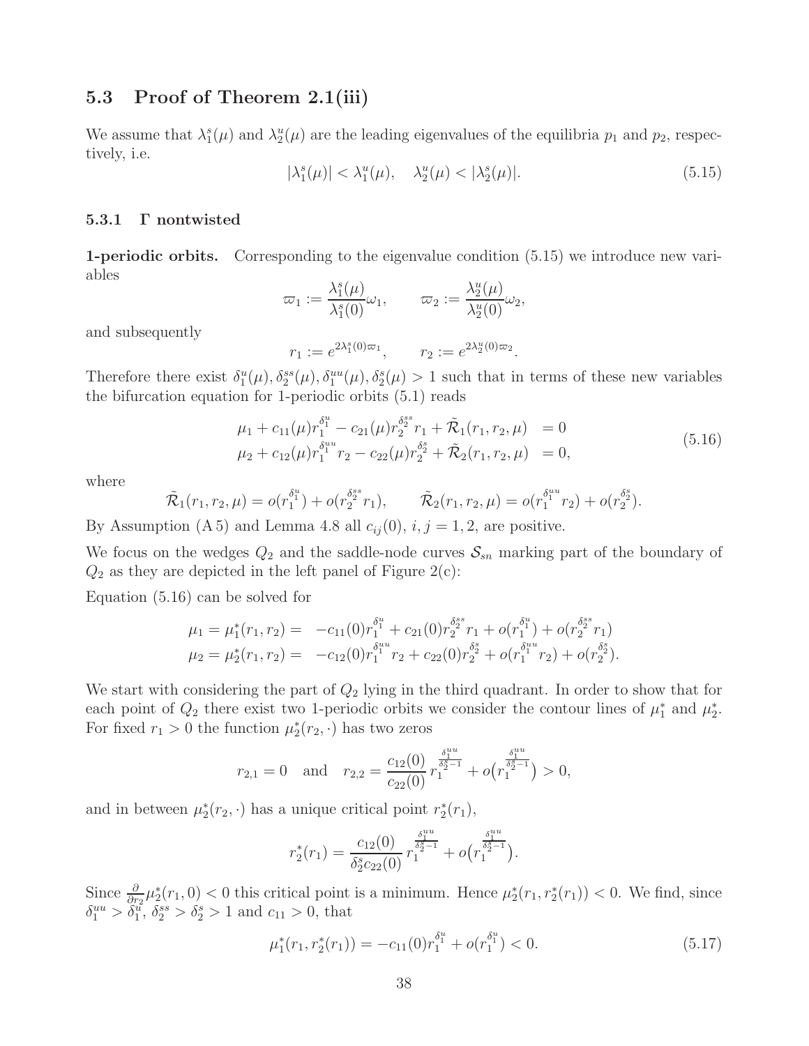## 5.3 Proof of Theorem 2.1(iii)

We assume that $\lambda_1^s(\mu)$ and $\lambda_2^u(\mu)$ are the leading eigenvalues of the equilibria $p_1$ and $p_2$, respectively, i.e.

$$|\lambda_1^s(\mu)| < \lambda_1^u(\mu), \quad \lambda_2^u(\mu) < |\lambda_2^s(\mu)|. \tag{5.15}$$

### 5.3.1 Γ nontwisted

**1-periodic orbits.** Corresponding to the eigenvalue condition (5.15) we introduce new variables

$$\varpi_1 := \frac{\lambda_1^s(\mu)}{\lambda_1^s(0)}\omega_1, \qquad \varpi_2 := \frac{\lambda_2^u(\mu)}{\lambda_2^u(0)}\omega_2,$$

and subsequently

$$r_1 := e^{2\lambda_1^s(0)\varpi_1}, \qquad r_2 := e^{2\lambda_2^u(0)\varpi_2}.$$

Therefore there exist $\delta_1^u(\mu), \delta_2^{ss}(\mu), \delta_1^{uu}(\mu), \delta_2^s(\mu) > 1$ such that in terms of these new variables the bifurcation equation for 1-periodic orbits (5.1) reads

$$\begin{aligned} \mu_1 + c_{11}(\mu) r_1^{\delta_1^u} - c_{21}(\mu) r_2^{\delta_2^{ss}} r_1 + \tilde{\mathcal{R}}_1(r_1, r_2, \mu) &= 0 \\ \mu_2 + c_{12}(\mu) r_1^{\delta_1^{uu}} r_2 - c_{22}(\mu) r_2^{\delta_2^s} + \tilde{\mathcal{R}}_2(r_1, r_2, \mu) &= 0, \end{aligned} \tag{5.16}$$

where

$$\tilde{\mathcal{R}}_1(r_1, r_2, \mu) = o(r_1^{\delta_1^u}) + o(r_2^{\delta_2^{ss}} r_1), \qquad \tilde{\mathcal{R}}_2(r_1, r_2, \mu) = o(r_1^{\delta_1^{uu}} r_2) + o(r_2^{\delta_2^s}).$$

By Assumption (A 5) and Lemma 4.8 all $c_{ij}(0)$, $i, j = 1, 2$, are positive.

We focus on the wedges $Q_2$ and the saddle-node curves $\mathcal{S}_{sn}$ marking part of the boundary of $Q_2$ as they are depicted in the left panel of Figure 2(c):

Equation (5.16) can be solved for

$$\begin{aligned} \mu_1 = \mu_1^*(r_1, r_2) = & \; -c_{11}(0) r_1^{\delta_1^u} + c_{21}(0) r_2^{\delta_2^{ss}} r_1 + o(r_1^{\delta_1^u}) + o(r_2^{\delta_2^{ss}} r_1) \\ \mu_2 = \mu_2^*(r_1, r_2) = & \; -c_{12}(0) r_1^{\delta_1^{uu}} r_2 + c_{22}(0) r_2^{\delta_2^s} + o(r_1^{\delta_1^{uu}} r_2) + o(r_2^{\delta_2^s}). \end{aligned}$$

We start with considering the part of $Q_2$ lying in the third quadrant. In order to show that for each point of $Q_2$ there exist two 1-periodic orbits we consider the contour lines of $\mu_1^*$ and $\mu_2^*$. For fixed $r_1 > 0$ the function $\mu_2^*(r_2, \cdot)$ has two zeros

$$r_{2,1} = 0 \quad \text{and} \quad r_{2,2} = \frac{c_{12}(0)}{c_{22}(0)} r_1^{\frac{\delta_1^{uu}}{\delta_2^s - 1}} + o\big(r_1^{\frac{\delta_1^{uu}}{\delta_2^s - 1}}\big) > 0,$$

and in between $\mu_2^*(r_2, \cdot)$ has a unique critical point $r_2^*(r_1)$,

$$r_2^*(r_1) = \frac{c_{12}(0)}{\delta_2^s c_{22}(0)} r_1^{\frac{\delta_1^{uu}}{\delta_2^s - 1}} + o\big(r_1^{\frac{\delta_1^{uu}}{\delta_2^s - 1}}\big).$$

Since $\frac{\partial}{\partial r_2}\mu_2^*(r_1, 0) < 0$ this critical point is a minimum. Hence $\mu_2^*(r_1, r_2^*(r_1)) < 0$. We find, since $\delta_1^{uu} > \delta_1^u$, $\delta_2^{ss} > \delta_2^s > 1$ and $c_{11} > 0$, that

$$\mu_1^*(r_1, r_2^*(r_1)) = -c_{11}(0) r_1^{\delta_1^u} + o(r_1^{\delta_1^u}) < 0. \tag{5.17}$$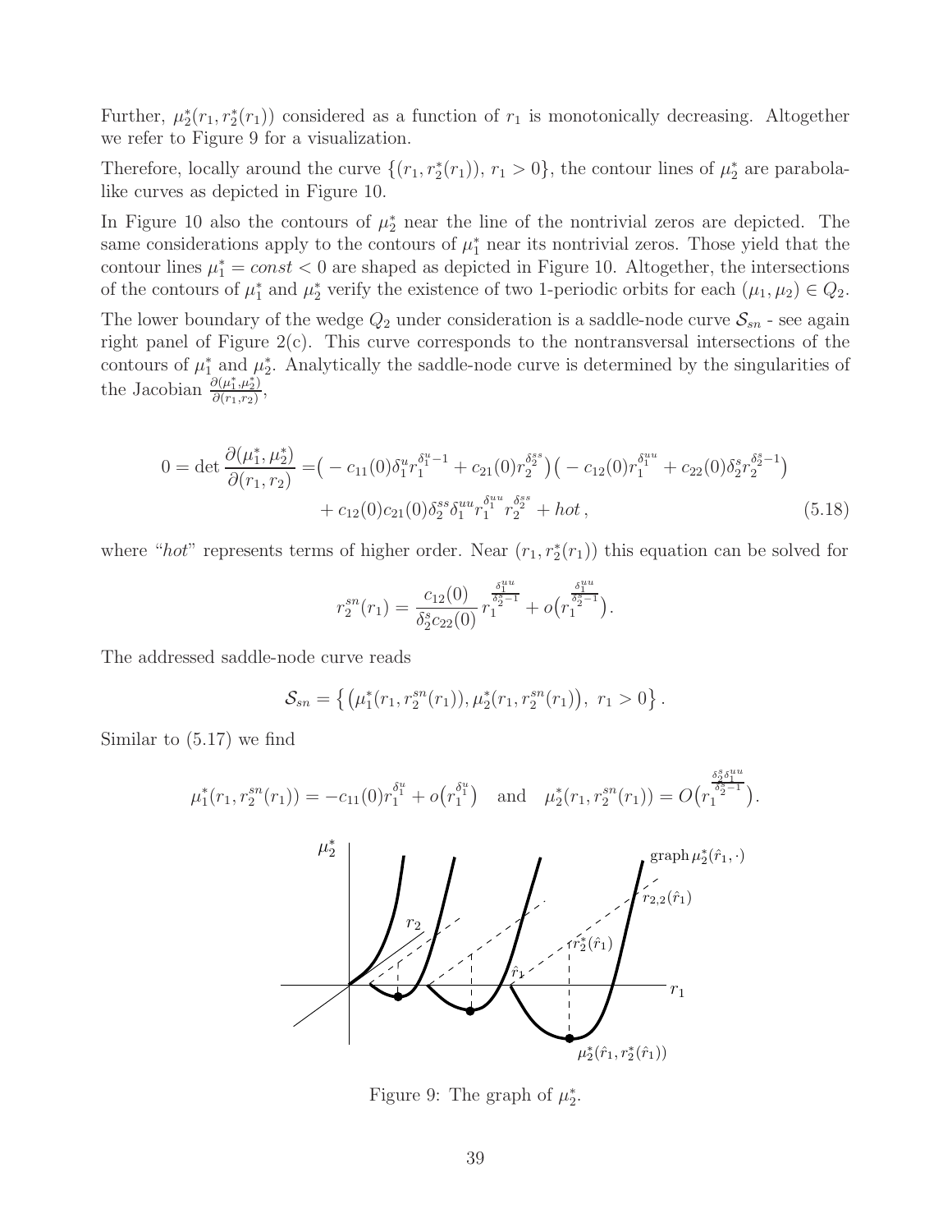Further, $\mu_2^*(r_1, r_2^*(r_1))$ considered as a function of $r_1$ is monotonically decreasing. Altogether we refer to Figure 9 for a visualization.

Therefore, locally around the curve $\{(r_1, r_2^*(r_1)),\ r_1 > 0\}$, the contour lines of $\mu_2^*$ are parabola-like curves as depicted in Figure 10.

In Figure 10 also the contours of $\mu_2^*$ near the line of the nontrivial zeros are depicted. The same considerations apply to the contours of $\mu_1^*$ near its nontrivial zeros. Those yield that the contour lines $\mu_1^* = const < 0$ are shaped as depicted in Figure 10. Altogether, the intersections of the contours of $\mu_1^*$ and $\mu_2^*$ verify the existence of two 1-periodic orbits for each $(\mu_1, \mu_2) \in Q_2$.

The lower boundary of the wedge $Q_2$ under consideration is a saddle-node curve $\mathcal{S}_{sn}$ - see again right panel of Figure 2(c). This curve corresponds to the nontransversal intersections of the contours of $\mu_1^*$ and $\mu_2^*$. Analytically the saddle-node curve is determined by the singularities of the Jacobian $\frac{\partial(\mu_1^*, \mu_2^*)}{\partial(r_1, r_2)}$,

$$
\begin{aligned}
0 = \det \frac{\partial(\mu_1^*, \mu_2^*)}{\partial(r_1, r_2)} = & \big( -c_{11}(0)\delta_1^u r_1^{\delta_1^u - 1} + c_{21}(0) r_2^{\delta_2^{ss}} \big) \big( -c_{12}(0) r_1^{\delta_1^{uu}} + c_{22}(0)\delta_2^s r_2^{\delta_2^s - 1} \big) \\
& + c_{12}(0)c_{21}(0)\delta_2^{ss}\delta_1^{uu} r_1^{\delta_1^{uu}} r_2^{\delta_2^{ss}} + hot\,,
\end{aligned} \tag{5.18}
$$

where "$hot$" represents terms of higher order. Near $(r_1, r_2^*(r_1))$ this equation can be solved for

$$
r_2^{sn}(r_1) = \frac{c_{12}(0)}{\delta_2^s c_{22}(0)}\, r_1^{\frac{\delta_1^{uu}}{\delta_2^s - 1}} + o\big(r_1^{\frac{\delta_1^{uu}}{\delta_2^s - 1}}\big).
$$

The addressed saddle-node curve reads

$$
\mathcal{S}_{sn} = \big\{ \big(\mu_1^*(r_1, r_2^{sn}(r_1)), \mu_2^*(r_1, r_2^{sn}(r_1)\big),\ r_1 > 0 \big\}\,.
$$

Similar to (5.17) we find

$$
\mu_1^*(r_1, r_2^{sn}(r_1)) = -c_{11}(0) r_1^{\delta_1^u} + o\big(r_1^{\delta_1^u}\big) \quad \text{and} \quad \mu_2^*(r_1, r_2^{sn}(r_1)) = O\big(r_1^{\frac{\delta_2^s \delta_1^{uu}}{\delta_2^s - 1}}\big).
$$

Figure 9: The graph of $\mu_2^*$.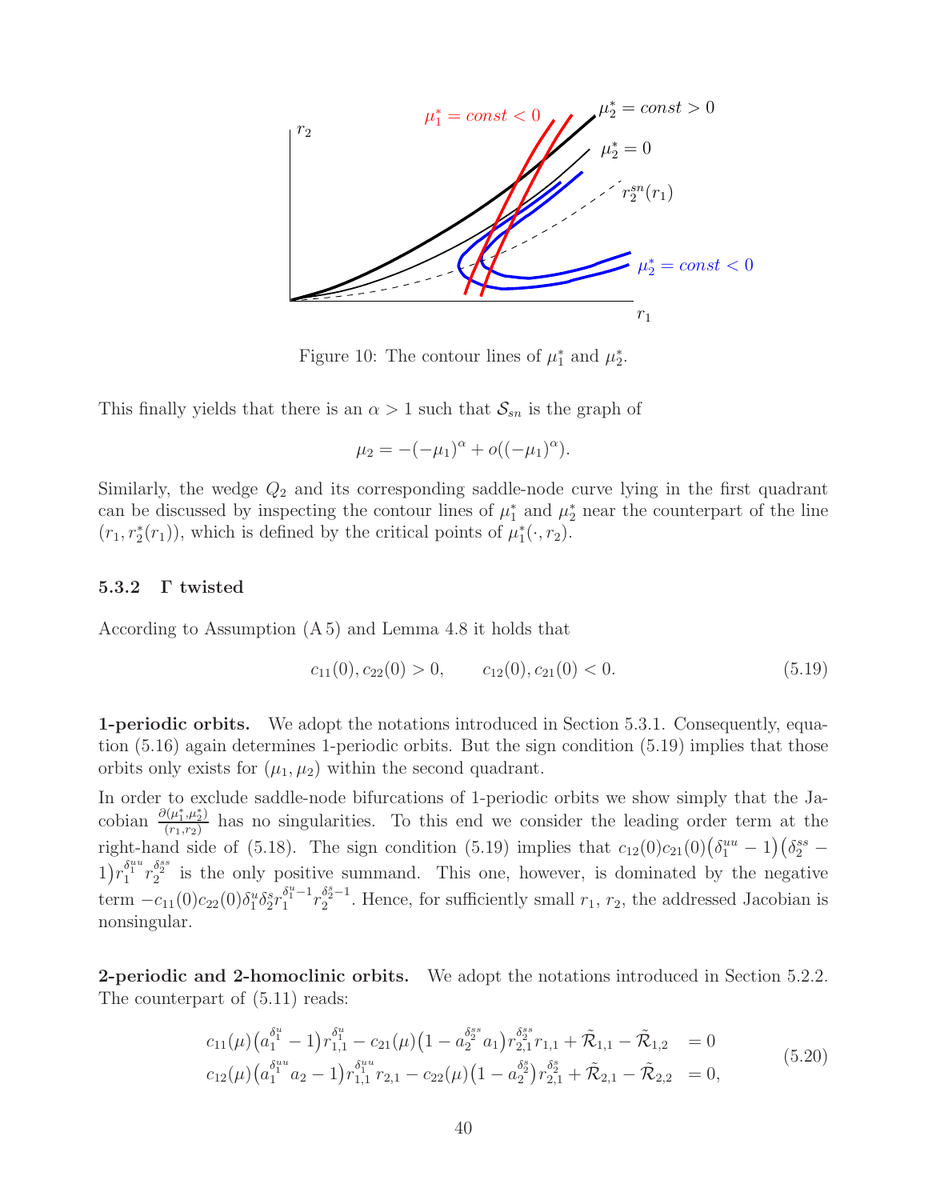Figure 10: The contour lines of $\mu_1^*$ and $\mu_2^*$.

This finally yields that there is an $\alpha > 1$ such that $\mathcal{S}_{sn}$ is the graph of

$$\mu_2 = -(-\mu_1)^\alpha + o((-\mu_1)^\alpha).$$

Similarly, the wedge $Q_2$ and its corresponding saddle-node curve lying in the first quadrant can be discussed by inspecting the contour lines of $\mu_1^*$ and $\mu_2^*$ near the counterpart of the line $(r_1, r_2^*(r_1))$, which is defined by the critical points of $\mu_1^*(\cdot, r_2)$.

### 5.3.2 Γ twisted

According to Assumption (A 5) and Lemma 4.8 it holds that

$$c_{11}(0), c_{22}(0) > 0, \qquad c_{12}(0), c_{21}(0) < 0. \tag{5.19}$$

**1-periodic orbits.** We adopt the notations introduced in Section 5.3.1. Consequently, equation (5.16) again determines 1-periodic orbits. But the sign condition (5.19) implies that those orbits only exists for $(\mu_1, \mu_2)$ within the second quadrant.

In order to exclude saddle-node bifurcations of 1-periodic orbits we show simply that the Jacobian $\frac{\partial(\mu_1^*, \mu_2^*)}{(r_1, r_2)}$ has no singularities. To this end we consider the leading order term at the right-hand side of (5.18). The sign condition (5.19) implies that $c_{12}(0)c_{21}(0)\big(\delta_1^{uu} - 1\big)\big(\delta_2^{ss} - 1\big) r_1^{\delta_1^{uu}} r_2^{\delta_2^{ss}}$ is the only positive summand. This one, however, is dominated by the negative term $-c_{11}(0)c_{22}(0)\delta_1^u \delta_2^s r_1^{\delta_1^u - 1} r_2^{\delta_2^s - 1}$. Hence, for sufficiently small $r_1$, $r_2$, the addressed Jacobian is nonsingular.

**2-periodic and 2-homoclinic orbits.** We adopt the notations introduced in Section 5.2.2. The counterpart of (5.11) reads:

$$\begin{aligned}
c_{11}(\mu)\big(a_1^{\delta_1^u} - 1\big) r_{1,1}^{\delta_1^u} - c_{21}(\mu)\big(1 - a_2^{\delta_2^{ss}} a_1\big) r_{2,1}^{\delta_2^{ss}} r_{1,1} + \tilde{\mathcal{R}}_{1,1} - \tilde{\mathcal{R}}_{1,2} &= 0 \\
c_{12}(\mu)\big(a_1^{\delta_1^{uu}} a_2 - 1\big) r_{1,1}^{\delta_1^{uu}} r_{2,1} - c_{22}(\mu)\big(1 - a_2^{\delta_2^s}\big) r_{2,1}^{\delta_2^s} + \tilde{\mathcal{R}}_{2,1} - \tilde{\mathcal{R}}_{2,2} &= 0,
\end{aligned} \tag{5.20}$$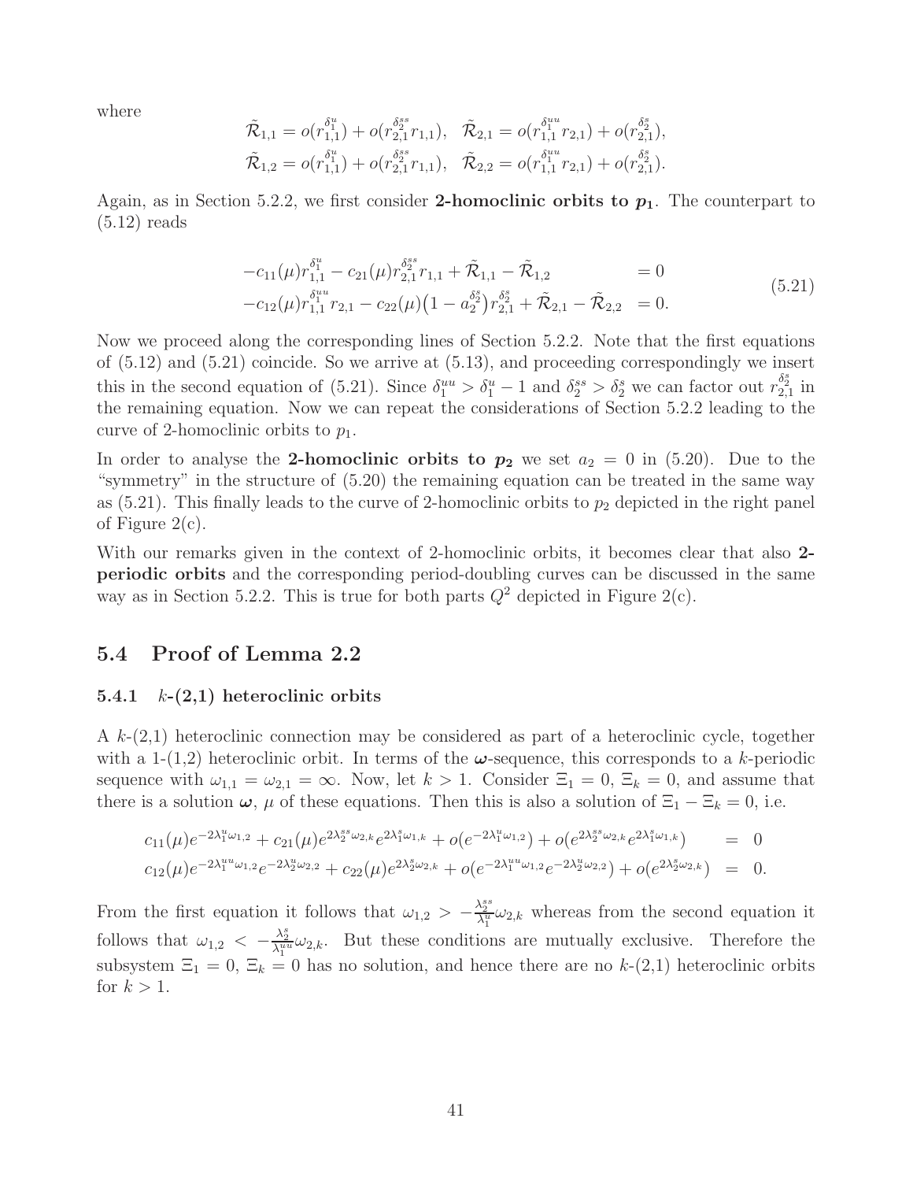where

$$\tilde{\mathcal{R}}_{1,1} = o(r_{1,1}^{\delta_1^u}) + o(r_{2,1}^{\delta_2^{ss}} r_{1,1}), \quad \tilde{\mathcal{R}}_{2,1} = o(r_{1,1}^{\delta_1^{uu}} r_{2,1}) + o(r_{2,1}^{\delta_2^s}),$$
$$\tilde{\mathcal{R}}_{1,2} = o(r_{1,1}^{\delta_1^u}) + o(r_{2,1}^{\delta_2^{ss}} r_{1,1}), \quad \tilde{\mathcal{R}}_{2,2} = o(r_{1,1}^{\delta_1^{uu}} r_{2,1}) + o(r_{2,1}^{\delta_2^s}).$$

Again, as in Section 5.2.2, we first consider **2-homoclinic orbits to $p_1$**. The counterpart to (5.12) reads

$$\begin{aligned} -c_{11}(\mu) r_{1,1}^{\delta_1^u} - c_{21}(\mu) r_{2,1}^{\delta_2^{ss}} r_{1,1} + \tilde{\mathcal{R}}_{1,1} - \tilde{\mathcal{R}}_{1,2} &= 0 \\ -c_{12}(\mu) r_{1,1}^{\delta_1^{uu}} r_{2,1} - c_{22}(\mu)\big(1 - a_2^{\delta_2^s}\big) r_{2,1}^{\delta_2^s} + \tilde{\mathcal{R}}_{2,1} - \tilde{\mathcal{R}}_{2,2} &= 0. \end{aligned} \tag{5.21}$$

Now we proceed along the corresponding lines of Section 5.2.2. Note that the first equations of (5.12) and (5.21) coincide. So we arrive at (5.13), and proceeding correspondingly we insert this in the second equation of (5.21). Since $\delta_1^{uu} > \delta_1^u - 1$ and $\delta_2^{ss} > \delta_2^s$ we can factor out $r_{2,1}^{\delta_2^s}$ in the remaining equation. Now we can repeat the considerations of Section 5.2.2 leading to the curve of 2-homoclinic orbits to $p_1$.

In order to analyse the **2-homoclinic orbits to $p_2$** we set $a_2 = 0$ in (5.20). Due to the "symmetry" in the structure of (5.20) the remaining equation can be treated in the same way as (5.21). This finally leads to the curve of 2-homoclinic orbits to $p_2$ depicted in the right panel of Figure 2(c).

With our remarks given in the context of 2-homoclinic orbits, it becomes clear that also **2-periodic orbits** and the corresponding period-doubling curves can be discussed in the same way as in Section 5.2.2. This is true for both parts $Q^2$ depicted in Figure 2(c).

## 5.4 Proof of Lemma 2.2

### 5.4.1 $k$-(2,1) heteroclinic orbits

A $k$-(2,1) heteroclinic connection may be considered as part of a heteroclinic cycle, together with a 1-(1,2) heteroclinic orbit. In terms of the $\boldsymbol{\omega}$-sequence, this corresponds to a $k$-periodic sequence with $\omega_{1,1} = \omega_{2,1} = \infty$. Now, let $k > 1$. Consider $\Xi_1 = 0$, $\Xi_k = 0$, and assume that there is a solution $\boldsymbol{\omega}$, $\mu$ of these equations. Then this is also a solution of $\Xi_1 - \Xi_k = 0$, i.e.

$$\begin{aligned} c_{11}(\mu) e^{-2\lambda_1^u \omega_{1,2}} + c_{21}(\mu) e^{2\lambda_2^{ss}\omega_{2,k}} e^{2\lambda_1^s \omega_{1,k}} + o(e^{-2\lambda_1^u \omega_{1,2}}) + o(e^{2\lambda_2^{ss}\omega_{2,k}} e^{2\lambda_1^s \omega_{1,k}}) &= 0 \\ c_{12}(\mu) e^{-2\lambda_1^{uu}\omega_{1,2}} e^{-2\lambda_2^u \omega_{2,2}} + c_{22}(\mu) e^{2\lambda_2^s \omega_{2,k}} + o(e^{-2\lambda_1^{uu}\omega_{1,2}} e^{-2\lambda_2^u \omega_{2,2}}) + o(e^{2\lambda_2^s \omega_{2,k}}) &= 0. \end{aligned}$$

From the first equation it follows that $\omega_{1,2} > -\frac{\lambda_2^{ss}}{\lambda_1^u}\omega_{2,k}$ whereas from the second equation it follows that $\omega_{1,2} < -\frac{\lambda_2^s}{\lambda_1^{uu}}\omega_{2,k}$. But these conditions are mutually exclusive. Therefore the subsystem $\Xi_1 = 0$, $\Xi_k = 0$ has no solution, and hence there are no $k$-(2,1) heteroclinic orbits for $k > 1$.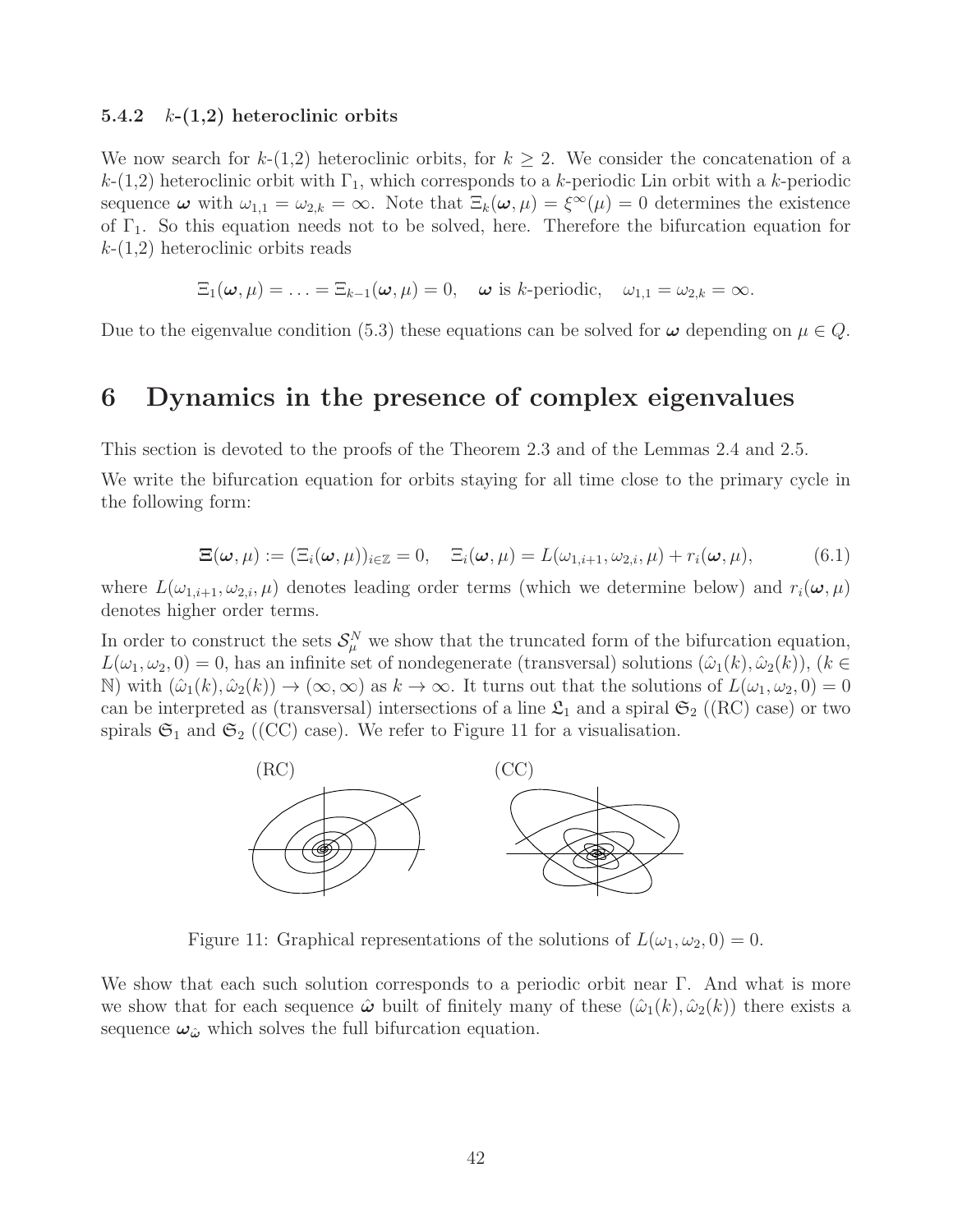### 5.4.2 $k$-(1,2) heteroclinic orbits

We now search for $k$-(1,2) heteroclinic orbits, for $k \geq 2$. We consider the concatenation of a $k$-(1,2) heteroclinic orbit with $\Gamma_1$, which corresponds to a $k$-periodic Lin orbit with a $k$-periodic sequence $\boldsymbol{\omega}$ with $\omega_{1,1} = \omega_{2,k} = \infty$. Note that $\Xi_k(\boldsymbol{\omega}, \mu) = \xi^\infty(\mu) = 0$ determines the existence of $\Gamma_1$. So this equation needs not to be solved, here. Therefore the bifurcation equation for $k$-(1,2) heteroclinic orbits reads

$$\Xi_1(\boldsymbol{\omega}, \mu) = \ldots = \Xi_{k-1}(\boldsymbol{\omega}, \mu) = 0, \quad \boldsymbol{\omega} \text{ is } k\text{-periodic}, \quad \omega_{1,1} = \omega_{2,k} = \infty.$$

Due to the eigenvalue condition (5.3) these equations can be solved for $\boldsymbol{\omega}$ depending on $\mu \in Q$.

# 6 Dynamics in the presence of complex eigenvalues

This section is devoted to the proofs of the Theorem 2.3 and of the Lemmas 2.4 and 2.5.

We write the bifurcation equation for orbits staying for all time close to the primary cycle in the following form:

$$\boldsymbol{\Xi}(\boldsymbol{\omega}, \mu) := (\Xi_i(\boldsymbol{\omega}, \mu))_{i \in \mathbb{Z}} = 0, \quad \Xi_i(\boldsymbol{\omega}, \mu) = L(\omega_{1,i+1}, \omega_{2,i}, \mu) + r_i(\boldsymbol{\omega}, \mu), \tag{6.1}$$

where $L(\omega_{1,i+1}, \omega_{2,i}, \mu)$ denotes leading order terms (which we determine below) and $r_i(\boldsymbol{\omega}, \mu)$ denotes higher order terms.

In order to construct the sets $\mathcal{S}_\mu^N$ we show that the truncated form of the bifurcation equation, $L(\omega_1, \omega_2, 0) = 0$, has an infinite set of nondegenerate (transversal) solutions $(\hat{\omega}_1(k), \hat{\omega}_2(k))$, ($k \in \mathbb{N}$) with $(\hat{\omega}_1(k), \hat{\omega}_2(k)) \to (\infty, \infty)$ as $k \to \infty$. It turns out that the solutions of $L(\omega_1, \omega_2, 0) = 0$ can be interpreted as (transversal) intersections of a line $\mathfrak{L}_1$ and a spiral $\mathfrak{S}_2$ ((RC) case) or two spirals $\mathfrak{S}_1$ and $\mathfrak{S}_2$ ((CC) case). We refer to Figure 11 for a visualisation.

Figure 11: Graphical representations of the solutions of $L(\omega_1, \omega_2, 0) = 0$.

We show that each such solution corresponds to a periodic orbit near $\Gamma$. And what is more we show that for each sequence $\hat{\boldsymbol{\omega}}$ built of finitely many of these $(\hat{\omega}_1(k), \hat{\omega}_2(k))$ there exists a sequence $\boldsymbol{\omega}_{\hat{\omega}}$ which solves the full bifurcation equation.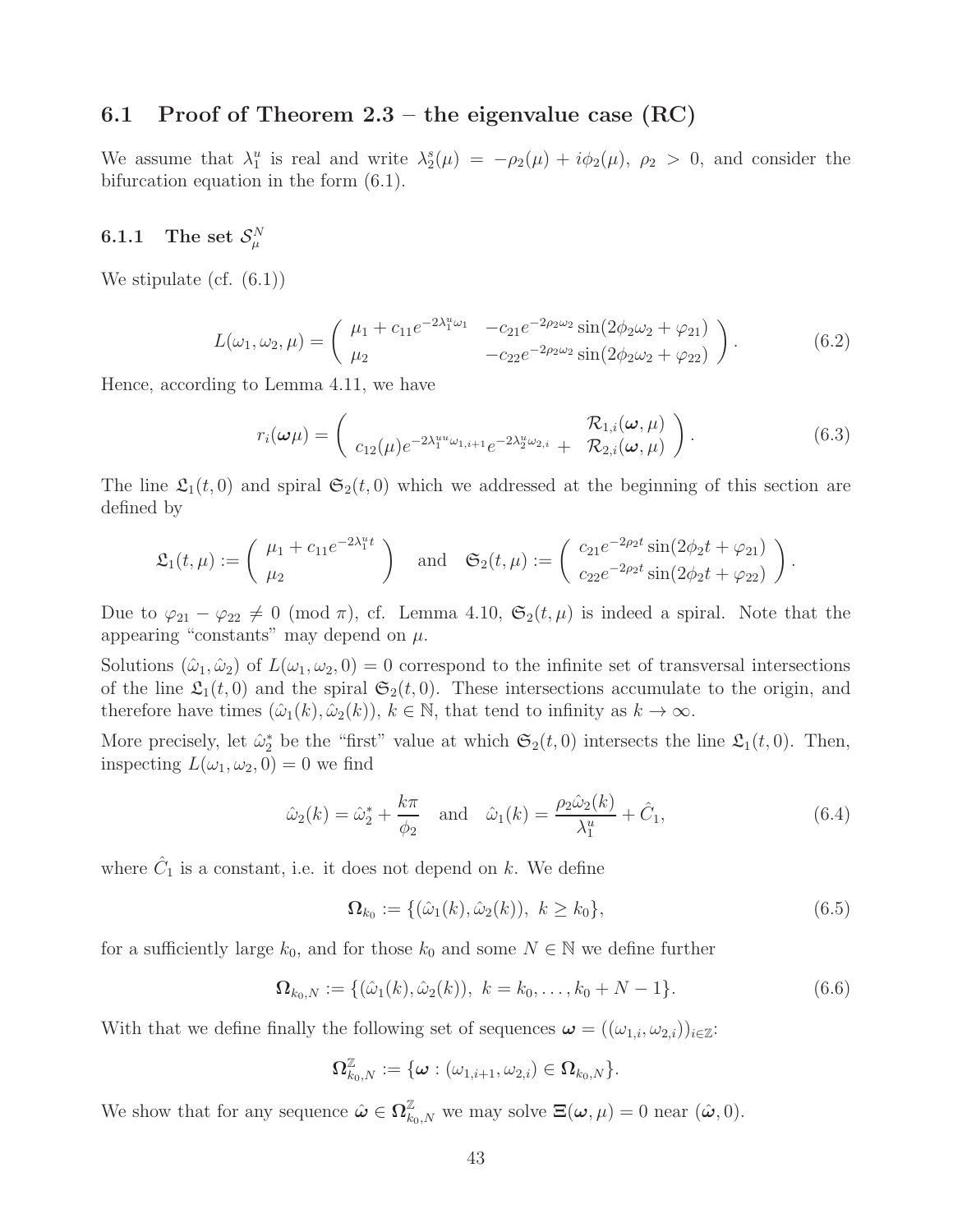## 6.1 Proof of Theorem 2.3 – the eigenvalue case (RC)

We assume that $\lambda_1^u$ is real and write $\lambda_2^s(\mu) = -\rho_2(\mu) + i\phi_2(\mu)$, $\rho_2 > 0$, and consider the bifurcation equation in the form (6.1).

### 6.1.1 The set $\mathcal{S}_\mu^N$

We stipulate (cf. (6.1))

$$L(\omega_1, \omega_2, \mu) = \begin{pmatrix} \mu_1 + c_{11}e^{-2\lambda_1^u \omega_1} & -c_{21}e^{-2\rho_2\omega_2}\sin(2\phi_2\omega_2 + \varphi_{21}) \\ \mu_2 & -c_{22}e^{-2\rho_2\omega_2}\sin(2\phi_2\omega_2 + \varphi_{22}) \end{pmatrix}. \tag{6.2}$$

Hence, according to Lemma 4.11, we have

$$r_i(\boldsymbol{\omega}\mu) = \begin{pmatrix} \mathcal{R}_{1,i}(\boldsymbol{\omega}, \mu) \\ c_{12}(\mu)e^{-2\lambda_1^{uu}\omega_{1,i+1}}e^{-2\lambda_2^u\omega_{2,i}} + \ \mathcal{R}_{2,i}(\boldsymbol{\omega}, \mu) \end{pmatrix}. \tag{6.3}$$

The line $\mathfrak{L}_1(t, 0)$ and spiral $\mathfrak{S}_2(t, 0)$ which we addressed at the beginning of this section are defined by

$$\mathfrak{L}_1(t, \mu) := \begin{pmatrix} \mu_1 + c_{11}e^{-2\lambda_1^u t} \\ \mu_2 \end{pmatrix} \quad \text{and} \quad \mathfrak{S}_2(t, \mu) := \begin{pmatrix} c_{21}e^{-2\rho_2 t}\sin(2\phi_2 t + \varphi_{21}) \\ c_{22}e^{-2\rho_2 t}\sin(2\phi_2 t + \varphi_{22}) \end{pmatrix}.$$

Due to $\varphi_{21} - \varphi_{22} \neq 0 \pmod \pi$, cf. Lemma 4.10, $\mathfrak{S}_2(t, \mu)$ is indeed a spiral. Note that the appearing "constants" may depend on $\mu$.

Solutions $(\hat{\omega}_1, \hat{\omega}_2)$ of $L(\omega_1, \omega_2, 0) = 0$ correspond to the infinite set of transversal intersections of the line $\mathfrak{L}_1(t, 0)$ and the spiral $\mathfrak{S}_2(t, 0)$. These intersections accumulate to the origin, and therefore have times $(\hat{\omega}_1(k), \hat{\omega}_2(k))$, $k \in \mathbb{N}$, that tend to infinity as $k \to \infty$.

More precisely, let $\hat{\omega}_2^*$ be the "first" value at which $\mathfrak{S}_2(t, 0)$ intersects the line $\mathfrak{L}_1(t, 0)$. Then, inspecting $L(\omega_1, \omega_2, 0) = 0$ we find

$$\hat{\omega}_2(k) = \hat{\omega}_2^* + \frac{k\pi}{\phi_2} \quad \text{and} \quad \hat{\omega}_1(k) = \frac{\rho_2\hat{\omega}_2(k)}{\lambda_1^u} + \hat{C}_1, \tag{6.4}$$

where $\hat{C}_1$ is a constant, i.e. it does not depend on $k$. We define

$$\boldsymbol{\Omega}_{k_0} := \{(\hat{\omega}_1(k), \hat{\omega}_2(k)),\ k \geq k_0\}, \tag{6.5}$$

for a sufficiently large $k_0$, and for those $k_0$ and some $N \in \mathbb{N}$ we define further

$$\boldsymbol{\Omega}_{k_0,N} := \{(\hat{\omega}_1(k), \hat{\omega}_2(k)),\ k = k_0, \dots, k_0 + N - 1\}. \tag{6.6}$$

With that we define finally the following set of sequences $\boldsymbol{\omega} = ((\omega_{1,i}, \omega_{2,i}))_{i\in\mathbb{Z}}$:

$$\boldsymbol{\Omega}_{k_0,N}^{\mathbb{Z}} := \{\boldsymbol{\omega} : (\omega_{1,i+1}, \omega_{2,i}) \in \boldsymbol{\Omega}_{k_0,N}\}.$$

We show that for any sequence $\hat{\boldsymbol{\omega}} \in \boldsymbol{\Omega}_{k_0,N}^{\mathbb{Z}}$ we may solve $\boldsymbol{\Xi}(\boldsymbol{\omega}, \mu) = 0$ near $(\hat{\boldsymbol{\omega}}, 0)$.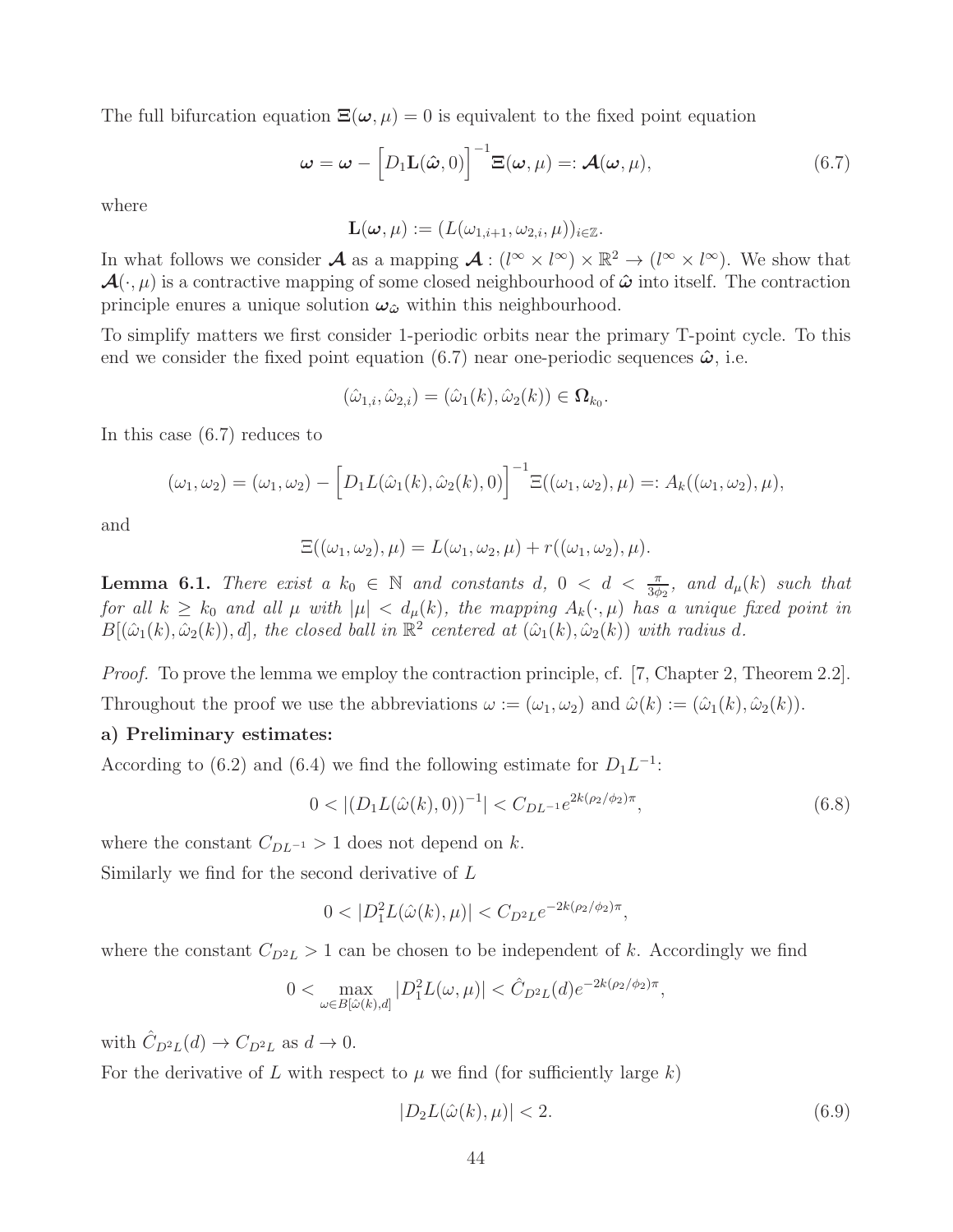The full bifurcation equation $\Xi(\boldsymbol{\omega}, \mu) = 0$ is equivalent to the fixed point equation

$$\boldsymbol{\omega} = \boldsymbol{\omega} - \Big[D_1\mathbf{L}(\hat{\boldsymbol{\omega}}, 0)\Big]^{-1}\Xi(\boldsymbol{\omega}, \mu) =: \boldsymbol{\mathcal{A}}(\boldsymbol{\omega}, \mu), \tag{6.7}$$

where

$$\mathbf{L}(\boldsymbol{\omega}, \mu) := (L(\omega_{1,i+1}, \omega_{2,i}, \mu))_{i\in\mathbb{Z}}.$$

In what follows we consider $\boldsymbol{\mathcal{A}}$ as a mapping $\boldsymbol{\mathcal{A}} : (l^\infty \times l^\infty) \times \mathbb{R}^2 \to (l^\infty \times l^\infty)$. We show that $\boldsymbol{\mathcal{A}}(\cdot, \mu)$ is a contractive mapping of some closed neighbourhood of $\hat{\boldsymbol{\omega}}$ into itself. The contraction principle enures a unique solution $\boldsymbol{\omega}_{\hat{\boldsymbol{\omega}}}$ within this neighbourhood.

To simplify matters we first consider 1-periodic orbits near the primary T-point cycle. To this end we consider the fixed point equation (6.7) near one-periodic sequences $\hat{\boldsymbol{\omega}}$, i.e.

$$(\hat{\omega}_{1,i}, \hat{\omega}_{2,i}) = (\hat{\omega}_1(k), \hat{\omega}_2(k)) \in \boldsymbol{\Omega}_{k_0}.$$

In this case (6.7) reduces to

$$(\omega_1, \omega_2) = (\omega_1, \omega_2) - \Big[D_1 L(\hat{\omega}_1(k), \hat{\omega}_2(k), 0)\Big]^{-1}\Xi((\omega_1, \omega_2), \mu) =: A_k((\omega_1, \omega_2), \mu),$$

and

$$\Xi((\omega_1, \omega_2), \mu) = L(\omega_1, \omega_2, \mu) + r((\omega_1, \omega_2), \mu).$$

**Lemma 6.1.** *There exist a $k_0 \in \mathbb{N}$ and constants $d$, $0 < d < \frac{\pi}{3\phi_2}$, and $d_\mu(k)$ such that for all $k \geq k_0$ and all $\mu$ with $|\mu| < d_\mu(k)$, the mapping $A_k(\cdot, \mu)$ has a unique fixed point in $B[(\hat{\omega}_1(k), \hat{\omega}_2(k)), d]$, the closed ball in $\mathbb{R}^2$ centered at $(\hat{\omega}_1(k), \hat{\omega}_2(k))$ with radius $d$.*

*Proof.* To prove the lemma we employ the contraction principle, cf. [7, Chapter 2, Theorem 2.2]. Throughout the proof we use the abbreviations $\omega := (\omega_1, \omega_2)$ and $\hat{\omega}(k) := (\hat{\omega}_1(k), \hat{\omega}_2(k))$.

**a) Preliminary estimates:**

According to (6.2) and (6.4) we find the following estimate for $D_1 L^{-1}$:

$$0 < |(D_1 L(\hat{\omega}(k), 0))^{-1}| < C_{DL^{-1}} e^{2k(\rho_2/\phi_2)\pi}, \tag{6.8}$$

where the constant $C_{DL^{-1}} > 1$ does not depend on $k$.

Similarly we find for the second derivative of $L$

$$0 < |D_1^2 L(\hat{\omega}(k), \mu)| < C_{D^2L} e^{-2k(\rho_2/\phi_2)\pi},$$

where the constant $C_{D^2L} > 1$ can be chosen to be independent of $k$. Accordingly we find

$$0 < \max_{\omega\in B[\hat{\omega}(k), d]} |D_1^2 L(\omega, \mu)| < \hat{C}_{D^2L}(d) e^{-2k(\rho_2/\phi_2)\pi},$$

with $\hat{C}_{D^2L}(d) \to C_{D^2L}$ as $d \to 0$.

For the derivative of $L$ with respect to $\mu$ we find (for sufficiently large $k$)

$$|D_2 L(\hat{\omega}(k), \mu)| < 2. \tag{6.9}$$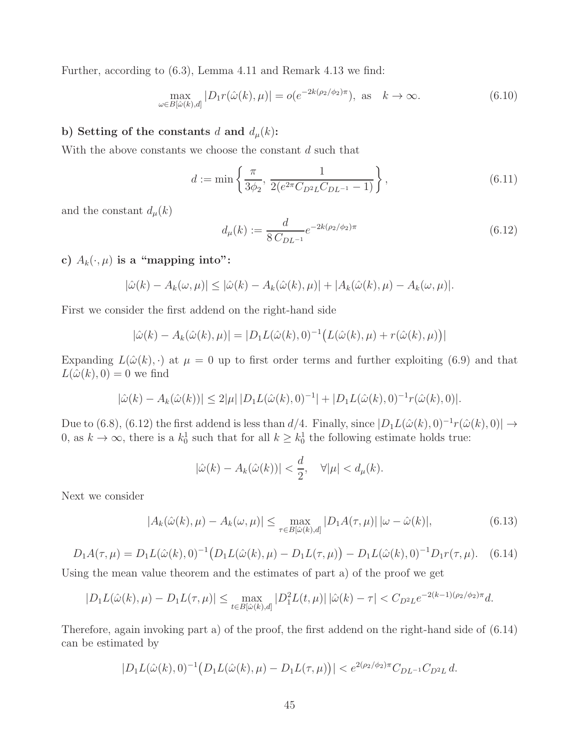Further, according to (6.3), Lemma 4.11 and Remark 4.13 we find:

$$\max_{\omega \in B[\hat{\omega}(k),d]} |D_1 r(\hat{\omega}(k), \mu)| = o(e^{-2k(\rho_2/\phi_2)\pi}), \text{ as } \quad k \to \infty. \tag{6.10}$$

**b) Setting of the constants $d$ and $d_\mu(k)$:**

With the above constants we choose the constant $d$ such that

$$d := \min\left\{ \frac{\pi}{3\phi_2}, \, \frac{1}{2(e^{2\pi} C_{D^2L} C_{DL^{-1}} - 1)} \right\}, \tag{6.11}$$

and the constant $d_\mu(k)$

$$d_\mu(k) := \frac{d}{8\, C_{DL^{-1}}} e^{-2k(\rho_2/\phi_2)\pi} \tag{6.12}$$

**c) $A_k(\cdot, \mu)$ is a "mapping into":**

$$|\hat{\omega}(k) - A_k(\omega, \mu)| \leq |\hat{\omega}(k) - A_k(\hat{\omega}(k), \mu)| + |A_k(\hat{\omega}(k), \mu) - A_k(\omega, \mu)|.$$

First we consider the first addend on the right-hand side

$$|\hat{\omega}(k) - A_k(\hat{\omega}(k), \mu)| = |D_1 L(\hat{\omega}(k), 0)^{-1}\big(L(\hat{\omega}(k), \mu) + r(\hat{\omega}(k), \mu)\big)|$$

Expanding $L(\hat{\omega}(k), \cdot)$ at $\mu = 0$ up to first order terms and further exploiting (6.9) and that $L(\hat{\omega}(k), 0) = 0$ we find

$$|\hat{\omega}(k) - A_k(\hat{\omega}(k))| \leq 2|\mu|\, |D_1 L(\hat{\omega}(k), 0)^{-1}| + |D_1 L(\hat{\omega}(k), 0)^{-1} r(\hat{\omega}(k), 0)|.$$

Due to (6.8), (6.12) the first addend is less than $d/4$. Finally, since $|D_1 L(\hat{\omega}(k), 0)^{-1} r(\hat{\omega}(k), 0)| \to 0$, as $k \to \infty$, there is a $k_0^1$ such that for all $k \geq k_0^1$ the following estimate holds true:

$$|\hat{\omega}(k) - A_k(\hat{\omega}(k))| < \frac{d}{2}, \quad \forall |\mu| < d_\mu(k).$$

Next we consider

$$|A_k(\hat{\omega}(k), \mu) - A_k(\omega, \mu)| \leq \max_{\tau \in B[\hat{\omega}(k),d]} |D_1 A(\tau, \mu)|\, |\omega - \hat{\omega}(k)|, \tag{6.13}$$

$$D_1 A(\tau, \mu) = D_1 L(\hat{\omega}(k), 0)^{-1}\big(D_1 L(\hat{\omega}(k), \mu) - D_1 L(\tau, \mu)\big) - D_1 L(\hat{\omega}(k), 0)^{-1} D_1 r(\tau, \mu). \tag{6.14}$$

Using the mean value theorem and the estimates of part a) of the proof we get

$$|D_1 L(\hat{\omega}(k), \mu) - D_1 L(\tau, \mu)| \leq \max_{t \in B[\hat{\omega}(k),d]} |D_1^2 L(t, \mu)|\, |\hat{\omega}(k) - \tau| < C_{D^2L} e^{-2(k-1)(\rho_2/\phi_2)\pi} d.$$

Therefore, again invoking part a) of the proof, the first addend on the right-hand side of (6.14) can be estimated by

$$|D_1 L(\hat{\omega}(k), 0)^{-1}\big(D_1 L(\hat{\omega}(k), \mu) - D_1 L(\tau, \mu)\big)| < e^{2(\rho_2/\phi_2)\pi} C_{DL^{-1}} C_{D^2L}\, d.$$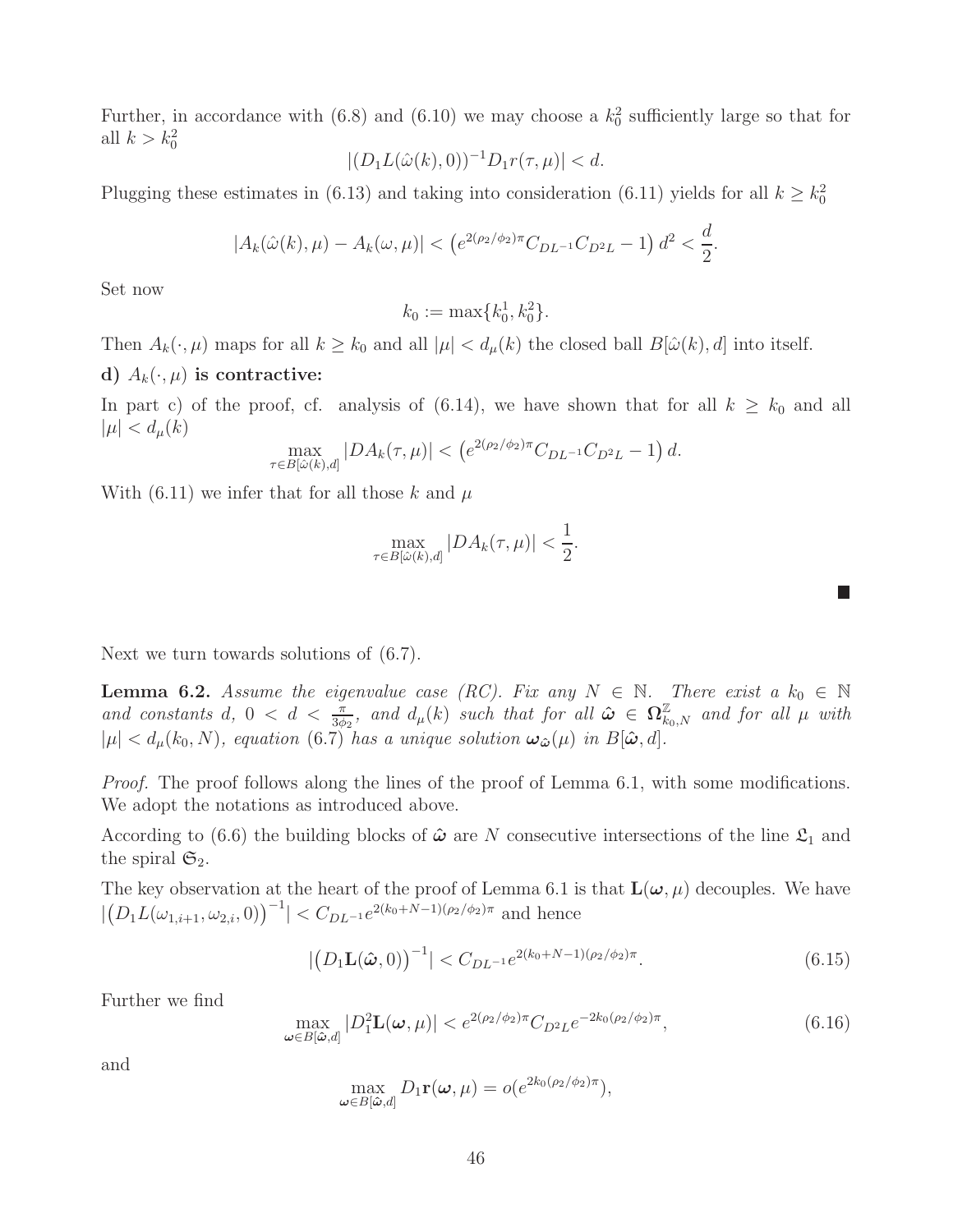Further, in accordance with (6.8) and (6.10) we may choose a $k_0^2$ sufficiently large so that for all $k > k_0^2$

$$|(D_1L(\hat{\omega}(k),0))^{-1}D_1r(\tau,\mu)| < d.$$

Plugging these estimates in (6.13) and taking into consideration (6.11) yields for all $k \geq k_0^2$

$$|A_k(\hat{\omega}(k),\mu) - A_k(\omega,\mu)| < \left(e^{2(\rho_2/\phi_2)\pi}C_{DL^{-1}}C_{D^2L} - 1\right)d^2 < \frac{d}{2}.$$

Set now

$$k_0 := \max\{k_0^1, k_0^2\}.$$

Then $A_k(\cdot,\mu)$ maps for all $k \geq k_0$ and all $|\mu| < d_\mu(k)$ the closed ball $B[\hat{\omega}(k),d]$ into itself.

**d) $A_k(\cdot,\mu)$ is contractive:**

In part c) of the proof, cf. analysis of (6.14), we have shown that for all $k \geq k_0$ and all $|\mu| < d_\mu(k)$

$$\max_{\tau\in B[\hat{\omega}(k),d]} |DA_k(\tau,\mu)| < \left(e^{2(\rho_2/\phi_2)\pi}C_{DL^{-1}}C_{D^2L} - 1\right)d.$$

With (6.11) we infer that for all those $k$ and $\mu$

$$\max_{\tau\in B[\hat{\omega}(k),d]} |DA_k(\tau,\mu)| < \frac{1}{2}.$$

■

Next we turn towards solutions of (6.7).

**Lemma 6.2.** *Assume the eigenvalue case (RC). Fix any $N \in \mathbb{N}$. There exist a $k_0 \in \mathbb{N}$ and constants $d$, $0 < d < \frac{\pi}{3\phi_2}$, and $d_\mu(k)$ such that for all $\hat{\boldsymbol{\omega}} \in \boldsymbol{\Omega}^{\mathbb{Z}}_{k_0,N}$ and for all $\mu$ with $|\mu| < d_\mu(k_0,N)$, equation (6.7) has a unique solution $\boldsymbol{\omega}_{\hat{\boldsymbol{\omega}}}(\mu)$ in $B[\hat{\boldsymbol{\omega}},d]$.*

*Proof.* The proof follows along the lines of the proof of Lemma 6.1, with some modifications. We adopt the notations as introduced above.

According to (6.6) the building blocks of $\hat{\boldsymbol{\omega}}$ are $N$ consecutive intersections of the line $\mathfrak{L}_1$ and the spiral $\mathfrak{S}_2$.

The key observation at the heart of the proof of Lemma 6.1 is that $\mathbf{L}(\boldsymbol{\omega},\mu)$ decouples. We have $|\left(D_1L(\omega_{1,i+1},\omega_{2,i},0)\right)^{-1}| < C_{DL^{-1}}e^{2(k_0+N-1)(\rho_2/\phi_2)\pi}$ and hence

$$|\left(D_1\mathbf{L}(\hat{\boldsymbol{\omega}},0)\right)^{-1}| < C_{DL^{-1}}e^{2(k_0+N-1)(\rho_2/\phi_2)\pi}. \tag{6.15}$$

Further we find

$$\max_{\boldsymbol{\omega}\in B[\hat{\boldsymbol{\omega}},d]} |D_1^2\mathbf{L}(\boldsymbol{\omega},\mu)| < e^{2(\rho_2/\phi_2)\pi}C_{D^2L}e^{-2k_0(\rho_2/\phi_2)\pi}, \tag{6.16}$$

and

$$\max_{\boldsymbol{\omega}\in B[\hat{\boldsymbol{\omega}},d]} D_1\mathbf{r}(\boldsymbol{\omega},\mu) = o(e^{2k_0(\rho_2/\phi_2)\pi}),$$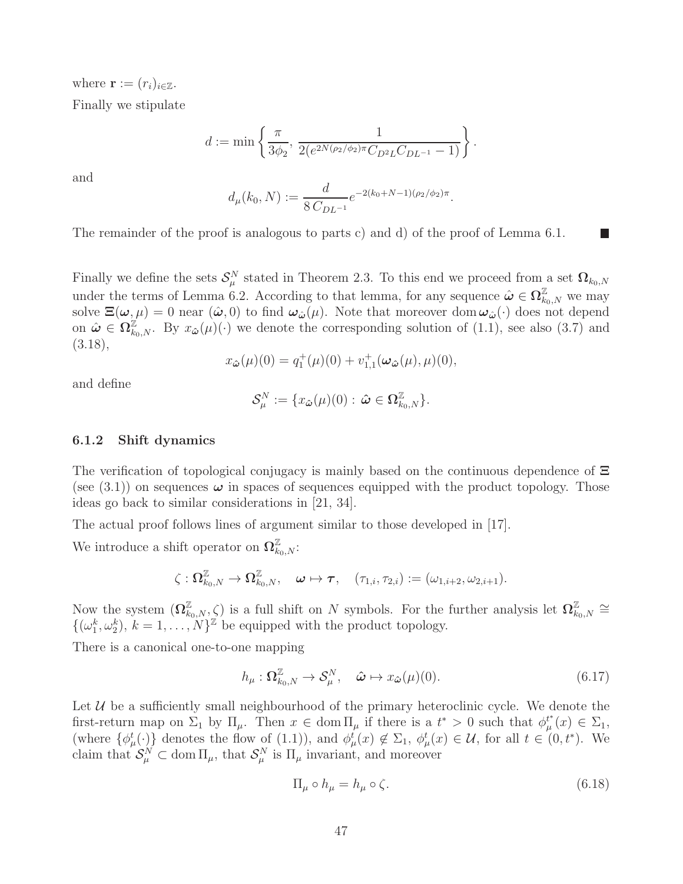where $\mathbf{r} := (r_i)_{i\in\mathbb{Z}}$.

Finally we stipulate

$$d := \min\left\{\frac{\pi}{3\phi_2},\, \frac{1}{2(e^{2N(\rho_2/\phi_2)\pi}C_{D^2L}C_{DL^{-1}}-1)}\right\}.$$

and

$$d_\mu(k_0,N) := \frac{d}{8\,C_{DL^{-1}}}e^{-2(k_0+N-1)(\rho_2/\phi_2)\pi}.$$

The remainder of the proof is analogous to parts c) and d) of the proof of Lemma 6.1. ■

Finally we define the sets $\mathcal{S}_\mu^N$ stated in Theorem 2.3. To this end we proceed from a set $\mathbf{\Omega}_{k_0,N}$ under the terms of Lemma 6.2. According to that lemma, for any sequence $\hat{\boldsymbol{\omega}} \in \mathbf{\Omega}_{k_0,N}^{\mathbb{Z}}$ we may solve $\Xi(\boldsymbol{\omega},\mu) = 0$ near $(\hat{\boldsymbol{\omega}}, 0)$ to find $\boldsymbol{\omega}_{\hat{\boldsymbol{\omega}}}(\mu)$. Note that moreover $\operatorname{dom}\boldsymbol{\omega}_{\hat{\boldsymbol{\omega}}}(\cdot)$ does not depend on $\hat{\boldsymbol{\omega}} \in \mathbf{\Omega}_{k_0,N}^{\mathbb{Z}}$. By $x_{\hat{\boldsymbol{\omega}}}(\mu)(\cdot)$ we denote the corresponding solution of (1.1), see also (3.7) and (3.18),

$$x_{\hat{\boldsymbol{\omega}}}(\mu)(0) = q_1^+(\mu)(0) + v_{1,1}^+(\boldsymbol{\omega}_{\hat{\boldsymbol{\omega}}}(\mu),\mu)(0),$$

and define

$$\mathcal{S}_\mu^N := \{x_{\hat{\boldsymbol{\omega}}}(\mu)(0) : \hat{\boldsymbol{\omega}} \in \mathbf{\Omega}_{k_0,N}^{\mathbb{Z}}\}.$$

### 6.1.2 Shift dynamics

The verification of topological conjugacy is mainly based on the continuous dependence of $\Xi$ (see (3.1)) on sequences $\boldsymbol{\omega}$ in spaces of sequences equipped with the product topology. Those ideas go back to similar considerations in [21, 34].

The actual proof follows lines of argument similar to those developed in [17].

We introduce a shift operator on $\mathbf{\Omega}_{k_0,N}^{\mathbb{Z}}$:

$$\zeta : \mathbf{\Omega}_{k_0,N}^{\mathbb{Z}} \to \mathbf{\Omega}_{k_0,N}^{\mathbb{Z}}, \quad \boldsymbol{\omega} \mapsto \boldsymbol{\tau}, \quad (\tau_{1,i}, \tau_{2,i}) := (\omega_{1,i+2}, \omega_{2,i+1}).$$

Now the system $(\mathbf{\Omega}_{k_0,N}^{\mathbb{Z}}, \zeta)$ is a full shift on $N$ symbols. For the further analysis let $\mathbf{\Omega}_{k_0,N}^{\mathbb{Z}} \cong \{(\omega_1^k, \omega_2^k),\ k = 1,\ldots,N\}^{\mathbb{Z}}$ be equipped with the product topology.

There is a canonical one-to-one mapping

$$h_\mu : \mathbf{\Omega}_{k_0,N}^{\mathbb{Z}} \to \mathcal{S}_\mu^N, \quad \hat{\boldsymbol{\omega}} \mapsto x_{\hat{\boldsymbol{\omega}}}(\mu)(0). \tag{6.17}$$

Let $\mathcal{U}$ be a sufficiently small neighbourhood of the primary heteroclinic cycle. We denote the first-return map on $\Sigma_1$ by $\Pi_\mu$. Then $x \in \operatorname{dom}\Pi_\mu$ if there is a $t^* > 0$ such that $\phi_\mu^{t^*}(x) \in \Sigma_1$, (where $\{\phi_\mu^t(\cdot)\}$ denotes the flow of (1.1)), and $\phi_\mu^t(x) \notin \Sigma_1$, $\phi_\mu^t(x) \in \mathcal{U}$, for all $t \in (0, t^*)$. We claim that $\mathcal{S}_\mu^N \subset \operatorname{dom}\Pi_\mu$, that $\mathcal{S}_\mu^N$ is $\Pi_\mu$ invariant, and moreover

$$\Pi_\mu \circ h_\mu = h_\mu \circ \zeta. \tag{6.18}$$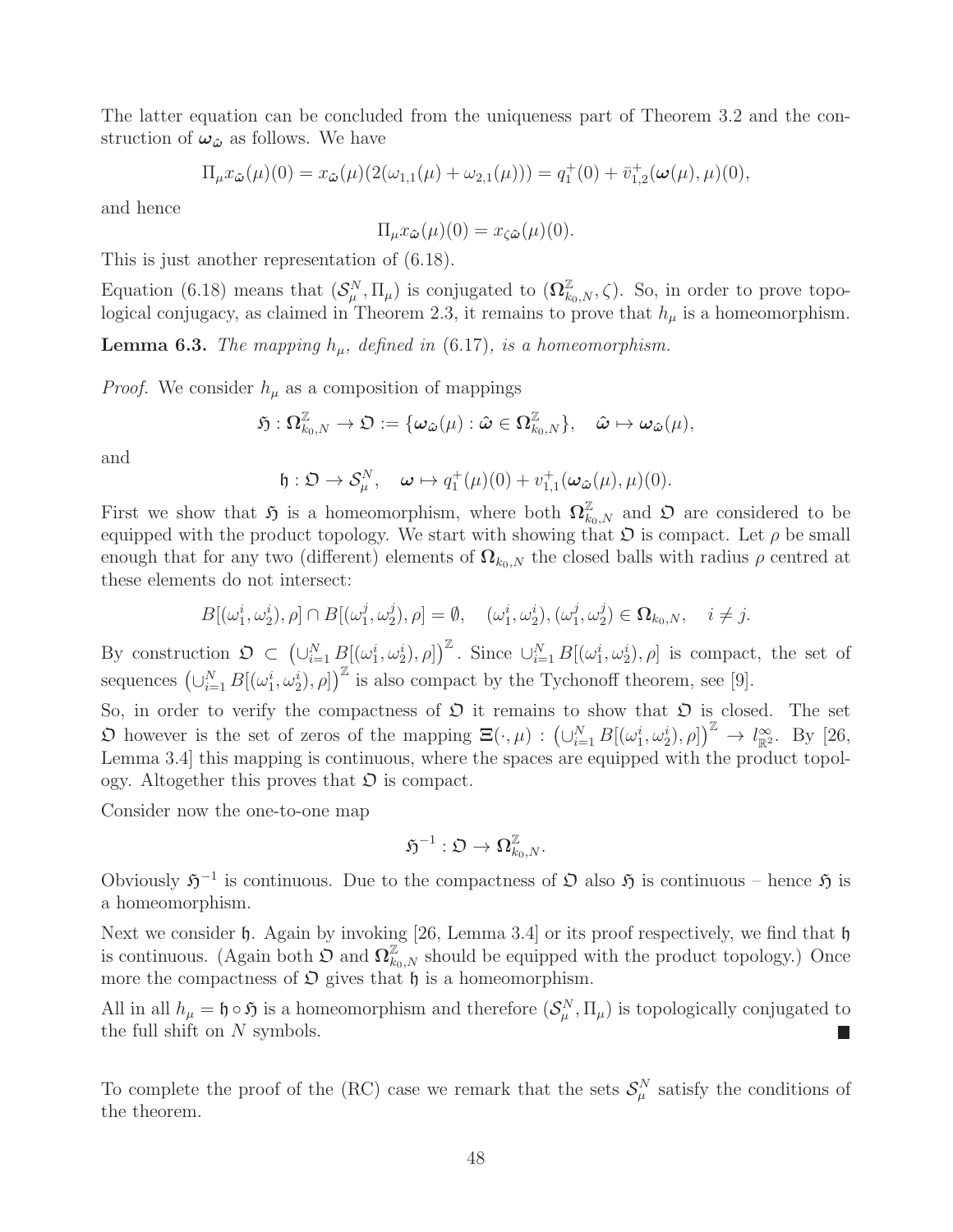The latter equation can be concluded from the uniqueness part of Theorem 3.2 and the construction of $\boldsymbol{\omega}_{\hat{\boldsymbol{\omega}}}$ as follows. We have

$$\Pi_\mu x_{\hat{\boldsymbol{\omega}}}(\mu)(0) = x_{\hat{\boldsymbol{\omega}}}(\mu)(2(\omega_{1,1}(\mu) + \omega_{2,1}(\mu))) = q_1^+(0) + \bar{v}_{1,2}^+(\boldsymbol{\omega}(\mu), \mu)(0),$$

and hence

$$\Pi_\mu x_{\hat{\boldsymbol{\omega}}}(\mu)(0) = x_{\zeta\hat{\boldsymbol{\omega}}}(\mu)(0).$$

This is just another representation of (6.18).

Equation (6.18) means that $(\mathcal{S}_\mu^N, \Pi_\mu)$ is conjugated to $(\boldsymbol{\Omega}_{k_0,N}^{\mathbb{Z}}, \zeta)$. So, in order to prove topological conjugacy, as claimed in Theorem 2.3, it remains to prove that $h_\mu$ is a homeomorphism.

**Lemma 6.3.** *The mapping $h_\mu$, defined in (6.17), is a homeomorphism.*

*Proof.* We consider $h_\mu$ as a composition of mappings

$$\mathfrak{H} : \boldsymbol{\Omega}_{k_0,N}^{\mathbb{Z}} \to \mathfrak{O} := \{\boldsymbol{\omega}_{\hat{\boldsymbol{\omega}}}(\mu) : \hat{\boldsymbol{\omega}} \in \boldsymbol{\Omega}_{k_0,N}^{\mathbb{Z}}\}, \quad \hat{\boldsymbol{\omega}} \mapsto \boldsymbol{\omega}_{\hat{\boldsymbol{\omega}}}(\mu),$$

and

$$\mathfrak{h} : \mathfrak{O} \to \mathcal{S}_\mu^N, \quad \boldsymbol{\omega} \mapsto q_1^+(\mu)(0) + v_{1,1}^+(\boldsymbol{\omega}_{\hat{\boldsymbol{\omega}}}(\mu), \mu)(0).$$

First we show that $\mathfrak{H}$ is a homeomorphism, where both $\boldsymbol{\Omega}_{k_0,N}^{\mathbb{Z}}$ and $\mathfrak{O}$ are considered to be equipped with the product topology. We start with showing that $\mathfrak{O}$ is compact. Let $\rho$ be small enough that for any two (different) elements of $\boldsymbol{\Omega}_{k_0,N}$ the closed balls with radius $\rho$ centred at these elements do not intersect:

$$B[(\omega_1^i, \omega_2^i), \rho] \cap B[(\omega_1^j, \omega_2^j), \rho] = \emptyset, \quad (\omega_1^i, \omega_2^i), (\omega_1^j, \omega_2^j) \in \boldsymbol{\Omega}_{k_0,N}, \quad i \neq j.$$

By construction $\mathfrak{O} \subset \left(\cup_{i=1}^N B[(\omega_1^i, \omega_2^i), \rho]\right)^{\mathbb{Z}}$. Since $\cup_{i=1}^N B[(\omega_1^i, \omega_2^i), \rho]$ is compact, the set of sequences $\left(\cup_{i=1}^N B[(\omega_1^i, \omega_2^i), \rho]\right)^{\mathbb{Z}}$ is also compact by the Tychonoff theorem, see [9].

So, in order to verify the compactness of $\mathfrak{O}$ it remains to show that $\mathfrak{O}$ is closed. The set $\mathfrak{O}$ however is the set of zeros of the mapping $\Xi(\cdot, \mu) : \left(\cup_{i=1}^N B[(\omega_1^i, \omega_2^i), \rho]\right)^{\mathbb{Z}} \to l_{\mathbb{R}^2}^\infty$. By [26, Lemma 3.4] this mapping is continuous, where the spaces are equipped with the product topology. Altogether this proves that $\mathfrak{O}$ is compact.

Consider now the one-to-one map

$$\mathfrak{H}^{-1} : \mathfrak{O} \to \boldsymbol{\Omega}_{k_0,N}^{\mathbb{Z}}.$$

Obviously $\mathfrak{H}^{-1}$ is continuous. Due to the compactness of $\mathfrak{O}$ also $\mathfrak{H}$ is continuous – hence $\mathfrak{H}$ is a homeomorphism.

Next we consider $\mathfrak{h}$. Again by invoking [26, Lemma 3.4] or its proof respectively, we find that $\mathfrak{h}$ is continuous. (Again both $\mathfrak{O}$ and $\boldsymbol{\Omega}_{k_0,N}^{\mathbb{Z}}$ should be equipped with the product topology.) Once more the compactness of $\mathfrak{O}$ gives that $\mathfrak{h}$ is a homeomorphism.

All in all $h_\mu = \mathfrak{h} \circ \mathfrak{H}$ is a homeomorphism and therefore $(\mathcal{S}_\mu^N, \Pi_\mu)$ is topologically conjugated to the full shift on $N$ symbols. ∎

To complete the proof of the (RC) case we remark that the sets $\mathcal{S}_\mu^N$ satisfy the conditions of the theorem.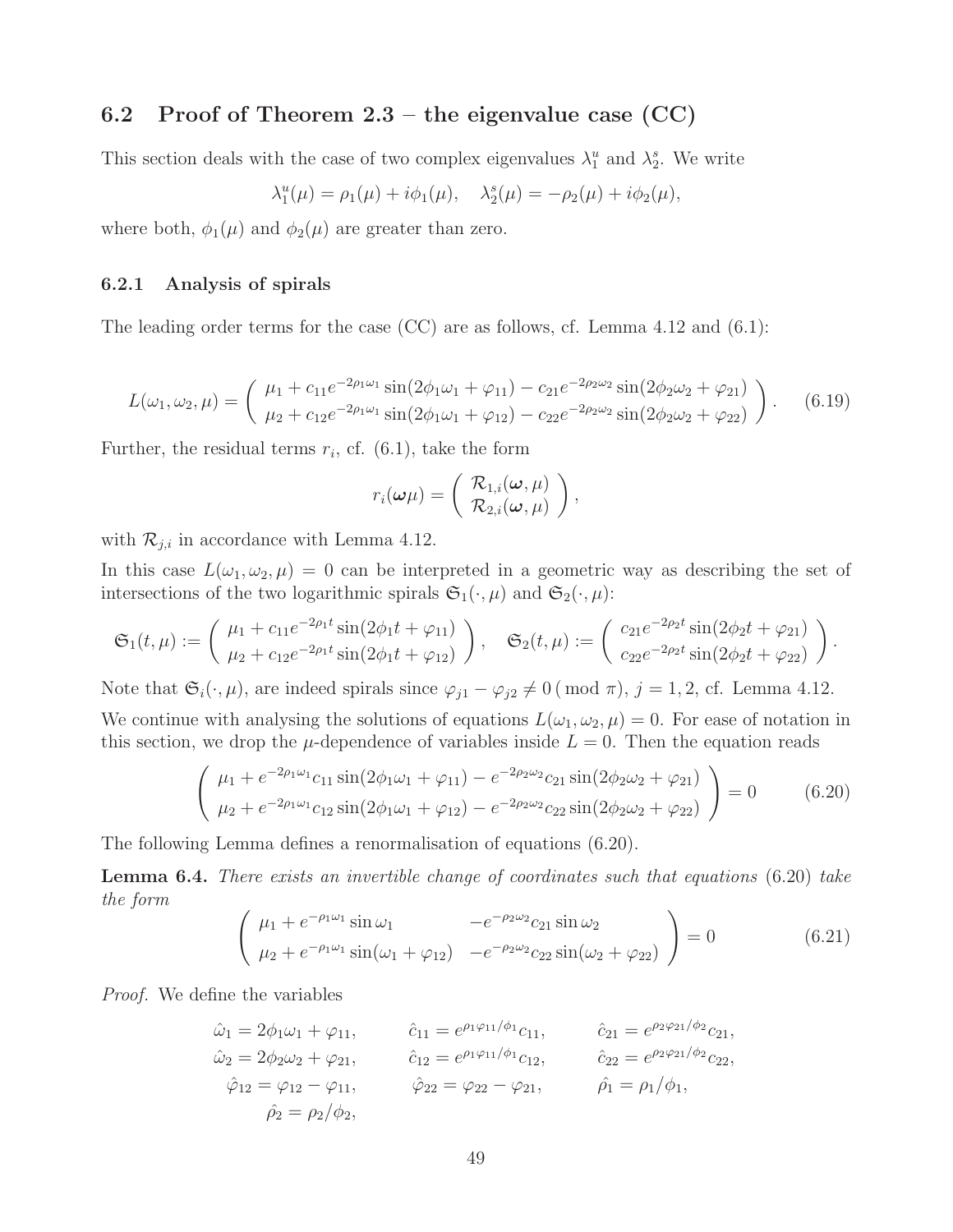## 6.2 Proof of Theorem 2.3 – the eigenvalue case (CC)

This section deals with the case of two complex eigenvalues $\lambda_1^u$ and $\lambda_2^s$. We write

$$\lambda_1^u(\mu) = \rho_1(\mu) + i\phi_1(\mu), \quad \lambda_2^s(\mu) = -\rho_2(\mu) + i\phi_2(\mu),$$

where both, $\phi_1(\mu)$ and $\phi_2(\mu)$ are greater than zero.

### 6.2.1 Analysis of spirals

The leading order terms for the case (CC) are as follows, cf. Lemma 4.12 and (6.1):

$$L(\omega_1, \omega_2, \mu) = \begin{pmatrix} \mu_1 + c_{11}e^{-2\rho_1\omega_1}\sin(2\phi_1\omega_1 + \varphi_{11}) - c_{21}e^{-2\rho_2\omega_2}\sin(2\phi_2\omega_2 + \varphi_{21}) \\ \mu_2 + c_{12}e^{-2\rho_1\omega_1}\sin(2\phi_1\omega_1 + \varphi_{12}) - c_{22}e^{-2\rho_2\omega_2}\sin(2\phi_2\omega_2 + \varphi_{22}) \end{pmatrix}. \tag{6.19}$$

Further, the residual terms $r_i$, cf. (6.1), take the form

$$r_i(\boldsymbol{\omega}\mu) = \begin{pmatrix} \mathcal{R}_{1,i}(\boldsymbol{\omega}, \mu) \\ \mathcal{R}_{2,i}(\boldsymbol{\omega}, \mu) \end{pmatrix},$$

with $\mathcal{R}_{j,i}$ in accordance with Lemma 4.12.

In this case $L(\omega_1, \omega_2, \mu) = 0$ can be interpreted in a geometric way as describing the set of intersections of the two logarithmic spirals $\mathfrak{S}_1(\cdot, \mu)$ and $\mathfrak{S}_2(\cdot, \mu)$:

$$\mathfrak{S}_1(t, \mu) := \begin{pmatrix} \mu_1 + c_{11}e^{-2\rho_1 t}\sin(2\phi_1 t + \varphi_{11}) \\ \mu_2 + c_{12}e^{-2\rho_1 t}\sin(2\phi_1 t + \varphi_{12}) \end{pmatrix}, \quad \mathfrak{S}_2(t, \mu) := \begin{pmatrix} c_{21}e^{-2\rho_2 t}\sin(2\phi_2 t + \varphi_{21}) \\ c_{22}e^{-2\rho_2 t}\sin(2\phi_2 t + \varphi_{22}) \end{pmatrix}.$$

Note that $\mathfrak{S}_i(\cdot, \mu)$, are indeed spirals since $\varphi_{j1} - \varphi_{j2} \neq 0 \,(\bmod\, \pi)$, $j = 1, 2$, cf. Lemma 4.12.

We continue with analysing the solutions of equations $L(\omega_1, \omega_2, \mu) = 0$. For ease of notation in this section, we drop the $\mu$-dependence of variables inside $L = 0$. Then the equation reads

$$\begin{pmatrix} \mu_1 + e^{-2\rho_1\omega_1}c_{11}\sin(2\phi_1\omega_1 + \varphi_{11}) - e^{-2\rho_2\omega_2}c_{21}\sin(2\phi_2\omega_2 + \varphi_{21}) \\ \mu_2 + e^{-2\rho_1\omega_1}c_{12}\sin(2\phi_1\omega_1 + \varphi_{12}) - e^{-2\rho_2\omega_2}c_{22}\sin(2\phi_2\omega_2 + \varphi_{22}) \end{pmatrix} = 0 \tag{6.20}$$

The following Lemma defines a renormalisation of equations (6.20).

**Lemma 6.4.** *There exists an invertible change of coordinates such that equations* (6.20) *take the form*

$$\begin{pmatrix} \mu_1 + e^{-\rho_1\omega_1}\sin\omega_1 & -e^{-\rho_2\omega_2}c_{21}\sin\omega_2 \\ \mu_2 + e^{-\rho_1\omega_1}\sin(\omega_1 + \varphi_{12}) & -e^{-\rho_2\omega_2}c_{22}\sin(\omega_2 + \varphi_{22}) \end{pmatrix} = 0 \tag{6.21}$$

*Proof.* We define the variables

$$\begin{aligned}
\hat{\omega}_1 &= 2\phi_1\omega_1 + \varphi_{11}, & \hat{c}_{11} &= e^{\rho_1\varphi_{11}/\phi_1}c_{11}, & \hat{c}_{21} &= e^{\rho_2\varphi_{21}/\phi_2}c_{21}, \\
\hat{\omega}_2 &= 2\phi_2\omega_2 + \varphi_{21}, & \hat{c}_{12} &= e^{\rho_1\varphi_{11}/\phi_1}c_{12}, & \hat{c}_{22} &= e^{\rho_2\varphi_{21}/\phi_2}c_{22}, \\
\hat{\varphi}_{12} &= \varphi_{12} - \varphi_{11}, & \hat{\varphi}_{22} &= \varphi_{22} - \varphi_{21}, & \hat{\rho}_1 &= \rho_1/\phi_1, \\
\hat{\rho}_2 &= \rho_2/\phi_2,
\end{aligned}$$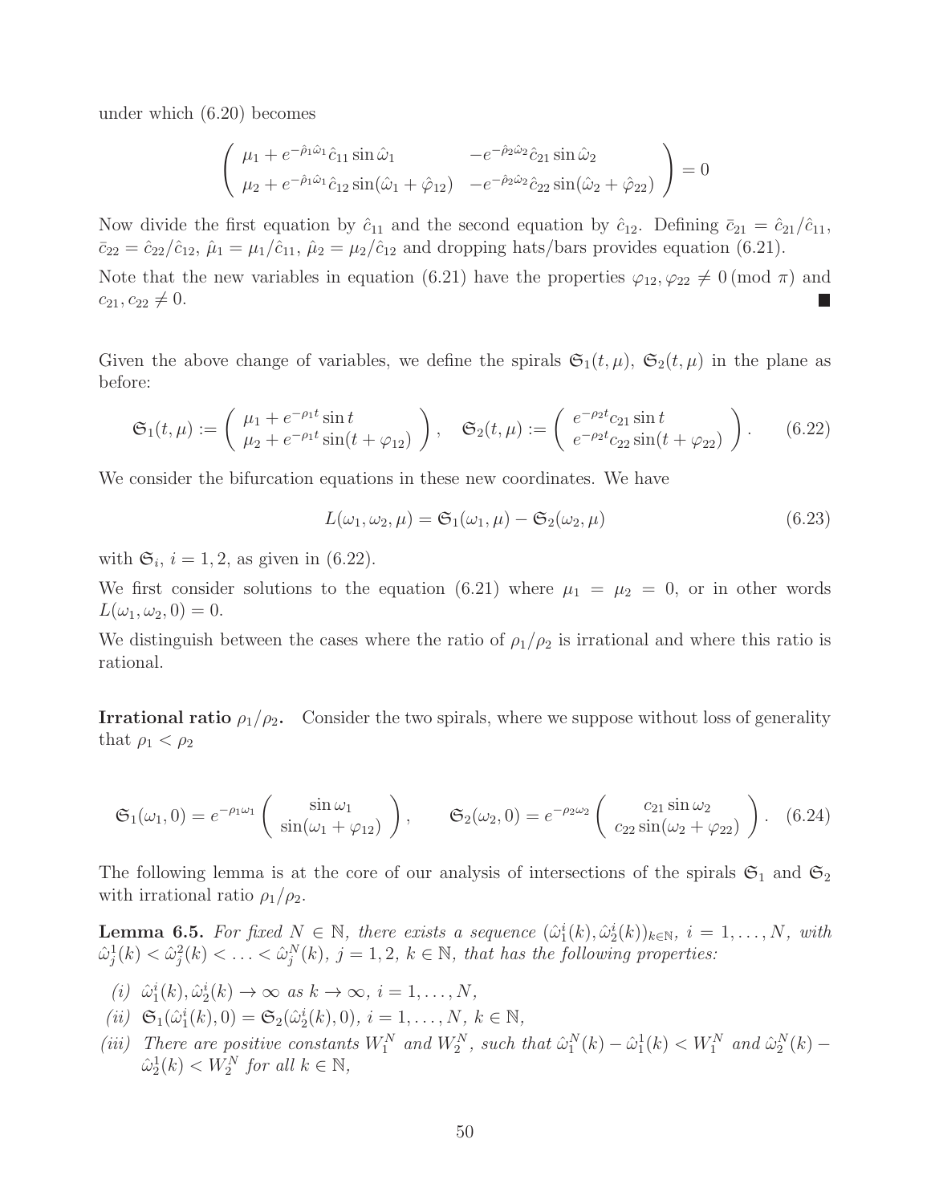under which (6.20) becomes

$$
\begin{pmatrix} \mu_1 + e^{-\hat{\rho}_1 \hat{\omega}_1} \hat{c}_{11} \sin \hat{\omega}_1 & -e^{-\hat{\rho}_2 \hat{\omega}_2} \hat{c}_{21} \sin \hat{\omega}_2 \\ \mu_2 + e^{-\hat{\rho}_1 \hat{\omega}_1} \hat{c}_{12} \sin(\hat{\omega}_1 + \hat{\varphi}_{12}) & -e^{-\hat{\rho}_2 \hat{\omega}_2} \hat{c}_{22} \sin(\hat{\omega}_2 + \hat{\varphi}_{22}) \end{pmatrix} = 0
$$

Now divide the first equation by $\hat{c}_{11}$ and the second equation by $\hat{c}_{12}$. Defining $\bar{c}_{21} = \hat{c}_{21}/\hat{c}_{11}$, $\bar{c}_{22} = \hat{c}_{22}/\hat{c}_{12}$, $\hat{\mu}_1 = \mu_1/\hat{c}_{11}$, $\hat{\mu}_2 = \mu_2/\hat{c}_{12}$ and dropping hats/bars provides equation (6.21).

Note that the new variables in equation (6.21) have the properties $\varphi_{12}, \varphi_{22} \neq 0 \,(\text{mod } \pi)$ and $c_{21}, c_{22} \neq 0$. ■

Given the above change of variables, we define the spirals $\mathfrak{S}_1(t, \mu)$, $\mathfrak{S}_2(t, \mu)$ in the plane as before:

$$
\mathfrak{S}_1(t, \mu) := \begin{pmatrix} \mu_1 + e^{-\rho_1 t} \sin t \\ \mu_2 + e^{-\rho_1 t} \sin(t + \varphi_{12}) \end{pmatrix}, \quad \mathfrak{S}_2(t, \mu) := \begin{pmatrix} e^{-\rho_2 t} c_{21} \sin t \\ e^{-\rho_2 t} c_{22} \sin(t + \varphi_{22}) \end{pmatrix}. \tag{6.22}
$$

We consider the bifurcation equations in these new coordinates. We have

$$
L(\omega_1, \omega_2, \mu) = \mathfrak{S}_1(\omega_1, \mu) - \mathfrak{S}_2(\omega_2, \mu) \tag{6.23}
$$

with $\mathfrak{S}_i$, $i = 1, 2$, as given in (6.22).

We first consider solutions to the equation (6.21) where $\mu_1 = \mu_2 = 0$, or in other words $L(\omega_1, \omega_2, 0) = 0$.

We distinguish between the cases where the ratio of $\rho_1/\rho_2$ is irrational and where this ratio is rational.

**Irrational ratio $\rho_1/\rho_2$.** Consider the two spirals, where we suppose without loss of generality that $\rho_1 < \rho_2$

$$
\mathfrak{S}_1(\omega_1, 0) = e^{-\rho_1 \omega_1} \begin{pmatrix} \sin \omega_1 \\ \sin(\omega_1 + \varphi_{12}) \end{pmatrix}, \qquad \mathfrak{S}_2(\omega_2, 0) = e^{-\rho_2 \omega_2} \begin{pmatrix} c_{21} \sin \omega_2 \\ c_{22} \sin(\omega_2 + \varphi_{22}) \end{pmatrix}. \tag{6.24}
$$

The following lemma is at the core of our analysis of intersections of the spirals $\mathfrak{S}_1$ and $\mathfrak{S}_2$ with irrational ratio $\rho_1/\rho_2$.

**Lemma 6.5.** *For fixed $N \in \mathbb{N}$, there exists a sequence $(\hat{\omega}_1^i(k), \hat{\omega}_2^i(k))_{k \in \mathbb{N}}$, $i = 1, \ldots, N$, with $\hat{\omega}_j^1(k) < \hat{\omega}_j^2(k) < \ldots < \hat{\omega}_j^N(k)$, $j = 1, 2$, $k \in \mathbb{N}$, that has the following properties:*

*(i) $\hat{\omega}_1^i(k), \hat{\omega}_2^i(k) \to \infty$ as $k \to \infty$, $i = 1, \ldots, N$,*

*(ii) $\mathfrak{S}_1(\hat{\omega}_1^i(k), 0) = \mathfrak{S}_2(\hat{\omega}_2^i(k), 0)$, $i = 1, \ldots, N$, $k \in \mathbb{N}$,*

*(iii) There are positive constants $W_1^N$ and $W_2^N$, such that $\hat{\omega}_1^N(k) - \hat{\omega}_1^1(k) < W_1^N$ and $\hat{\omega}_2^N(k) - \hat{\omega}_2^1(k) < W_2^N$ for all $k \in \mathbb{N}$,*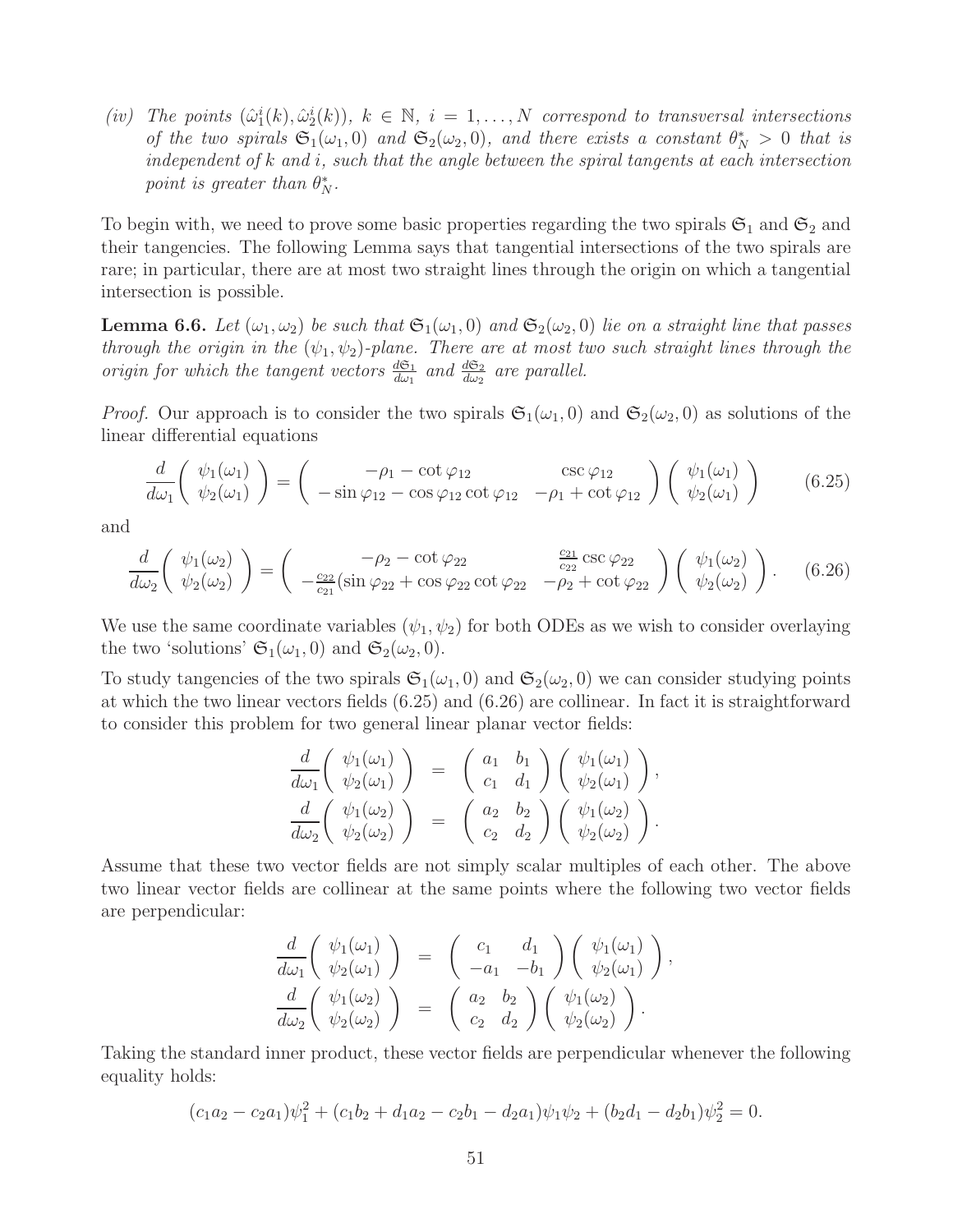*(iv) The points $(\hat{\omega}_1^i(k), \hat{\omega}_2^i(k))$, $k \in \mathbb{N}$, $i = 1, \ldots, N$ correspond to transversal intersections of the two spirals $\mathfrak{S}_1(\omega_1, 0)$ and $\mathfrak{S}_2(\omega_2, 0)$, and there exists a constant $\theta_N^* > 0$ that is independent of $k$ and $i$, such that the angle between the spiral tangents at each intersection point is greater than $\theta_N^*$.*

To begin with, we need to prove some basic properties regarding the two spirals $\mathfrak{S}_1$ and $\mathfrak{S}_2$ and their tangencies. The following Lemma says that tangential intersections of the two spirals are rare; in particular, there are at most two straight lines through the origin on which a tangential intersection is possible.

**Lemma 6.6.** *Let $(\omega_1, \omega_2)$ be such that $\mathfrak{S}_1(\omega_1, 0)$ and $\mathfrak{S}_2(\omega_2, 0)$ lie on a straight line that passes through the origin in the $(\psi_1, \psi_2)$-plane. There are at most two such straight lines through the origin for which the tangent vectors $\frac{d\mathfrak{S}_1}{d\omega_1}$ and $\frac{d\mathfrak{S}_2}{d\omega_2}$ are parallel.*

*Proof.* Our approach is to consider the two spirals $\mathfrak{S}_1(\omega_1, 0)$ and $\mathfrak{S}_2(\omega_2, 0)$ as solutions of the linear differential equations

$$\frac{d}{d\omega_1}\begin{pmatrix} \psi_1(\omega_1) \\ \psi_2(\omega_1) \end{pmatrix} = \begin{pmatrix} -\rho_1 - \cot\varphi_{12} & \csc\varphi_{12} \\ -\sin\varphi_{12} - \cos\varphi_{12}\cot\varphi_{12} & -\rho_1 + \cot\varphi_{12} \end{pmatrix} \begin{pmatrix} \psi_1(\omega_1) \\ \psi_2(\omega_1) \end{pmatrix} \tag{6.25}$$

and

$$\frac{d}{d\omega_2}\begin{pmatrix} \psi_1(\omega_2) \\ \psi_2(\omega_2) \end{pmatrix} = \begin{pmatrix} -\rho_2 - \cot\varphi_{22} & \frac{c_{21}}{c_{22}}\csc\varphi_{22} \\ -\frac{c_{22}}{c_{21}}(\sin\varphi_{22} + \cos\varphi_{22}\cot\varphi_{22} & -\rho_2 + \cot\varphi_{22} \end{pmatrix} \begin{pmatrix} \psi_1(\omega_2) \\ \psi_2(\omega_2) \end{pmatrix}. \tag{6.26}$$

We use the same coordinate variables $(\psi_1, \psi_2)$ for both ODEs as we wish to consider overlaying the two 'solutions' $\mathfrak{S}_1(\omega_1, 0)$ and $\mathfrak{S}_2(\omega_2, 0)$.

To study tangencies of the two spirals $\mathfrak{S}_1(\omega_1, 0)$ and $\mathfrak{S}_2(\omega_2, 0)$ we can consider studying points at which the two linear vectors fields (6.25) and (6.26) are collinear. In fact it is straightforward to consider this problem for two general linear planar vector fields:

$$\begin{aligned}
\frac{d}{d\omega_1}\begin{pmatrix} \psi_1(\omega_1) \\ \psi_2(\omega_1) \end{pmatrix} &= \begin{pmatrix} a_1 & b_1 \\ c_1 & d_1 \end{pmatrix} \begin{pmatrix} \psi_1(\omega_1) \\ \psi_2(\omega_1) \end{pmatrix}, \\
\frac{d}{d\omega_2}\begin{pmatrix} \psi_1(\omega_2) \\ \psi_2(\omega_2) \end{pmatrix} &= \begin{pmatrix} a_2 & b_2 \\ c_2 & d_2 \end{pmatrix} \begin{pmatrix} \psi_1(\omega_2) \\ \psi_2(\omega_2) \end{pmatrix}.
\end{aligned}$$

Assume that these two vector fields are not simply scalar multiples of each other. The above two linear vector fields are collinear at the same points where the following two vector fields are perpendicular:

$$\begin{aligned}
\frac{d}{d\omega_1}\begin{pmatrix} \psi_1(\omega_1) \\ \psi_2(\omega_1) \end{pmatrix} &= \begin{pmatrix} c_1 & d_1 \\ -a_1 & -b_1 \end{pmatrix} \begin{pmatrix} \psi_1(\omega_1) \\ \psi_2(\omega_1) \end{pmatrix}, \\
\frac{d}{d\omega_2}\begin{pmatrix} \psi_1(\omega_2) \\ \psi_2(\omega_2) \end{pmatrix} &= \begin{pmatrix} a_2 & b_2 \\ c_2 & d_2 \end{pmatrix} \begin{pmatrix} \psi_1(\omega_2) \\ \psi_2(\omega_2) \end{pmatrix}.
\end{aligned}$$

Taking the standard inner product, these vector fields are perpendicular whenever the following equality holds:

$$(c_1a_2 - c_2a_1)\psi_1^2 + (c_1b_2 + d_1a_2 - c_2b_1 - d_2a_1)\psi_1\psi_2 + (b_2d_1 - d_2b_1)\psi_2^2 = 0.$$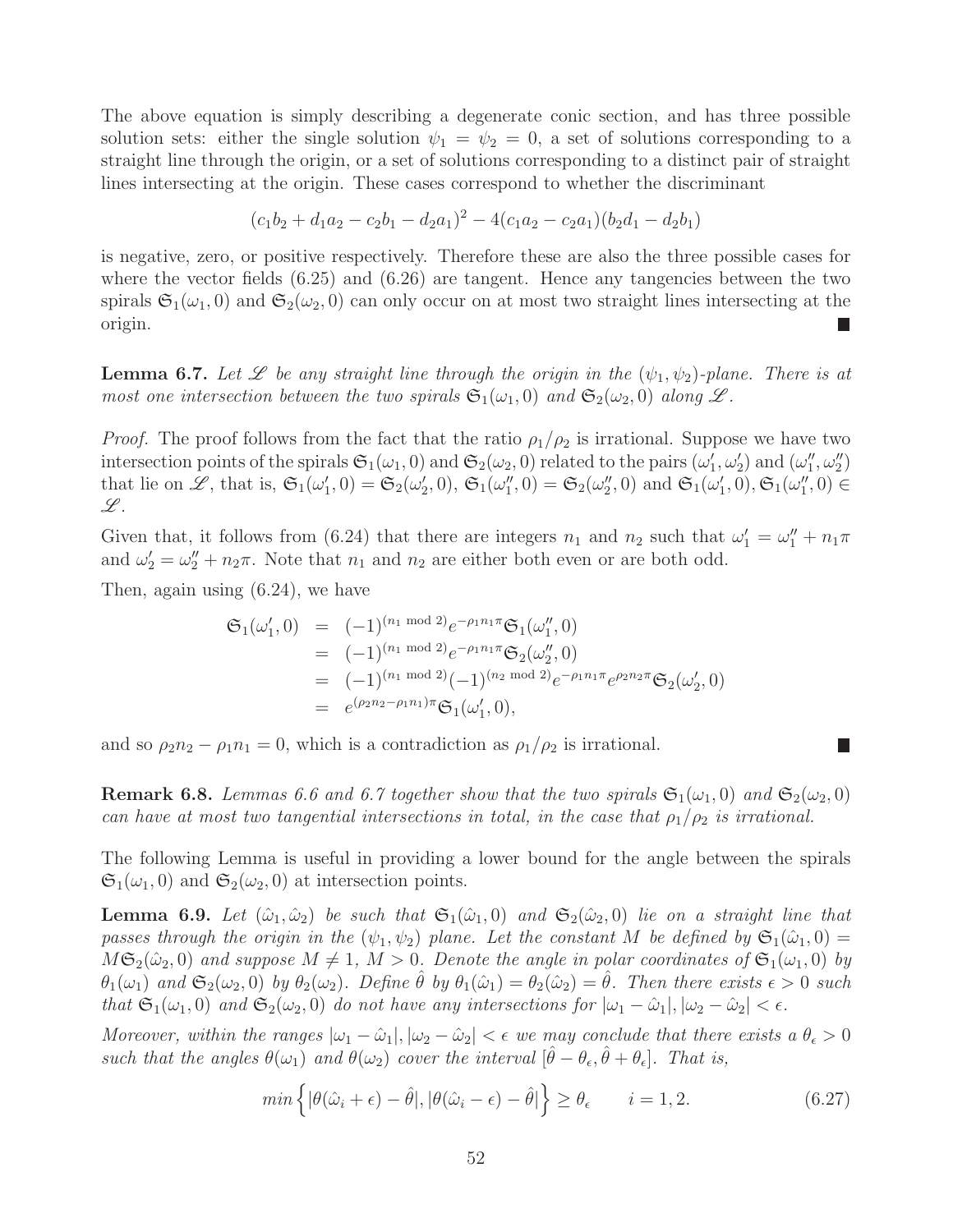The above equation is simply describing a degenerate conic section, and has three possible solution sets: either the single solution $\psi_1 = \psi_2 = 0$, a set of solutions corresponding to a straight line through the origin, or a set of solutions corresponding to a distinct pair of straight lines intersecting at the origin. These cases correspond to whether the discriminant

$$(c_1 b_2 + d_1 a_2 - c_2 b_1 - d_2 a_1)^2 - 4(c_1 a_2 - c_2 a_1)(b_2 d_1 - d_2 b_1)$$

is negative, zero, or positive respectively. Therefore these are also the three possible cases for where the vector fields (6.25) and (6.26) are tangent. Hence any tangencies between the two spirals $\mathfrak{S}_1(\omega_1, 0)$ and $\mathfrak{S}_2(\omega_2, 0)$ can only occur on at most two straight lines intersecting at the origin. ■

**Lemma 6.7.** *Let $\mathscr{L}$ be any straight line through the origin in the $(\psi_1, \psi_2)$-plane. There is at most one intersection between the two spirals $\mathfrak{S}_1(\omega_1, 0)$ and $\mathfrak{S}_2(\omega_2, 0)$ along $\mathscr{L}$.*

*Proof.* The proof follows from the fact that the ratio $\rho_1/\rho_2$ is irrational. Suppose we have two intersection points of the spirals $\mathfrak{S}_1(\omega_1, 0)$ and $\mathfrak{S}_2(\omega_2, 0)$ related to the pairs $(\omega_1', \omega_2')$ and $(\omega_1'', \omega_2'')$ that lie on $\mathscr{L}$, that is, $\mathfrak{S}_1(\omega_1', 0) = \mathfrak{S}_2(\omega_2', 0)$, $\mathfrak{S}_1(\omega_1'', 0) = \mathfrak{S}_2(\omega_2'', 0)$ and $\mathfrak{S}_1(\omega_1', 0), \mathfrak{S}_1(\omega_1'', 0) \in \mathscr{L}$.

Given that, it follows from (6.24) that there are integers $n_1$ and $n_2$ such that $\omega_1' = \omega_1'' + n_1\pi$ and $\omega_2' = \omega_2'' + n_2\pi$. Note that $n_1$ and $n_2$ are either both even or are both odd.

Then, again using (6.24), we have

$$\begin{aligned}
\mathfrak{S}_1(\omega_1', 0) &= (-1)^{(n_1 \bmod 2)} e^{-\rho_1 n_1 \pi} \mathfrak{S}_1(\omega_1'', 0) \\
&= (-1)^{(n_1 \bmod 2)} e^{-\rho_1 n_1 \pi} \mathfrak{S}_2(\omega_2'', 0) \\
&= (-1)^{(n_1 \bmod 2)} (-1)^{(n_2 \bmod 2)} e^{-\rho_1 n_1 \pi} e^{\rho_2 n_2 \pi} \mathfrak{S}_2(\omega_2', 0) \\
&= e^{(\rho_2 n_2 - \rho_1 n_1)\pi} \mathfrak{S}_1(\omega_1', 0),
\end{aligned}$$

and so $\rho_2 n_2 - \rho_1 n_1 = 0$, which is a contradiction as $\rho_1/\rho_2$ is irrational. ■

**Remark 6.8.** *Lemmas 6.6 and 6.7 together show that the two spirals $\mathfrak{S}_1(\omega_1, 0)$ and $\mathfrak{S}_2(\omega_2, 0)$ can have at most two tangential intersections in total, in the case that $\rho_1/\rho_2$ is irrational.*

The following Lemma is useful in providing a lower bound for the angle between the spirals $\mathfrak{S}_1(\omega_1, 0)$ and $\mathfrak{S}_2(\omega_2, 0)$ at intersection points.

**Lemma 6.9.** *Let $(\hat{\omega}_1, \hat{\omega}_2)$ be such that $\mathfrak{S}_1(\hat{\omega}_1, 0)$ and $\mathfrak{S}_2(\hat{\omega}_2, 0)$ lie on a straight line that passes through the origin in the $(\psi_1, \psi_2)$ plane. Let the constant $M$ be defined by $\mathfrak{S}_1(\hat{\omega}_1, 0) = M\mathfrak{S}_2(\hat{\omega}_2, 0)$ and suppose $M \neq 1$, $M > 0$. Denote the angle in polar coordinates of $\mathfrak{S}_1(\omega_1, 0)$ by $\theta_1(\omega_1)$ and $\mathfrak{S}_2(\omega_2, 0)$ by $\theta_2(\omega_2)$. Define $\hat{\theta}$ by $\theta_1(\hat{\omega}_1) = \theta_2(\hat{\omega}_2) = \hat{\theta}$. Then there exists $\epsilon > 0$ such that $\mathfrak{S}_1(\omega_1, 0)$ and $\mathfrak{S}_2(\omega_2, 0)$ do not have any intersections for $|\omega_1 - \hat{\omega}_1|, |\omega_2 - \hat{\omega}_2| < \epsilon$.*

*Moreover, within the ranges $|\omega_1 - \hat{\omega}_1|, |\omega_2 - \hat{\omega}_2| < \epsilon$ we may conclude that there exists a $\theta_\epsilon > 0$ such that the angles $\theta(\omega_1)$ and $\theta(\omega_2)$ cover the interval $[\hat{\theta} - \theta_\epsilon, \hat{\theta} + \theta_\epsilon]$. That is,*

$$min\Big\{|\theta(\hat{\omega}_i + \epsilon) - \hat{\theta}|, |\theta(\hat{\omega}_i - \epsilon) - \hat{\theta}|\Big\} \geq \theta_\epsilon \qquad i = 1, 2. \tag{6.27}$$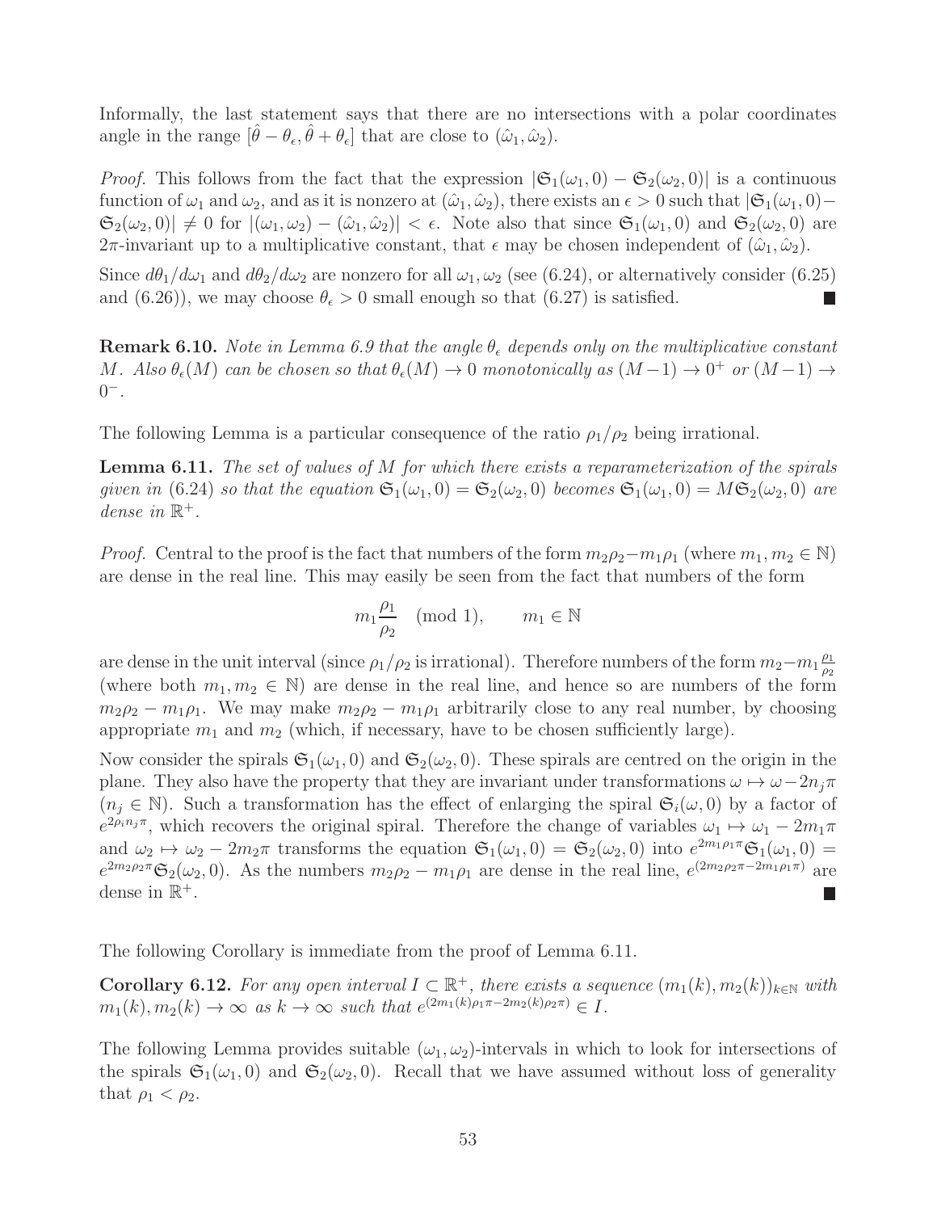Informally, the last statement says that there are no intersections with a polar coordinates angle in the range $[\hat{\theta} - \theta_\epsilon, \hat{\theta} + \theta_\epsilon]$ that are close to $(\hat{\omega}_1, \hat{\omega}_2)$.

*Proof.* This follows from the fact that the expression $|\mathfrak{S}_1(\omega_1, 0) - \mathfrak{S}_2(\omega_2, 0)|$ is a continuous function of $\omega_1$ and $\omega_2$, and as it is nonzero at $(\hat{\omega}_1, \hat{\omega}_2)$, there exists an $\epsilon > 0$ such that $|\mathfrak{S}_1(\omega_1, 0) - \mathfrak{S}_2(\omega_2, 0)| \neq 0$ for $|(\omega_1, \omega_2) - (\hat{\omega}_1, \hat{\omega}_2)| < \epsilon$. Note also that since $\mathfrak{S}_1(\omega_1, 0)$ and $\mathfrak{S}_2(\omega_2, 0)$ are $2\pi$-invariant up to a multiplicative constant, that $\epsilon$ may be chosen independent of $(\hat{\omega}_1, \hat{\omega}_2)$.

Since $d\theta_1/d\omega_1$ and $d\theta_2/d\omega_2$ are nonzero for all $\omega_1, \omega_2$ (see (6.24), or alternatively consider (6.25) and (6.26)), we may choose $\theta_\epsilon > 0$ small enough so that (6.27) is satisfied. ∎

**Remark 6.10.** *Note in Lemma 6.9 that the angle $\theta_\epsilon$ depends only on the multiplicative constant $M$. Also $\theta_\epsilon(M)$ can be chosen so that $\theta_\epsilon(M) \to 0$ monotonically as $(M-1) \to 0^+$ or $(M-1) \to 0^-$.*

The following Lemma is a particular consequence of the ratio $\rho_1/\rho_2$ being irrational.

**Lemma 6.11.** *The set of values of $M$ for which there exists a reparameterization of the spirals given in* (6.24) *so that the equation $\mathfrak{S}_1(\omega_1, 0) = \mathfrak{S}_2(\omega_2, 0)$ becomes $\mathfrak{S}_1(\omega_1, 0) = M\mathfrak{S}_2(\omega_2, 0)$ are dense in $\mathbb{R}^+$.*

*Proof.* Central to the proof is the fact that numbers of the form $m_2\rho_2 - m_1\rho_1$ (where $m_1, m_2 \in \mathbb{N}$) are dense in the real line. This may easily be seen from the fact that numbers of the form

$$m_1\frac{\rho_1}{\rho_2} \pmod 1, \qquad m_1 \in \mathbb{N}$$

are dense in the unit interval (since $\rho_1/\rho_2$ is irrational). Therefore numbers of the form $m_2 - m_1\frac{\rho_1}{\rho_2}$ (where both $m_1, m_2 \in \mathbb{N}$) are dense in the real line, and hence so are numbers of the form $m_2\rho_2 - m_1\rho_1$. We may make $m_2\rho_2 - m_1\rho_1$ arbitrarily close to any real number, by choosing appropriate $m_1$ and $m_2$ (which, if necessary, have to be chosen sufficiently large).

Now consider the spirals $\mathfrak{S}_1(\omega_1, 0)$ and $\mathfrak{S}_2(\omega_2, 0)$. These spirals are centred on the origin in the plane. They also have the property that they are invariant under transformations $\omega \mapsto \omega - 2n_j\pi$ ($n_j \in \mathbb{N}$). Such a transformation has the effect of enlarging the spiral $\mathfrak{S}_i(\omega, 0)$ by a factor of $e^{2\rho_i n_j \pi}$, which recovers the original spiral. Therefore the change of variables $\omega_1 \mapsto \omega_1 - 2m_1\pi$ and $\omega_2 \mapsto \omega_2 - 2m_2\pi$ transforms the equation $\mathfrak{S}_1(\omega_1, 0) = \mathfrak{S}_2(\omega_2, 0)$ into $e^{2m_1\rho_1\pi}\mathfrak{S}_1(\omega_1, 0) = e^{2m_2\rho_2\pi}\mathfrak{S}_2(\omega_2, 0)$. As the numbers $m_2\rho_2 - m_1\rho_1$ are dense in the real line, $e^{(2m_2\rho_2\pi - 2m_1\rho_1\pi)}$ are dense in $\mathbb{R}^+$. ∎

The following Corollary is immediate from the proof of Lemma 6.11.

**Corollary 6.12.** *For any open interval $I \subset \mathbb{R}^+$, there exists a sequence $(m_1(k), m_2(k))_{k \in \mathbb{N}}$ with $m_1(k), m_2(k) \to \infty$ as $k \to \infty$ such that $e^{(2m_1(k)\rho_1\pi - 2m_2(k)\rho_2\pi)} \in I$.*

The following Lemma provides suitable $(\omega_1, \omega_2)$-intervals in which to look for intersections of the spirals $\mathfrak{S}_1(\omega_1, 0)$ and $\mathfrak{S}_2(\omega_2, 0)$. Recall that we have assumed without loss of generality that $\rho_1 < \rho_2$.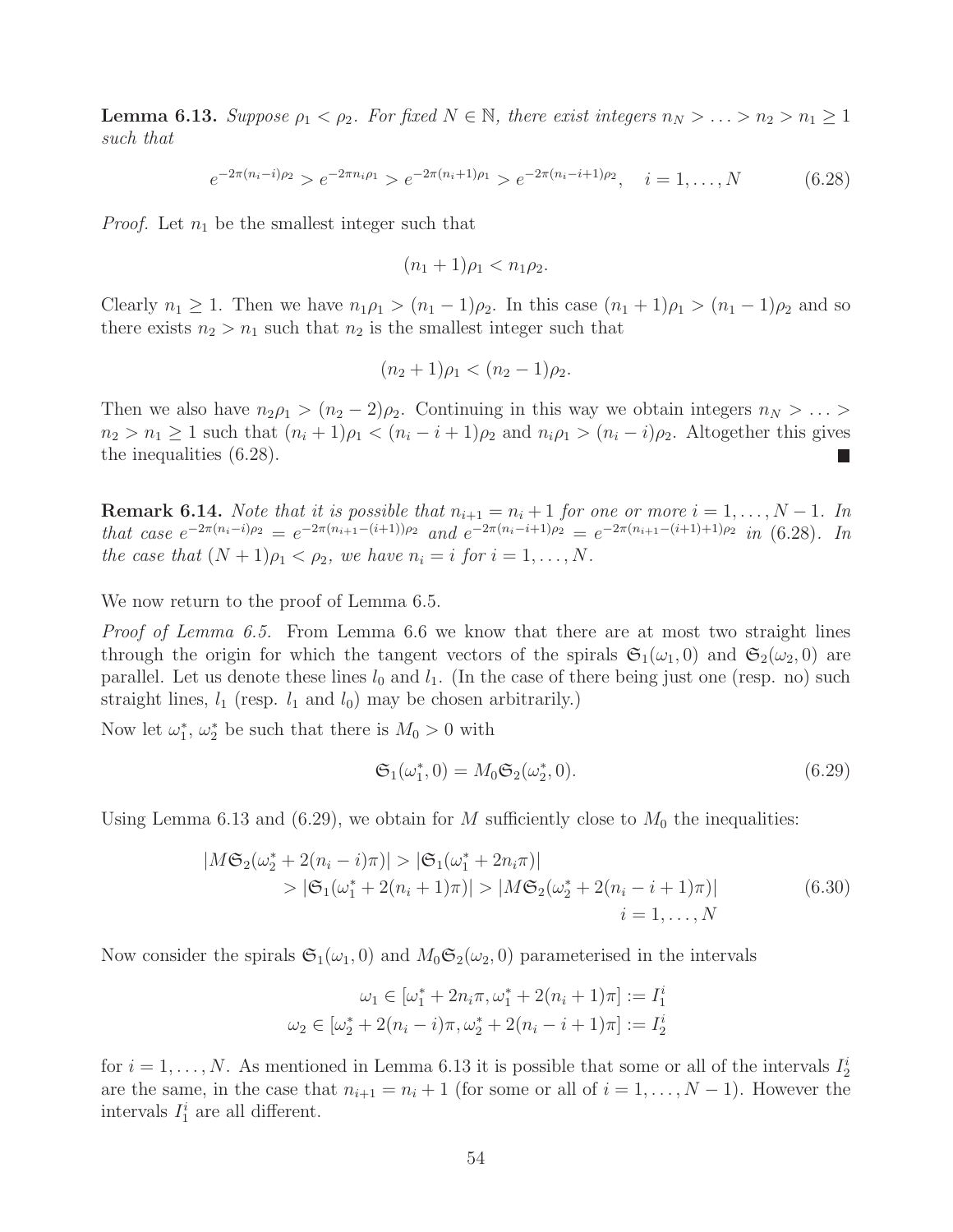**Lemma 6.13.** *Suppose $\rho_1 < \rho_2$. For fixed $N \in \mathbb{N}$, there exist integers $n_N > \ldots > n_2 > n_1 \geq 1$ such that*

$$e^{-2\pi(n_i - i)\rho_2} > e^{-2\pi n_i \rho_1} > e^{-2\pi(n_i+1)\rho_1} > e^{-2\pi(n_i - i+1)\rho_2}, \quad i = 1, \ldots, N \tag{6.28}$$

*Proof.* Let $n_1$ be the smallest integer such that

$$(n_1 + 1)\rho_1 < n_1 \rho_2.$$

Clearly $n_1 \geq 1$. Then we have $n_1\rho_1 > (n_1 - 1)\rho_2$. In this case $(n_1 + 1)\rho_1 > (n_1 - 1)\rho_2$ and so there exists $n_2 > n_1$ such that $n_2$ is the smallest integer such that

$$(n_2 + 1)\rho_1 < (n_2 - 1)\rho_2.$$

Then we also have $n_2\rho_1 > (n_2 - 2)\rho_2$. Continuing in this way we obtain integers $n_N > \ldots > n_2 > n_1 \geq 1$ such that $(n_i + 1)\rho_1 < (n_i - i + 1)\rho_2$ and $n_i\rho_1 > (n_i - i)\rho_2$. Altogether this gives the inequalities (6.28). ∎

**Remark 6.14.** *Note that it is possible that $n_{i+1} = n_i + 1$ for one or more $i = 1, \ldots, N-1$. In that case $e^{-2\pi(n_i - i)\rho_2} = e^{-2\pi(n_{i+1}-(i+1))\rho_2}$ and $e^{-2\pi(n_i - i+1)\rho_2} = e^{-2\pi(n_{i+1}-(i+1)+1)\rho_2}$ in (6.28). In the case that $(N+1)\rho_1 < \rho_2$, we have $n_i = i$ for $i = 1, \ldots, N$.*

We now return to the proof of Lemma 6.5.

*Proof of Lemma 6.5.* From Lemma 6.6 we know that there are at most two straight lines through the origin for which the tangent vectors of the spirals $\mathfrak{S}_1(\omega_1, 0)$ and $\mathfrak{S}_2(\omega_2, 0)$ are parallel. Let us denote these lines $l_0$ and $l_1$. (In the case of there being just one (resp. no) such straight lines, $l_1$ (resp. $l_1$ and $l_0$) may be chosen arbitrarily.)

Now let $\omega_1^*$, $\omega_2^*$ be such that there is $M_0 > 0$ with

$$\mathfrak{S}_1(\omega_1^*, 0) = M_0 \mathfrak{S}_2(\omega_2^*, 0). \tag{6.29}$$

Using Lemma 6.13 and (6.29), we obtain for $M$ sufficiently close to $M_0$ the inequalities:

$$\begin{aligned} |M\mathfrak{S}_2(\omega_2^* + 2(n_i - i)\pi)| &> |\mathfrak{S}_1(\omega_1^* + 2n_i\pi)| \\ &> |\mathfrak{S}_1(\omega_1^* + 2(n_i+1)\pi)| > |M\mathfrak{S}_2(\omega_2^* + 2(n_i - i + 1)\pi)| \\ & \qquad\qquad\qquad\qquad\qquad\qquad i = 1, \ldots, N \end{aligned} \tag{6.30}$$

Now consider the spirals $\mathfrak{S}_1(\omega_1, 0)$ and $M_0\mathfrak{S}_2(\omega_2, 0)$ parameterised in the intervals

$$\omega_1 \in [\omega_1^* + 2n_i\pi, \omega_1^* + 2(n_i + 1)\pi] := I_1^i$$
$$\omega_2 \in [\omega_2^* + 2(n_i - i)\pi, \omega_2^* + 2(n_i - i + 1)\pi] := I_2^i$$

for $i = 1, \ldots, N$. As mentioned in Lemma 6.13 it is possible that some or all of the intervals $I_2^i$ are the same, in the case that $n_{i+1} = n_i + 1$ (for some or all of $i = 1, \ldots, N-1$). However the intervals $I_1^i$ are all different.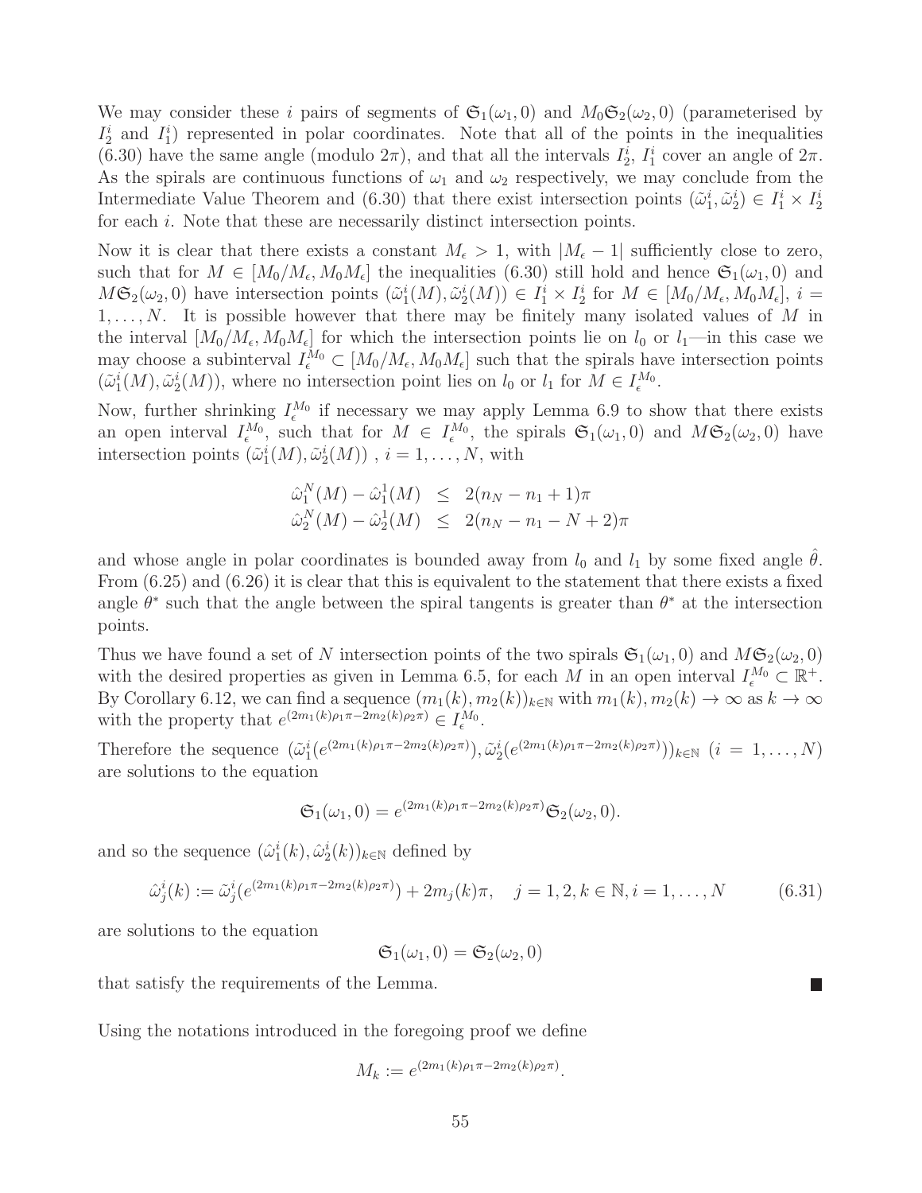We may consider these $i$ pairs of segments of $\mathfrak{S}_1(\omega_1, 0)$ and $M_0\mathfrak{S}_2(\omega_2, 0)$ (parameterised by $I_2^i$ and $I_1^i$) represented in polar coordinates. Note that all of the points in the inequalities (6.30) have the same angle (modulo $2\pi$), and that all the intervals $I_2^i$, $I_1^i$ cover an angle of $2\pi$. As the spirals are continuous functions of $\omega_1$ and $\omega_2$ respectively, we may conclude from the Intermediate Value Theorem and (6.30) that there exist intersection points $(\tilde{\omega}_1^i, \tilde{\omega}_2^i) \in I_1^i \times I_2^i$ for each $i$. Note that these are necessarily distinct intersection points.

Now it is clear that there exists a constant $M_\epsilon > 1$, with $|M_\epsilon - 1|$ sufficiently close to zero, such that for $M \in [M_0/M_\epsilon, M_0 M_\epsilon]$ the inequalities (6.30) still hold and hence $\mathfrak{S}_1(\omega_1, 0)$ and $M\mathfrak{S}_2(\omega_2, 0)$ have intersection points $(\tilde{\omega}_1^i(M), \tilde{\omega}_2^i(M)) \in I_1^i \times I_2^i$ for $M \in [M_0/M_\epsilon, M_0 M_\epsilon]$, $i = 1, \ldots, N$. It is possible however that there may be finitely many isolated values of $M$ in the interval $[M_0/M_\epsilon, M_0 M_\epsilon]$ for which the intersection points lie on $l_0$ or $l_1$—in this case we may choose a subinterval $I_\epsilon^{M_0} \subset [M_0/M_\epsilon, M_0 M_\epsilon]$ such that the spirals have intersection points $(\tilde{\omega}_1^i(M), \tilde{\omega}_2^i(M))$, where no intersection point lies on $l_0$ or $l_1$ for $M \in I_\epsilon^{M_0}$.

Now, further shrinking $I_\epsilon^{M_0}$ if necessary we may apply Lemma 6.9 to show that there exists an open interval $I_\epsilon^{M_0}$, such that for $M \in I_\epsilon^{M_0}$, the spirals $\mathfrak{S}_1(\omega_1, 0)$ and $M\mathfrak{S}_2(\omega_2, 0)$ have intersection points $(\tilde{\omega}_1^i(M), \tilde{\omega}_2^i(M))$ , $i = 1, \ldots, N$, with

$$
\begin{aligned}
\hat{\omega}_1^N(M) - \hat{\omega}_1^1(M) &\leq 2(n_N - n_1 + 1)\pi \\
\hat{\omega}_2^N(M) - \hat{\omega}_2^1(M) &\leq 2(n_N - n_1 - N + 2)\pi
\end{aligned}
$$

and whose angle in polar coordinates is bounded away from $l_0$ and $l_1$ by some fixed angle $\hat{\theta}$. From (6.25) and (6.26) it is clear that this is equivalent to the statement that there exists a fixed angle $\theta^*$ such that the angle between the spiral tangents is greater than $\theta^*$ at the intersection points.

Thus we have found a set of $N$ intersection points of the two spirals $\mathfrak{S}_1(\omega_1, 0)$ and $M\mathfrak{S}_2(\omega_2, 0)$ with the desired properties as given in Lemma 6.5, for each $M$ in an open interval $I_\epsilon^{M_0} \subset \mathbb{R}^+$. By Corollary 6.12, we can find a sequence $(m_1(k), m_2(k))_{k\in\mathbb{N}}$ with $m_1(k), m_2(k) \to \infty$ as $k \to \infty$ with the property that $e^{(2m_1(k)\rho_1\pi - 2m_2(k)\rho_2\pi)} \in I_\epsilon^{M_0}$.

Therefore the sequence $(\tilde{\omega}_1^i(e^{(2m_1(k)\rho_1\pi - 2m_2(k)\rho_2\pi)}), \tilde{\omega}_2^i(e^{(2m_1(k)\rho_1\pi - 2m_2(k)\rho_2\pi)}))_{k\in\mathbb{N}}$ $(i = 1, \ldots, N)$ are solutions to the equation

$$
\mathfrak{S}_1(\omega_1, 0) = e^{(2m_1(k)\rho_1\pi - 2m_2(k)\rho_2\pi)}\mathfrak{S}_2(\omega_2, 0).
$$

and so the sequence $(\hat{\omega}_1^i(k), \hat{\omega}_2^i(k))_{k\in\mathbb{N}}$ defined by

$$
\hat{\omega}_j^i(k) := \tilde{\omega}_j^i(e^{(2m_1(k)\rho_1\pi - 2m_2(k)\rho_2\pi)}) + 2m_j(k)\pi, \quad j = 1, 2, k \in \mathbb{N}, i = 1, \ldots, N \tag{6.31}
$$

are solutions to the equation

$$
\mathfrak{S}_1(\omega_1, 0) = \mathfrak{S}_2(\omega_2, 0)
$$

that satisfy the requirements of the Lemma. ■

Using the notations introduced in the foregoing proof we define

$$
M_k := e^{(2m_1(k)\rho_1\pi - 2m_2(k)\rho_2\pi)}.
$$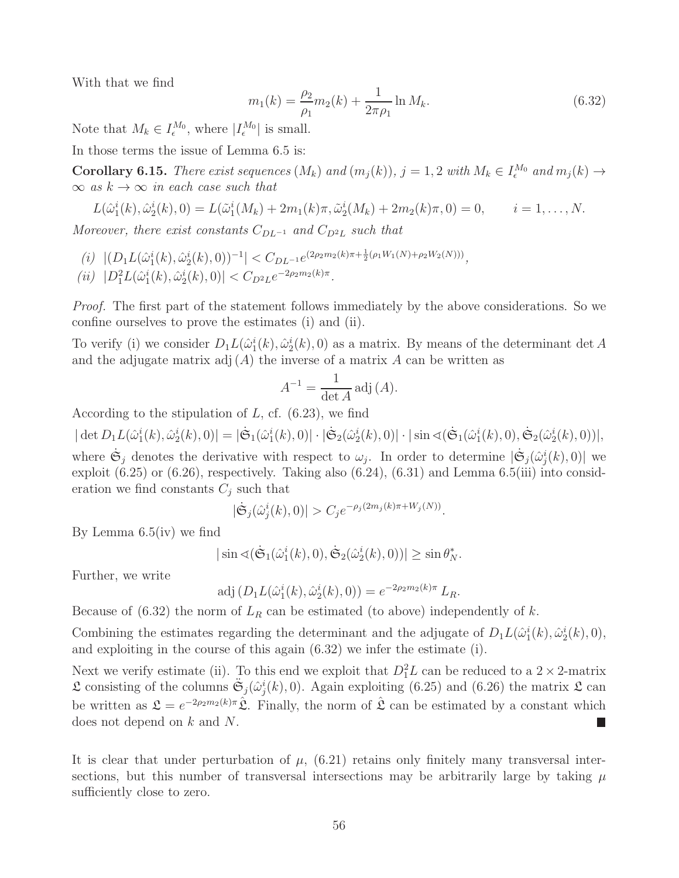With that we find

$$m_1(k) = \frac{\rho_2}{\rho_1} m_2(k) + \frac{1}{2\pi\rho_1} \ln M_k. \tag{6.32}$$

Note that $M_k \in I_\epsilon^{M_0}$, where $|I_\epsilon^{M_0}|$ is small.

In those terms the issue of Lemma 6.5 is:

**Corollary 6.15.** *There exist sequences $(M_k)$ and $(m_j(k))$, $j = 1, 2$ with $M_k \in I_\epsilon^{M_0}$ and $m_j(k) \to \infty$ as $k \to \infty$ in each case such that*

$$L(\hat{\omega}_1^i(k), \hat{\omega}_2^i(k), 0) = L(\tilde{\omega}_1^i(M_k) + 2m_1(k)\pi, \tilde{\omega}_2^i(M_k) + 2m_2(k)\pi, 0) = 0, \qquad i = 1, \ldots, N.$$

*Moreover, there exist constants $C_{DL^{-1}}$ and $C_{D^2L}$ such that*

*(i)* $|(D_1 L(\hat{\omega}_1^i(k), \hat{\omega}_2^i(k), 0))^{-1}| < C_{DL^{-1}} e^{(2\rho_2 m_2(k)\pi + \frac{1}{2}(\rho_1 W_1(N) + \rho_2 W_2(N)))}$,

*(ii)* $|D_1^2 L(\hat{\omega}_1^i(k), \hat{\omega}_2^i(k), 0)| < C_{D^2L} e^{-2\rho_2 m_2(k)\pi}$.

*Proof.* The first part of the statement follows immediately by the above considerations. So we confine ourselves to prove the estimates (i) and (ii).

To verify (i) we consider $D_1 L(\hat{\omega}_1^i(k), \hat{\omega}_2^i(k), 0)$ as a matrix. By means of the determinant $\det A$ and the adjugate matrix $\operatorname{adj}(A)$ the inverse of a matrix $A$ can be written as

$$A^{-1} = \frac{1}{\det A} \operatorname{adj}(A).$$

According to the stipulation of $L$, cf. (6.23), we find

$$|\det D_1 L(\hat{\omega}_1^i(k), \hat{\omega}_2^i(k), 0)| = |\dot{\mathfrak{S}}_1(\hat{\omega}_1^i(k), 0)| \cdot |\dot{\mathfrak{S}}_2(\hat{\omega}_2^i(k), 0)| \cdot |\sin \sphericalangle(\dot{\mathfrak{S}}_1(\hat{\omega}_1^i(k), 0), \dot{\mathfrak{S}}_2(\hat{\omega}_2^i(k), 0))|,$$

where $\dot{\mathfrak{S}}_j$ denotes the derivative with respect to $\omega_j$. In order to determine $|\dot{\mathfrak{S}}_j(\hat{\omega}_j^i(k), 0)|$ we exploit (6.25) or (6.26), respectively. Taking also (6.24), (6.31) and Lemma 6.5(iii) into consideration we find constants $C_j$ such that

$$|\dot{\mathfrak{S}}_j(\hat{\omega}_j^i(k), 0)| > C_j e^{-\rho_j(2m_j(k)\pi + W_j(N))}.$$

By Lemma 6.5(iv) we find

$$|\sin \sphericalangle(\dot{\mathfrak{S}}_1(\hat{\omega}_1^i(k), 0), \dot{\mathfrak{S}}_2(\hat{\omega}_2^i(k), 0))| \geq \sin \theta_N^*.$$

Further, we write

$$\operatorname{adj}(D_1 L(\hat{\omega}_1^i(k), \hat{\omega}_2^i(k), 0)) = e^{-2\rho_2 m_2(k)\pi} L_R.$$

Because of (6.32) the norm of $L_R$ can be estimated (to above) independently of $k$.

Combining the estimates regarding the determinant and the adjugate of $D_1 L(\hat{\omega}_1^i(k), \hat{\omega}_2^i(k), 0)$, and exploiting in the course of this again (6.32) we infer the estimate (i).

Next we verify estimate (ii). To this end we exploit that $D_1^2 L$ can be reduced to a $2 \times 2$-matrix $\mathfrak{L}$ consisting of the columns $\ddot{\mathfrak{S}}_j(\hat{\omega}_j^i(k), 0)$. Again exploiting (6.25) and (6.26) the matrix $\mathfrak{L}$ can be written as $\mathfrak{L} = e^{-2\rho_2 m_2(k)\pi} \hat{\mathfrak{L}}$. Finally, the norm of $\hat{\mathfrak{L}}$ can be estimated by a constant which does not depend on $k$ and $N$. ∎

It is clear that under perturbation of $\mu$, (6.21) retains only finitely many transversal intersections, but this number of transversal intersections may be arbitrarily large by taking $\mu$ sufficiently close to zero.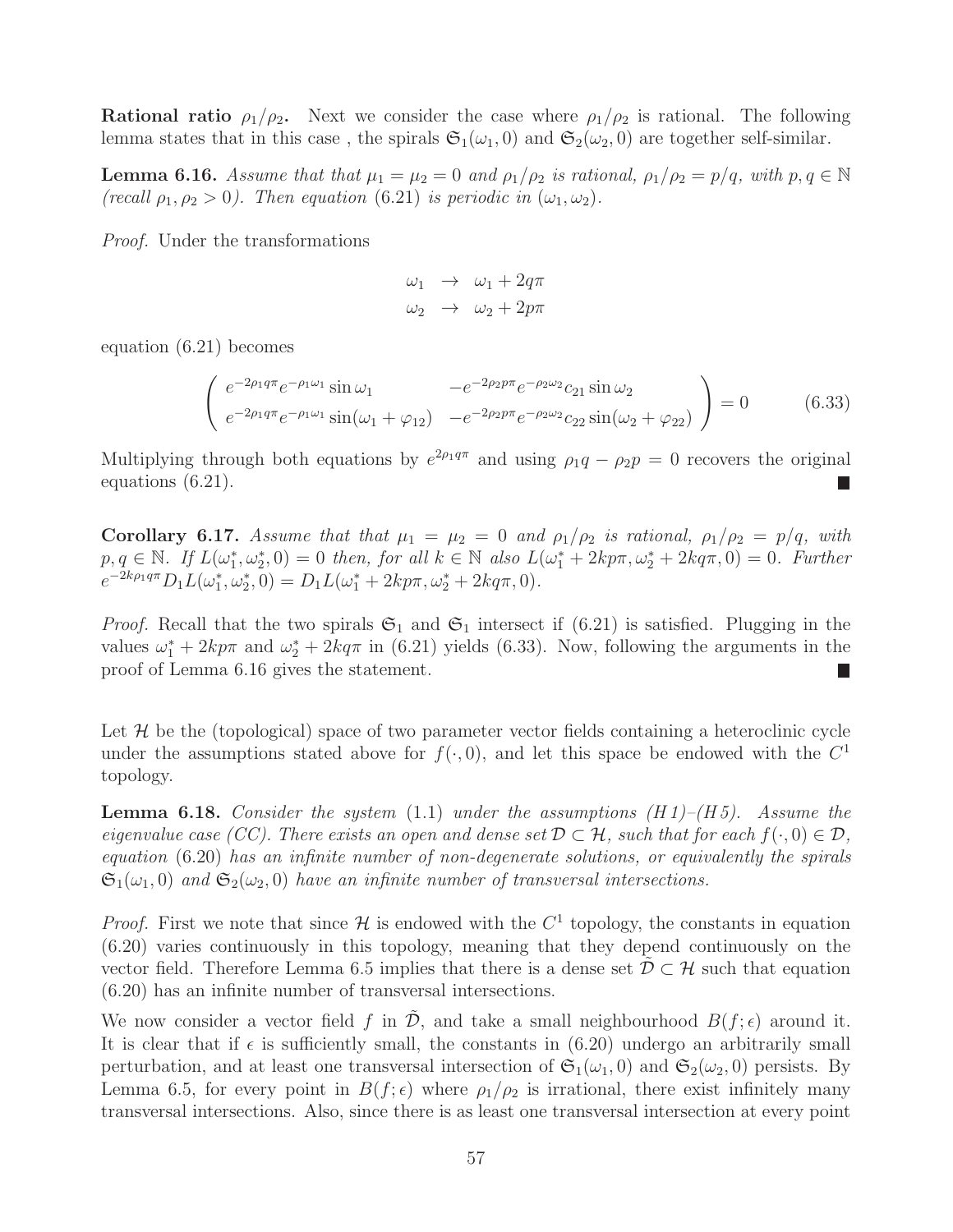**Rational ratio $\rho_1/\rho_2$.** Next we consider the case where $\rho_1/\rho_2$ is rational. The following lemma states that in this case , the spirals $\mathfrak{S}_1(\omega_1, 0)$ and $\mathfrak{S}_2(\omega_2, 0)$ are together self-similar.

**Lemma 6.16.** *Assume that that $\mu_1 = \mu_2 = 0$ and $\rho_1/\rho_2$ is rational, $\rho_1/\rho_2 = p/q$, with $p, q \in \mathbb{N}$ (recall $\rho_1, \rho_2 > 0$). Then equation* (6.21) *is periodic in $(\omega_1, \omega_2)$.*

*Proof.* Under the transformations

$$\begin{array}{rcl} \omega_1 & \to & \omega_1 + 2q\pi \\ \omega_2 & \to & \omega_2 + 2p\pi \end{array}$$

equation (6.21) becomes

$$\begin{pmatrix} e^{-2\rho_1 q\pi} e^{-\rho_1\omega_1} \sin\omega_1 & -e^{-2\rho_2 p\pi} e^{-\rho_2\omega_2} c_{21} \sin\omega_2 \\ e^{-2\rho_1 q\pi} e^{-\rho_1\omega_1} \sin(\omega_1 + \varphi_{12}) & -e^{-2\rho_2 p\pi} e^{-\rho_2\omega_2} c_{22} \sin(\omega_2 + \varphi_{22}) \end{pmatrix} = 0 \tag{6.33}$$

Multiplying through both equations by $e^{2\rho_1 q\pi}$ and using $\rho_1 q - \rho_2 p = 0$ recovers the original equations (6.21). ■

**Corollary 6.17.** *Assume that that $\mu_1 = \mu_2 = 0$ and $\rho_1/\rho_2$ is rational, $\rho_1/\rho_2 = p/q$, with $p, q \in \mathbb{N}$. If $L(\omega_1^*, \omega_2^*, 0) = 0$ then, for all $k \in \mathbb{N}$ also $L(\omega_1^* + 2kp\pi, \omega_2^* + 2kq\pi, 0) = 0$. Further $e^{-2k\rho_1 q\pi} D_1 L(\omega_1^*, \omega_2^*, 0) = D_1 L(\omega_1^* + 2kp\pi, \omega_2^* + 2kq\pi, 0)$.*

*Proof.* Recall that the two spirals $\mathfrak{S}_1$ and $\mathfrak{S}_1$ intersect if (6.21) is satisfied. Plugging in the values $\omega_1^* + 2kp\pi$ and $\omega_2^* + 2kq\pi$ in (6.21) yields (6.33). Now, following the arguments in the proof of Lemma 6.16 gives the statement. ■

Let $\mathcal{H}$ be the (topological) space of two parameter vector fields containing a heteroclinic cycle under the assumptions stated above for $f(\cdot, 0)$, and let this space be endowed with the $C^1$ topology.

**Lemma 6.18.** *Consider the system* (1.1) *under the assumptions (H1)–(H5). Assume the eigenvalue case (CC). There exists an open and dense set $\mathcal{D} \subset \mathcal{H}$, such that for each $f(\cdot, 0) \in \mathcal{D}$, equation* (6.20) *has an infinite number of non-degenerate solutions, or equivalently the spirals $\mathfrak{S}_1(\omega_1, 0)$ and $\mathfrak{S}_2(\omega_2, 0)$ have an infinite number of transversal intersections.*

*Proof.* First we note that since $\mathcal{H}$ is endowed with the $C^1$ topology, the constants in equation (6.20) varies continuously in this topology, meaning that they depend continuously on the vector field. Therefore Lemma 6.5 implies that there is a dense set $\tilde{\mathcal{D}} \subset \mathcal{H}$ such that equation (6.20) has an infinite number of transversal intersections.

We now consider a vector field $f$ in $\tilde{\mathcal{D}}$, and take a small neighbourhood $B(f; \epsilon)$ around it. It is clear that if $\epsilon$ is sufficiently small, the constants in (6.20) undergo an arbitrarily small perturbation, and at least one transversal intersection of $\mathfrak{S}_1(\omega_1, 0)$ and $\mathfrak{S}_2(\omega_2, 0)$ persists. By Lemma 6.5, for every point in $B(f; \epsilon)$ where $\rho_1/\rho_2$ is irrational, there exist infinitely many transversal intersections. Also, since there is as least one transversal intersection at every point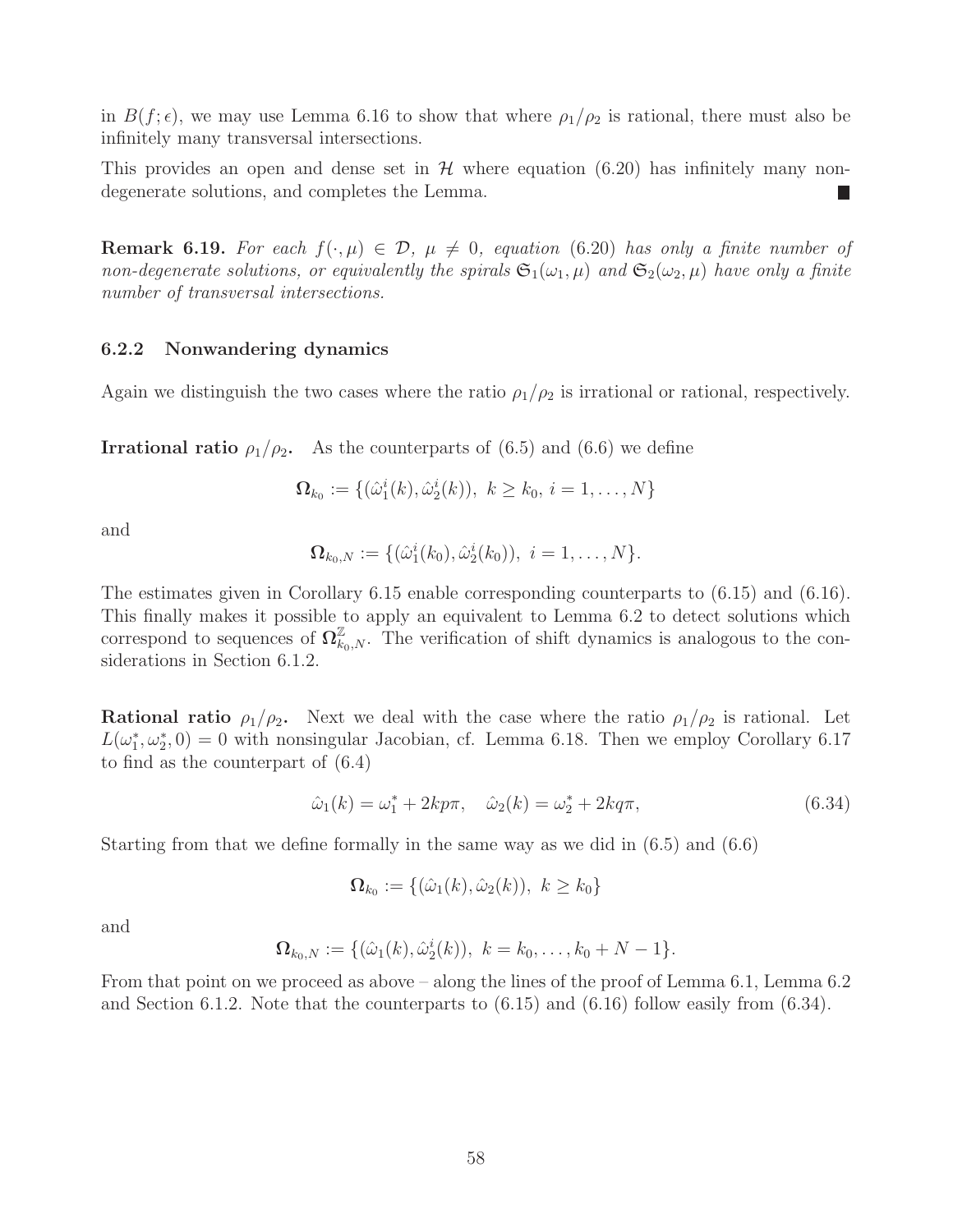in $B(f;\epsilon)$, we may use Lemma 6.16 to show that where $\rho_1/\rho_2$ is rational, there must also be infinitely many transversal intersections.

This provides an open and dense set in $\mathcal{H}$ where equation (6.20) has infinitely many non-degenerate solutions, and completes the Lemma. ■

**Remark 6.19.** *For each $f(\cdot,\mu) \in \mathcal{D}$, $\mu \neq 0$, equation* (6.20) *has only a finite number of non-degenerate solutions, or equivalently the spirals $\mathfrak{S}_1(\omega_1,\mu)$ and $\mathfrak{S}_2(\omega_2,\mu)$ have only a finite number of transversal intersections.*

### 6.2.2 Nonwandering dynamics

Again we distinguish the two cases where the ratio $\rho_1/\rho_2$ is irrational or rational, respectively.

**Irrational ratio $\rho_1/\rho_2$.** As the counterparts of (6.5) and (6.6) we define

$$\mathbf{\Omega}_{k_0} := \{(\hat{\omega}_1^i(k), \hat{\omega}_2^i(k)),\ k \geq k_0,\ i = 1,\dots,N\}$$

and

$$\mathbf{\Omega}_{k_0,N} := \{(\hat{\omega}_1^i(k_0), \hat{\omega}_2^i(k_0)),\ i = 1,\dots,N\}.$$

The estimates given in Corollary 6.15 enable corresponding counterparts to (6.15) and (6.16). This finally makes it possible to apply an equivalent to Lemma 6.2 to detect solutions which correspond to sequences of $\mathbf{\Omega}_{k_0,N}^{\mathbb{Z}}$. The verification of shift dynamics is analogous to the considerations in Section 6.1.2.

**Rational ratio $\rho_1/\rho_2$.** Next we deal with the case where the ratio $\rho_1/\rho_2$ is rational. Let $L(\omega_1^*, \omega_2^*, 0) = 0$ with nonsingular Jacobian, cf. Lemma 6.18. Then we employ Corollary 6.17 to find as the counterpart of (6.4)

$$\hat{\omega}_1(k) = \omega_1^* + 2kp\pi, \quad \hat{\omega}_2(k) = \omega_2^* + 2kq\pi, \tag{6.34}$$

Starting from that we define formally in the same way as we did in (6.5) and (6.6)

$$\mathbf{\Omega}_{k_0} := \{(\hat{\omega}_1(k), \hat{\omega}_2(k)),\ k \geq k_0\}$$

and

$$\mathbf{\Omega}_{k_0,N} := \{(\hat{\omega}_1(k), \hat{\omega}_2^i(k)),\ k = k_0,\dots,k_0+N-1\}.$$

From that point on we proceed as above – along the lines of the proof of Lemma 6.1, Lemma 6.2 and Section 6.1.2. Note that the counterparts to (6.15) and (6.16) follow easily from (6.34).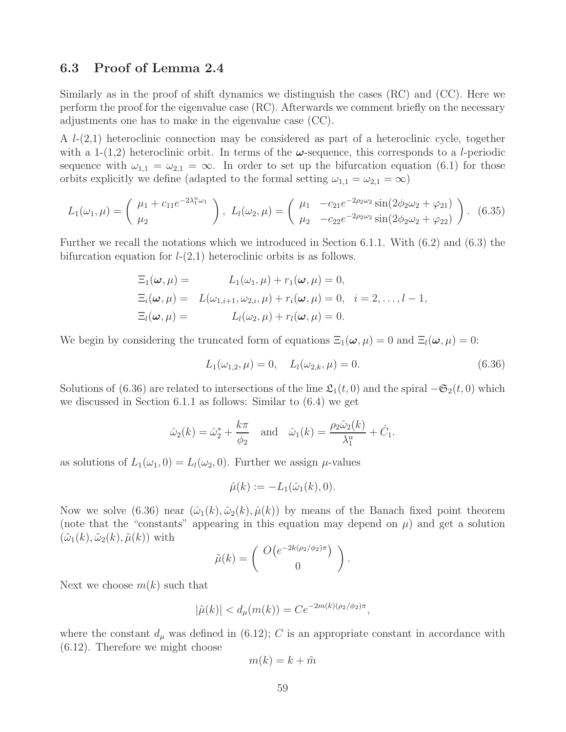### 6.3 Proof of Lemma 2.4

Similarly as in the proof of shift dynamics we distinguish the cases (RC) and (CC). Here we perform the proof for the eigenvalue case (RC). Afterwards we comment briefly on the necessary adjustments one has to make in the eigenvalue case (CC).

A $l$-(2,1) heteroclinic connection may be considered as part of a heteroclinic cycle, together with a 1-(1,2) heteroclinic orbit. In terms of the $\boldsymbol{\omega}$-sequence, this corresponds to a $l$-periodic sequence with $\omega_{1,1} = \omega_{2,1} = \infty$. In order to set up the bifurcation equation (6.1) for those orbits explicitly we define (adapted to the formal setting $\omega_{1,1} = \omega_{2,1} = \infty$)

$$L_1(\omega_1, \mu) = \begin{pmatrix} \mu_1 + c_{11}e^{-2\lambda_1^u \omega_1} \\ \mu_2 \end{pmatrix}, \; L_l(\omega_2, \mu) = \begin{pmatrix} \mu_1 & -c_{21}e^{-2\rho_2\omega_2}\sin(2\phi_2\omega_2 + \varphi_{21}) \\ \mu_2 & -c_{22}e^{-2\rho_2\omega_2}\sin(2\phi_2\omega_2 + \varphi_{22}) \end{pmatrix}. \quad (6.35)$$

Further we recall the notations which we introduced in Section 6.1.1. With (6.2) and (6.3) the bifurcation equation for $l$-(2,1) heteroclinic orbits is as follows.

$$\begin{aligned}
\Xi_1(\boldsymbol{\omega}, \mu) &= \qquad L_1(\omega_1, \mu) + r_1(\boldsymbol{\omega}, \mu) = 0, \\
\Xi_i(\boldsymbol{\omega}, \mu) &= \quad L(\omega_{1,i+1}, \omega_{2,i}, \mu) + r_i(\boldsymbol{\omega}, \mu) = 0, \quad i = 2, \ldots, l-1, \\
\Xi_l(\boldsymbol{\omega}, \mu) &= \qquad L_l(\omega_2, \mu) + r_l(\boldsymbol{\omega}, \mu) = 0.
\end{aligned}$$

We begin by considering the truncated form of equations $\Xi_1(\boldsymbol{\omega}, \mu) = 0$ and $\Xi_l(\boldsymbol{\omega}, \mu) = 0$:

$$L_1(\omega_{1,2}, \mu) = 0, \quad L_l(\omega_{2,k}, \mu) = 0. \quad (6.36)$$

Solutions of (6.36) are related to intersections of the line $\mathfrak{L}_1(t, 0)$ and the spiral $-\mathfrak{S}_2(t, 0)$ which we discussed in Section 6.1.1 as follows: Similar to (6.4) we get

$$\hat{\omega}_2(k) = \hat{\omega}_2^* + \frac{k\pi}{\phi_2} \quad \text{and} \quad \hat{\omega}_1(k) = \frac{\rho_2\hat{\omega}_2(k)}{\lambda_1^u} + \hat{C}_1.$$

as solutions of $L_1(\omega_1, 0) = L_l(\omega_2, 0)$. Further we assign $\mu$-values

$$\hat{\mu}(k) := -L_1(\hat{\omega}_1(k), 0).$$

Now we solve (6.36) near $(\hat{\omega}_1(k), \hat{\omega}_2(k), \hat{\mu}(k))$ by means of the Banach fixed point theorem (note that the "constants" appearing in this equation may depend on $\mu$) and get a solution $(\tilde{\omega}_1(k), \tilde{\omega}_2(k), \tilde{\mu}(k))$ with

$$\tilde{\mu}(k) = \begin{pmatrix} O\big(e^{-2k(\rho_2/\phi_2)\pi}\big) \\ 0 \end{pmatrix}.$$

Next we choose $m(k)$ such that

$$|\tilde{\mu}(k)| < d_\mu(m(k)) = Ce^{-2m(k)(\rho_2/\phi_2)\pi},$$

where the constant $d_\mu$ was defined in (6.12); $C$ is an appropriate constant in accordance with (6.12). Therefore we might choose

$$m(k) = k + \tilde{m}$$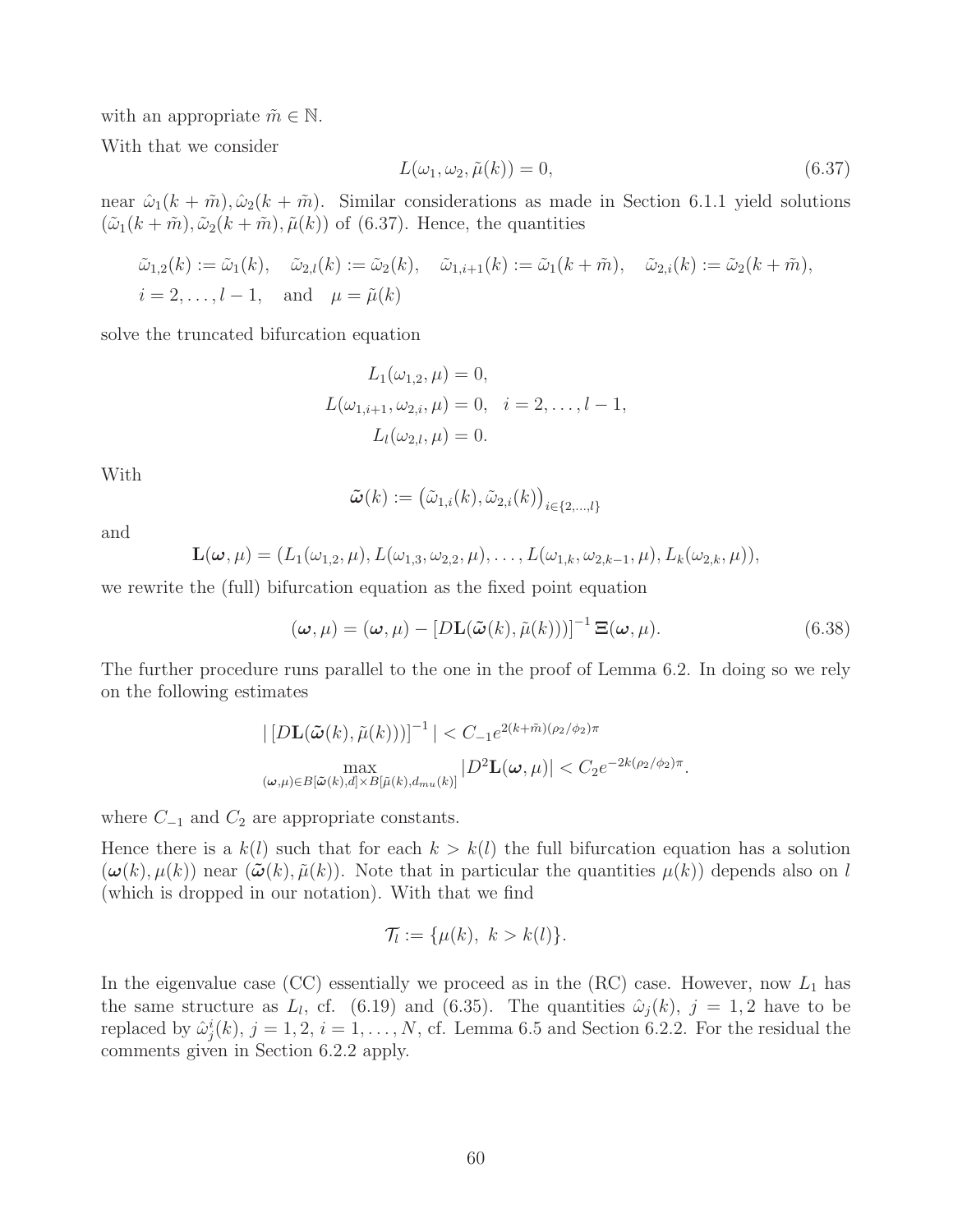with an appropriate $\tilde{m} \in \mathbb{N}$.

With that we consider

$$L(\omega_1, \omega_2, \tilde{\mu}(k)) = 0, \tag{6.37}$$

near $\hat{\omega}_1(k+\tilde{m}), \hat{\omega}_2(k+\tilde{m})$. Similar considerations as made in Section 6.1.1 yield solutions $(\tilde{\omega}_1(k+\tilde{m}), \tilde{\omega}_2(k+\tilde{m}), \tilde{\mu}(k))$ of (6.37). Hence, the quantities

$$\tilde{\omega}_{1,2}(k) := \tilde{\omega}_1(k), \quad \tilde{\omega}_{2,l}(k) := \tilde{\omega}_2(k), \quad \tilde{\omega}_{1,i+1}(k) := \tilde{\omega}_1(k+\tilde{m}), \quad \tilde{\omega}_{2,i}(k) := \tilde{\omega}_2(k+\tilde{m}),$$
$$i = 2, \ldots, l-1, \quad \text{and} \quad \mu = \tilde{\mu}(k)$$

solve the truncated bifurcation equation

$$L_1(\omega_{1,2}, \mu) = 0,$$
$$L(\omega_{1,i+1}, \omega_{2,i}, \mu) = 0, \quad i = 2, \ldots, l-1,$$
$$L_l(\omega_{2,l}, \mu) = 0.$$

With

$$\tilde{\boldsymbol{\omega}}(k) := \left(\tilde{\omega}_{1,i}(k), \tilde{\omega}_{2,i}(k)\right)_{i\in\{2,\ldots,l\}}$$

and

$$\mathbf{L}(\boldsymbol{\omega}, \mu) = (L_1(\omega_{1,2}, \mu), L(\omega_{1,3}, \omega_{2,2}, \mu), \ldots, L(\omega_{1,k}, \omega_{2,k-1}, \mu), L_k(\omega_{2,k}, \mu)),$$

we rewrite the (full) bifurcation equation as the fixed point equation

$$(\boldsymbol{\omega}, \mu) = (\boldsymbol{\omega}, \mu) - [D\mathbf{L}(\tilde{\boldsymbol{\omega}}(k), \tilde{\mu}(k)))]^{-1}\, \Xi(\boldsymbol{\omega}, \mu). \tag{6.38}$$

The further procedure runs parallel to the one in the proof of Lemma 6.2. In doing so we rely on the following estimates

$$|\, [D\mathbf{L}(\tilde{\boldsymbol{\omega}}(k), \tilde{\mu}(k)))]^{-1}\, | < C_{-1} e^{2(k+\tilde{m})(\rho_2/\phi_2)\pi}$$
$$\max_{(\boldsymbol{\omega},\mu)\in B[\tilde{\boldsymbol{\omega}}(k),d]\times B[\tilde{\mu}(k),d_{mu}(k)]} |D^2\mathbf{L}(\boldsymbol{\omega}, \mu)| < C_2 e^{-2k(\rho_2/\phi_2)\pi}.$$

where $C_{-1}$ and $C_2$ are appropriate constants.

Hence there is a $k(l)$ such that for each $k > k(l)$ the full bifurcation equation has a solution $(\boldsymbol{\omega}(k), \mu(k))$ near $(\tilde{\boldsymbol{\omega}}(k), \tilde{\mu}(k))$. Note that in particular the quantities $\mu(k))$ depends also on $l$ (which is dropped in our notation). With that we find

$$\mathcal{T}_l := \{\mu(k),\ k > k(l)\}.$$

In the eigenvalue case (CC) essentially we proceed as in the (RC) case. However, now $L_1$ has the same structure as $L_l$, cf. (6.19) and (6.35). The quantities $\hat{\omega}_j(k)$, $j = 1, 2$ have to be replaced by $\hat{\omega}_j^i(k)$, $j = 1, 2$, $i = 1, \ldots, N$, cf. Lemma 6.5 and Section 6.2.2. For the residual the comments given in Section 6.2.2 apply.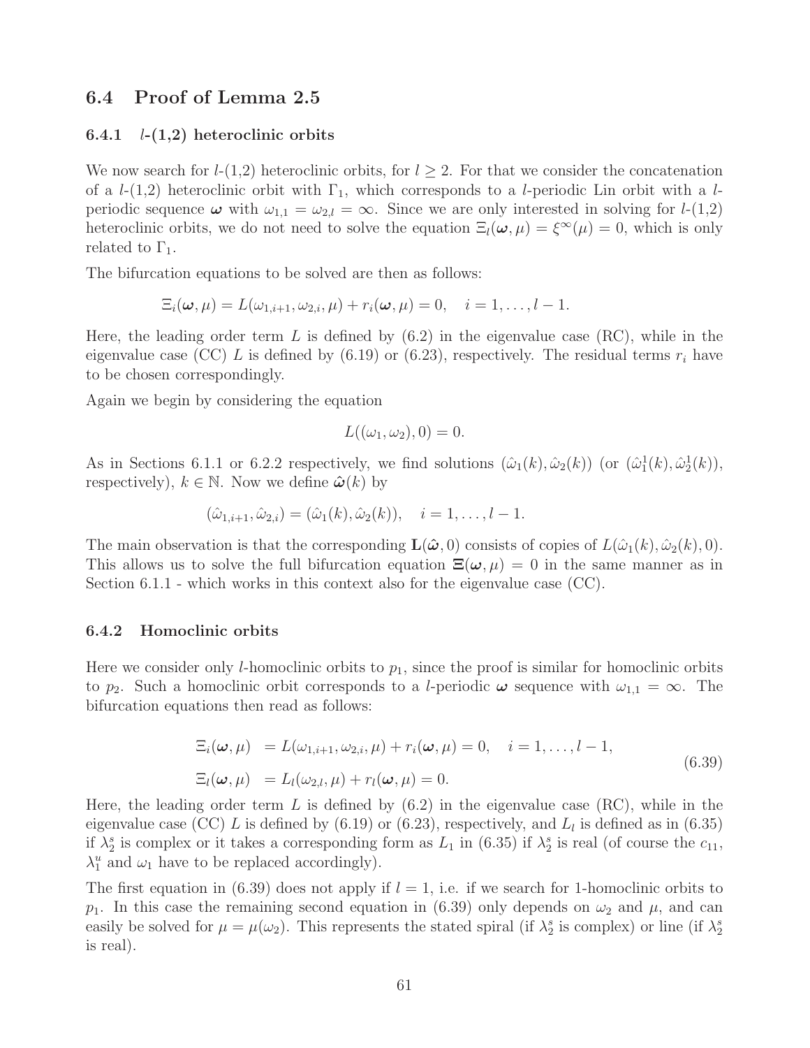### 6.4 Proof of Lemma 2.5

#### 6.4.1 $l$-(1,2) heteroclinic orbits

We now search for $l$-(1,2) heteroclinic orbits, for $l \geq 2$. For that we consider the concatenation of a $l$-(1,2) heteroclinic orbit with $\Gamma_1$, which corresponds to a $l$-periodic Lin orbit with a $l$-periodic sequence $\boldsymbol{\omega}$ with $\omega_{1,1} = \omega_{2,l} = \infty$. Since we are only interested in solving for $l$-(1,2) heteroclinic orbits, we do not need to solve the equation $\Xi_l(\boldsymbol{\omega}, \mu) = \xi^\infty(\mu) = 0$, which is only related to $\Gamma_1$.

The bifurcation equations to be solved are then as follows:

$$\Xi_i(\boldsymbol{\omega}, \mu) = L(\omega_{1,i+1}, \omega_{2,i}, \mu) + r_i(\boldsymbol{\omega}, \mu) = 0, \quad i = 1, \ldots, l-1.$$

Here, the leading order term $L$ is defined by (6.2) in the eigenvalue case (RC), while in the eigenvalue case (CC) $L$ is defined by (6.19) or (6.23), respectively. The residual terms $r_i$ have to be chosen correspondingly.

Again we begin by considering the equation

$$L((\omega_1, \omega_2), 0) = 0.$$

As in Sections 6.1.1 or 6.2.2 respectively, we find solutions $(\hat{\omega}_1(k), \hat{\omega}_2(k))$ (or $(\hat{\omega}_1^1(k), \hat{\omega}_2^1(k))$, respectively), $k \in \mathbb{N}$. Now we define $\hat{\boldsymbol{\omega}}(k)$ by

$$(\hat{\omega}_{1,i+1}, \hat{\omega}_{2,i}) = (\hat{\omega}_1(k), \hat{\omega}_2(k)), \quad i = 1, \ldots, l-1.$$

The main observation is that the corresponding $\mathbf{L}(\hat{\boldsymbol{\omega}}, 0)$ consists of copies of $L(\hat{\omega}_1(k), \hat{\omega}_2(k), 0)$. This allows us to solve the full bifurcation equation $\boldsymbol{\Xi}(\boldsymbol{\omega}, \mu) = 0$ in the same manner as in Section 6.1.1 - which works in this context also for the eigenvalue case (CC).

#### 6.4.2 Homoclinic orbits

Here we consider only $l$-homoclinic orbits to $p_1$, since the proof is similar for homoclinic orbits to $p_2$. Such a homoclinic orbit corresponds to a $l$-periodic $\boldsymbol{\omega}$ sequence with $\omega_{1,1} = \infty$. The bifurcation equations then read as follows:

$$\begin{aligned} \Xi_i(\boldsymbol{\omega}, \mu) &= L(\omega_{1,i+1}, \omega_{2,i}, \mu) + r_i(\boldsymbol{\omega}, \mu) = 0, \quad i = 1, \ldots, l-1, \\ \Xi_l(\boldsymbol{\omega}, \mu) &= L_l(\omega_{2,l}, \mu) + r_l(\boldsymbol{\omega}, \mu) = 0. \end{aligned} \tag{6.39}$$

Here, the leading order term $L$ is defined by (6.2) in the eigenvalue case (RC), while in the eigenvalue case (CC) $L$ is defined by (6.19) or (6.23), respectively, and $L_l$ is defined as in (6.35) if $\lambda_2^s$ is complex or it takes a corresponding form as $L_1$ in (6.35) if $\lambda_2^s$ is real (of course the $c_{11}$, $\lambda_1^u$ and $\omega_1$ have to be replaced accordingly).

The first equation in (6.39) does not apply if $l = 1$, i.e. if we search for 1-homoclinic orbits to $p_1$. In this case the remaining second equation in (6.39) only depends on $\omega_2$ and $\mu$, and can easily be solved for $\mu = \mu(\omega_2)$. This represents the stated spiral (if $\lambda_2^s$ is complex) or line (if $\lambda_2^s$ is real).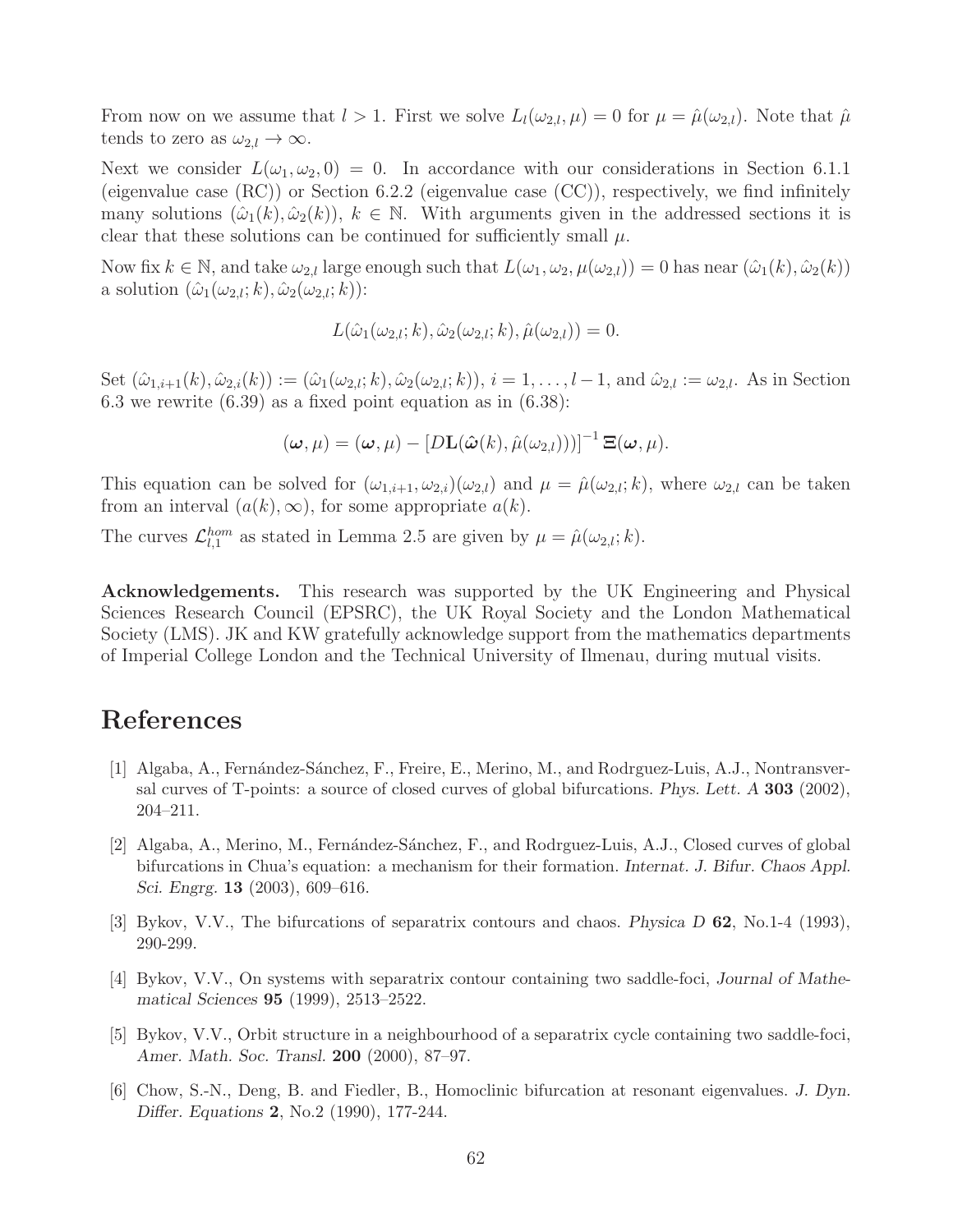From now on we assume that $l > 1$. First we solve $L_l(\omega_{2,l}, \mu) = 0$ for $\mu = \hat{\mu}(\omega_{2,l})$. Note that $\hat{\mu}$ tends to zero as $\omega_{2,l} \to \infty$.

Next we consider $L(\omega_1, \omega_2, 0) = 0$. In accordance with our considerations in Section 6.1.1 (eigenvalue case (RC)) or Section 6.2.2 (eigenvalue case (CC)), respectively, we find infinitely many solutions $(\hat{\omega}_1(k), \hat{\omega}_2(k))$, $k \in \mathbb{N}$. With arguments given in the addressed sections it is clear that these solutions can be continued for sufficiently small $\mu$.

Now fix $k \in \mathbb{N}$, and take $\omega_{2,l}$ large enough such that $L(\omega_1, \omega_2, \mu(\omega_{2,l})) = 0$ has near $(\hat{\omega}_1(k), \hat{\omega}_2(k))$ a solution $(\hat{\omega}_1(\omega_{2,l}; k), \hat{\omega}_2(\omega_{2,l}; k))$:

$$L(\hat{\omega}_1(\omega_{2,l}; k), \hat{\omega}_2(\omega_{2,l}; k), \hat{\mu}(\omega_{2,l})) = 0.$$

Set $(\hat{\omega}_{1,i+1}(k), \hat{\omega}_{2,i}(k)) := (\hat{\omega}_1(\omega_{2,l}; k), \hat{\omega}_2(\omega_{2,l}; k))$, $i = 1, \ldots, l-1$, and $\hat{\omega}_{2,l} := \omega_{2,l}$. As in Section 6.3 we rewrite (6.39) as a fixed point equation as in (6.38):

$$(\boldsymbol{\omega}, \mu) = (\boldsymbol{\omega}, \mu) - \left[D\mathbf{L}(\hat{\boldsymbol{\omega}}(k), \hat{\mu}(\omega_{2,l})))\right]^{-1} \Xi(\boldsymbol{\omega}, \mu).$$

This equation can be solved for $(\omega_{1,i+1}, \omega_{2,i})(\omega_{2,l})$ and $\mu = \hat{\mu}(\omega_{2,l}; k)$, where $\omega_{2,l}$ can be taken from an interval $(a(k), \infty)$, for some appropriate $a(k)$.

The curves $\mathcal{L}^{hom}_{l,1}$ as stated in Lemma 2.5 are given by $\mu = \hat{\mu}(\omega_{2,l}; k)$.

**Acknowledgements.** This research was supported by the UK Engineering and Physical Sciences Research Council (EPSRC), the UK Royal Society and the London Mathematical Society (LMS). JK and KW gratefully acknowledge support from the mathematics departments of Imperial College London and the Technical University of Ilmenau, during mutual visits.

# References

[1] Algaba, A., Fernández-Sánchez, F., Freire, E., Merino, M., and Rodrguez-Luis, A.J., Nontransversal curves of T-points: a source of closed curves of global bifurcations. *Phys. Lett. A* **303** (2002), 204–211.

[2] Algaba, A., Merino, M., Fernández-Sánchez, F., and Rodrguez-Luis, A.J., Closed curves of global bifurcations in Chua's equation: a mechanism for their formation. *Internat. J. Bifur. Chaos Appl. Sci. Engrg.* **13** (2003), 609–616.

[3] Bykov, V.V., The bifurcations of separatrix contours and chaos. *Physica D* **62**, No.1-4 (1993), 290-299.

[4] Bykov, V.V., On systems with separatrix contour containing two saddle-foci, *Journal of Mathematical Sciences* **95** (1999), 2513–2522.

[5] Bykov, V.V., Orbit structure in a neighbourhood of a separatrix cycle containing two saddle-foci, *Amer. Math. Soc. Transl.* **200** (2000), 87–97.

[6] Chow, S.-N., Deng, B. and Fiedler, B., Homoclinic bifurcation at resonant eigenvalues. *J. Dyn. Differ. Equations* **2**, No.2 (1990), 177-244.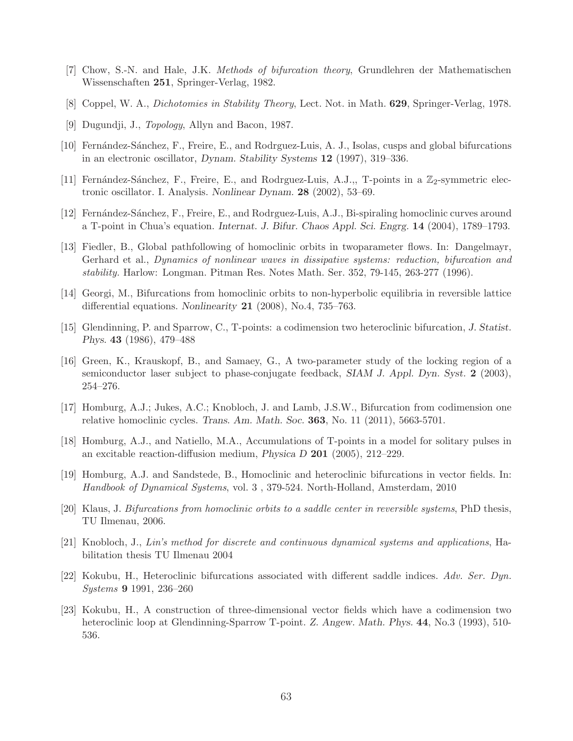[7] Chow, S.-N. and Hale, J.K. *Methods of bifurcation theory*, Grundlehren der Mathematischen Wissenschaften **251**, Springer-Verlag, 1982.

[8] Coppel, W. A., *Dichotomies in Stability Theory*, Lect. Not. in Math. **629**, Springer-Verlag, 1978.

[9] Dugundji, J., *Topology*, Allyn and Bacon, 1987.

[10] Fernández-Sánchez, F., Freire, E., and Rodrguez-Luis, A. J., Isolas, cusps and global bifurcations in an electronic oscillator, *Dynam. Stability Systems* **12** (1997), 319–336.

[11] Fernández-Sánchez, F., Freire, E., and Rodrguez-Luis, A.J.,, T-points in a $\mathbb{Z}_2$-symmetric electronic oscillator. I. Analysis. *Nonlinear Dynam.* **28** (2002), 53–69.

[12] Fernández-Sánchez, F., Freire, E., and Rodrguez-Luis, A.J., Bi-spiraling homoclinic curves around a T-point in Chua's equation. *Internat. J. Bifur. Chaos Appl. Sci. Engrg.* **14** (2004), 1789–1793.

[13] Fiedler, B., Global pathfollowing of homoclinic orbits in twoparameter flows. In: Dangelmayr, Gerhard et al., *Dynamics of nonlinear waves in dissipative systems: reduction, bifurcation and stability.* Harlow: Longman. Pitman Res. Notes Math. Ser. 352, 79-145, 263-277 (1996).

[14] Georgi, M., Bifurcations from homoclinic orbits to non-hyperbolic equilibria in reversible lattice differential equations. *Nonlinearity* **21** (2008), No.4, 735–763.

[15] Glendinning, P. and Sparrow, C., T-points: a codimension two heteroclinic bifurcation, *J. Statist. Phys.* **43** (1986), 479–488

[16] Green, K., Krauskopf, B., and Samaey, G., A two-parameter study of the locking region of a semiconductor laser subject to phase-conjugate feedback, *SIAM J. Appl. Dyn. Syst.* **2** (2003), 254–276.

[17] Homburg, A.J.; Jukes, A.C.; Knobloch, J. and Lamb, J.S.W., Bifurcation from codimension one relative homoclinic cycles. *Trans. Am. Math. Soc.* **363**, No. 11 (2011), 5663-5701.

[18] Homburg, A.J., and Natiello, M.A., Accumulations of T-points in a model for solitary pulses in an excitable reaction-diffusion medium, *Physica D* **201** (2005), 212–229.

[19] Homburg, A.J. and Sandstede, B., Homoclinic and heteroclinic bifurcations in vector fields. In: *Handbook of Dynamical Systems*, vol. 3 , 379-524. North-Holland, Amsterdam, 2010

[20] Klaus, J. *Bifurcations from homoclinic orbits to a saddle center in reversible systems*, PhD thesis, TU Ilmenau, 2006.

[21] Knobloch, J., *Lin's method for discrete and continuous dynamical systems and applications*, Habilitation thesis TU Ilmenau 2004

[22] Kokubu, H., Heteroclinic bifurcations associated with different saddle indices. *Adv. Ser. Dyn. Systems* **9** 1991, 236–260

[23] Kokubu, H., A construction of three-dimensional vector fields which have a codimension two heteroclinic loop at Glendinning-Sparrow T-point. *Z. Angew. Math. Phys.* **44**, No.3 (1993), 510-536.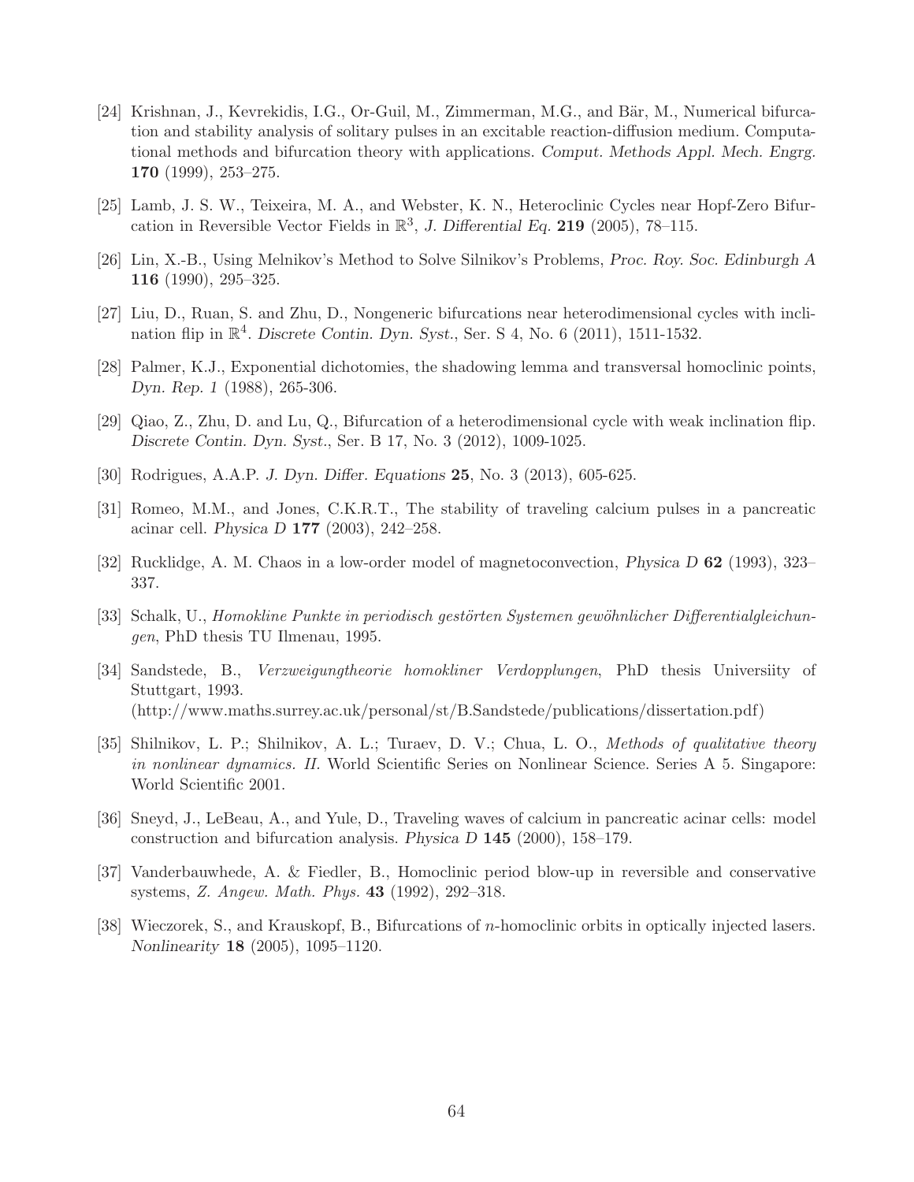[24] Krishnan, J., Kevrekidis, I.G., Or-Guil, M., Zimmerman, M.G., and Bär, M., Numerical bifurcation and stability analysis of solitary pulses in an excitable reaction-diffusion medium. Computational methods and bifurcation theory with applications. *Comput. Methods Appl. Mech. Engrg.* **170** (1999), 253–275.

[25] Lamb, J. S. W., Teixeira, M. A., and Webster, K. N., Heteroclinic Cycles near Hopf-Zero Bifurcation in Reversible Vector Fields in $\mathbb{R}^3$, *J. Differential Eq.* **219** (2005), 78–115.

[26] Lin, X.-B., Using Melnikov's Method to Solve Silnikov's Problems, *Proc. Roy. Soc. Edinburgh A* **116** (1990), 295–325.

[27] Liu, D., Ruan, S. and Zhu, D., Nongeneric bifurcations near heterodimensional cycles with inclination flip in $\mathbb{R}^4$. *Discrete Contin. Dyn. Syst.*, Ser. S 4, No. 6 (2011), 1511-1532.

[28] Palmer, K.J., Exponential dichotomies, the shadowing lemma and transversal homoclinic points, *Dyn. Rep. 1* (1988), 265-306.

[29] Qiao, Z., Zhu, D. and Lu, Q., Bifurcation of a heterodimensional cycle with weak inclination flip. *Discrete Contin. Dyn. Syst.*, Ser. B 17, No. 3 (2012), 1009-1025.

[30] Rodrigues, A.A.P. *J. Dyn. Differ. Equations* **25**, No. 3 (2013), 605-625.

[31] Romeo, M.M., and Jones, C.K.R.T., The stability of traveling calcium pulses in a pancreatic acinar cell. *Physica D* **177** (2003), 242–258.

[32] Rucklidge, A. M. Chaos in a low-order model of magnetoconvection, *Physica D* **62** (1993), 323–337.

[33] Schalk, U., *Homokline Punkte in periodisch gestörten Systemen gewöhnlicher Differentialgleichungen*, PhD thesis TU Ilmenau, 1995.

[34] Sandstede, B., *Verzweigungtheorie homokliner Verdopplungen*, PhD thesis Universiity of Stuttgart, 1993.
(http://www.maths.surrey.ac.uk/personal/st/B.Sandstede/publications/dissertation.pdf)

[35] Shilnikov, L. P.; Shilnikov, A. L.; Turaev, D. V.; Chua, L. O., *Methods of qualitative theory in nonlinear dynamics. II.* World Scientific Series on Nonlinear Science. Series A 5. Singapore: World Scientific 2001.

[36] Sneyd, J., LeBeau, A., and Yule, D., Traveling waves of calcium in pancreatic acinar cells: model construction and bifurcation analysis. *Physica D* **145** (2000), 158–179.

[37] Vanderbauwhede, A. & Fiedler, B., Homoclinic period blow-up in reversible and conservative systems, *Z. Angew. Math. Phys.* **43** (1992), 292–318.

[38] Wieczorek, S., and Krauskopf, B., Bifurcations of $n$-homoclinic orbits in optically injected lasers. *Nonlinearity* **18** (2005), 1095–1120.